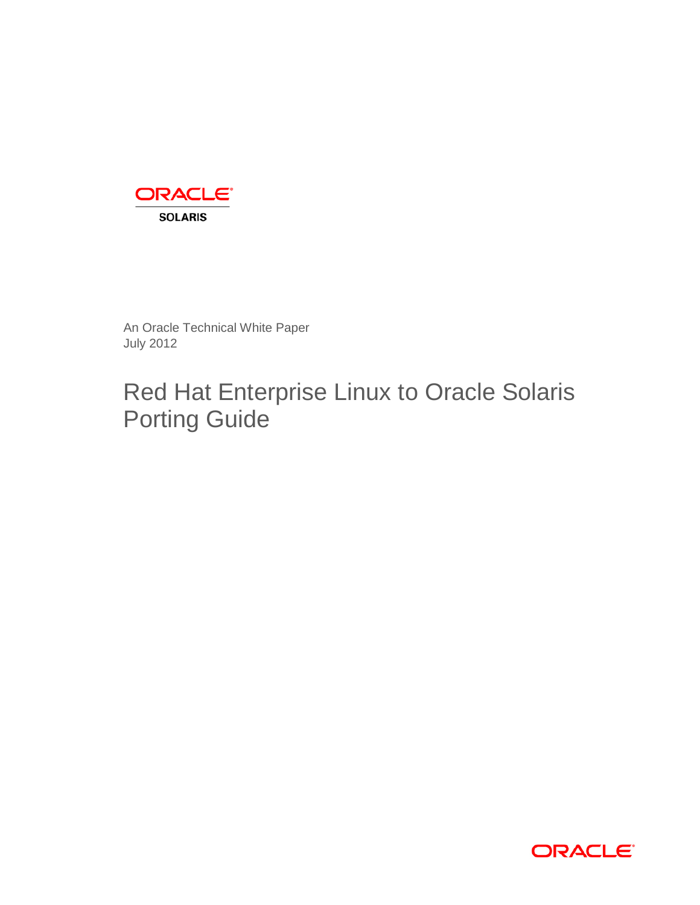ORACLE

SOLARIS

An Oracle Technical White Paper
July 2012

# Red Hat Enterprise Linux to Oracle Solaris Porting Guide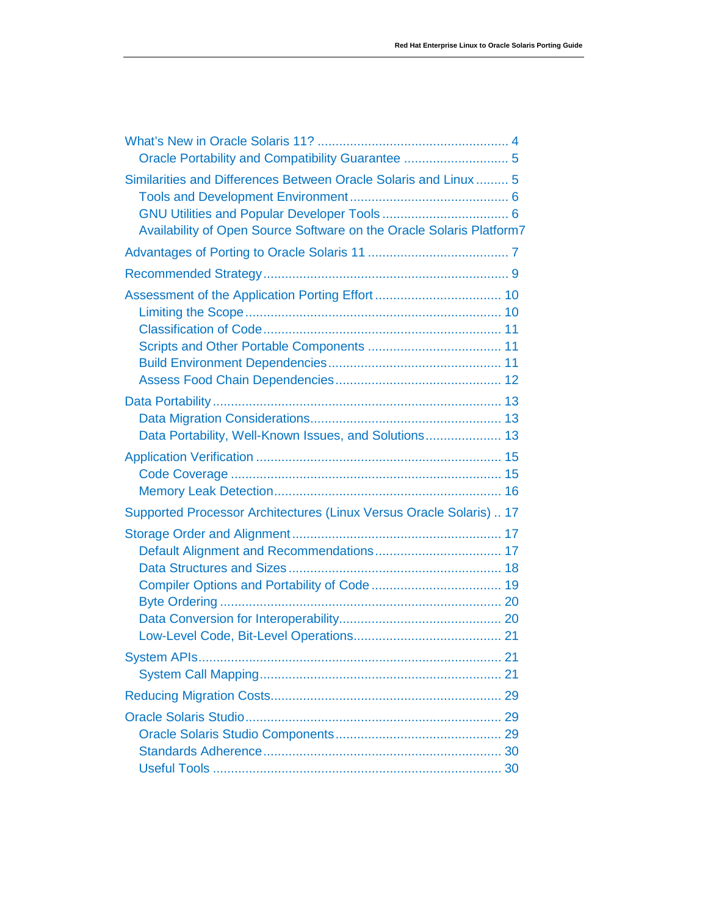- What's New in Oracle Solaris 11? .................................................... 4
  - Oracle Portability and Compatibility Guarantee ............................ 5
- Similarities and Differences Between Oracle Solaris and Linux ......... 5
  - Tools and Development Environment ........................................... 6
  - GNU Utilities and Popular Developer Tools .................................. 6
  - Availability of Open Source Software on the Oracle Solaris Platform 7
- Advantages of Porting to Oracle Solaris 11 ...................................... 7
- Recommended Strategy .................................................................. 9
- Assessment of the Application Porting Effort .................................. 10
  - Limiting the Scope ...................................................................... 10
  - Classification of Code ................................................................ 11
  - Scripts and Other Portable Components .................................... 11
  - Build Environment Dependencies ............................................... 11
  - Assess Food Chain Dependencies ............................................. 12
- Data Portability .............................................................................. 13
  - Data Migration Considerations.................................................... 13
  - Data Portability, Well-Known Issues, and Solutions..................... 13
- Application Verification ................................................................... 15
  - Code Coverage ........................................................................... 15
  - Memory Leak Detection.............................................................. 16
- Supported Processor Architectures (Linux Versus Oracle Solaris) .. 17
- Storage Order and Alignment ......................................................... 17
  - Default Alignment and Recommendations.................................. 17
  - Data Structures and Sizes .......................................................... 18
  - Compiler Options and Portability of Code ................................... 19
  - Byte Ordering ............................................................................. 20
  - Data Conversion for Interoperability............................................ 20
  - Low-Level Code, Bit-Level Operations........................................ 21
- System APIs.................................................................................. 21
  - System Call Mapping.................................................................. 21
- Reducing Migration Costs.............................................................. 29
- Oracle Solaris Studio..................................................................... 29
  - Oracle Solaris Studio Components............................................. 29
  - Standards Adherence................................................................. 30
  - Useful Tools .............................................................................. 30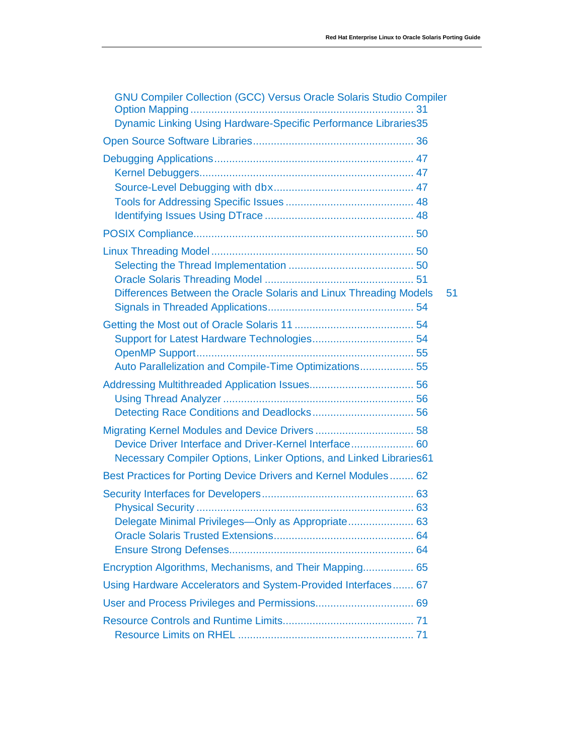- GNU Compiler Collection (GCC) Versus Oracle Solaris Studio Compiler Option Mapping ........................................................................ 31
- Dynamic Linking Using Hardware-Specific Performance Libraries35

Open Source Software Libraries.................................................... 36

Debugging Applications................................................................. 47
- Kernel Debuggers..................................................................... 47
- Source-Level Debugging with dbx............................................. 47
- Tools for Addressing Specific Issues .......................................... 48
- Identifying Issues Using DTrace ................................................. 48

POSIX Compliance........................................................................ 50

Linux Threading Model .................................................................. 50
- Selecting the Thread Implementation ......................................... 50
- Oracle Solaris Threading Model ................................................. 51
- Differences Between the Oracle Solaris and Linux Threading Models 51
- Signals in Threaded Applications................................................ 54

Getting the Most out of Oracle Solaris 11 ....................................... 54
- Support for Latest Hardware Technologies................................. 54
- OpenMP Support....................................................................... 55
- Auto Parallelization and Compile-Time Optimizations.................. 55

Addressing Multithreaded Application Issues.................................. 56
- Using Thread Analyzer .............................................................. 56
- Detecting Race Conditions and Deadlocks................................. 56

Migrating Kernel Modules and Device Drivers ................................ 58
- Device Driver Interface and Driver-Kernel Interface.................... 60
- Necessary Compiler Options, Linker Options, and Linked Libraries61

Best Practices for Porting Device Drivers and Kernel Modules........ 62

Security Interfaces for Developers................................................. 63
- Physical Security ....................................................................... 63
- Delegate Minimal Privileges—Only as Appropriate..................... 63
- Oracle Solaris Trusted Extensions.............................................. 64
- Ensure Strong Defenses............................................................ 64

Encryption Algorithms, Mechanisms, and Their Mapping................. 65

Using Hardware Accelerators and System-Provided Interfaces....... 67

User and Process Privileges and Permissions................................ 69

Resource Controls and Runtime Limits........................................... 71
- Resource Limits on RHEL .......................................................... 71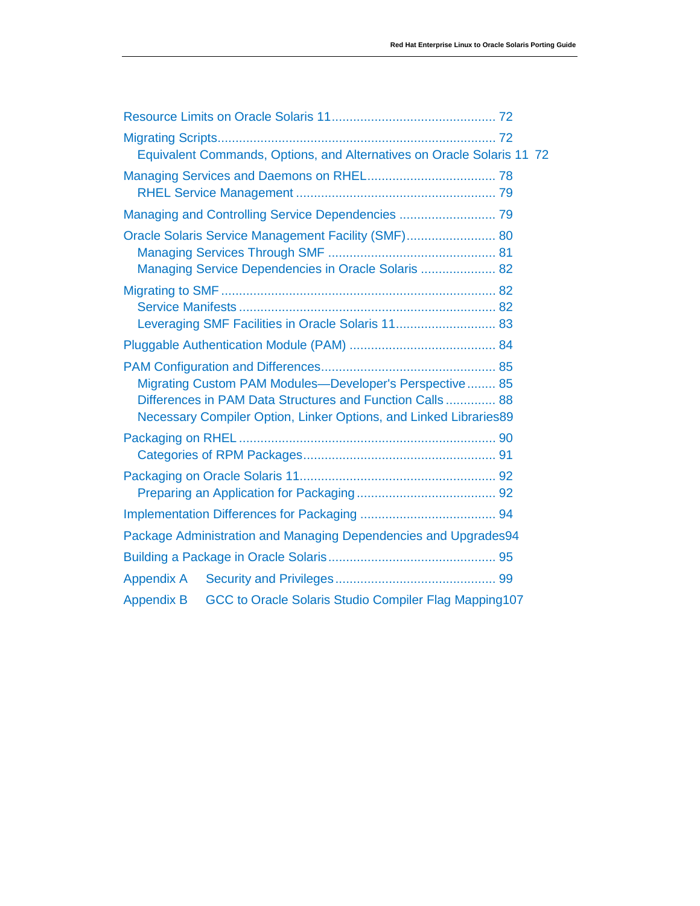Resource Limits on Oracle Solaris 11 ............................................. 72

Migrating Scripts ............................................................................ 72
   Equivalent Commands, Options, and Alternatives on Oracle Solaris 11 72

Managing Services and Daemons on RHEL ................................... 78
   RHEL Service Management ....................................................... 79

Managing and Controlling Service Dependencies ........................... 79

Oracle Solaris Service Management Facility (SMF) ......................... 80
   Managing Services Through SMF .............................................. 81
   Managing Service Dependencies in Oracle Solaris ..................... 82

Migrating to SMF ........................................................................... 82
   Service Manifests ...................................................................... 82
   Leveraging SMF Facilities in Oracle Solaris 11 ............................ 83

Pluggable Authentication Module (PAM) ........................................ 84

PAM Configuration and Differences ................................................ 85
   Migrating Custom PAM Modules—Developer's Perspective ........ 85
   Differences in PAM Data Structures and Function Calls .............. 88
   Necessary Compiler Option, Linker Options, and Linked Libraries 89

Packaging on RHEL ...................................................................... 90
   Categories of RPM Packages ..................................................... 91

Packaging on Oracle Solaris 11 ..................................................... 92
   Preparing an Application for Packaging ...................................... 92

Implementation Differences for Packaging ..................................... 94

Package Administration and Managing Dependencies and Upgrades 94

Building a Package in Oracle Solaris .............................................. 95

Appendix A   Security and Privileges ............................................ 99

Appendix B   GCC to Oracle Solaris Studio Compiler Flag Mapping 107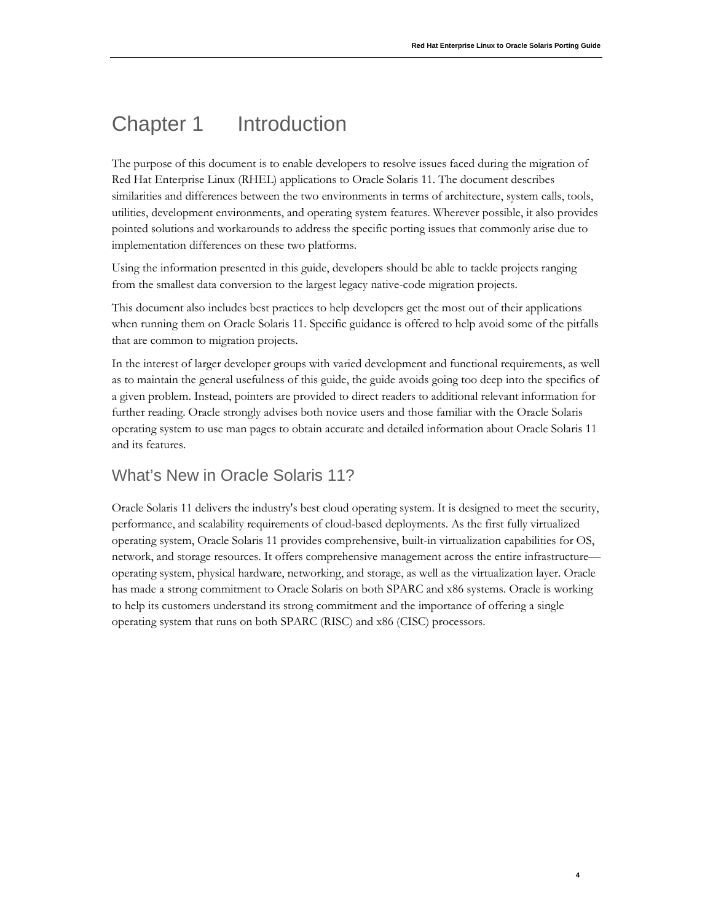# Chapter 1 Introduction

The purpose of this document is to enable developers to resolve issues faced during the migration of Red Hat Enterprise Linux (RHEL) applications to Oracle Solaris 11. The document describes similarities and differences between the two environments in terms of architecture, system calls, tools, utilities, development environments, and operating system features. Wherever possible, it also provides pointed solutions and workarounds to address the specific porting issues that commonly arise due to implementation differences on these two platforms.

Using the information presented in this guide, developers should be able to tackle projects ranging from the smallest data conversion to the largest legacy native-code migration projects.

This document also includes best practices to help developers get the most out of their applications when running them on Oracle Solaris 11. Specific guidance is offered to help avoid some of the pitfalls that are common to migration projects.

In the interest of larger developer groups with varied development and functional requirements, as well as to maintain the general usefulness of this guide, the guide avoids going too deep into the specifics of a given problem. Instead, pointers are provided to direct readers to additional relevant information for further reading. Oracle strongly advises both novice users and those familiar with the Oracle Solaris operating system to use man pages to obtain accurate and detailed information about Oracle Solaris 11 and its features.

## What's New in Oracle Solaris 11?

Oracle Solaris 11 delivers the industry's best cloud operating system. It is designed to meet the security, performance, and scalability requirements of cloud-based deployments. As the first fully virtualized operating system, Oracle Solaris 11 provides comprehensive, built-in virtualization capabilities for OS, network, and storage resources. It offers comprehensive management across the entire infrastructure—operating system, physical hardware, networking, and storage, as well as the virtualization layer. Oracle has made a strong commitment to Oracle Solaris on both SPARC and x86 systems. Oracle is working to help its customers understand its strong commitment and the importance of offering a single operating system that runs on both SPARC (RISC) and x86 (CISC) processors.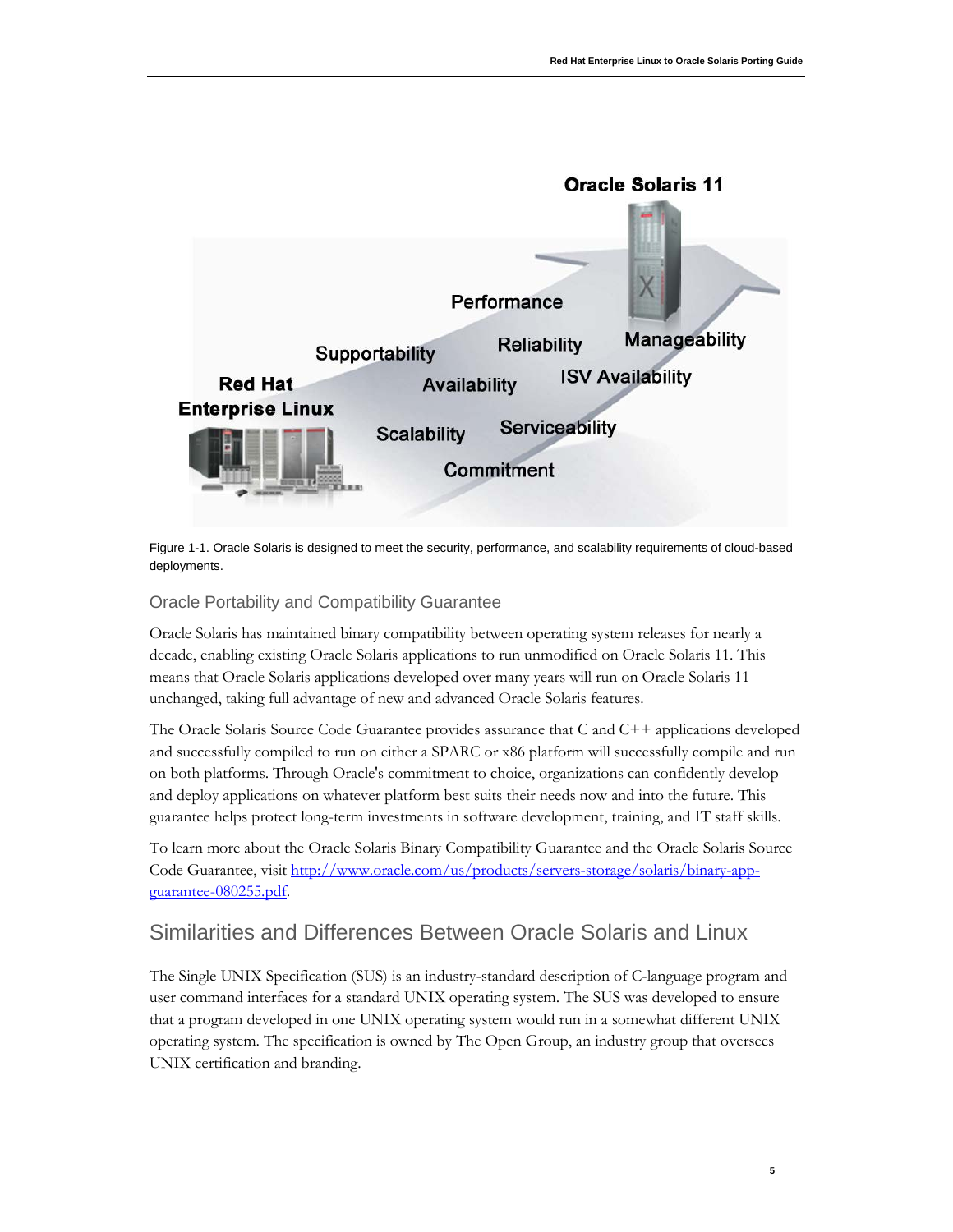Figure 1-1. Oracle Solaris is designed to meet the security, performance, and scalability requirements of cloud-based deployments.

### Oracle Portability and Compatibility Guarantee

Oracle Solaris has maintained binary compatibility between operating system releases for nearly a decade, enabling existing Oracle Solaris applications to run unmodified on Oracle Solaris 11. This means that Oracle Solaris applications developed over many years will run on Oracle Solaris 11 unchanged, taking full advantage of new and advanced Oracle Solaris features.

The Oracle Solaris Source Code Guarantee provides assurance that C and C++ applications developed and successfully compiled to run on either a SPARC or x86 platform will successfully compile and run on both platforms. Through Oracle's commitment to choice, organizations can confidently develop and deploy applications on whatever platform best suits their needs now and into the future. This guarantee helps protect long-term investments in software development, training, and IT staff skills.

To learn more about the Oracle Solaris Binary Compatibility Guarantee and the Oracle Solaris Source Code Guarantee, visit [http://www.oracle.com/us/products/servers-storage/solaris/binary-app-guarantee-080255.pdf](http://www.oracle.com/us/products/servers-storage/solaris/binary-app-guarantee-080255.pdf).

## Similarities and Differences Between Oracle Solaris and Linux

The Single UNIX Specification (SUS) is an industry-standard description of C-language program and user command interfaces for a standard UNIX operating system. The SUS was developed to ensure that a program developed in one UNIX operating system would run in a somewhat different UNIX operating system. The specification is owned by The Open Group, an industry group that oversees UNIX certification and branding.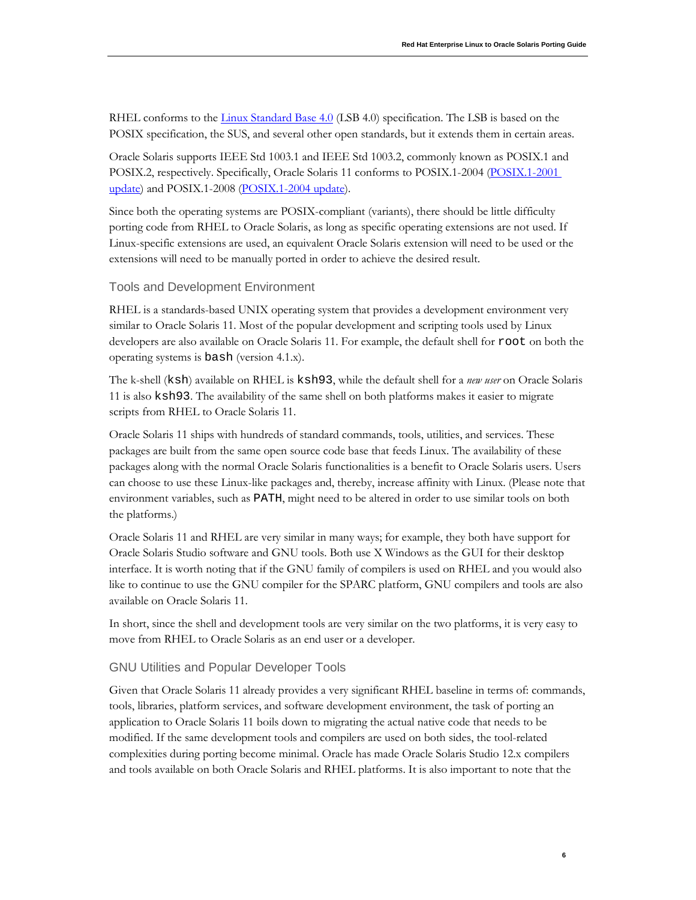RHEL conforms to the [Linux Standard Base 4.0](#) (LSB 4.0) specification. The LSB is based on the POSIX specification, the SUS, and several other open standards, but it extends them in certain areas.

Oracle Solaris supports IEEE Std 1003.1 and IEEE Std 1003.2, commonly known as POSIX.1 and POSIX.2, respectively. Specifically, Oracle Solaris 11 conforms to POSIX.1-2004 ([POSIX.1-2001 update](#)) and POSIX.1-2008 ([POSIX.1-2004 update](#)).

Since both the operating systems are POSIX-compliant (variants), there should be little difficulty porting code from RHEL to Oracle Solaris, as long as specific operating extensions are not used. If Linux-specific extensions are used, an equivalent Oracle Solaris extension will need to be used or the extensions will need to be manually ported in order to achieve the desired result.

### Tools and Development Environment

RHEL is a standards-based UNIX operating system that provides a development environment very similar to Oracle Solaris 11. Most of the popular development and scripting tools used by Linux developers are also available on Oracle Solaris 11. For example, the default shell for `root` on both the operating systems is `bash` (version 4.1.x).

The k-shell (`ksh`) available on RHEL is `ksh93`, while the default shell for a *new user* on Oracle Solaris 11 is also `ksh93`. The availability of the same shell on both platforms makes it easier to migrate scripts from RHEL to Oracle Solaris 11.

Oracle Solaris 11 ships with hundreds of standard commands, tools, utilities, and services. These packages are built from the same open source code base that feeds Linux. The availability of these packages along with the normal Oracle Solaris functionalities is a benefit to Oracle Solaris users. Users can choose to use these Linux-like packages and, thereby, increase affinity with Linux. (Please note that environment variables, such as `PATH`, might need to be altered in order to use similar tools on both the platforms.)

Oracle Solaris 11 and RHEL are very similar in many ways; for example, they both have support for Oracle Solaris Studio software and GNU tools. Both use X Windows as the GUI for their desktop interface. It is worth noting that if the GNU family of compilers is used on RHEL and you would also like to continue to use the GNU compiler for the SPARC platform, GNU compilers and tools are also available on Oracle Solaris 11.

In short, since the shell and development tools are very similar on the two platforms, it is very easy to move from RHEL to Oracle Solaris as an end user or a developer.

### GNU Utilities and Popular Developer Tools

Given that Oracle Solaris 11 already provides a very significant RHEL baseline in terms of: commands, tools, libraries, platform services, and software development environment, the task of porting an application to Oracle Solaris 11 boils down to migrating the actual native code that needs to be modified. If the same development tools and compilers are used on both sides, the tool-related complexities during porting become minimal. Oracle has made Oracle Solaris Studio 12.x compilers and tools available on both Oracle Solaris and RHEL platforms. It is also important to note that the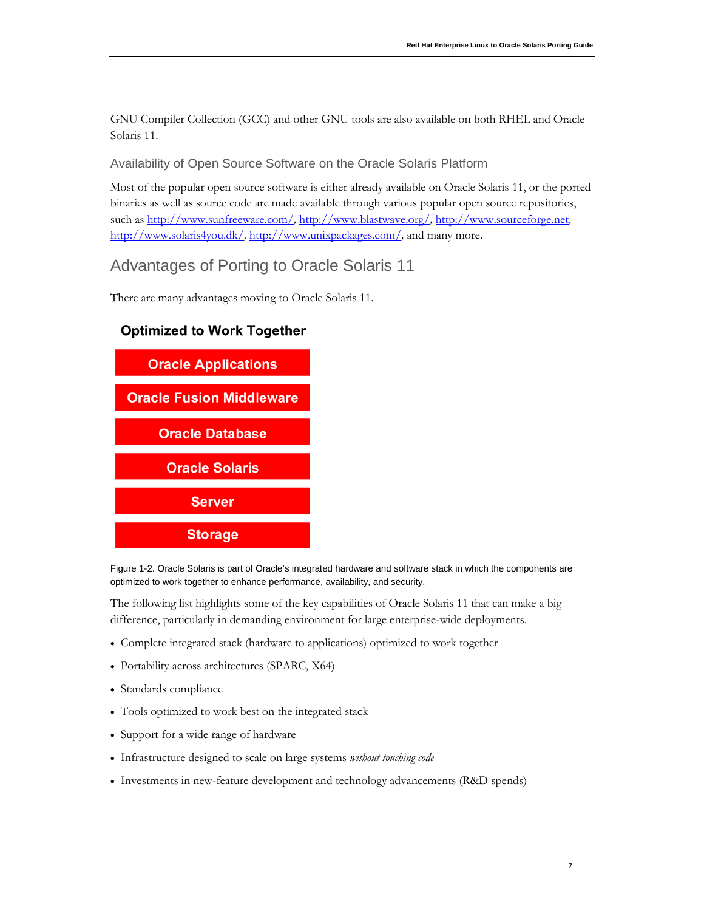GNU Compiler Collection (GCC) and other GNU tools are also available on both RHEL and Oracle Solaris 11.

### Availability of Open Source Software on the Oracle Solaris Platform

Most of the popular open source software is either already available on Oracle Solaris 11, or the ported binaries as well as source code are made available through various popular open source repositories, such as http://www.sunfreeware.com/, http://www.blastwave.org/, http://www.sourceforge.net, http://www.solaris4you.dk/, http://www.unixpackages.com/, and many more.

## Advantages of Porting to Oracle Solaris 11

There are many advantages moving to Oracle Solaris 11.

**Optimized to Work Together**

| Oracle Applications |
|---|
| Oracle Fusion Middleware |
| Oracle Database |
| Oracle Solaris |
| Server |
| Storage |

Figure 1-2. Oracle Solaris is part of Oracle's integrated hardware and software stack in which the components are optimized to work together to enhance performance, availability, and security.

The following list highlights some of the key capabilities of Oracle Solaris 11 that can make a big difference, particularly in demanding environment for large enterprise-wide deployments.

- Complete integrated stack (hardware to applications) optimized to work together
- Portability across architectures (SPARC, X64)
- Standards compliance
- Tools optimized to work best on the integrated stack
- Support for a wide range of hardware
- Infrastructure designed to scale on large systems *without touching code*
- Investments in new-feature development and technology advancements (R&D spends)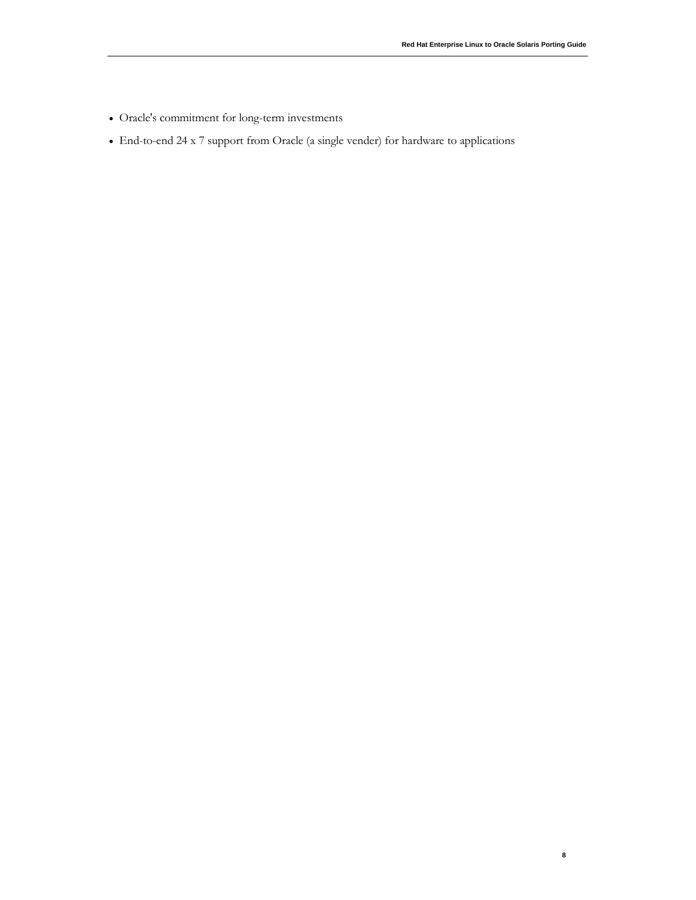- Oracle's commitment for long-term investments
- End-to-end 24 x 7 support from Oracle (a single vender) for hardware to applications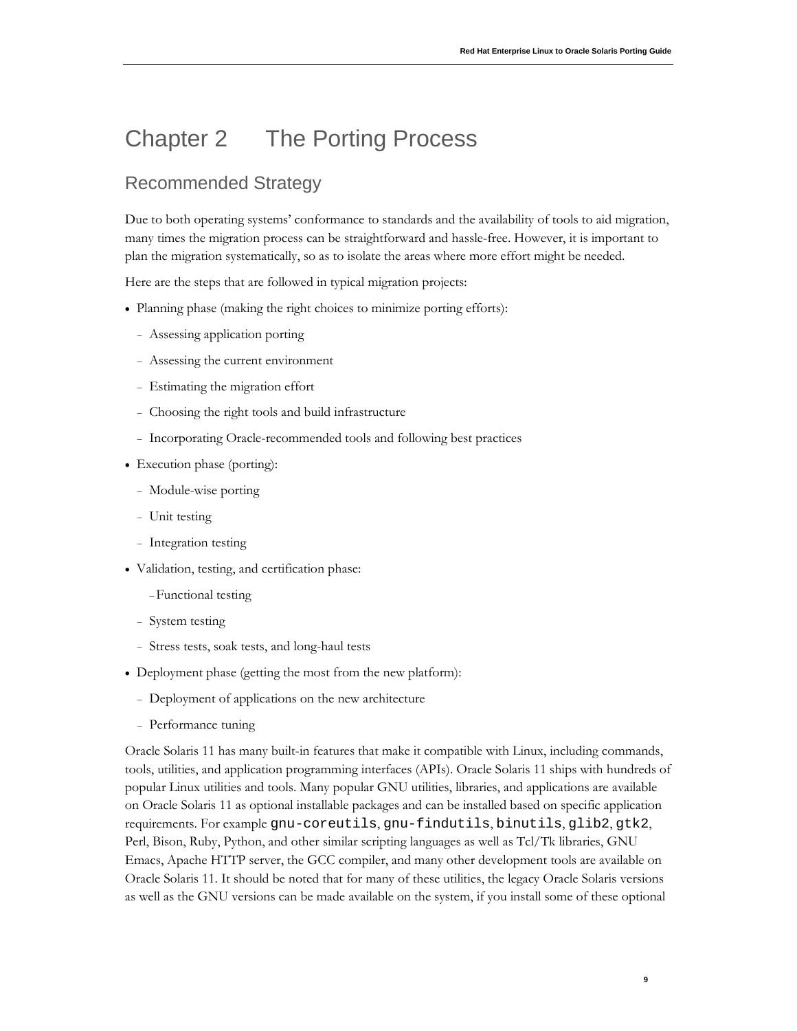# Chapter 2 The Porting Process

## Recommended Strategy

Due to both operating systems' conformance to standards and the availability of tools to aid migration, many times the migration process can be straightforward and hassle-free. However, it is important to plan the migration systematically, so as to isolate the areas where more effort might be needed.

Here are the steps that are followed in typical migration projects:

- Planning phase (making the right choices to minimize porting efforts):
  - Assessing application porting
  - Assessing the current environment
  - Estimating the migration effort
  - Choosing the right tools and build infrastructure
  - Incorporating Oracle-recommended tools and following best practices
- Execution phase (porting):
  - Module-wise porting
  - Unit testing
  - Integration testing
- Validation, testing, and certification phase:
  - Functional testing
  - System testing
  - Stress tests, soak tests, and long-haul tests
- Deployment phase (getting the most from the new platform):
  - Deployment of applications on the new architecture
  - Performance tuning

Oracle Solaris 11 has many built-in features that make it compatible with Linux, including commands, tools, utilities, and application programming interfaces (APIs). Oracle Solaris 11 ships with hundreds of popular Linux utilities and tools. Many popular GNU utilities, libraries, and applications are available on Oracle Solaris 11 as optional installable packages and can be installed based on specific application requirements. For example `gnu-coreutils`, `gnu-findutils`, `binutils`, `glib2`, `gtk2`, Perl, Bison, Ruby, Python, and other similar scripting languages as well as Tcl/Tk libraries, GNU Emacs, Apache HTTP server, the GCC compiler, and many other development tools are available on Oracle Solaris 11. It should be noted that for many of these utilities, the legacy Oracle Solaris versions as well as the GNU versions can be made available on the system, if you install some of these optional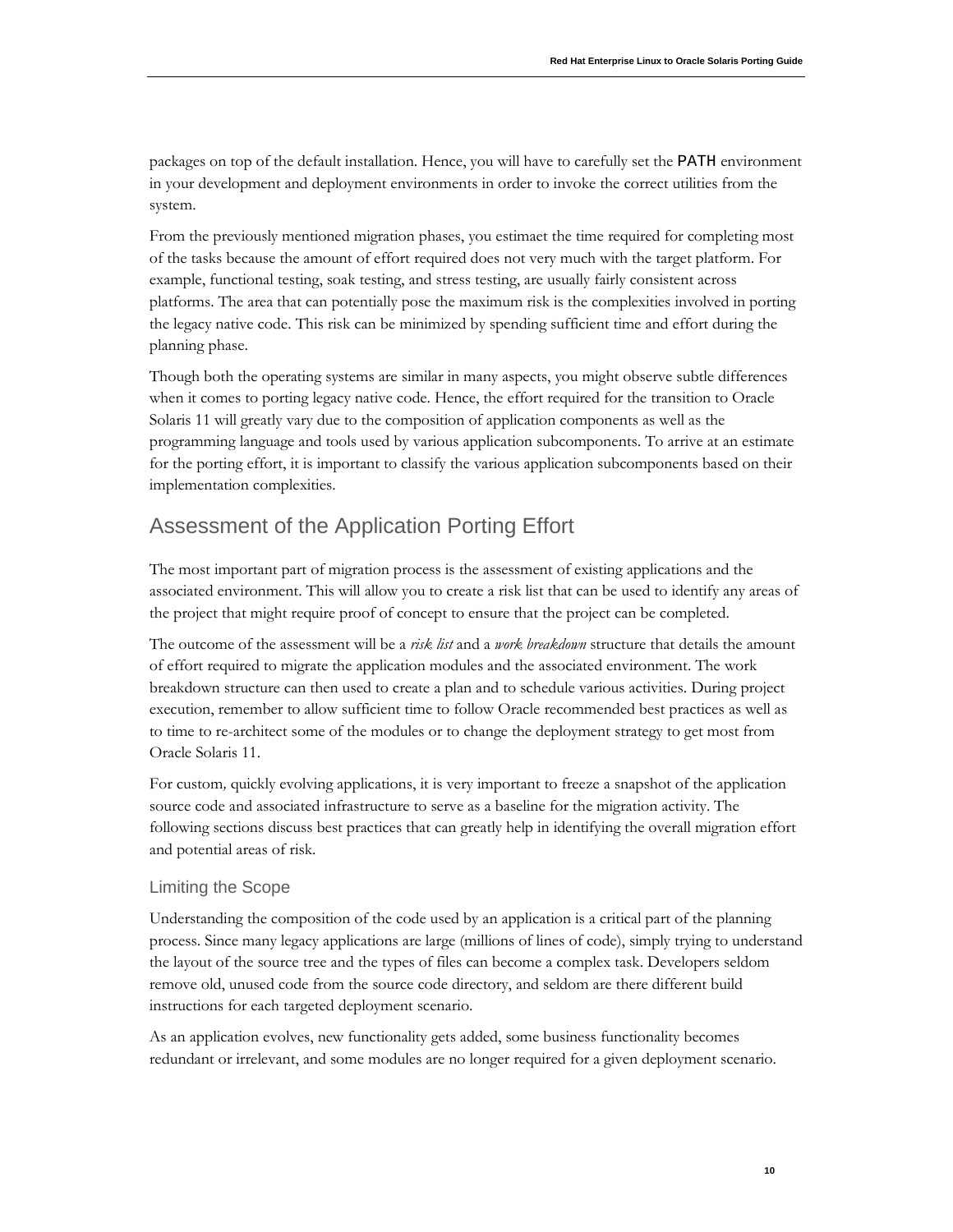packages on top of the default installation. Hence, you will have to carefully set the PATH environment in your development and deployment environments in order to invoke the correct utilities from the system.

From the previously mentioned migration phases, you estimaet the time required for completing most of the tasks because the amount of effort required does not very much with the target platform. For example, functional testing, soak testing, and stress testing, are usually fairly consistent across platforms. The area that can potentially pose the maximum risk is the complexities involved in porting the legacy native code. This risk can be minimized by spending sufficient time and effort during the planning phase.

Though both the operating systems are similar in many aspects, you might observe subtle differences when it comes to porting legacy native code. Hence, the effort required for the transition to Oracle Solaris 11 will greatly vary due to the composition of application components as well as the programming language and tools used by various application subcomponents. To arrive at an estimate for the porting effort, it is important to classify the various application subcomponents based on their implementation complexities.

## Assessment of the Application Porting Effort

The most important part of migration process is the assessment of existing applications and the associated environment. This will allow you to create a risk list that can be used to identify any areas of the project that might require proof of concept to ensure that the project can be completed.

The outcome of the assessment will be a *risk list* and a *work breakdown* structure that details the amount of effort required to migrate the application modules and the associated environment. The work breakdown structure can then used to create a plan and to schedule various activities. During project execution, remember to allow sufficient time to follow Oracle recommended best practices as well as to time to re-architect some of the modules or to change the deployment strategy to get most from Oracle Solaris 11.

For custom, quickly evolving applications, it is very important to freeze a snapshot of the application source code and associated infrastructure to serve as a baseline for the migration activity. The following sections discuss best practices that can greatly help in identifying the overall migration effort and potential areas of risk.

### Limiting the Scope

Understanding the composition of the code used by an application is a critical part of the planning process. Since many legacy applications are large (millions of lines of code), simply trying to understand the layout of the source tree and the types of files can become a complex task. Developers seldom remove old, unused code from the source code directory, and seldom are there different build instructions for each targeted deployment scenario.

As an application evolves, new functionality gets added, some business functionality becomes redundant or irrelevant, and some modules are no longer required for a given deployment scenario.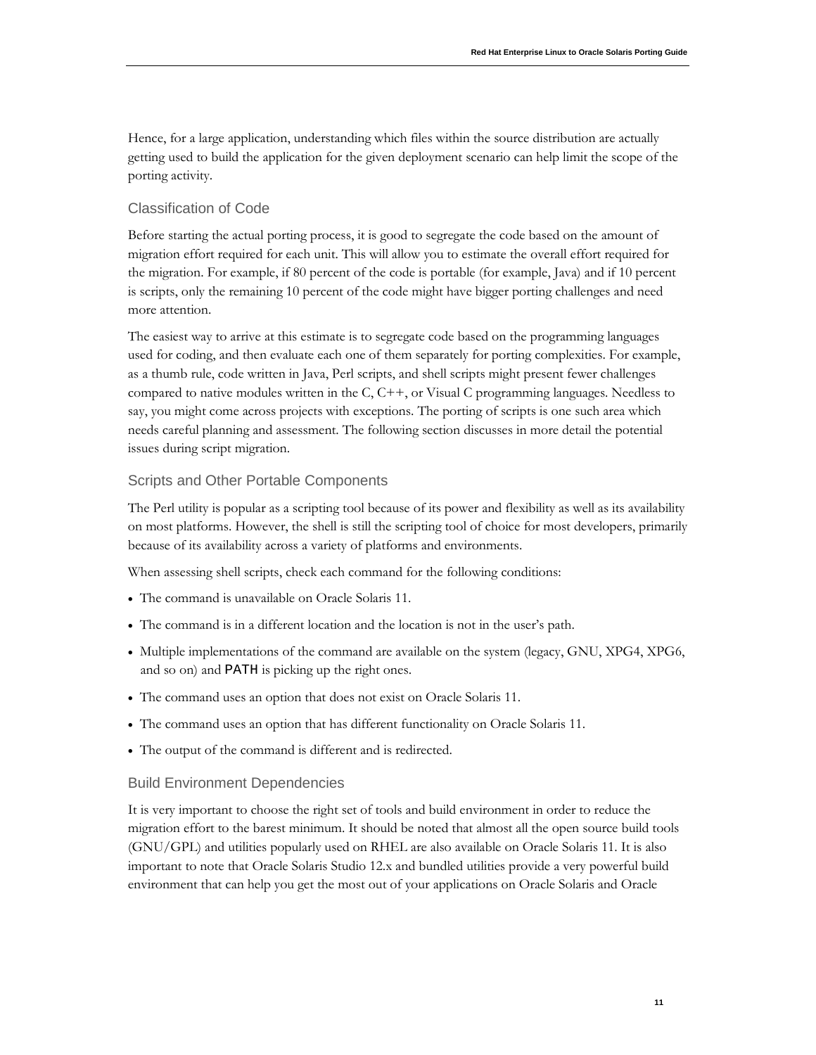Hence, for a large application, understanding which files within the source distribution are actually getting used to build the application for the given deployment scenario can help limit the scope of the porting activity.

### Classification of Code

Before starting the actual porting process, it is good to segregate the code based on the amount of migration effort required for each unit. This will allow you to estimate the overall effort required for the migration. For example, if 80 percent of the code is portable (for example, Java) and if 10 percent is scripts, only the remaining 10 percent of the code might have bigger porting challenges and need more attention.

The easiest way to arrive at this estimate is to segregate code based on the programming languages used for coding, and then evaluate each one of them separately for porting complexities. For example, as a thumb rule, code written in Java, Perl scripts, and shell scripts might present fewer challenges compared to native modules written in the C, C++, or Visual C programming languages. Needless to say, you might come across projects with exceptions. The porting of scripts is one such area which needs careful planning and assessment. The following section discusses in more detail the potential issues during script migration.

### Scripts and Other Portable Components

The Perl utility is popular as a scripting tool because of its power and flexibility as well as its availability on most platforms. However, the shell is still the scripting tool of choice for most developers, primarily because of its availability across a variety of platforms and environments.

When assessing shell scripts, check each command for the following conditions:

- The command is unavailable on Oracle Solaris 11.
- The command is in a different location and the location is not in the user's path.
- Multiple implementations of the command are available on the system (legacy, GNU, XPG4, XPG6, and so on) and `PATH` is picking up the right ones.
- The command uses an option that does not exist on Oracle Solaris 11.
- The command uses an option that has different functionality on Oracle Solaris 11.
- The output of the command is different and is redirected.

### Build Environment Dependencies

It is very important to choose the right set of tools and build environment in order to reduce the migration effort to the barest minimum. It should be noted that almost all the open source build tools (GNU/GPL) and utilities popularly used on RHEL are also available on Oracle Solaris 11. It is also important to note that Oracle Solaris Studio 12.x and bundled utilities provide a very powerful build environment that can help you get the most out of your applications on Oracle Solaris and Oracle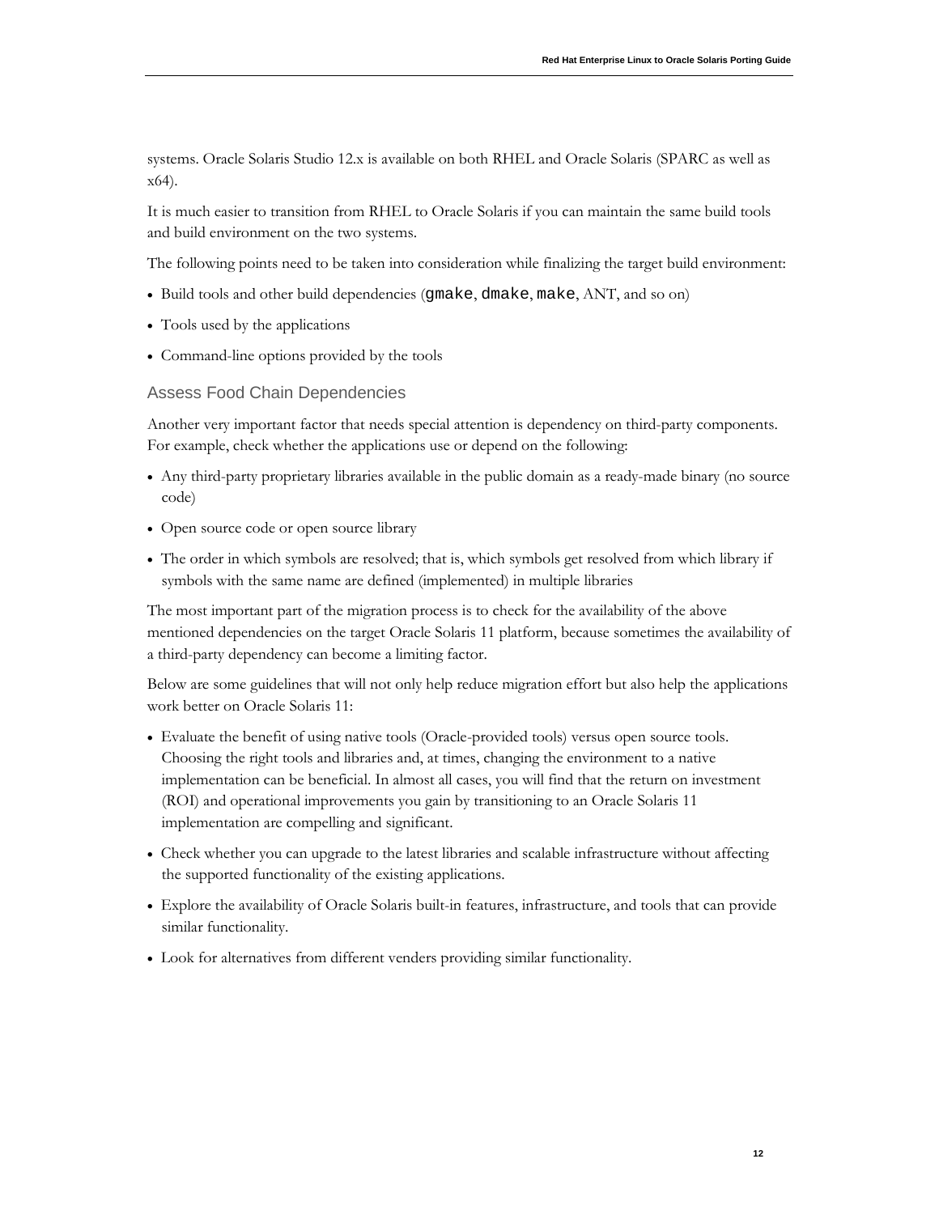systems. Oracle Solaris Studio 12.x is available on both RHEL and Oracle Solaris (SPARC as well as x64).

It is much easier to transition from RHEL to Oracle Solaris if you can maintain the same build tools and build environment on the two systems.

The following points need to be taken into consideration while finalizing the target build environment:

- Build tools and other build dependencies (`gmake`, `dmake`, `make`, ANT, and so on)
- Tools used by the applications
- Command-line options provided by the tools

### Assess Food Chain Dependencies

Another very important factor that needs special attention is dependency on third-party components. For example, check whether the applications use or depend on the following:

- Any third-party proprietary libraries available in the public domain as a ready-made binary (no source code)
- Open source code or open source library
- The order in which symbols are resolved; that is, which symbols get resolved from which library if symbols with the same name are defined (implemented) in multiple libraries

The most important part of the migration process is to check for the availability of the above mentioned dependencies on the target Oracle Solaris 11 platform, because sometimes the availability of a third-party dependency can become a limiting factor.

Below are some guidelines that will not only help reduce migration effort but also help the applications work better on Oracle Solaris 11:

- Evaluate the benefit of using native tools (Oracle-provided tools) versus open source tools. Choosing the right tools and libraries and, at times, changing the environment to a native implementation can be beneficial. In almost all cases, you will find that the return on investment (ROI) and operational improvements you gain by transitioning to an Oracle Solaris 11 implementation are compelling and significant.
- Check whether you can upgrade to the latest libraries and scalable infrastructure without affecting the supported functionality of the existing applications.
- Explore the availability of Oracle Solaris built-in features, infrastructure, and tools that can provide similar functionality.
- Look for alternatives from different venders providing similar functionality.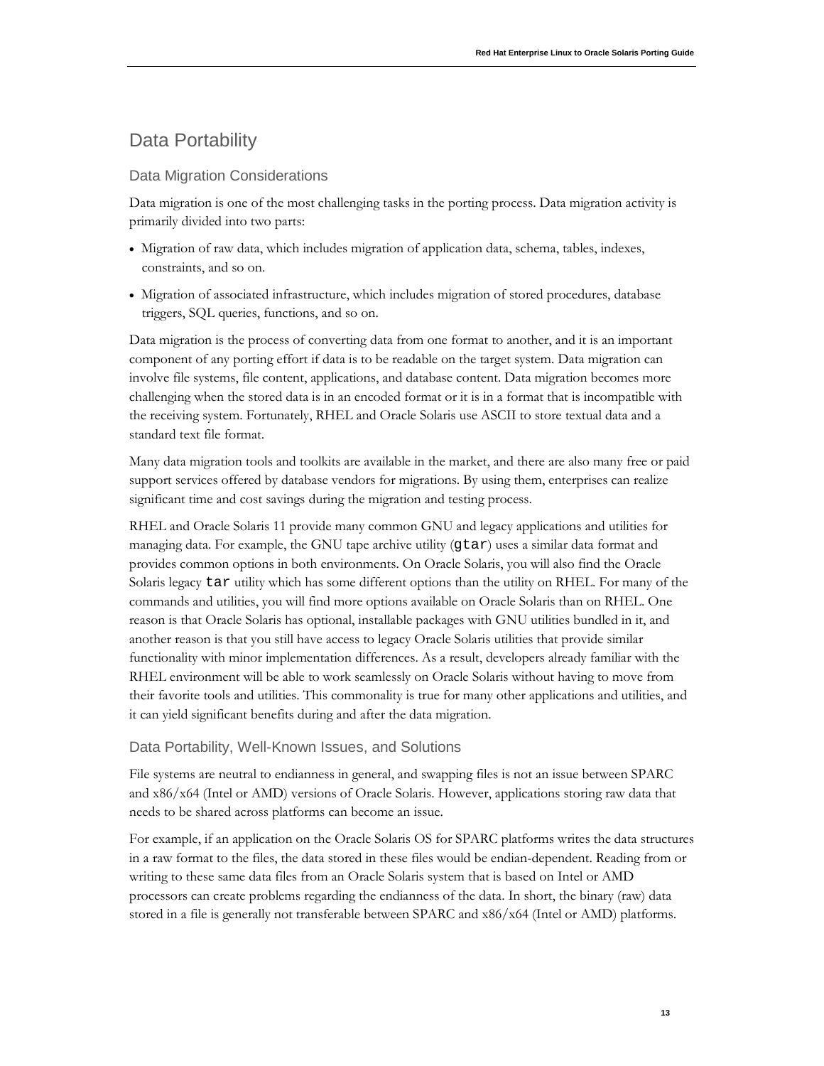# Data Portability

## Data Migration Considerations

Data migration is one of the most challenging tasks in the porting process. Data migration activity is primarily divided into two parts:

- Migration of raw data, which includes migration of application data, schema, tables, indexes, constraints, and so on.
- Migration of associated infrastructure, which includes migration of stored procedures, database triggers, SQL queries, functions, and so on.

Data migration is the process of converting data from one format to another, and it is an important component of any porting effort if data is to be readable on the target system. Data migration can involve file systems, file content, applications, and database content. Data migration becomes more challenging when the stored data is in an encoded format or it is in a format that is incompatible with the receiving system. Fortunately, RHEL and Oracle Solaris use ASCII to store textual data and a standard text file format.

Many data migration tools and toolkits are available in the market, and there are also many free or paid support services offered by database vendors for migrations. By using them, enterprises can realize significant time and cost savings during the migration and testing process.

RHEL and Oracle Solaris 11 provide many common GNU and legacy applications and utilities for managing data. For example, the GNU tape archive utility (`gtar`) uses a similar data format and provides common options in both environments. On Oracle Solaris, you will also find the Oracle Solaris legacy `tar` utility which has some different options than the utility on RHEL. For many of the commands and utilities, you will find more options available on Oracle Solaris than on RHEL. One reason is that Oracle Solaris has optional, installable packages with GNU utilities bundled in it, and another reason is that you still have access to legacy Oracle Solaris utilities that provide similar functionality with minor implementation differences. As a result, developers already familiar with the RHEL environment will be able to work seamlessly on Oracle Solaris without having to move from their favorite tools and utilities. This commonality is true for many other applications and utilities, and it can yield significant benefits during and after the data migration.

## Data Portability, Well-Known Issues, and Solutions

File systems are neutral to endianness in general, and swapping files is not an issue between SPARC and x86/x64 (Intel or AMD) versions of Oracle Solaris. However, applications storing raw data that needs to be shared across platforms can become an issue.

For example, if an application on the Oracle Solaris OS for SPARC platforms writes the data structures in a raw format to the files, the data stored in these files would be endian-dependent. Reading from or writing to these same data files from an Oracle Solaris system that is based on Intel or AMD processors can create problems regarding the endianness of the data. In short, the binary (raw) data stored in a file is generally not transferable between SPARC and x86/x64 (Intel or AMD) platforms.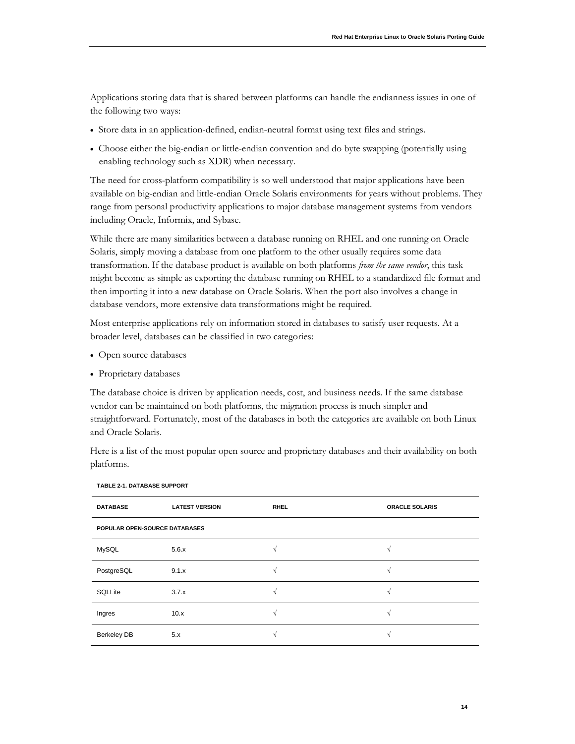Applications storing data that is shared between platforms can handle the endianness issues in one of the following two ways:

- Store data in an application-defined, endian-neutral format using text files and strings.
- Choose either the big-endian or little-endian convention and do byte swapping (potentially using enabling technology such as XDR) when necessary.

The need for cross-platform compatibility is so well understood that major applications have been available on big-endian and little-endian Oracle Solaris environments for years without problems. They range from personal productivity applications to major database management systems from vendors including Oracle, Informix, and Sybase.

While there are many similarities between a database running on RHEL and one running on Oracle Solaris, simply moving a database from one platform to the other usually requires some data transformation. If the database product is available on both platforms *from the same vendor*, this task might become as simple as exporting the database running on RHEL to a standardized file format and then importing it into a new database on Oracle Solaris. When the port also involves a change in database vendors, more extensive data transformations might be required.

Most enterprise applications rely on information stored in databases to satisfy user requests. At a broader level, databases can be classified in two categories:

- Open source databases
- Proprietary databases

The database choice is driven by application needs, cost, and business needs. If the same database vendor can be maintained on both platforms, the migration process is much simpler and straightforward. Fortunately, most of the databases in both the categories are available on both Linux and Oracle Solaris.

Here is a list of the most popular open source and proprietary databases and their availability on both platforms.

**TABLE 2-1. DATABASE SUPPORT**

| DATABASE | LATEST VERSION | RHEL | ORACLE SOLARIS |
|---|---|---|---|
| **POPULAR OPEN-SOURCE DATABASES** | | | |
| MySQL | 5.6.x | √ | √ |
| PostgreSQL | 9.1.x | √ | √ |
| SQLLite | 3.7.x | √ | √ |
| Ingres | 10.x | √ | √ |
| Berkeley DB | 5.x | √ | √ |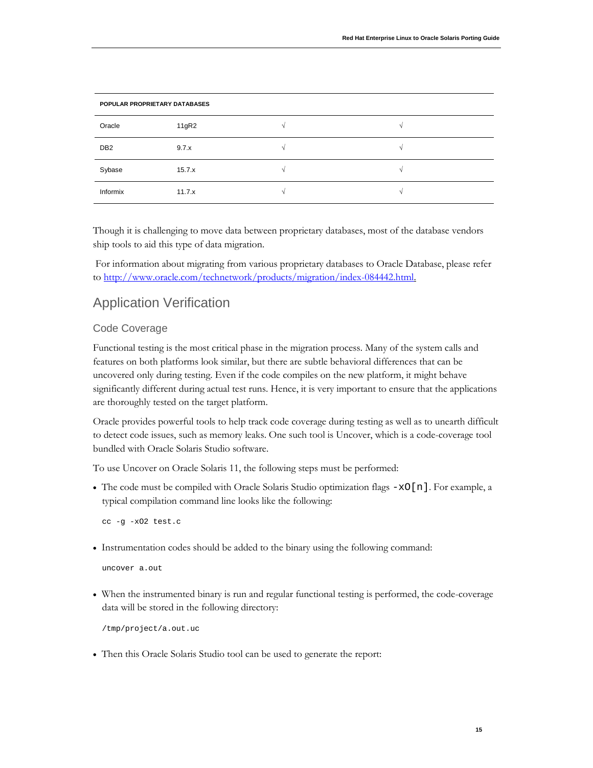| POPULAR PROPRIETARY DATABASES | | | |
|---|---|---|---|
| Oracle | 11gR2 | √ | √ |
| DB2 | 9.7.x | √ | √ |
| Sybase | 15.7.x | √ | √ |
| Informix | 11.7.x | √ | √ |

Though it is challenging to move data between proprietary databases, most of the database vendors ship tools to aid this type of data migration.

For information about migrating from various proprietary databases to Oracle Database, please refer to http://www.oracle.com/technetwork/products/migration/index-084442.html.

## Application Verification

### Code Coverage

Functional testing is the most critical phase in the migration process. Many of the system calls and features on both platforms look similar, but there are subtle behavioral differences that can be uncovered only during testing. Even if the code compiles on the new platform, it might behave significantly different during actual test runs. Hence, it is very important to ensure that the applications are thoroughly tested on the target platform.

Oracle provides powerful tools to help track code coverage during testing as well as to unearth difficult to detect code issues, such as memory leaks. One such tool is Uncover, which is a code-coverage tool bundled with Oracle Solaris Studio software.

To use Uncover on Oracle Solaris 11, the following steps must be performed:

- The code must be compiled with Oracle Solaris Studio optimization flags `-xO[n]`. For example, a typical compilation command line looks like the following:

```
cc -g -xO2 test.c
```

- Instrumentation codes should be added to the binary using the following command:

```
uncover a.out
```

- When the instrumented binary is run and regular functional testing is performed, the code-coverage data will be stored in the following directory:

```
/tmp/project/a.out.uc
```

- Then this Oracle Solaris Studio tool can be used to generate the report: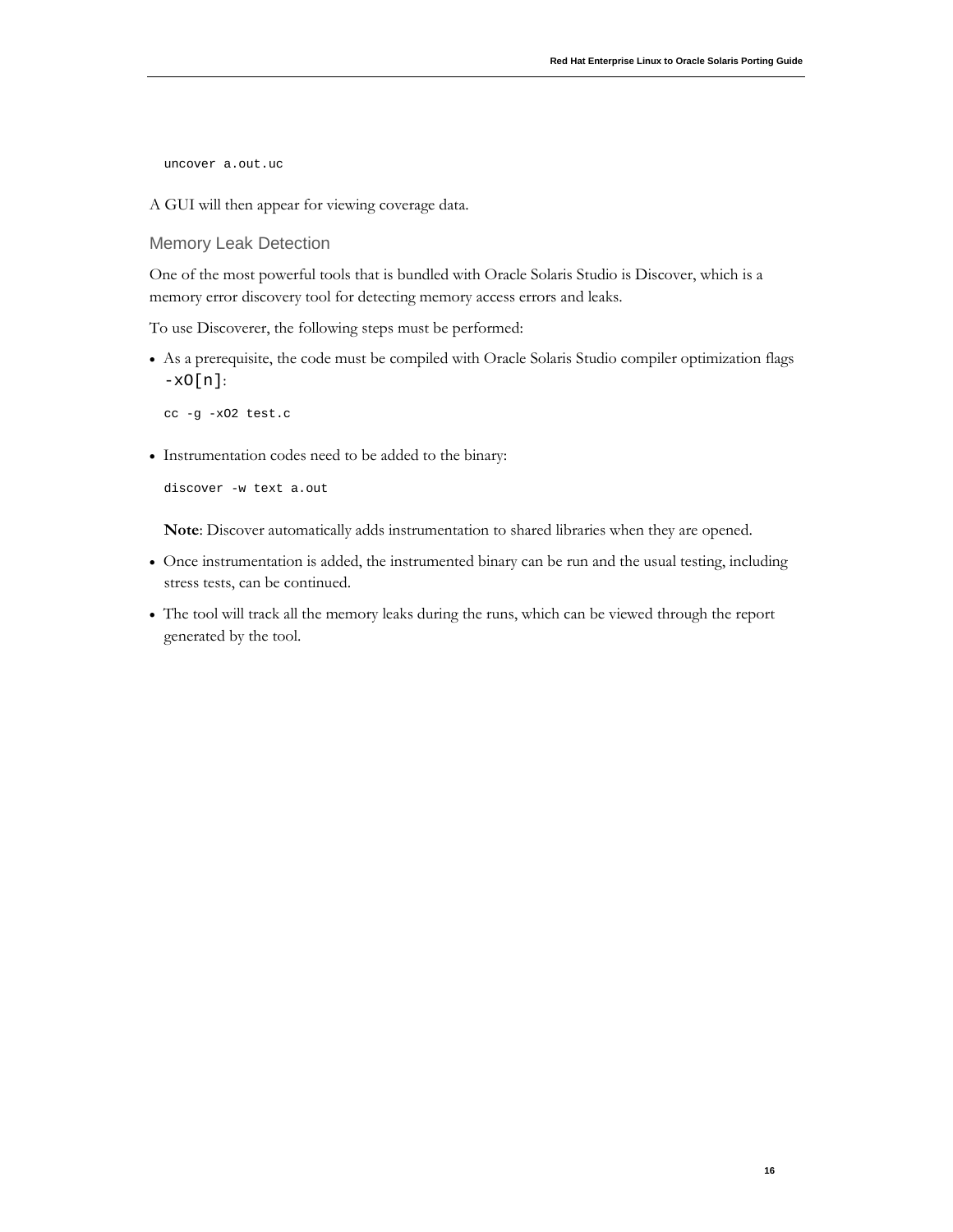```
uncover a.out.uc
```

A GUI will then appear for viewing coverage data.

### Memory Leak Detection

One of the most powerful tools that is bundled with Oracle Solaris Studio is Discover, which is a memory error discovery tool for detecting memory access errors and leaks.

To use Discoverer, the following steps must be performed:

- As a prerequisite, the code must be compiled with Oracle Solaris Studio compiler optimization flags `-xO[n]`:

  ```
  cc -g -xO2 test.c
  ```

- Instrumentation codes need to be added to the binary:

  ```
  discover -w text a.out
  ```

  **Note**: Discover automatically adds instrumentation to shared libraries when they are opened.

- Once instrumentation is added, the instrumented binary can be run and the usual testing, including stress tests, can be continued.
- The tool will track all the memory leaks during the runs, which can be viewed through the report generated by the tool.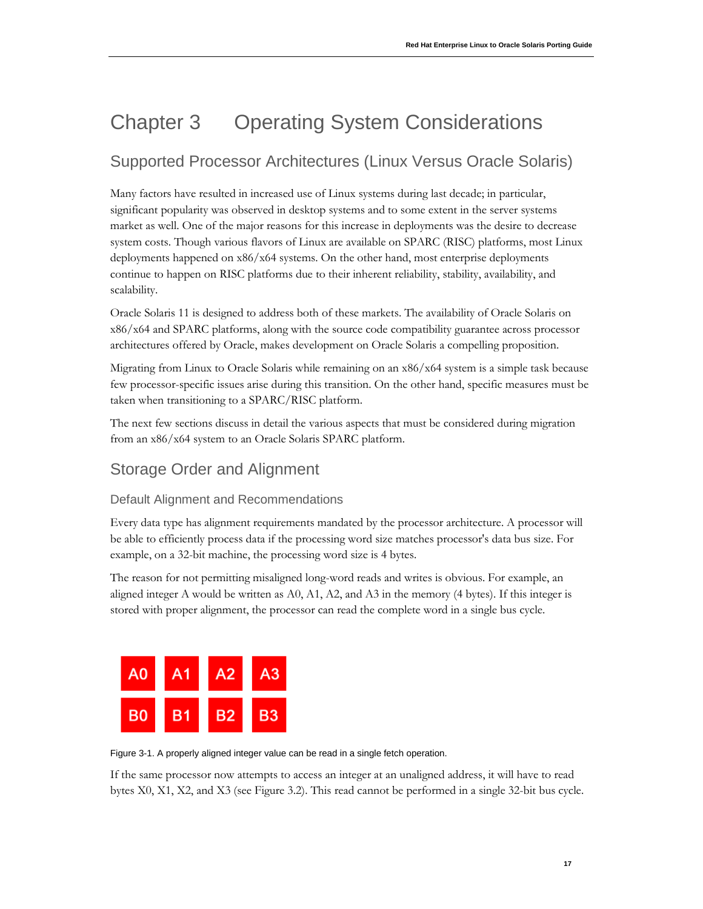# Chapter 3 Operating System Considerations

## Supported Processor Architectures (Linux Versus Oracle Solaris)

Many factors have resulted in increased use of Linux systems during last decade; in particular, significant popularity was observed in desktop systems and to some extent in the server systems market as well. One of the major reasons for this increase in deployments was the desire to decrease system costs. Though various flavors of Linux are available on SPARC (RISC) platforms, most Linux deployments happened on x86/x64 systems. On the other hand, most enterprise deployments continue to happen on RISC platforms due to their inherent reliability, stability, availability, and scalability.

Oracle Solaris 11 is designed to address both of these markets. The availability of Oracle Solaris on x86/x64 and SPARC platforms, along with the source code compatibility guarantee across processor architectures offered by Oracle, makes development on Oracle Solaris a compelling proposition.

Migrating from Linux to Oracle Solaris while remaining on an x86/x64 system is a simple task because few processor-specific issues arise during this transition. On the other hand, specific measures must be taken when transitioning to a SPARC/RISC platform.

The next few sections discuss in detail the various aspects that must be considered during migration from an x86/x64 system to an Oracle Solaris SPARC platform.

## Storage Order and Alignment

### Default Alignment and Recommendations

Every data type has alignment requirements mandated by the processor architecture. A processor will be able to efficiently process data if the processing word size matches processor's data bus size. For example, on a 32-bit machine, the processing word size is 4 bytes.

The reason for not permitting misaligned long-word reads and writes is obvious. For example, an aligned integer A would be written as A0, A1, A2, and A3 in the memory (4 bytes). If this integer is stored with proper alignment, the processor can read the complete word in a single bus cycle.

| A0 | A1 | A2 | A3 |
|---|---|---|---|
| B0 | B1 | B2 | B3 |

Figure 3-1. A properly aligned integer value can be read in a single fetch operation.

If the same processor now attempts to access an integer at an unaligned address, it will have to read bytes X0, X1, X2, and X3 (see Figure 3.2). This read cannot be performed in a single 32-bit bus cycle.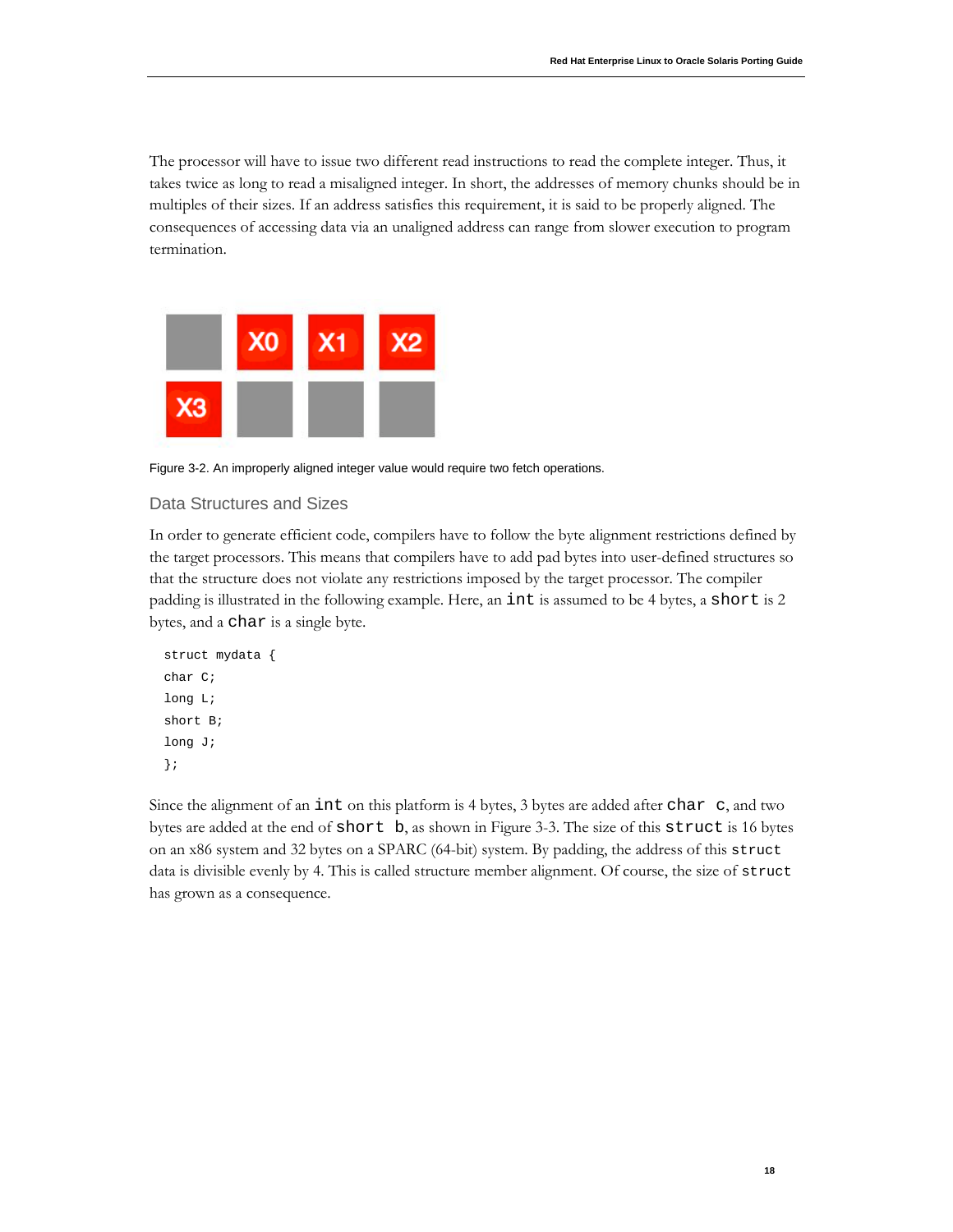The processor will have to issue two different read instructions to read the complete integer. Thus, it takes twice as long to read a misaligned integer. In short, the addresses of memory chunks should be in multiples of their sizes. If an address satisfies this requirement, it is said to be properly aligned. The consequences of accessing data via an unaligned address can range from slower execution to program termination.

Figure 3-2. An improperly aligned integer value would require two fetch operations.

### Data Structures and Sizes

In order to generate efficient code, compilers have to follow the byte alignment restrictions defined by the target processors. This means that compilers have to add pad bytes into user-defined structures so that the structure does not violate any restrictions imposed by the target processor. The compiler padding is illustrated in the following example. Here, an `int` is assumed to be 4 bytes, a `short` is 2 bytes, and a `char` is a single byte.

```
struct mydata {
char C;
long L;
short B;
long J;
};
```

Since the alignment of an `int` on this platform is 4 bytes, 3 bytes are added after `char c`, and two bytes are added at the end of `short b`, as shown in Figure 3-3. The size of this `struct` is 16 bytes on an x86 system and 32 bytes on a SPARC (64-bit) system. By padding, the address of this `struct` data is divisible evenly by 4. This is called structure member alignment. Of course, the size of `struct` has grown as a consequence.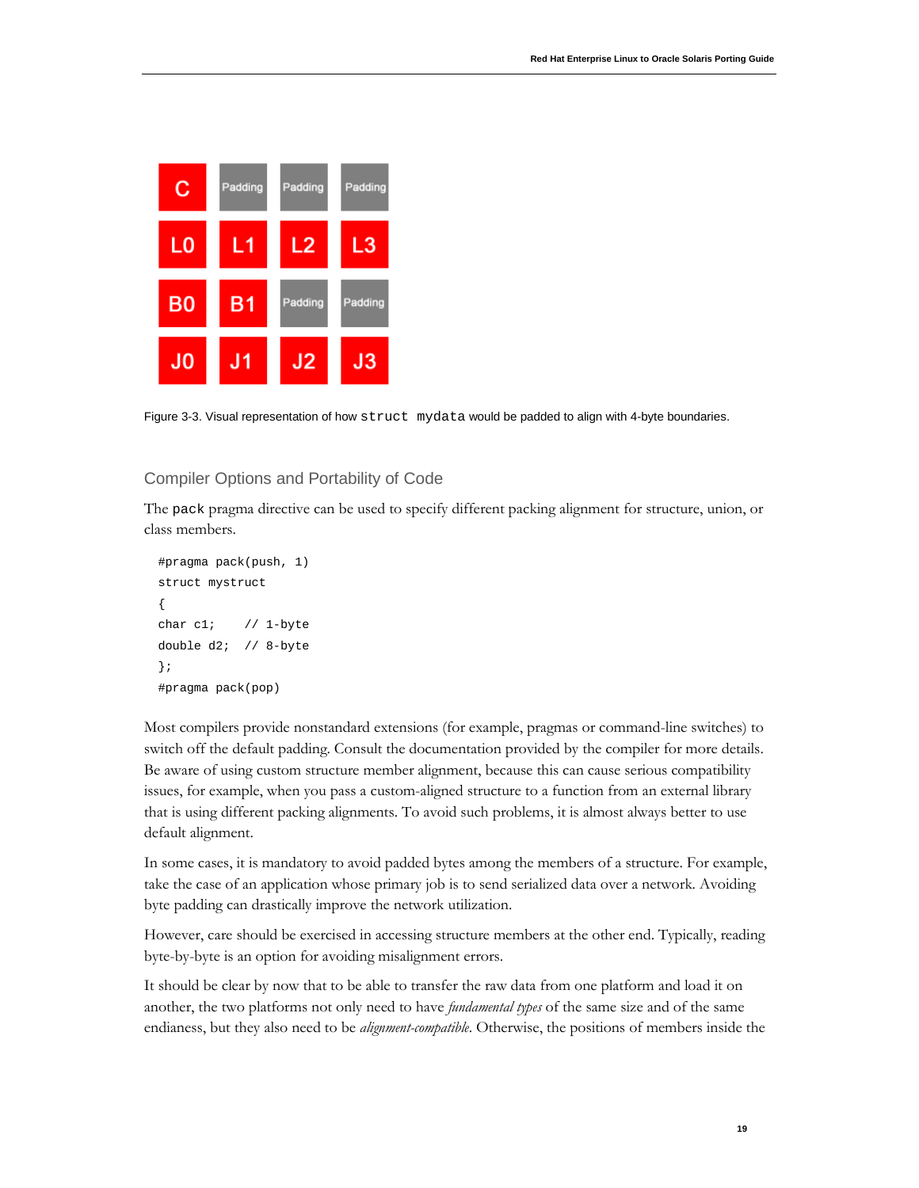Figure 3-3. Visual representation of how `struct mydata` would be padded to align with 4-byte boundaries.

## Compiler Options and Portability of Code

The `pack` pragma directive can be used to specify different packing alignment for structure, union, or class members.

```
#pragma pack(push, 1)
struct mystruct
{
char c1;    // 1-byte
double d2;  // 8-byte
};
#pragma pack(pop)
```

Most compilers provide nonstandard extensions (for example, pragmas or command-line switches) to switch off the default padding. Consult the documentation provided by the compiler for more details. Be aware of using custom structure member alignment, because this can cause serious compatibility issues, for example, when you pass a custom-aligned structure to a function from an external library that is using different packing alignments. To avoid such problems, it is almost always better to use default alignment.

In some cases, it is mandatory to avoid padded bytes among the members of a structure. For example, take the case of an application whose primary job is to send serialized data over a network. Avoiding byte padding can drastically improve the network utilization.

However, care should be exercised in accessing structure members at the other end. Typically, reading byte-by-byte is an option for avoiding misalignment errors.

It should be clear by now that to be able to transfer the raw data from one platform and load it on another, the two platforms not only need to have *fundamental types* of the same size and of the same endianess, but they also need to be *alignment-compatible*. Otherwise, the positions of members inside the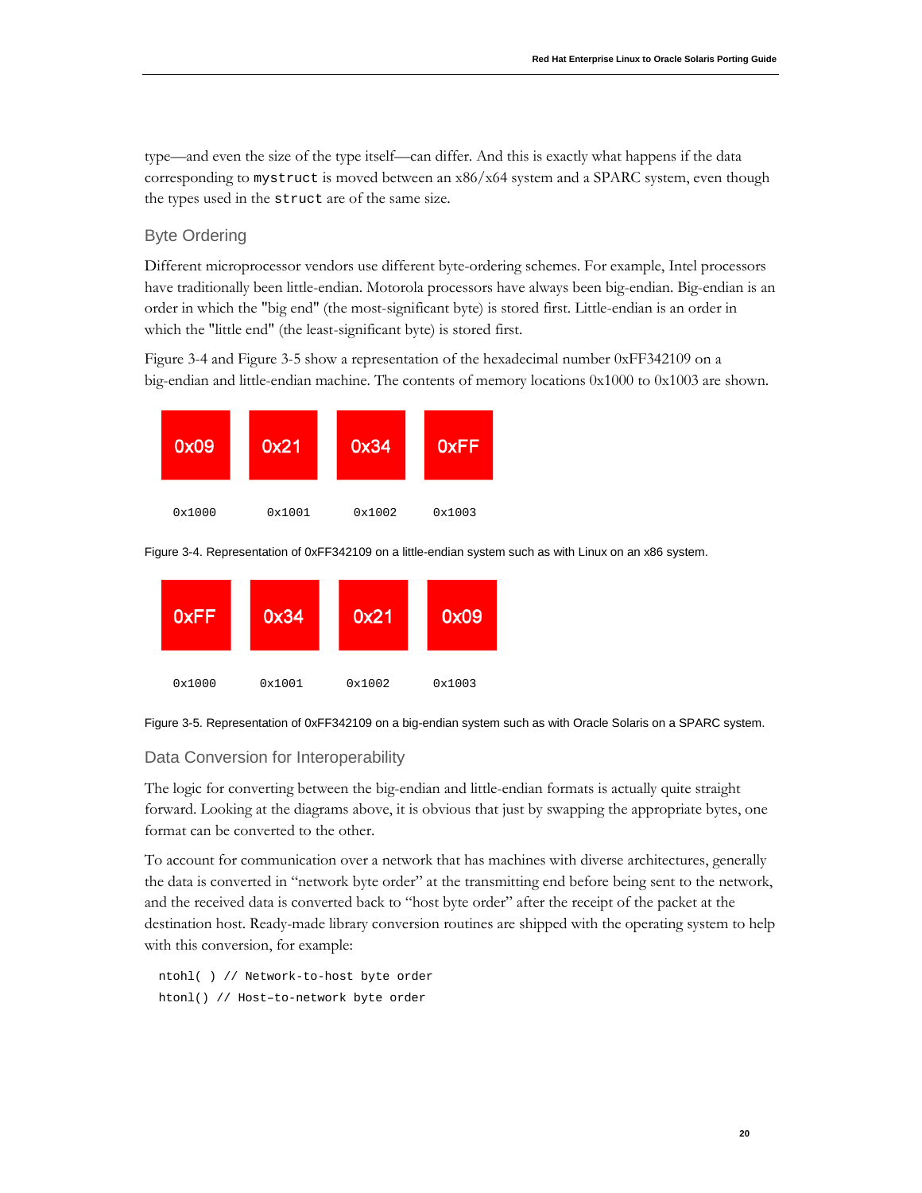type—and even the size of the type itself—can differ. And this is exactly what happens if the data corresponding to `mystruct` is moved between an x86/x64 system and a SPARC system, even though the types used in the `struct` are of the same size.

### Byte Ordering

Different microprocessor vendors use different byte-ordering schemes. For example, Intel processors have traditionally been little-endian. Motorola processors have always been big-endian. Big-endian is an order in which the "big end" (the most-significant byte) is stored first. Little-endian is an order in which the "little end" (the least-significant byte) is stored first.

Figure 3-4 and Figure 3-5 show a representation of the hexadecimal number 0xFF342109 on a big-endian and little-endian machine. The contents of memory locations 0x1000 to 0x1003 are shown.

| 0x09 | 0x21 | 0x34 | 0xFF |
|---|---|---|---|
| 0x1000 | 0x1001 | 0x1002 | 0x1003 |

Figure 3-4. Representation of 0xFF342109 on a little-endian system such as with Linux on an x86 system.

| 0xFF | 0x34 | 0x21 | 0x09 |
|---|---|---|---|
| 0x1000 | 0x1001 | 0x1002 | 0x1003 |

Figure 3-5. Representation of 0xFF342109 on a big-endian system such as with Oracle Solaris on a SPARC system.

### Data Conversion for Interoperability

The logic for converting between the big-endian and little-endian formats is actually quite straight forward. Looking at the diagrams above, it is obvious that just by swapping the appropriate bytes, one format can be converted to the other.

To account for communication over a network that has machines with diverse architectures, generally the data is converted in “network byte order” at the transmitting end before being sent to the network, and the received data is converted back to “host byte order” after the receipt of the packet at the destination host. Ready-made library conversion routines are shipped with the operating system to help with this conversion, for example:

```
ntohl( ) // Network-to-host byte order
htonl() // Host–to-network byte order
```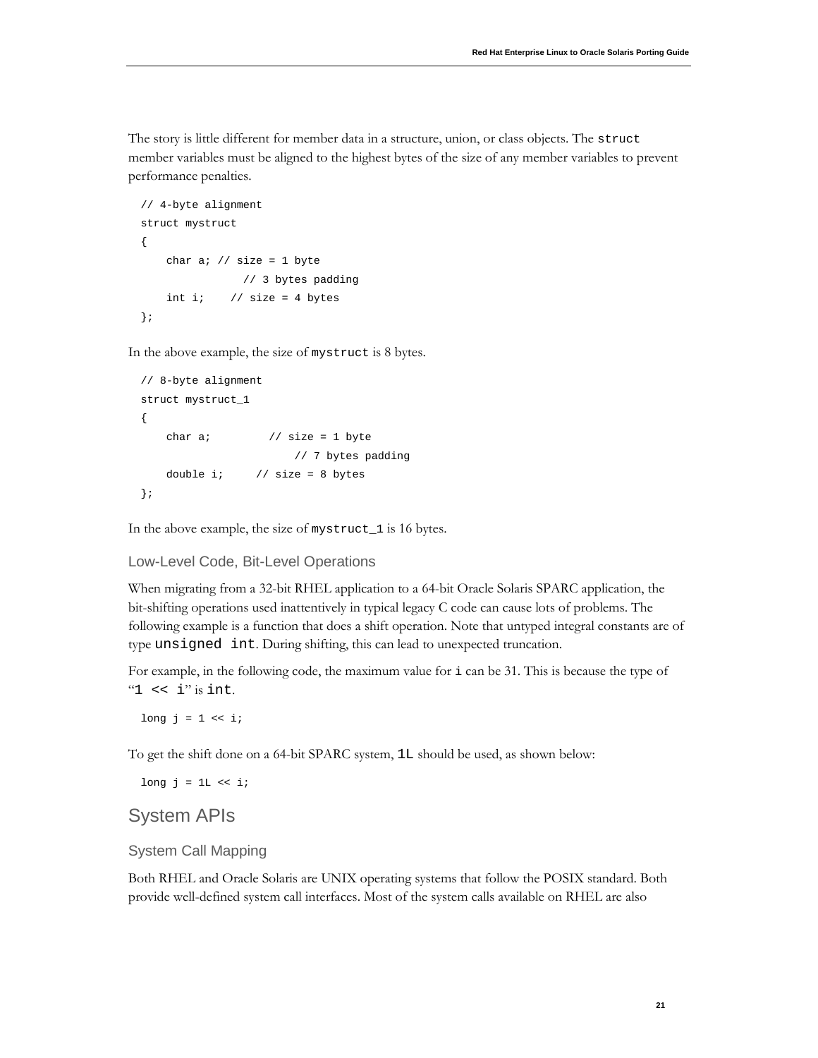The story is little different for member data in a structure, union, or class objects. The `struct` member variables must be aligned to the highest bytes of the size of any member variables to prevent performance penalties.

```
// 4-byte alignment
struct mystruct
{
    char a; // size = 1 byte
                // 3 bytes padding
    int i;    // size = 4 bytes
};
```

In the above example, the size of `mystruct` is 8 bytes.

```
// 8-byte alignment
struct mystruct_1
{
    char a;         // size = 1 byte
                        // 7 bytes padding
    double i;     // size = 8 bytes
};
```

In the above example, the size of `mystruct_1` is 16 bytes.

### Low-Level Code, Bit-Level Operations

When migrating from a 32-bit RHEL application to a 64-bit Oracle Solaris SPARC application, the bit-shifting operations used inattentively in typical legacy C code can cause lots of problems. The following example is a function that does a shift operation. Note that untyped integral constants are of type `unsigned int`. During shifting, this can lead to unexpected truncation.

For example, in the following code, the maximum value for `i` can be 31. This is because the type of "`1 << i`" is `int`.

```
long j = 1 << i;
```

To get the shift done on a 64-bit SPARC system, `1L` should be used, as shown below:

```
long j = 1L << i;
```

## System APIs

### System Call Mapping

Both RHEL and Oracle Solaris are UNIX operating systems that follow the POSIX standard. Both provide well-defined system call interfaces. Most of the system calls available on RHEL are also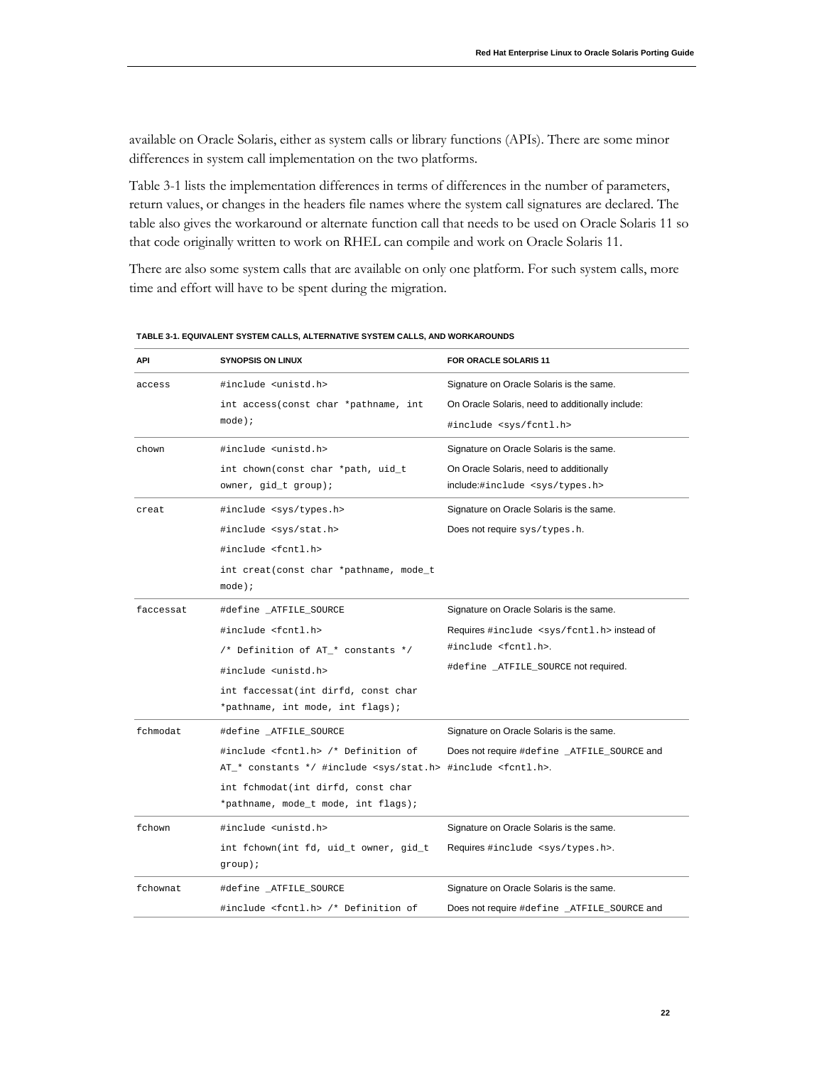available on Oracle Solaris, either as system calls or library functions (APIs). There are some minor differences in system call implementation on the two platforms.

Table 3-1 lists the implementation differences in terms of differences in the number of parameters, return values, or changes in the headers file names where the system call signatures are declared. The table also gives the workaround or alternate function call that needs to be used on Oracle Solaris 11 so that code originally written to work on RHEL can compile and work on Oracle Solaris 11.

There are also some system calls that are available on only one platform. For such system calls, more time and effort will have to be spent during the migration.

**TABLE 3-1. EQUIVALENT SYSTEM CALLS, ALTERNATIVE SYSTEM CALLS, AND WORKAROUNDS**

| API | SYNOPSIS ON LINUX | FOR ORACLE SOLARIS 11 |
|---|---|---|
| access | #include <unistd.h><br>int access(const char *pathname, int mode); | Signature on Oracle Solaris is the same.<br>On Oracle Solaris, need to additionally include:<br>#include <sys/fcntl.h> |
| chown | #include <unistd.h><br>int chown(const char *path, uid_t owner, gid_t group); | Signature on Oracle Solaris is the same.<br>On Oracle Solaris, need to additionally include:#include <sys/types.h> |
| creat | #include <sys/types.h><br>#include <sys/stat.h><br>#include <fcntl.h><br>int creat(const char *pathname, mode_t mode); | Signature on Oracle Solaris is the same.<br>Does not require sys/types.h. |
| faccessat | #define _ATFILE_SOURCE<br>#include <fcntl.h><br>/* Definition of AT_* constants */<br>#include <unistd.h><br>int faccessat(int dirfd, const char *pathname, int mode, int flags); | Signature on Oracle Solaris is the same.<br>Requires #include <sys/fcntl.h> instead of #include <fcntl.h>.<br>#define _ATFILE_SOURCE not required. |
| fchmodat | #define _ATFILE_SOURCE<br>#include <fcntl.h> /* Definition of AT_* constants */ #include <sys/stat.h><br>int fchmodat(int dirfd, const char *pathname, mode_t mode, int flags); | Signature on Oracle Solaris is the same.<br>Does not require #define _ATFILE_SOURCE and #include <fcntl.h>. |
| fchown | #include <unistd.h><br>int fchown(int fd, uid_t owner, gid_t group); | Signature on Oracle Solaris is the same.<br>Requires #include <sys/types.h>. |
| fchownat | #define _ATFILE_SOURCE<br>#include <fcntl.h> /* Definition of | Signature on Oracle Solaris is the same.<br>Does not require #define _ATFILE_SOURCE and |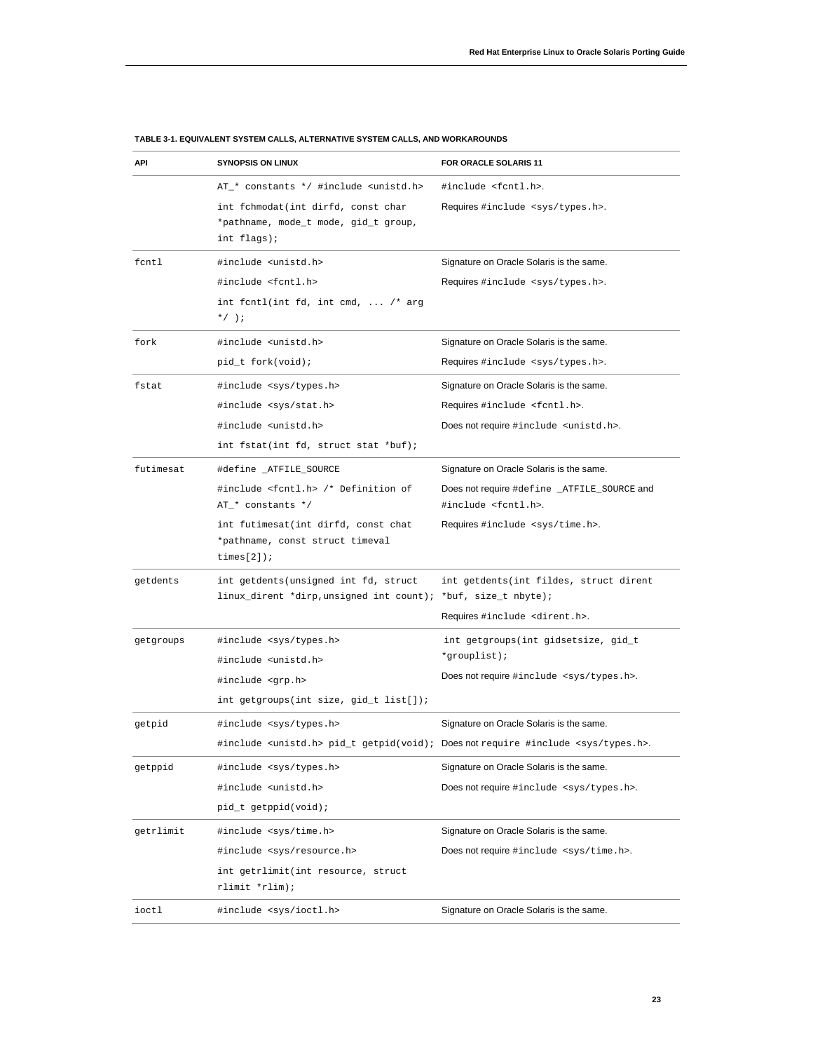**TABLE 3-1. EQUIVALENT SYSTEM CALLS, ALTERNATIVE SYSTEM CALLS, AND WORKAROUNDS**

| API | SYNOPSIS ON LINUX | FOR ORACLE SOLARIS 11 |
|---|---|---|
| | `AT_* constants */ #include <unistd.h>` | `#include <fcntl.h>`. |
| | `int fchmodat(int dirfd, const char *pathname, mode_t mode, gid_t group, int flags);` | Requires `#include <sys/types.h>`. |
| `fcntl` | `#include <unistd.h>` | Signature on Oracle Solaris is the same. |
| | `#include <fcntl.h>` | Requires `#include <sys/types.h>`. |
| | `int fcntl(int fd, int cmd, ... /* arg */ );` | |
| `fork` | `#include <unistd.h>` | Signature on Oracle Solaris is the same. |
| | `pid_t fork(void);` | Requires `#include <sys/types.h>`. |
| `fstat` | `#include <sys/types.h>` | Signature on Oracle Solaris is the same. |
| | `#include <sys/stat.h>` | Requires `#include <fcntl.h>`. |
| | `#include <unistd.h>` | Does not require `#include <unistd.h>`. |
| | `int fstat(int fd, struct stat *buf);` | |
| `futimesat` | `#define _ATFILE_SOURCE` | Signature on Oracle Solaris is the same. |
| | `#include <fcntl.h> /* Definition of AT_* constants */` | Does not require `#define _ATFILE_SOURCE` and `#include <fcntl.h>`. |
| | `int futimesat(int dirfd, const chat *pathname, const struct timeval times[2]);` | Requires `#include <sys/time.h>`. |
| `getdents` | `int getdents(unsigned int fd, struct linux_dirent *dirp,unsigned int count);` | `int getdents(int fildes, struct dirent *buf, size_t nbyte);` |
| | | Requires `#include <dirent.h>`. |
| `getgroups` | `#include <sys/types.h>` | `int getgroups(int gidsetsize, gid_t *grouplist);` |
| | `#include <unistd.h>` | Does not require `#include <sys/types.h>`. |
| | `#include <grp.h>` | |
| | `int getgroups(int size, gid_t list[]);` | |
| `getpid` | `#include <sys/types.h>` | Signature on Oracle Solaris is the same. |
| | `#include <unistd.h> pid_t getpid(void);` | Does not require `#include <sys/types.h>`. |
| `getppid` | `#include <sys/types.h>` | Signature on Oracle Solaris is the same. |
| | `#include <unistd.h>` | Does not require `#include <sys/types.h>`. |
| | `pid_t getppid(void);` | |
| `getrlimit` | `#include <sys/time.h>` | Signature on Oracle Solaris is the same. |
| | `#include <sys/resource.h>` | Does not require `#include <sys/time.h>`. |
| | `int getrlimit(int resource, struct rlimit *rlim);` | |
| `ioctl` | `#include <sys/ioctl.h>` | Signature on Oracle Solaris is the same. |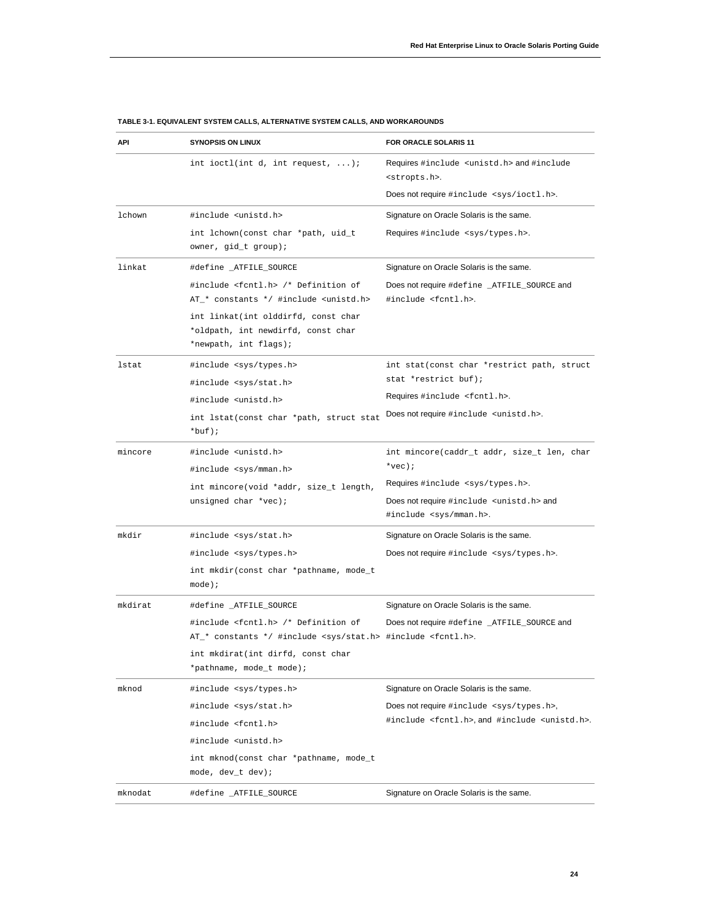**TABLE 3-1. EQUIVALENT SYSTEM CALLS, ALTERNATIVE SYSTEM CALLS, AND WORKAROUNDS**

| API | SYNOPSIS ON LINUX | FOR ORACLE SOLARIS 11 |
|---|---|---|
| | `int ioctl(int d, int request, ...);` | Requires `#include <unistd.h>` and `#include <stropts.h>`. Does not require `#include <sys/ioctl.h>`. |
| `lchown` | `#include <unistd.h>` `int lchown(const char *path, uid_t owner, gid_t group);` | Signature on Oracle Solaris is the same. Requires `#include <sys/types.h>`. |
| `linkat` | `#define _ATFILE_SOURCE` `#include <fcntl.h> /* Definition of AT_* constants */ #include <unistd.h>` `int linkat(int olddirfd, const char *oldpath, int newdirfd, const char *newpath, int flags);` | Signature on Oracle Solaris is the same. Does not require `#define _ATFILE_SOURCE` and `#include <fcntl.h>`. |
| `lstat` | `#include <sys/types.h>` `#include <sys/stat.h>` `#include <unistd.h>` `int lstat(const char *path, struct stat *buf);` | `int stat(const char *restrict path, struct stat *restrict buf);` Requires `#include <fcntl.h>`. Does not require `#include <unistd.h>`. |
| `mincore` | `#include <unistd.h>` `#include <sys/mman.h>` `int mincore(void *addr, size_t length, unsigned char *vec);` | `int mincore(caddr_t addr, size_t len, char *vec);` Requires `#include <sys/types.h>`. Does not require `#include <unistd.h>` and `#include <sys/mman.h>`. |
| `mkdir` | `#include <sys/stat.h>` `#include <sys/types.h>` `int mkdir(const char *pathname, mode_t mode);` | Signature on Oracle Solaris is the same. Does not require `#include <sys/types.h>`. |
| `mkdirat` | `#define _ATFILE_SOURCE` `#include <fcntl.h> /* Definition of AT_* constants */ #include <sys/stat.h>` `int mkdirat(int dirfd, const char *pathname, mode_t mode);` | Signature on Oracle Solaris is the same. Does not require `#define _ATFILE_SOURCE` and `#include <fcntl.h>`. |
| `mknod` | `#include <sys/types.h>` `#include <sys/stat.h>` `#include <fcntl.h>` `#include <unistd.h>` `int mknod(const char *pathname, mode_t mode, dev_t dev);` | Signature on Oracle Solaris is the same. Does not require `#include <sys/types.h>`, `#include <fcntl.h>`, and `#include <unistd.h>`. |
| `mknodat` | `#define _ATFILE_SOURCE` | Signature on Oracle Solaris is the same. |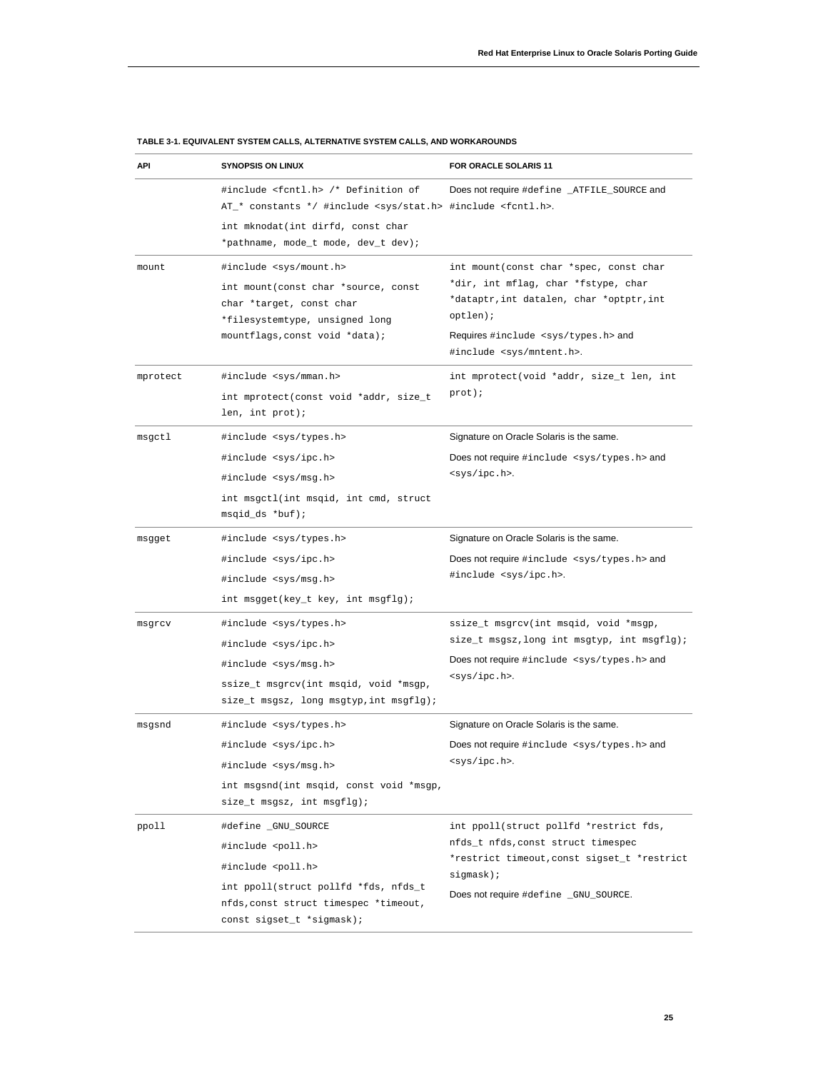**TABLE 3-1. EQUIVALENT SYSTEM CALLS, ALTERNATIVE SYSTEM CALLS, AND WORKAROUNDS**

| API | SYNOPSIS ON LINUX | FOR ORACLE SOLARIS 11 |
|---|---|---|
| | `#include <fcntl.h> /* Definition of AT_* constants */ #include <sys/stat.h>` `int mknodat(int dirfd, const char *pathname, mode_t mode, dev_t dev);` | Does not require `#define _ATFILE_SOURCE` and `#include <fcntl.h>`. |
| mount | `#include <sys/mount.h>` `int mount(const char *source, const char *target, const char *filesystemtype, unsigned long mountflags,const void *data);` | `int mount(const char *spec, const char *dir, int mflag, char *fstype, char *dataptr,int datalen, char *optptr,int optlen);` Requires `#include <sys/types.h>` and `#include <sys/mntent.h>`. |
| mprotect | `#include <sys/mman.h>` `int mprotect(const void *addr, size_t len, int prot);` | `int mprotect(void *addr, size_t len, int prot);` |
| msgctl | `#include <sys/types.h>` `#include <sys/ipc.h>` `#include <sys/msg.h>` `int msgctl(int msqid, int cmd, struct msqid_ds *buf);` | Signature on Oracle Solaris is the same. Does not require `#include <sys/types.h>` and `<sys/ipc.h>`. |
| msgget | `#include <sys/types.h>` `#include <sys/ipc.h>` `#include <sys/msg.h>` `int msgget(key_t key, int msgflg);` | Signature on Oracle Solaris is the same. Does not require `#include <sys/types.h>` and `#include <sys/ipc.h>`. |
| msgrcv | `#include <sys/types.h>` `#include <sys/ipc.h>` `#include <sys/msg.h>` `ssize_t msgrcv(int msqid, void *msgp, size_t msgsz, long msgtyp,int msgflg);` | `ssize_t msgrcv(int msqid, void *msgp, size_t msgsz,long int msgtyp, int msgflg);` Does not require `#include <sys/types.h>` and `<sys/ipc.h>`. |
| msgsnd | `#include <sys/types.h>` `#include <sys/ipc.h>` `#include <sys/msg.h>` `int msgsnd(int msqid, const void *msgp, size_t msgsz, int msgflg);` | Signature on Oracle Solaris is the same. Does not require `#include <sys/types.h>` and `<sys/ipc.h>`. |
| ppoll | `#define _GNU_SOURCE` `#include <poll.h>` `#include <poll.h>` `int ppoll(struct pollfd *fds, nfds_t nfds,const struct timespec *timeout, const sigset_t *sigmask);` | `int ppoll(struct pollfd *restrict fds, nfds_t nfds,const struct timespec *restrict timeout,const sigset_t *restrict sigmask);` Does not require `#define _GNU_SOURCE`. |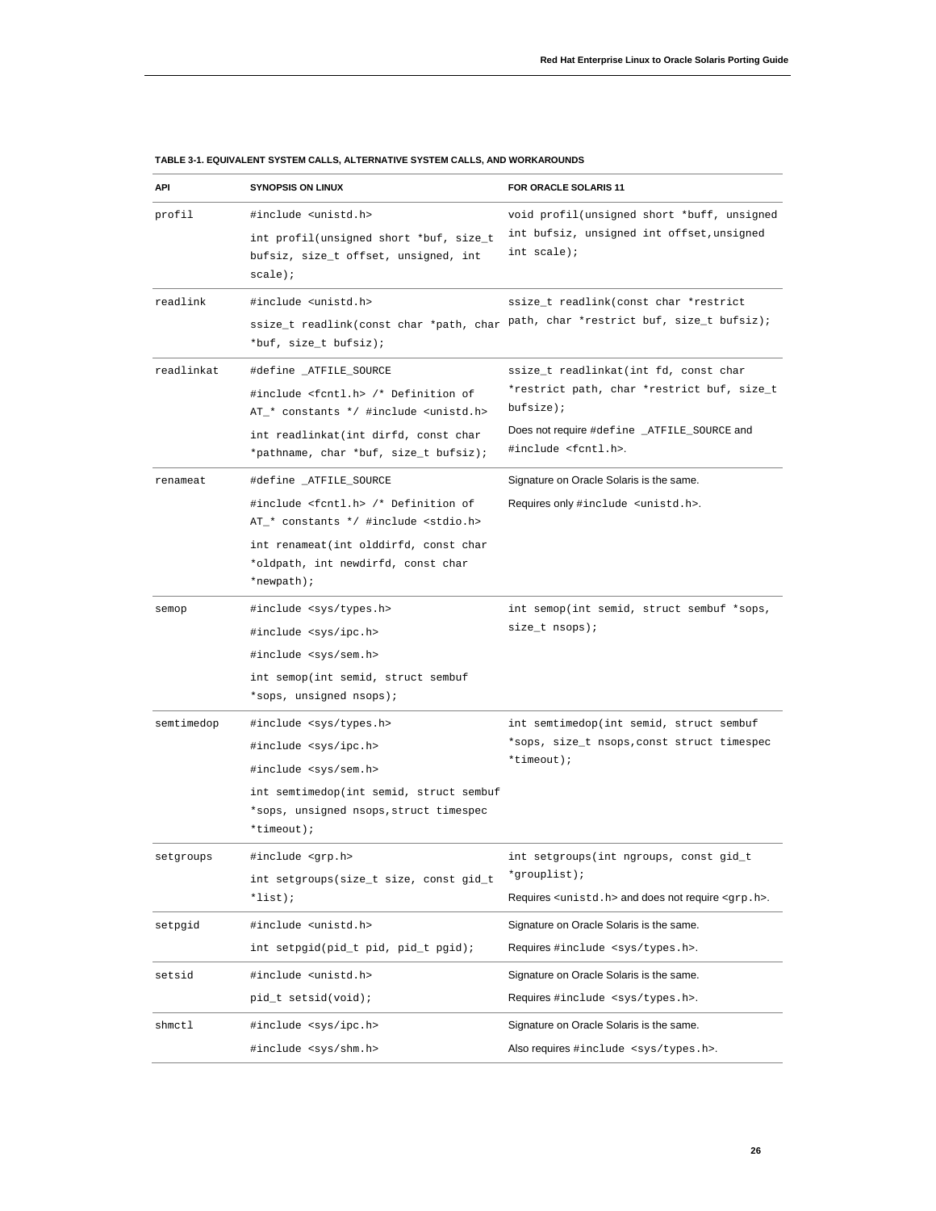**TABLE 3-1. EQUIVALENT SYSTEM CALLS, ALTERNATIVE SYSTEM CALLS, AND WORKAROUNDS**

| API | SYNOPSIS ON LINUX | FOR ORACLE SOLARIS 11 |
| --- | --- | --- |
| `profil` | `#include <unistd.h>`<br>`int profil(unsigned short *buf, size_t bufsiz, size_t offset, unsigned, int scale);` | `void profil(unsigned short *buff, unsigned int bufsiz, unsigned int offset,unsigned int scale);` |
| `readlink` | `#include <unistd.h>`<br>`ssize_t readlink(const char *path, char *buf, size_t bufsiz);` | `ssize_t readlink(const char *restrict path, char *restrict buf, size_t bufsiz);` |
| `readlinkat` | `#define _ATFILE_SOURCE`<br>`#include <fcntl.h> /* Definition of AT_* constants */ #include <unistd.h>`<br>`int readlinkat(int dirfd, const char *pathname, char *buf, size_t bufsiz);` | `ssize_t readlinkat(int fd, const char *restrict path, char *restrict buf, size_t bufsize);`<br>Does not require `#define _ATFILE_SOURCE` and `#include <fcntl.h>`. |
| `renameat` | `#define _ATFILE_SOURCE`<br>`#include <fcntl.h> /* Definition of AT_* constants */ #include <stdio.h>`<br>`int renameat(int olddirfd, const char *oldpath, int newdirfd, const char *newpath);` | Signature on Oracle Solaris is the same.<br>Requires only `#include <unistd.h>`. |
| `semop` | `#include <sys/types.h>`<br>`#include <sys/ipc.h>`<br>`#include <sys/sem.h>`<br>`int semop(int semid, struct sembuf *sops, unsigned nsops);` | `int semop(int semid, struct sembuf *sops, size_t nsops);` |
| `semtimedop` | `#include <sys/types.h>`<br>`#include <sys/ipc.h>`<br>`#include <sys/sem.h>`<br>`int semtimedop(int semid, struct sembuf *sops, unsigned nsops,struct timespec *timeout);` | `int semtimedop(int semid, struct sembuf *sops, size_t nsops,const struct timespec *timeout);` |
| `setgroups` | `#include <grp.h>`<br>`int setgroups(size_t size, const gid_t *list);` | `int setgroups(int ngroups, const gid_t *grouplist);`<br>Requires `<unistd.h>` and does not require `<grp.h>`. |
| `setpgid` | `#include <unistd.h>`<br>`int setpgid(pid_t pid, pid_t pgid);` | Signature on Oracle Solaris is the same.<br>Requires `#include <sys/types.h>`. |
| `setsid` | `#include <unistd.h>`<br>`pid_t setsid(void);` | Signature on Oracle Solaris is the same.<br>Requires `#include <sys/types.h>`. |
| `shmctl` | `#include <sys/ipc.h>`<br>`#include <sys/shm.h>` | Signature on Oracle Solaris is the same.<br>Also requires `#include <sys/types.h>`. |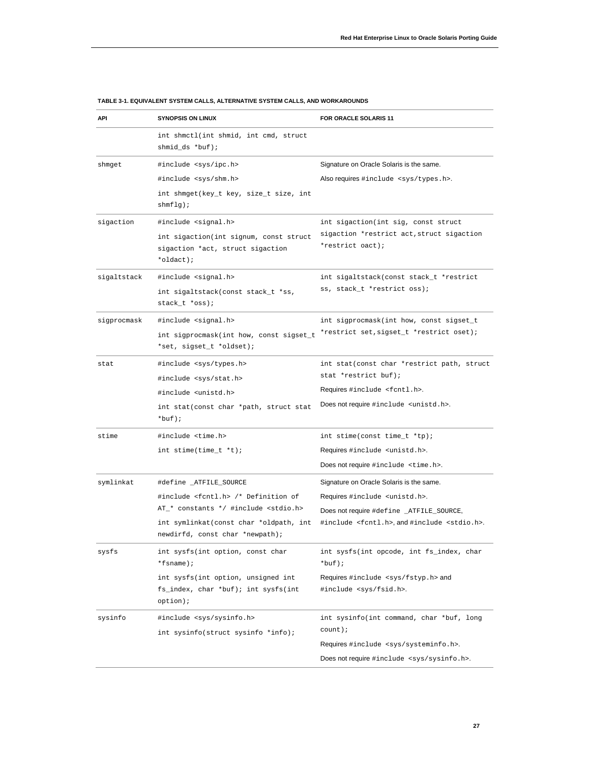**TABLE 3-1. EQUIVALENT SYSTEM CALLS, ALTERNATIVE SYSTEM CALLS, AND WORKAROUNDS**

| API | SYNOPSIS ON LINUX | FOR ORACLE SOLARIS 11 |
| --- | --- | --- |
| | int shmctl(int shmid, int cmd, struct shmid_ds *buf); | |
| shmget | #include <sys/ipc.h><br>#include <sys/shm.h><br>int shmget(key_t key, size_t size, int shmflg); | Signature on Oracle Solaris is the same.<br>Also requires #include <sys/types.h>. |
| sigaction | #include <signal.h><br>int sigaction(int signum, const struct sigaction *act, struct sigaction *oldact); | int sigaction(int sig, const struct sigaction *restrict act,struct sigaction *restrict oact); |
| sigaltstack | #include <signal.h><br>int sigaltstack(const stack_t *ss, stack_t *oss); | int sigaltstack(const stack_t *restrict ss, stack_t *restrict oss); |
| sigprocmask | #include <signal.h><br>int sigprocmask(int how, const sigset_t *set, sigset_t *oldset); | int sigprocmask(int how, const sigset_t *restrict set,sigset_t *restrict oset); |
| stat | #include <sys/types.h><br>#include <sys/stat.h><br>#include <unistd.h><br>int stat(const char *path, struct stat *buf); | int stat(const char *restrict path, struct stat *restrict buf);<br>Requires #include <fcntl.h>.<br>Does not require #include <unistd.h>. |
| stime | #include <time.h><br>int stime(time_t *t); | int stime(const time_t *tp);<br>Requires #include <unistd.h>.<br>Does not require #include <time.h>. |
| symlinkat | #define _ATFILE_SOURCE<br>#include <fcntl.h> /* Definition of AT_* constants */ #include <stdio.h><br>int symlinkat(const char *oldpath, int newdirfd, const char *newpath); | Signature on Oracle Solaris is the same.<br>Requires #include <unistd.h>.<br>Does not require #define _ATFILE_SOURCE, #include <fcntl.h>, and #include <stdio.h>. |
| sysfs | int sysfs(int option, const char *fsname);<br>int sysfs(int option, unsigned int fs_index, char *buf); int sysfs(int option); | int sysfs(int opcode, int fs_index, char *buf);<br>Requires #include <sys/fstyp.h> and #include <sys/fsid.h>. |
| sysinfo | #include <sys/sysinfo.h><br>int sysinfo(struct sysinfo *info); | int sysinfo(int command, char *buf, long count);<br>Requires #include <sys/systeminfo.h>.<br>Does not require #include <sys/sysinfo.h>. |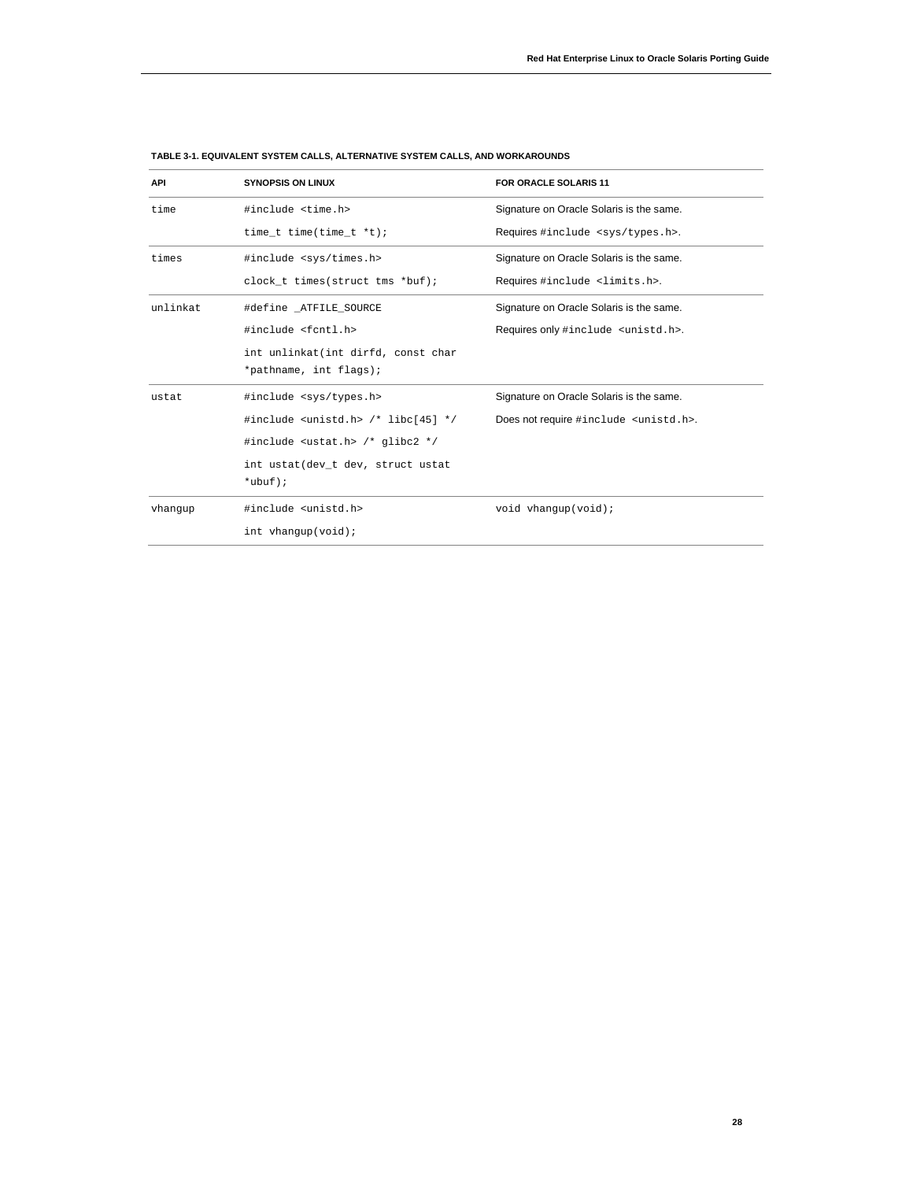**TABLE 3-1. EQUIVALENT SYSTEM CALLS, ALTERNATIVE SYSTEM CALLS, AND WORKAROUNDS**

| API | SYNOPSIS ON LINUX | FOR ORACLE SOLARIS 11 |
|---|---|---|
| `time` | `#include <time.h>`<br>`time_t time(time_t *t);` | Signature on Oracle Solaris is the same.<br>Requires `#include <sys/types.h>`. |
| `times` | `#include <sys/times.h>`<br>`clock_t times(struct tms *buf);` | Signature on Oracle Solaris is the same.<br>Requires `#include <limits.h>`. |
| `unlinkat` | `#define _ATFILE_SOURCE`<br>`#include <fcntl.h>`<br>`int unlinkat(int dirfd, const char *pathname, int flags);` | Signature on Oracle Solaris is the same.<br>Requires only `#include <unistd.h>`. |
| `ustat` | `#include <sys/types.h>`<br>`#include <unistd.h> /* libc[45] */`<br>`#include <ustat.h> /* glibc2 */`<br>`int ustat(dev_t dev, struct ustat *ubuf);` | Signature on Oracle Solaris is the same.<br>Does not require `#include <unistd.h>`. |
| `vhangup` | `#include <unistd.h>`<br>`int vhangup(void);` | `void vhangup(void);` |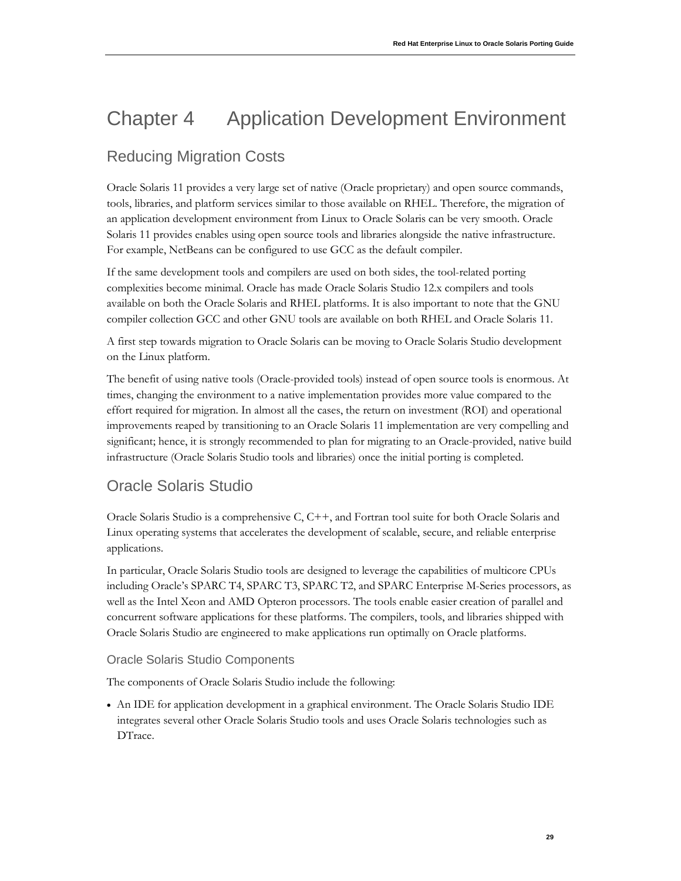# Chapter 4 Application Development Environment

## Reducing Migration Costs

Oracle Solaris 11 provides a very large set of native (Oracle proprietary) and open source commands, tools, libraries, and platform services similar to those available on RHEL. Therefore, the migration of an application development environment from Linux to Oracle Solaris can be very smooth. Oracle Solaris 11 provides enables using open source tools and libraries alongside the native infrastructure. For example, NetBeans can be configured to use GCC as the default compiler.

If the same development tools and compilers are used on both sides, the tool-related porting complexities become minimal. Oracle has made Oracle Solaris Studio 12.x compilers and tools available on both the Oracle Solaris and RHEL platforms. It is also important to note that the GNU compiler collection GCC and other GNU tools are available on both RHEL and Oracle Solaris 11.

A first step towards migration to Oracle Solaris can be moving to Oracle Solaris Studio development on the Linux platform.

The benefit of using native tools (Oracle-provided tools) instead of open source tools is enormous. At times, changing the environment to a native implementation provides more value compared to the effort required for migration. In almost all the cases, the return on investment (ROI) and operational improvements reaped by transitioning to an Oracle Solaris 11 implementation are very compelling and significant; hence, it is strongly recommended to plan for migrating to an Oracle-provided, native build infrastructure (Oracle Solaris Studio tools and libraries) once the initial porting is completed.

## Oracle Solaris Studio

Oracle Solaris Studio is a comprehensive C, C++, and Fortran tool suite for both Oracle Solaris and Linux operating systems that accelerates the development of scalable, secure, and reliable enterprise applications.

In particular, Oracle Solaris Studio tools are designed to leverage the capabilities of multicore CPUs including Oracle's SPARC T4, SPARC T3, SPARC T2, and SPARC Enterprise M-Series processors, as well as the Intel Xeon and AMD Opteron processors. The tools enable easier creation of parallel and concurrent software applications for these platforms. The compilers, tools, and libraries shipped with Oracle Solaris Studio are engineered to make applications run optimally on Oracle platforms.

### Oracle Solaris Studio Components

The components of Oracle Solaris Studio include the following:

- An IDE for application development in a graphical environment. The Oracle Solaris Studio IDE integrates several other Oracle Solaris Studio tools and uses Oracle Solaris technologies such as DTrace.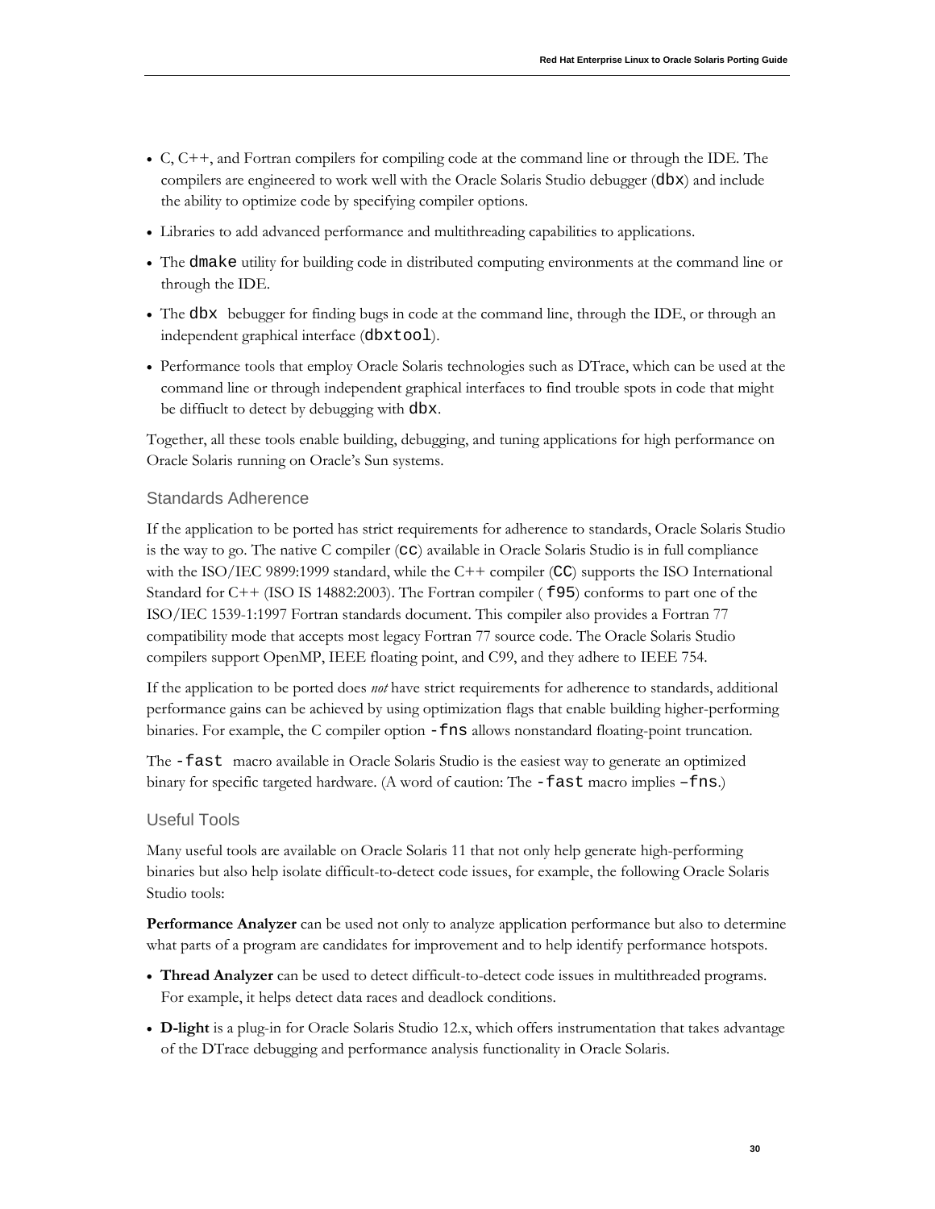- C, C++, and Fortran compilers for compiling code at the command line or through the IDE. The compilers are engineered to work well with the Oracle Solaris Studio debugger (`dbx`) and include the ability to optimize code by specifying compiler options.
- Libraries to add advanced performance and multithreading capabilities to applications.
- The `dmake` utility for building code in distributed computing environments at the command line or through the IDE.
- The `dbx` bebugger for finding bugs in code at the command line, through the IDE, or through an independent graphical interface (`dbxtool`).
- Performance tools that employ Oracle Solaris technologies such as DTrace, which can be used at the command line or through independent graphical interfaces to find trouble spots in code that might be diffiuclt to detect by debugging with `dbx`.

Together, all these tools enable building, debugging, and tuning applications for high performance on Oracle Solaris running on Oracle's Sun systems.

### Standards Adherence

If the application to be ported has strict requirements for adherence to standards, Oracle Solaris Studio is the way to go. The native C compiler (`cc`) available in Oracle Solaris Studio is in full compliance with the ISO/IEC 9899:1999 standard, while the C++ compiler (`CC`) supports the ISO International Standard for C++ (ISO IS 14882:2003). The Fortran compiler ( `f95`) conforms to part one of the ISO/IEC 1539-1:1997 Fortran standards document. This compiler also provides a Fortran 77 compatibility mode that accepts most legacy Fortran 77 source code. The Oracle Solaris Studio compilers support OpenMP, IEEE floating point, and C99, and they adhere to IEEE 754.

If the application to be ported does *not* have strict requirements for adherence to standards, additional performance gains can be achieved by using optimization flags that enable building higher-performing binaries. For example, the C compiler option `-fns` allows nonstandard floating-point truncation.

The `-fast` macro available in Oracle Solaris Studio is the easiest way to generate an optimized binary for specific targeted hardware. (A word of caution: The `-fast` macro implies `–fns`.)

### Useful Tools

Many useful tools are available on Oracle Solaris 11 that not only help generate high-performing binaries but also help isolate difficult-to-detect code issues, for example, the following Oracle Solaris Studio tools:

**Performance Analyzer** can be used not only to analyze application performance but also to determine what parts of a program are candidates for improvement and to help identify performance hotspots.

- **Thread Analyzer** can be used to detect difficult-to-detect code issues in multithreaded programs. For example, it helps detect data races and deadlock conditions.
- **D-light** is a plug-in for Oracle Solaris Studio 12.x, which offers instrumentation that takes advantage of the DTrace debugging and performance analysis functionality in Oracle Solaris.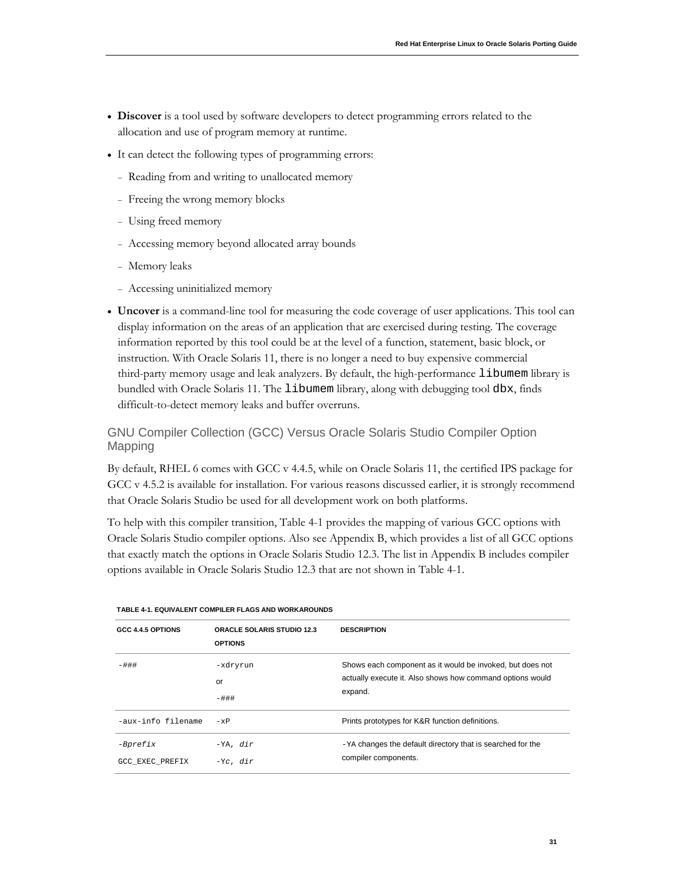- **Discover** is a tool used by software developers to detect programming errors related to the allocation and use of program memory at runtime.
- It can detect the following types of programming errors:
  - Reading from and writing to unallocated memory
  - Freeing the wrong memory blocks
  - Using freed memory
  - Accessing memory beyond allocated array bounds
  - Memory leaks
  - Accessing uninitialized memory
- **Uncover** is a command-line tool for measuring the code coverage of user applications. This tool can display information on the areas of an application that are exercised during testing. The coverage information reported by this tool could be at the level of a function, statement, basic block, or instruction. With Oracle Solaris 11, there is no longer a need to buy expensive commercial third-party memory usage and leak analyzers. By default, the high-performance `libumem` library is bundled with Oracle Solaris 11. The `libumem` library, along with debugging tool `dbx`, finds difficult-to-detect memory leaks and buffer overruns.

## GNU Compiler Collection (GCC) Versus Oracle Solaris Studio Compiler Option Mapping

By default, RHEL 6 comes with GCC v 4.4.5, while on Oracle Solaris 11, the certified IPS package for GCC v 4.5.2 is available for installation. For various reasons discussed earlier, it is strongly recommend that Oracle Solaris Studio be used for all development work on both platforms.

To help with this compiler transition, Table 4-1 provides the mapping of various GCC options with Oracle Solaris Studio compiler options. Also see Appendix B, which provides a list of all GCC options that exactly match the options in Oracle Solaris Studio 12.3. The list in Appendix B includes compiler options available in Oracle Solaris Studio 12.3 that are not shown in Table 4-1.

**TABLE 4-1. EQUIVALENT COMPILER FLAGS AND WORKAROUNDS**

| GCC 4.4.5 OPTIONS | ORACLE SOLARIS STUDIO 12.3 OPTIONS | DESCRIPTION |
|---|---|---|
| `-###` | `-xdryrun` or `-###` | Shows each component as it would be invoked, but does not actually execute it. Also shows how command options would expand. |
| `-aux-info filename` | `-xP` | Prints prototypes for K&R function definitions. |
| *-Bprefix* `GCC_EXEC_PREFIX` | `-YA, `*dir* `-Yc, `*dir* | `-YA` changes the default directory that is searched for the compiler components. |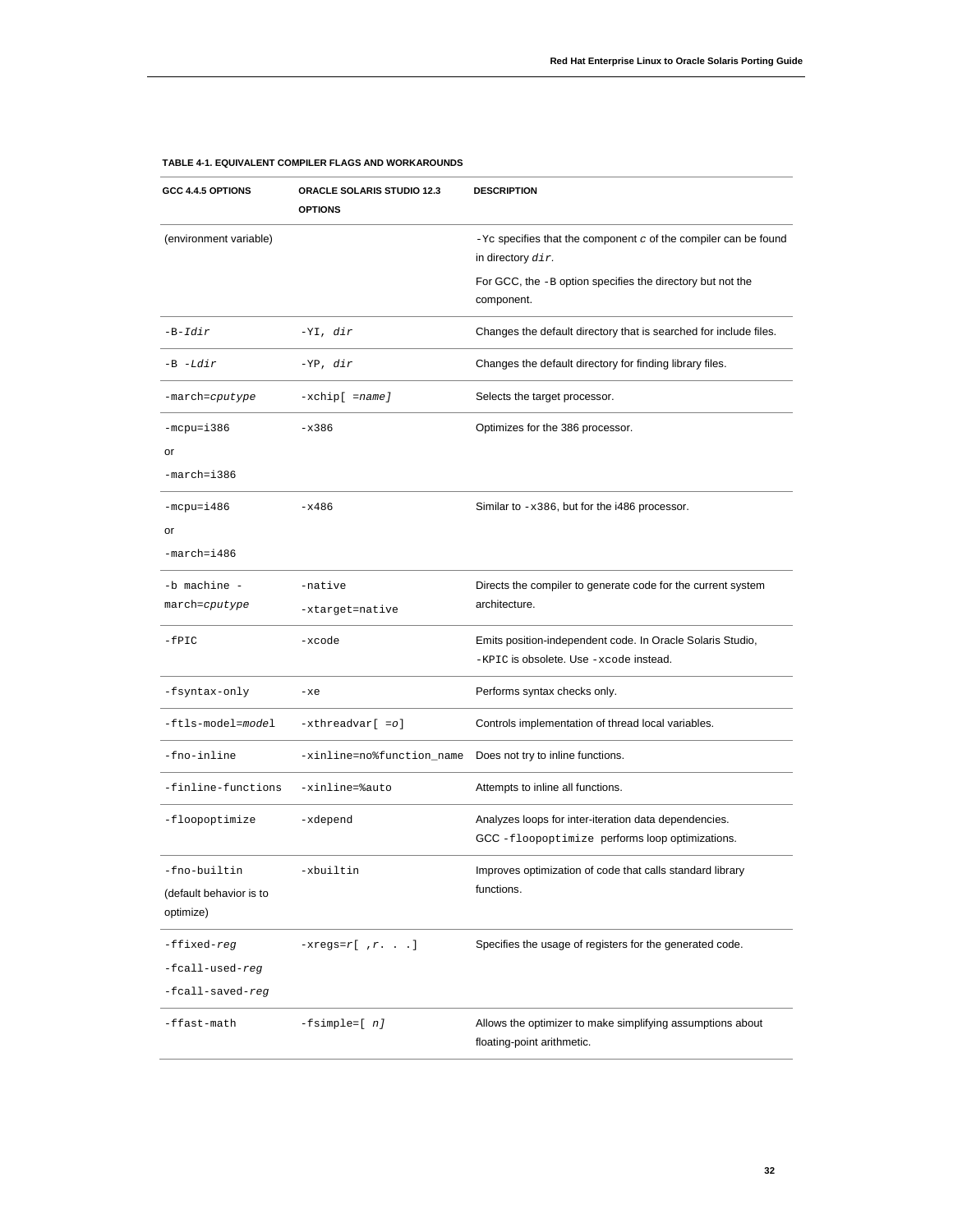**TABLE 4-1. EQUIVALENT COMPILER FLAGS AND WORKAROUNDS**

| GCC 4.4.5 OPTIONS | ORACLE SOLARIS STUDIO 12.3 OPTIONS | DESCRIPTION |
|---|---|---|
| (environment variable) | | `-Yc` specifies that the component *c* of the compiler can be found in directory *`dir`*.<br><br>For GCC, the `-B` option specifies the directory but not the component. |
| `-B-`*`Idir`* | `-YI,` *`dir`* | Changes the default directory that is searched for include files. |
| `-B -`*`Ldir`* | `-YP,` *`dir`* | Changes the default directory for finding library files. |
| `-march=`*`cputype`* | `-xchip[ =`*`name]`* | Selects the target processor. |
| `-mcpu=i386`<br>or<br>`-march=i386` | `-x386` | Optimizes for the 386 processor. |
| `-mcpu=i486`<br>or<br>`-march=i486` | `-x486` | Similar to `-x386`, but for the i486 processor. |
| `-b machine -march=`*`cputype`* | `-native`<br>`-xtarget=native` | Directs the compiler to generate code for the current system architecture. |
| `-fPIC` | `-xcode` | Emits position-independent code. In Oracle Solaris Studio, `-KPIC` is obsolete. Use `-xcode` instead. |
| `-fsyntax-only` | `-xe` | Performs syntax checks only. |
| `-ftls-model=`*`model`* | `-xthreadvar[ =`*`o`*`]` | Controls implementation of thread local variables. |
| `-fno-inline` | `-xinline=no%function_name` | Does not try to inline functions. |
| `-finline-functions` | `-xinline=%auto` | Attempts to inline all functions. |
| `-floopoptimize` | `-xdepend` | Analyzes loops for inter-iteration data dependencies. GCC `-floopoptimize` performs loop optimizations. |
| `-fno-builtin`<br>(default behavior is to optimize) | `-xbuiltin` | Improves optimization of code that calls standard library functions. |
| `-ffixed-`*`reg`*<br>`-fcall-used-`*`reg`*<br>`-fcall-saved-`*`reg`* | `-xregs=`*`r`*`[ ,`*`r`*`. . .]` | Specifies the usage of registers for the generated code. |
| `-ffast-math` | `-fsimple=[` *`n]`* | Allows the optimizer to make simplifying assumptions about floating-point arithmetic. |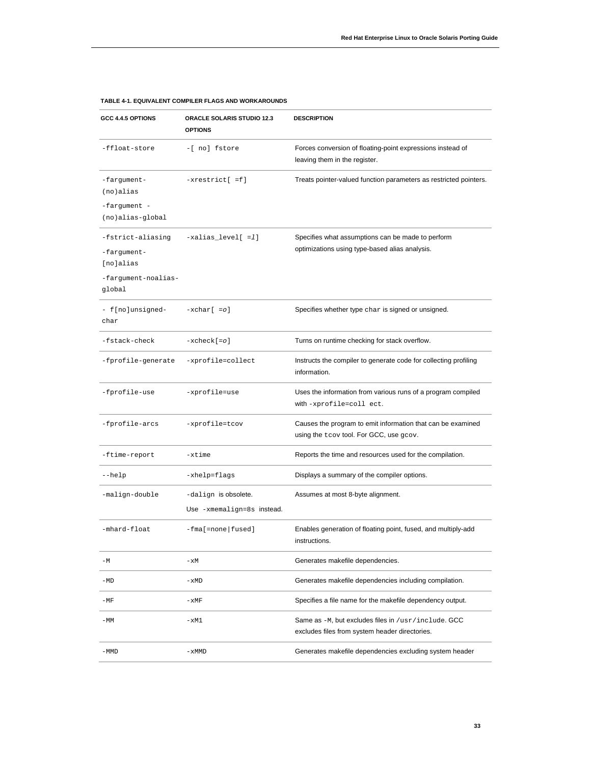**TABLE 4-1. EQUIVALENT COMPILER FLAGS AND WORKAROUNDS**

| GCC 4.4.5 OPTIONS | ORACLE SOLARIS STUDIO 12.3 OPTIONS | DESCRIPTION |
|---|---|---|
| `-ffloat-store` | `-[ no] fstore` | Forces conversion of floating-point expressions instead of leaving them in the register. |
| `-fargument-(no)alias`<br>`-fargument -(no)alias-global` | `-xrestrict[ =f]` | Treats pointer-valued function parameters as restricted pointers. |
| `-fstrict-aliasing`<br>`-fargument-[no]alias`<br>`-fargument-noalias-global` | `-xalias_level[ =l]` | Specifies what assumptions can be made to perform optimizations using type-based alias analysis. |
| `- f[no]unsigned-char` | `-xchar[ =o]` | Specifies whether type `char` is signed or unsigned. |
| `-fstack-check` | `-xcheck[=o]` | Turns on runtime checking for stack overflow. |
| `-fprofile-generate` | `-xprofile=collect` | Instructs the compiler to generate code for collecting profiling information. |
| `-fprofile-use` | `-xprofile=use` | Uses the information from various runs of a program compiled with `-xprofile=coll ect`. |
| `-fprofile-arcs` | `-xprofile=tcov` | Causes the program to emit information that can be examined using the `tcov` tool. For GCC, use `gcov`. |
| `-ftime-report` | `-xtime` | Reports the time and resources used for the compilation. |
| `--help` | `-xhelp=flags` | Displays a summary of the compiler options. |
| `-malign-double` | `-dalign` is obsolete.<br>Use `-xmemalign=8s` instead. | Assumes at most 8-byte alignment. |
| `-mhard-float` | `-fma[=none|fused]` | Enables generation of floating point, fused, and multiply-add instructions. |
| `-M` | `-xM` | Generates makefile dependencies. |
| `-MD` | `-xMD` | Generates makefile dependencies including compilation. |
| `-MF` | `-xMF` | Specifies a file name for the makefile dependency output. |
| `-MM` | `-xM1` | Same as `-M`, but excludes files in `/usr/include`. GCC excludes files from system header directories. |
| `-MMD` | `-xMMD` | Generates makefile dependencies excluding system header |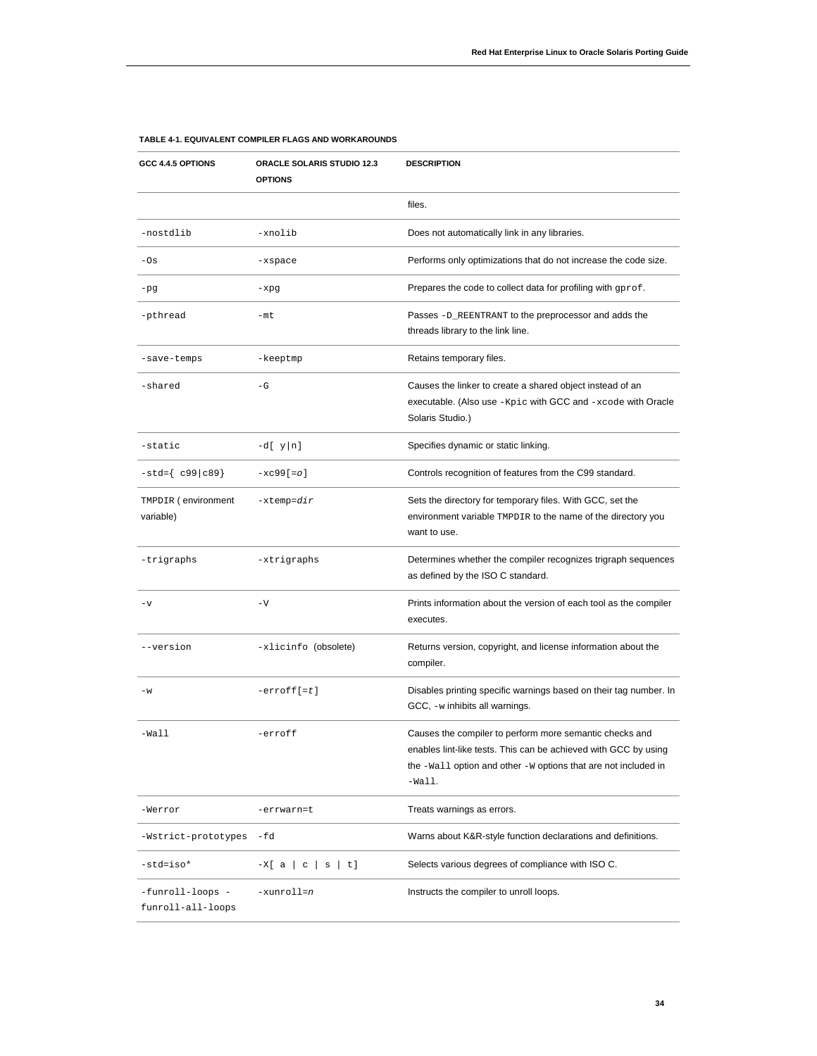**TABLE 4-1. EQUIVALENT COMPILER FLAGS AND WORKAROUNDS**

| GCC 4.4.5 OPTIONS | ORACLE SOLARIS STUDIO 12.3 OPTIONS | DESCRIPTION |
|---|---|---|
| | | files. |
| `-nostdlib` | `-xnolib` | Does not automatically link in any libraries. |
| `-Os` | `-xspace` | Performs only optimizations that do not increase the code size. |
| `-pg` | `-xpg` | Prepares the code to collect data for profiling with `gprof`. |
| `-pthread` | `-mt` | Passes `-D_REENTRANT` to the preprocessor and adds the threads library to the link line. |
| `-save-temps` | `-keeptmp` | Retains temporary files. |
| `-shared` | `-G` | Causes the linker to create a shared object instead of an executable. (Also use `-Kpic` with GCC and `-xcode` with Oracle Solaris Studio.) |
| `-static` | `-d[ y\|n]` | Specifies dynamic or static linking. |
| `-std={ c99\|c89}` | `-xc99[=`*o*`]` | Controls recognition of features from the C99 standard. |
| `TMPDIR` ( environment variable) | `-xtemp=`*dir* | Sets the directory for temporary files. With GCC, set the environment variable `TMPDIR` to the name of the directory you want to use. |
| `-trigraphs` | `-xtrigraphs` | Determines whether the compiler recognizes trigraph sequences as defined by the ISO C standard. |
| `-v` | `-V` | Prints information about the version of each tool as the compiler executes. |
| `--version` | `-xlicinfo` (obsolete) | Returns version, copyright, and license information about the compiler. |
| `-w` | `-erroff[=`*t*`]` | Disables printing specific warnings based on their tag number. In GCC, `-w` inhibits all warnings. |
| `-Wall` | `-erroff` | Causes the compiler to perform more semantic checks and enables lint-like tests. This can be achieved with GCC by using the `-Wall` option and other `-W` options that are not included in `-Wall`. |
| `-Werror` | `-errwarn=t` | Treats warnings as errors. |
| `-Wstrict-prototypes` | `-fd` | Warns about K&R-style function declarations and definitions. |
| `-std=iso*` | `-X[ a \| c \| s \| t]` | Selects various degrees of compliance with ISO C. |
| `-funroll-loops -funroll-all-loops` | `-xunroll=`*n* | Instructs the compiler to unroll loops. |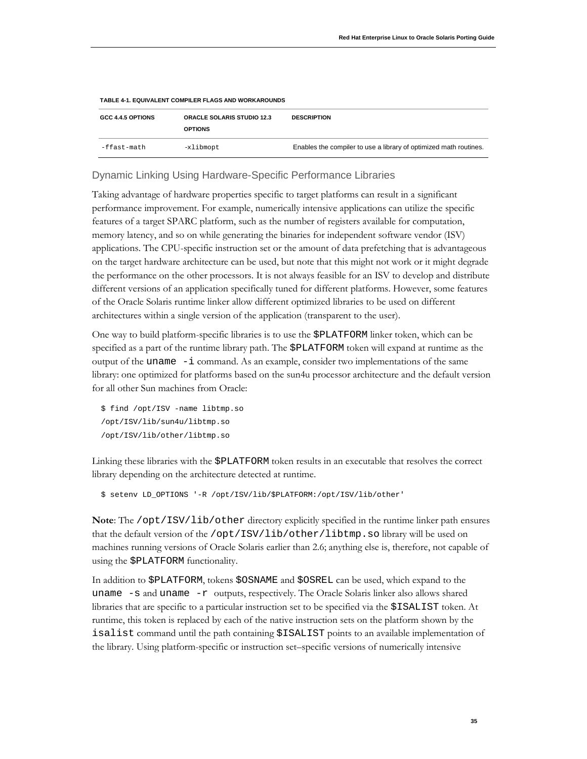TABLE 4-1. EQUIVALENT COMPILER FLAGS AND WORKAROUNDS

| GCC 4.4.5 OPTIONS | ORACLE SOLARIS STUDIO 12.3 OPTIONS | DESCRIPTION |
|---|---|---|
| -ffast-math | -xlibmopt | Enables the compiler to use a library of optimized math routines. |

### Dynamic Linking Using Hardware-Specific Performance Libraries

Taking advantage of hardware properties specific to target platforms can result in a significant performance improvement. For example, numerically intensive applications can utilize the specific features of a target SPARC platform, such as the number of registers available for computation, memory latency, and so on while generating the binaries for independent software vendor (ISV) applications. The CPU-specific instruction set or the amount of data prefetching that is advantageous on the target hardware architecture can be used, but note that this might not work or it might degrade the performance on the other processors. It is not always feasible for an ISV to develop and distribute different versions of an application specifically tuned for different platforms. However, some features of the Oracle Solaris runtime linker allow different optimized libraries to be used on different architectures within a single version of the application (transparent to the user).

One way to build platform-specific libraries is to use the `$PLATFORM` linker token, which can be specified as a part of the runtime library path. The `$PLATFORM` token will expand at runtime as the output of the `uname -i` command. As an example, consider two implementations of the same library: one optimized for platforms based on the sun4u processor architecture and the default version for all other Sun machines from Oracle:

```
$ find /opt/ISV -name libtmp.so
/opt/ISV/lib/sun4u/libtmp.so
/opt/ISV/lib/other/libtmp.so
```

Linking these libraries with the `$PLATFORM` token results in an executable that resolves the correct library depending on the architecture detected at runtime.

```
$ setenv LD_OPTIONS '-R /opt/ISV/lib/$PLATFORM:/opt/ISV/lib/other'
```

**Note**: The `/opt/ISV/lib/other` directory explicitly specified in the runtime linker path ensures that the default version of the `/opt/ISV/lib/other/libtmp.so` library will be used on machines running versions of Oracle Solaris earlier than 2.6; anything else is, therefore, not capable of using the `$PLATFORM` functionality.

In addition to `$PLATFORM`, tokens `$OSNAME` and `$OSREL` can be used, which expand to the `uname -s` and `uname -r` outputs, respectively. The Oracle Solaris linker also allows shared libraries that are specific to a particular instruction set to be specified via the `$ISALIST` token. At runtime, this token is replaced by each of the native instruction sets on the platform shown by the `isalist` command until the path containing `$ISALIST` points to an available implementation of the library. Using platform-specific or instruction set–specific versions of numerically intensive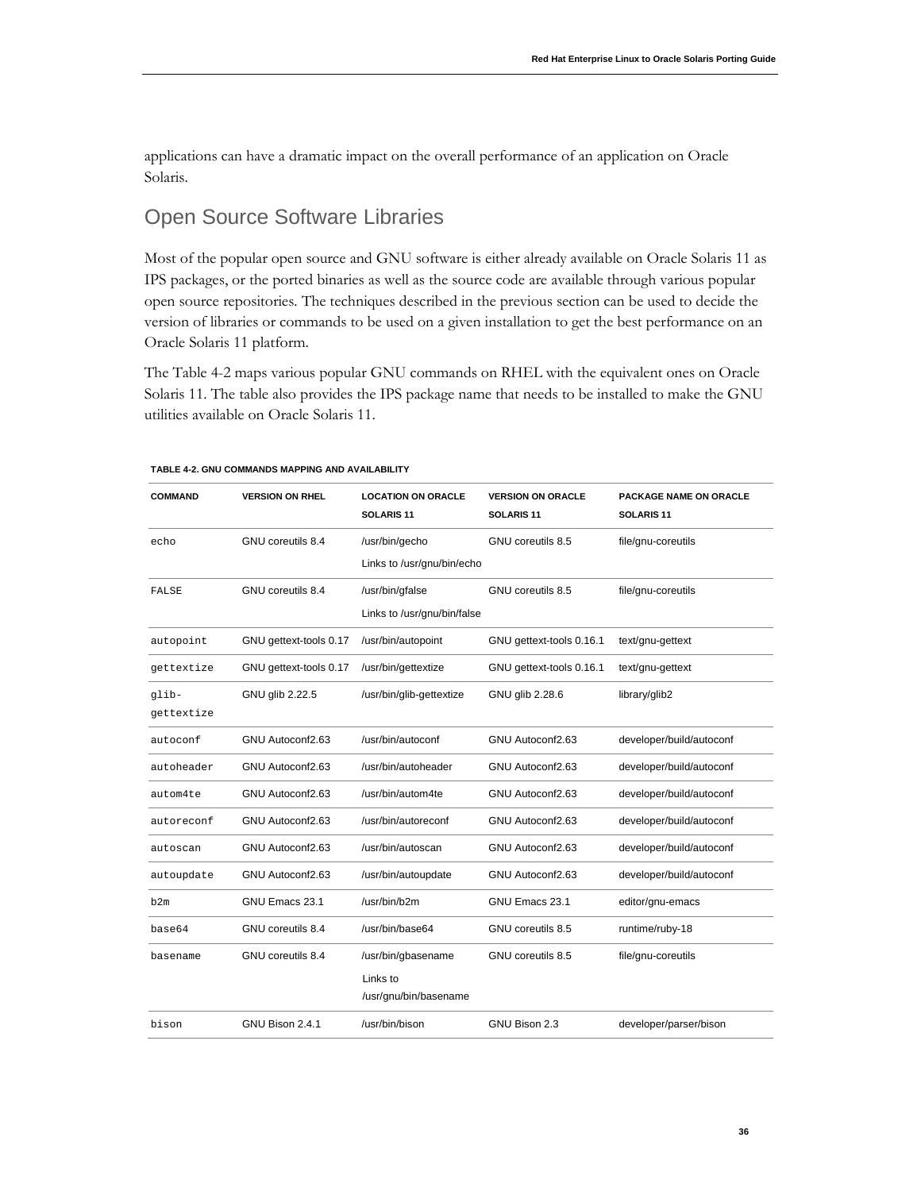applications can have a dramatic impact on the overall performance of an application on Oracle Solaris.

## Open Source Software Libraries

Most of the popular open source and GNU software is either already available on Oracle Solaris 11 as IPS packages, or the ported binaries as well as the source code are available through various popular open source repositories. The techniques described in the previous section can be used to decide the version of libraries or commands to be used on a given installation to get the best performance on an Oracle Solaris 11 platform.

The Table 4-2 maps various popular GNU commands on RHEL with the equivalent ones on Oracle Solaris 11. The table also provides the IPS package name that needs to be installed to make the GNU utilities available on Oracle Solaris 11.

**TABLE 4-2. GNU COMMANDS MAPPING AND AVAILABILITY**

| COMMAND | VERSION ON RHEL | LOCATION ON ORACLE SOLARIS 11 | VERSION ON ORACLE SOLARIS 11 | PACKAGE NAME ON ORACLE SOLARIS 11 |
|---|---|---|---|---|
| `echo` | GNU coreutils 8.4 | /usr/bin/gecho<br>Links to /usr/gnu/bin/echo | GNU coreutils 8.5 | file/gnu-coreutils |
| `FALSE` | GNU coreutils 8.4 | /usr/bin/gfalse<br>Links to /usr/gnu/bin/false | GNU coreutils 8.5 | file/gnu-coreutils |
| `autopoint` | GNU gettext-tools 0.17 | /usr/bin/autopoint | GNU gettext-tools 0.16.1 | text/gnu-gettext |
| `gettextize` | GNU gettext-tools 0.17 | /usr/bin/gettextize | GNU gettext-tools 0.16.1 | text/gnu-gettext |
| `glib-gettextize` | GNU glib 2.22.5 | /usr/bin/glib-gettextize | GNU glib 2.28.6 | library/glib2 |
| `autoconf` | GNU Autoconf2.63 | /usr/bin/autoconf | GNU Autoconf2.63 | developer/build/autoconf |
| `autoheader` | GNU Autoconf2.63 | /usr/bin/autoheader | GNU Autoconf2.63 | developer/build/autoconf |
| `autom4te` | GNU Autoconf2.63 | /usr/bin/autom4te | GNU Autoconf2.63 | developer/build/autoconf |
| `autoreconf` | GNU Autoconf2.63 | /usr/bin/autoreconf | GNU Autoconf2.63 | developer/build/autoconf |
| `autoscan` | GNU Autoconf2.63 | /usr/bin/autoscan | GNU Autoconf2.63 | developer/build/autoconf |
| `autoupdate` | GNU Autoconf2.63 | /usr/bin/autoupdate | GNU Autoconf2.63 | developer/build/autoconf |
| `b2m` | GNU Emacs 23.1 | /usr/bin/b2m | GNU Emacs 23.1 | editor/gnu-emacs |
| `base64` | GNU coreutils 8.4 | /usr/bin/base64 | GNU coreutils 8.5 | runtime/ruby-18 |
| `basename` | GNU coreutils 8.4 | /usr/bin/gbasename<br>Links to /usr/gnu/bin/basename | GNU coreutils 8.5 | file/gnu-coreutils |
| `bison` | GNU Bison 2.4.1 | /usr/bin/bison | GNU Bison 2.3 | developer/parser/bison |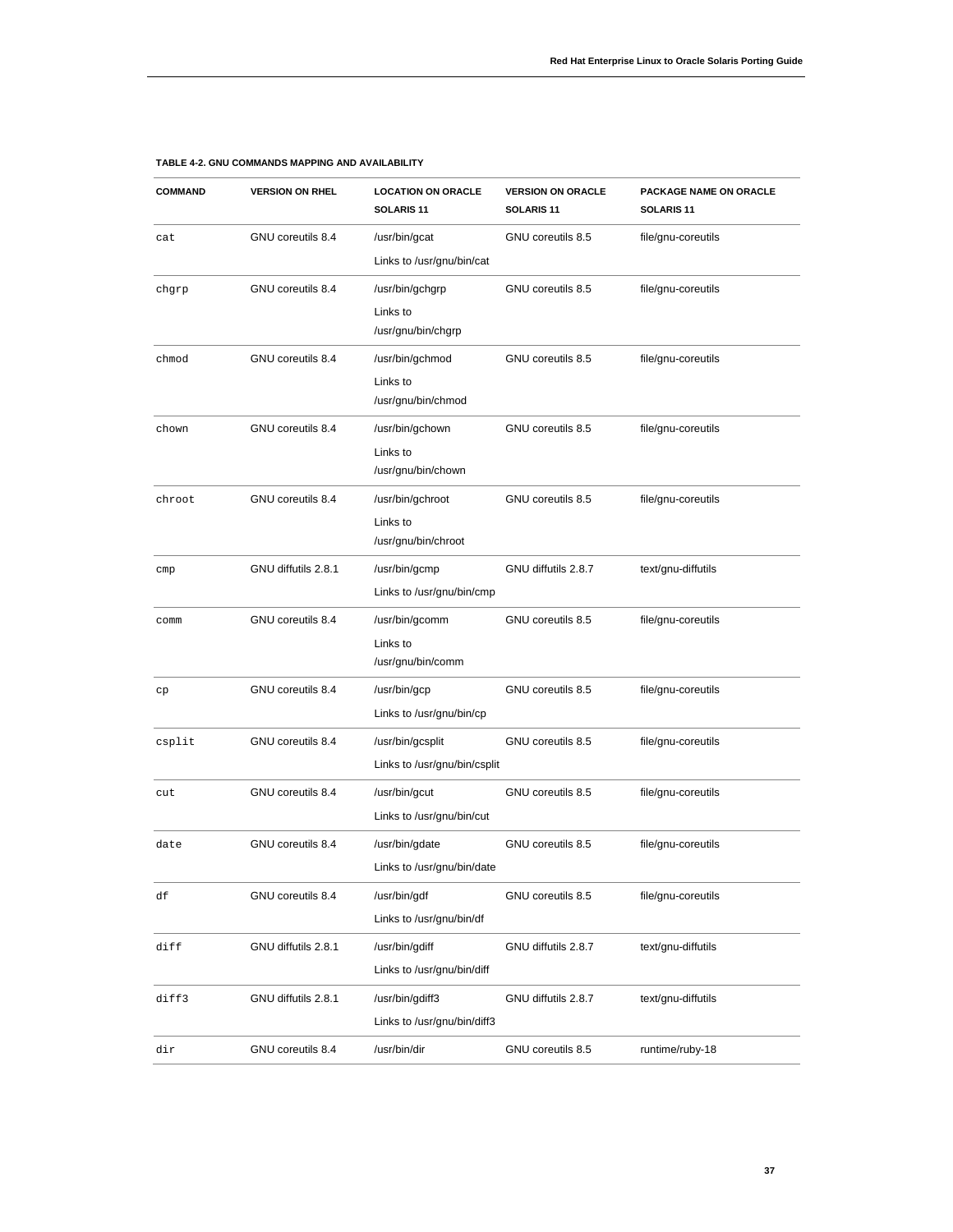**TABLE 4-2. GNU COMMANDS MAPPING AND AVAILABILITY**

| COMMAND | VERSION ON RHEL | LOCATION ON ORACLE SOLARIS 11 | VERSION ON ORACLE SOLARIS 11 | PACKAGE NAME ON ORACLE SOLARIS 11 |
|---|---|---|---|---|
| `cat` | GNU coreutils 8.4 | /usr/bin/gcat<br>Links to /usr/gnu/bin/cat | GNU coreutils 8.5 | file/gnu-coreutils |
| `chgrp` | GNU coreutils 8.4 | /usr/bin/gchgrp<br>Links to /usr/gnu/bin/chgrp | GNU coreutils 8.5 | file/gnu-coreutils |
| `chmod` | GNU coreutils 8.4 | /usr/bin/gchmod<br>Links to /usr/gnu/bin/chmod | GNU coreutils 8.5 | file/gnu-coreutils |
| `chown` | GNU coreutils 8.4 | /usr/bin/gchown<br>Links to /usr/gnu/bin/chown | GNU coreutils 8.5 | file/gnu-coreutils |
| `chroot` | GNU coreutils 8.4 | /usr/bin/gchroot<br>Links to /usr/gnu/bin/chroot | GNU coreutils 8.5 | file/gnu-coreutils |
| `cmp` | GNU diffutils 2.8.1 | /usr/bin/gcmp<br>Links to /usr/gnu/bin/cmp | GNU diffutils 2.8.7 | text/gnu-diffutils |
| `comm` | GNU coreutils 8.4 | /usr/bin/gcomm<br>Links to /usr/gnu/bin/comm | GNU coreutils 8.5 | file/gnu-coreutils |
| `cp` | GNU coreutils 8.4 | /usr/bin/gcp<br>Links to /usr/gnu/bin/cp | GNU coreutils 8.5 | file/gnu-coreutils |
| `csplit` | GNU coreutils 8.4 | /usr/bin/gcsplit<br>Links to /usr/gnu/bin/csplit | GNU coreutils 8.5 | file/gnu-coreutils |
| `cut` | GNU coreutils 8.4 | /usr/bin/gcut<br>Links to /usr/gnu/bin/cut | GNU coreutils 8.5 | file/gnu-coreutils |
| `date` | GNU coreutils 8.4 | /usr/bin/gdate<br>Links to /usr/gnu/bin/date | GNU coreutils 8.5 | file/gnu-coreutils |
| `df` | GNU coreutils 8.4 | /usr/bin/gdf<br>Links to /usr/gnu/bin/df | GNU coreutils 8.5 | file/gnu-coreutils |
| `diff` | GNU diffutils 2.8.1 | /usr/bin/gdiff<br>Links to /usr/gnu/bin/diff | GNU diffutils 2.8.7 | text/gnu-diffutils |
| `diff3` | GNU diffutils 2.8.1 | /usr/bin/gdiff3<br>Links to /usr/gnu/bin/diff3 | GNU diffutils 2.8.7 | text/gnu-diffutils |
| `dir` | GNU coreutils 8.4 | /usr/bin/dir | GNU coreutils 8.5 | runtime/ruby-18 |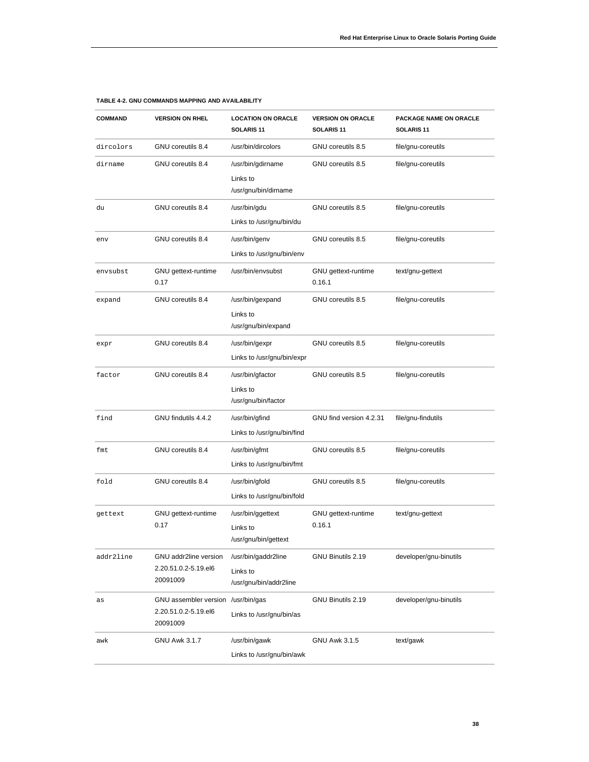**TABLE 4-2. GNU COMMANDS MAPPING AND AVAILABILITY**

| COMMAND | VERSION ON RHEL | LOCATION ON ORACLE SOLARIS 11 | VERSION ON ORACLE SOLARIS 11 | PACKAGE NAME ON ORACLE SOLARIS 11 |
|---|---|---|---|---|
| `dircolors` | GNU coreutils 8.4 | /usr/bin/dircolors | GNU coreutils 8.5 | file/gnu-coreutils |
| `dirname` | GNU coreutils 8.4 | /usr/bin/gdirname<br>Links to /usr/gnu/bin/dirname | GNU coreutils 8.5 | file/gnu-coreutils |
| `du` | GNU coreutils 8.4 | /usr/bin/gdu<br>Links to /usr/gnu/bin/du | GNU coreutils 8.5 | file/gnu-coreutils |
| `env` | GNU coreutils 8.4 | /usr/bin/genv<br>Links to /usr/gnu/bin/env | GNU coreutils 8.5 | file/gnu-coreutils |
| `envsubst` | GNU gettext-runtime 0.17 | /usr/bin/envsubst | GNU gettext-runtime 0.16.1 | text/gnu-gettext |
| `expand` | GNU coreutils 8.4 | /usr/bin/gexpand<br>Links to /usr/gnu/bin/expand | GNU coreutils 8.5 | file/gnu-coreutils |
| `expr` | GNU coreutils 8.4 | /usr/bin/gexpr<br>Links to /usr/gnu/bin/expr | GNU coreutils 8.5 | file/gnu-coreutils |
| `factor` | GNU coreutils 8.4 | /usr/bin/gfactor<br>Links to /usr/gnu/bin/factor | GNU coreutils 8.5 | file/gnu-coreutils |
| `find` | GNU findutils 4.4.2 | /usr/bin/gfind<br>Links to /usr/gnu/bin/find | GNU find version 4.2.31 | file/gnu-findutils |
| `fmt` | GNU coreutils 8.4 | /usr/bin/gfmt<br>Links to /usr/gnu/bin/fmt | GNU coreutils 8.5 | file/gnu-coreutils |
| `fold` | GNU coreutils 8.4 | /usr/bin/gfold<br>Links to /usr/gnu/bin/fold | GNU coreutils 8.5 | file/gnu-coreutils |
| `gettext` | GNU gettext-runtime 0.17 | /usr/bin/ggettext<br>Links to /usr/gnu/bin/gettext | GNU gettext-runtime 0.16.1 | text/gnu-gettext |
| `addr2line` | GNU addr2line version 2.20.51.0.2-5.19.el6 20091009 | /usr/bin/gaddr2line<br>Links to /usr/gnu/bin/addr2line | GNU Binutils 2.19 | developer/gnu-binutils |
| `as` | GNU assembler version 2.20.51.0.2-5.19.el6 20091009 | /usr/bin/gas<br>Links to /usr/gnu/bin/as | GNU Binutils 2.19 | developer/gnu-binutils |
| `awk` | GNU Awk 3.1.7 | /usr/bin/gawk<br>Links to /usr/gnu/bin/awk | GNU Awk 3.1.5 | text/gawk |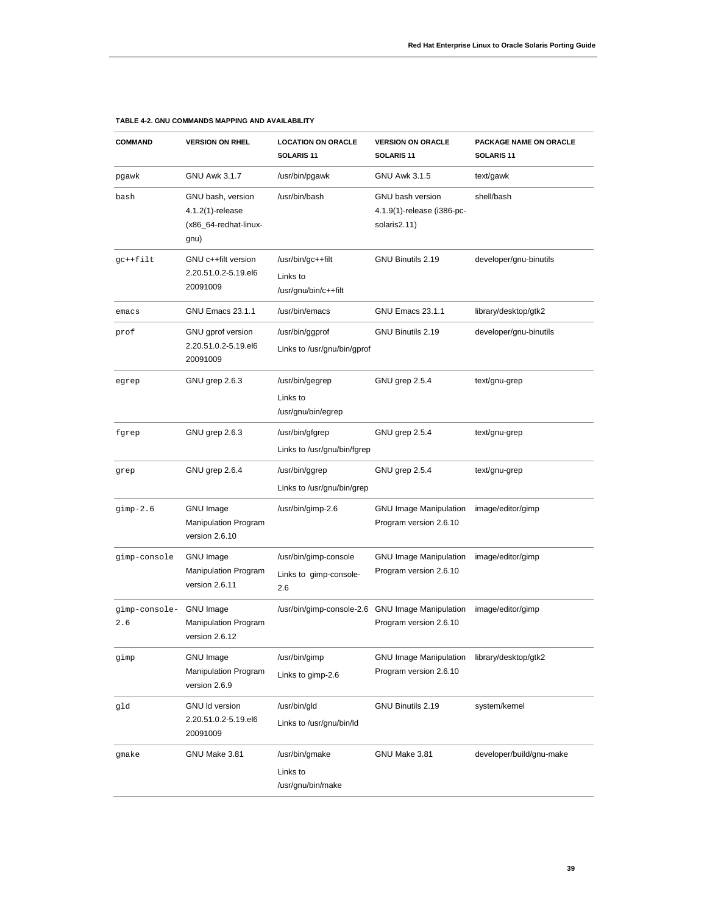**TABLE 4-2. GNU COMMANDS MAPPING AND AVAILABILITY**

| COMMAND | VERSION ON RHEL | LOCATION ON ORACLE SOLARIS 11 | VERSION ON ORACLE SOLARIS 11 | PACKAGE NAME ON ORACLE SOLARIS 11 |
|---|---|---|---|---|
| `pgawk` | GNU Awk 3.1.7 | /usr/bin/pgawk | GNU Awk 3.1.5 | text/gawk |
| `bash` | GNU bash, version 4.1.2(1)-release (x86_64-redhat-linux-gnu) | /usr/bin/bash | GNU bash version 4.1.9(1)-release (i386-pc-solaris2.11) | shell/bash |
| `gc++filt` | GNU c++filt version 2.20.51.0.2-5.19.el6 20091009 | /usr/bin/gc++filt Links to /usr/gnu/bin/c++filt | GNU Binutils 2.19 | developer/gnu-binutils |
| `emacs` | GNU Emacs 23.1.1 | /usr/bin/emacs | GNU Emacs 23.1.1 | library/desktop/gtk2 |
| `prof` | GNU gprof version 2.20.51.0.2-5.19.el6 20091009 | /usr/bin/ggprof Links to /usr/gnu/bin/gprof | GNU Binutils 2.19 | developer/gnu-binutils |
| `egrep` | GNU grep 2.6.3 | /usr/bin/gegrep Links to /usr/gnu/bin/egrep | GNU grep 2.5.4 | text/gnu-grep |
| `fgrep` | GNU grep 2.6.3 | /usr/bin/gfgrep Links to /usr/gnu/bin/fgrep | GNU grep 2.5.4 | text/gnu-grep |
| `grep` | GNU grep 2.6.4 | /usr/bin/ggrep Links to /usr/gnu/bin/grep | GNU grep 2.5.4 | text/gnu-grep |
| `gimp-2.6` | GNU Image Manipulation Program version 2.6.10 | /usr/bin/gimp-2.6 | GNU Image Manipulation Program version 2.6.10 | image/editor/gimp |
| `gimp-console` | GNU Image Manipulation Program version 2.6.11 | /usr/bin/gimp-console Links to gimp-console-2.6 | GNU Image Manipulation Program version 2.6.10 | image/editor/gimp |
| `gimp-console-2.6` | GNU Image Manipulation Program version 2.6.12 | /usr/bin/gimp-console-2.6 | GNU Image Manipulation Program version 2.6.10 | image/editor/gimp |
| `gimp` | GNU Image Manipulation Program version 2.6.9 | /usr/bin/gimp Links to gimp-2.6 | GNU Image Manipulation Program version 2.6.10 | library/desktop/gtk2 |
| `gld` | GNU ld version 2.20.51.0.2-5.19.el6 20091009 | /usr/bin/gld Links to /usr/gnu/bin/ld | GNU Binutils 2.19 | system/kernel |
| `gmake` | GNU Make 3.81 | /usr/bin/gmake Links to /usr/gnu/bin/make | GNU Make 3.81 | developer/build/gnu-make |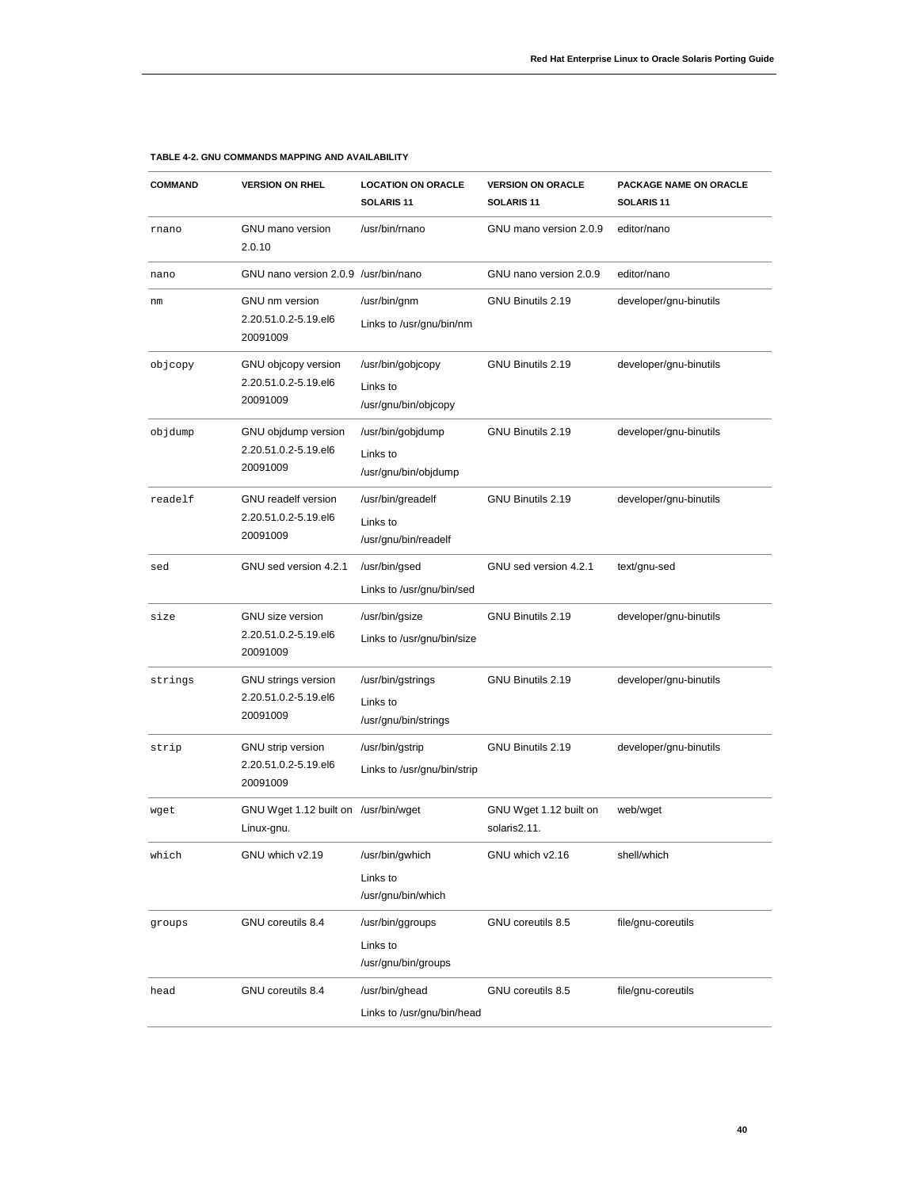**TABLE 4-2. GNU COMMANDS MAPPING AND AVAILABILITY**

| COMMAND | VERSION ON RHEL | LOCATION ON ORACLE SOLARIS 11 | VERSION ON ORACLE SOLARIS 11 | PACKAGE NAME ON ORACLE SOLARIS 11 |
|---|---|---|---|---|
| `rnano` | GNU mano version 2.0.10 | /usr/bin/rnano | GNU mano version 2.0.9 | editor/nano |
| `nano` | GNU nano version 2.0.9 | /usr/bin/nano | GNU nano version 2.0.9 | editor/nano |
| `nm` | GNU nm version 2.20.51.0.2-5.19.el6 20091009 | /usr/bin/gnm<br>Links to /usr/gnu/bin/nm | GNU Binutils 2.19 | developer/gnu-binutils |
| `objcopy` | GNU objcopy version 2.20.51.0.2-5.19.el6 20091009 | /usr/bin/gobjcopy<br>Links to /usr/gnu/bin/objcopy | GNU Binutils 2.19 | developer/gnu-binutils |
| `objdump` | GNU objdump version 2.20.51.0.2-5.19.el6 20091009 | /usr/bin/gobjdump<br>Links to /usr/gnu/bin/objdump | GNU Binutils 2.19 | developer/gnu-binutils |
| `readelf` | GNU readelf version 2.20.51.0.2-5.19.el6 20091009 | /usr/bin/greadelf<br>Links to /usr/gnu/bin/readelf | GNU Binutils 2.19 | developer/gnu-binutils |
| `sed` | GNU sed version 4.2.1 | /usr/bin/gsed<br>Links to /usr/gnu/bin/sed | GNU sed version 4.2.1 | text/gnu-sed |
| `size` | GNU size version 2.20.51.0.2-5.19.el6 20091009 | /usr/bin/gsize<br>Links to /usr/gnu/bin/size | GNU Binutils 2.19 | developer/gnu-binutils |
| `strings` | GNU strings version 2.20.51.0.2-5.19.el6 20091009 | /usr/bin/gstrings<br>Links to /usr/gnu/bin/strings | GNU Binutils 2.19 | developer/gnu-binutils |
| `strip` | GNU strip version 2.20.51.0.2-5.19.el6 20091009 | /usr/bin/gstrip<br>Links to /usr/gnu/bin/strip | GNU Binutils 2.19 | developer/gnu-binutils |
| `wget` | GNU Wget 1.12 built on Linux-gnu. | /usr/bin/wget | GNU Wget 1.12 built on solaris2.11. | web/wget |
| `which` | GNU which v2.19 | /usr/bin/gwhich<br>Links to /usr/gnu/bin/which | GNU which v2.16 | shell/which |
| `groups` | GNU coreutils 8.4 | /usr/bin/ggroups<br>Links to /usr/gnu/bin/groups | GNU coreutils 8.5 | file/gnu-coreutils |
| `head` | GNU coreutils 8.4 | /usr/bin/ghead<br>Links to /usr/gnu/bin/head | GNU coreutils 8.5 | file/gnu-coreutils |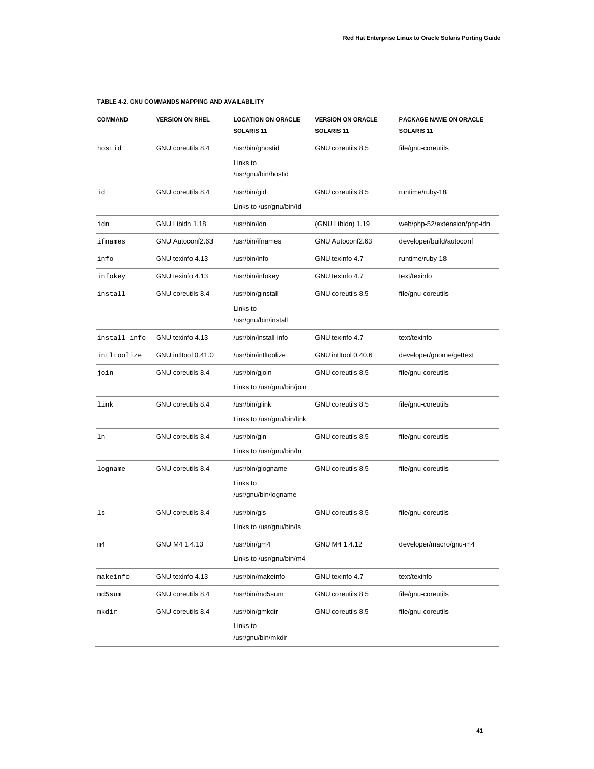**TABLE 4-2. GNU COMMANDS MAPPING AND AVAILABILITY**

| COMMAND | VERSION ON RHEL | LOCATION ON ORACLE SOLARIS 11 | VERSION ON ORACLE SOLARIS 11 | PACKAGE NAME ON ORACLE SOLARIS 11 |
|---|---|---|---|---|
| `hostid` | GNU coreutils 8.4 | /usr/bin/ghostid<br>Links to /usr/gnu/bin/hostid | GNU coreutils 8.5 | file/gnu-coreutils |
| `id` | GNU coreutils 8.4 | /usr/bin/gid<br>Links to /usr/gnu/bin/id | GNU coreutils 8.5 | runtime/ruby-18 |
| `idn` | GNU Libidn 1.18 | /usr/bin/idn | (GNU Libidn) 1.19 | web/php-52/extension/php-idn |
| `ifnames` | GNU Autoconf2.63 | /usr/bin/ifnames | GNU Autoconf2.63 | developer/build/autoconf |
| `info` | GNU texinfo 4.13 | /usr/bin/info | GNU texinfo 4.7 | runtime/ruby-18 |
| `infokey` | GNU texinfo 4.13 | /usr/bin/infokey | GNU texinfo 4.7 | text/texinfo |
| `install` | GNU coreutils 8.4 | /usr/bin/ginstall<br>Links to /usr/gnu/bin/install | GNU coreutils 8.5 | file/gnu-coreutils |
| `install-info` | GNU texinfo 4.13 | /usr/bin/install-info | GNU texinfo 4.7 | text/texinfo |
| `intltoolize` | GNU intltool 0.41.0 | /usr/bin/intltoolize | GNU intltool 0.40.6 | developer/gnome/gettext |
| `join` | GNU coreutils 8.4 | /usr/bin/gjoin<br>Links to /usr/gnu/bin/join | GNU coreutils 8.5 | file/gnu-coreutils |
| `link` | GNU coreutils 8.4 | /usr/bin/glink<br>Links to /usr/gnu/bin/link | GNU coreutils 8.5 | file/gnu-coreutils |
| `ln` | GNU coreutils 8.4 | /usr/bin/gln<br>Links to /usr/gnu/bin/ln | GNU coreutils 8.5 | file/gnu-coreutils |
| `logname` | GNU coreutils 8.4 | /usr/bin/glogname<br>Links to /usr/gnu/bin/logname | GNU coreutils 8.5 | file/gnu-coreutils |
| `ls` | GNU coreutils 8.4 | /usr/bin/gls<br>Links to /usr/gnu/bin/ls | GNU coreutils 8.5 | file/gnu-coreutils |
| `m4` | GNU M4 1.4.13 | /usr/bin/gm4<br>Links to /usr/gnu/bin/m4 | GNU M4 1.4.12 | developer/macro/gnu-m4 |
| `makeinfo` | GNU texinfo 4.13 | /usr/bin/makeinfo | GNU texinfo 4.7 | text/texinfo |
| `md5sum` | GNU coreutils 8.4 | /usr/bin/md5sum | GNU coreutils 8.5 | file/gnu-coreutils |
| `mkdir` | GNU coreutils 8.4 | /usr/bin/gmkdir<br>Links to /usr/gnu/bin/mkdir | GNU coreutils 8.5 | file/gnu-coreutils |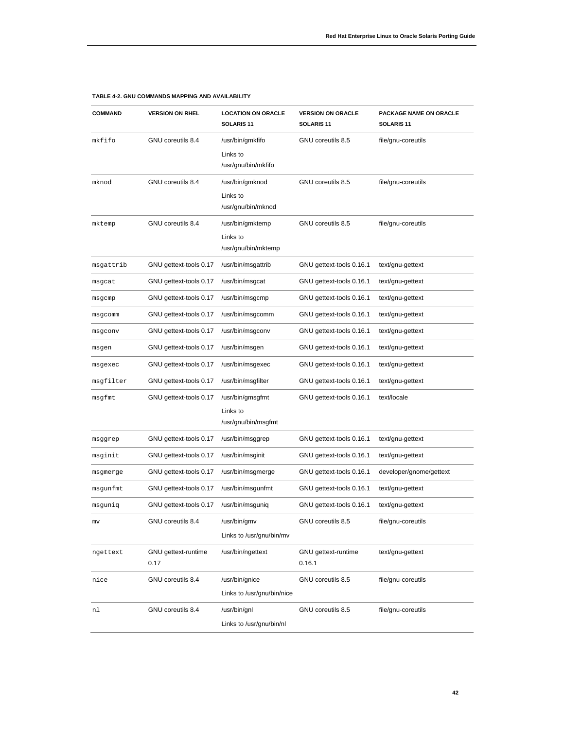**TABLE 4-2. GNU COMMANDS MAPPING AND AVAILABILITY**

| COMMAND | VERSION ON RHEL | LOCATION ON ORACLE SOLARIS 11 | VERSION ON ORACLE SOLARIS 11 | PACKAGE NAME ON ORACLE SOLARIS 11 |
|---|---|---|---|---|
| `mkfifo` | GNU coreutils 8.4 | /usr/bin/gmkfifo<br>Links to /usr/gnu/bin/mkfifo | GNU coreutils 8.5 | file/gnu-coreutils |
| `mknod` | GNU coreutils 8.4 | /usr/bin/gmknod<br>Links to /usr/gnu/bin/mknod | GNU coreutils 8.5 | file/gnu-coreutils |
| `mktemp` | GNU coreutils 8.4 | /usr/bin/gmktemp<br>Links to /usr/gnu/bin/mktemp | GNU coreutils 8.5 | file/gnu-coreutils |
| `msgattrib` | GNU gettext-tools 0.17 | /usr/bin/msgattrib | GNU gettext-tools 0.16.1 | text/gnu-gettext |
| `msgcat` | GNU gettext-tools 0.17 | /usr/bin/msgcat | GNU gettext-tools 0.16.1 | text/gnu-gettext |
| `msgcmp` | GNU gettext-tools 0.17 | /usr/bin/msgcmp | GNU gettext-tools 0.16.1 | text/gnu-gettext |
| `msgcomm` | GNU gettext-tools 0.17 | /usr/bin/msgcomm | GNU gettext-tools 0.16.1 | text/gnu-gettext |
| `msgconv` | GNU gettext-tools 0.17 | /usr/bin/msgconv | GNU gettext-tools 0.16.1 | text/gnu-gettext |
| `msgen` | GNU gettext-tools 0.17 | /usr/bin/msgen | GNU gettext-tools 0.16.1 | text/gnu-gettext |
| `msgexec` | GNU gettext-tools 0.17 | /usr/bin/msgexec | GNU gettext-tools 0.16.1 | text/gnu-gettext |
| `msgfilter` | GNU gettext-tools 0.17 | /usr/bin/msgfilter | GNU gettext-tools 0.16.1 | text/gnu-gettext |
| `msgfmt` | GNU gettext-tools 0.17 | /usr/bin/gmsgfmt<br>Links to /usr/gnu/bin/msgfmt | GNU gettext-tools 0.16.1 | text/locale |
| `msggrep` | GNU gettext-tools 0.17 | /usr/bin/msggrep | GNU gettext-tools 0.16.1 | text/gnu-gettext |
| `msginit` | GNU gettext-tools 0.17 | /usr/bin/msginit | GNU gettext-tools 0.16.1 | text/gnu-gettext |
| `msgmerge` | GNU gettext-tools 0.17 | /usr/bin/msgmerge | GNU gettext-tools 0.16.1 | developer/gnome/gettext |
| `msgunfmt` | GNU gettext-tools 0.17 | /usr/bin/msgunfmt | GNU gettext-tools 0.16.1 | text/gnu-gettext |
| `msguniq` | GNU gettext-tools 0.17 | /usr/bin/msguniq | GNU gettext-tools 0.16.1 | text/gnu-gettext |
| `mv` | GNU coreutils 8.4 | /usr/bin/gmv<br>Links to /usr/gnu/bin/mv | GNU coreutils 8.5 | file/gnu-coreutils |
| `ngettext` | GNU gettext-runtime 0.17 | /usr/bin/ngettext | GNU gettext-runtime 0.16.1 | text/gnu-gettext |
| `nice` | GNU coreutils 8.4 | /usr/bin/gnice<br>Links to /usr/gnu/bin/nice | GNU coreutils 8.5 | file/gnu-coreutils |
| `nl` | GNU coreutils 8.4 | /usr/bin/gnl<br>Links to /usr/gnu/bin/nl | GNU coreutils 8.5 | file/gnu-coreutils |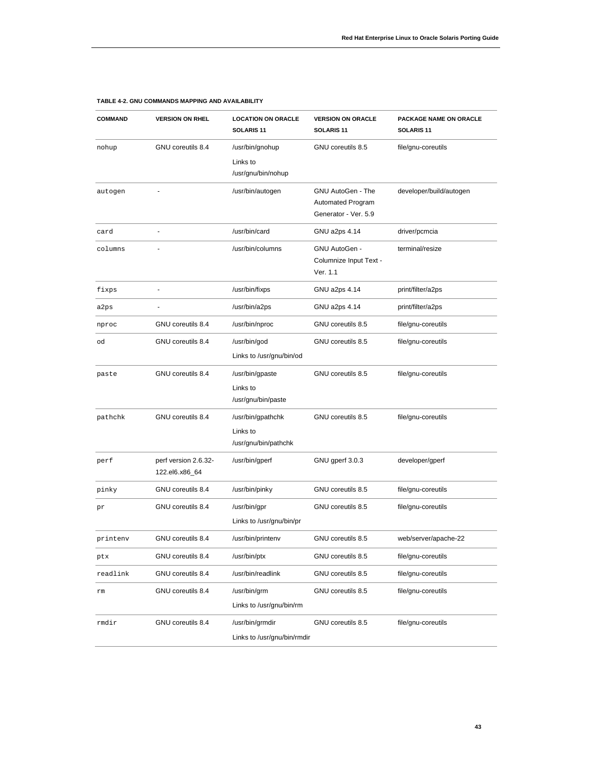**TABLE 4-2. GNU COMMANDS MAPPING AND AVAILABILITY**

| COMMAND | VERSION ON RHEL | LOCATION ON ORACLE SOLARIS 11 | VERSION ON ORACLE SOLARIS 11 | PACKAGE NAME ON ORACLE SOLARIS 11 |
|---|---|---|---|---|
| `nohup` | GNU coreutils 8.4 | /usr/bin/gnohup<br>Links to /usr/gnu/bin/nohup | GNU coreutils 8.5 | file/gnu-coreutils |
| `autogen` | - | /usr/bin/autogen | GNU AutoGen - The Automated Program Generator - Ver. 5.9 | developer/build/autogen |
| `card` | - | /usr/bin/card | GNU a2ps 4.14 | driver/pcmcia |
| `columns` | - | /usr/bin/columns | GNU AutoGen - Columnize Input Text - Ver. 1.1 | terminal/resize |
| `fixps` | - | /usr/bin/fixps | GNU a2ps 4.14 | print/filter/a2ps |
| `a2ps` | - | /usr/bin/a2ps | GNU a2ps 4.14 | print/filter/a2ps |
| `nproc` | GNU coreutils 8.4 | /usr/bin/nproc | GNU coreutils 8.5 | file/gnu-coreutils |
| `od` | GNU coreutils 8.4 | /usr/bin/god<br>Links to /usr/gnu/bin/od | GNU coreutils 8.5 | file/gnu-coreutils |
| `paste` | GNU coreutils 8.4 | /usr/bin/gpaste<br>Links to /usr/gnu/bin/paste | GNU coreutils 8.5 | file/gnu-coreutils |
| `pathchk` | GNU coreutils 8.4 | /usr/bin/gpathchk<br>Links to /usr/gnu/bin/pathchk | GNU coreutils 8.5 | file/gnu-coreutils |
| `perf` | perf version 2.6.32-122.el6.x86_64 | /usr/bin/gperf | GNU gperf 3.0.3 | developer/gperf |
| `pinky` | GNU coreutils 8.4 | /usr/bin/pinky | GNU coreutils 8.5 | file/gnu-coreutils |
| `pr` | GNU coreutils 8.4 | /usr/bin/gpr<br>Links to /usr/gnu/bin/pr | GNU coreutils 8.5 | file/gnu-coreutils |
| `printenv` | GNU coreutils 8.4 | /usr/bin/printenv | GNU coreutils 8.5 | web/server/apache-22 |
| `ptx` | GNU coreutils 8.4 | /usr/bin/ptx | GNU coreutils 8.5 | file/gnu-coreutils |
| `readlink` | GNU coreutils 8.4 | /usr/bin/readlink | GNU coreutils 8.5 | file/gnu-coreutils |
| `rm` | GNU coreutils 8.4 | /usr/bin/grm<br>Links to /usr/gnu/bin/rm | GNU coreutils 8.5 | file/gnu-coreutils |
| `rmdir` | GNU coreutils 8.4 | /usr/bin/grmdir<br>Links to /usr/gnu/bin/rmdir | GNU coreutils 8.5 | file/gnu-coreutils |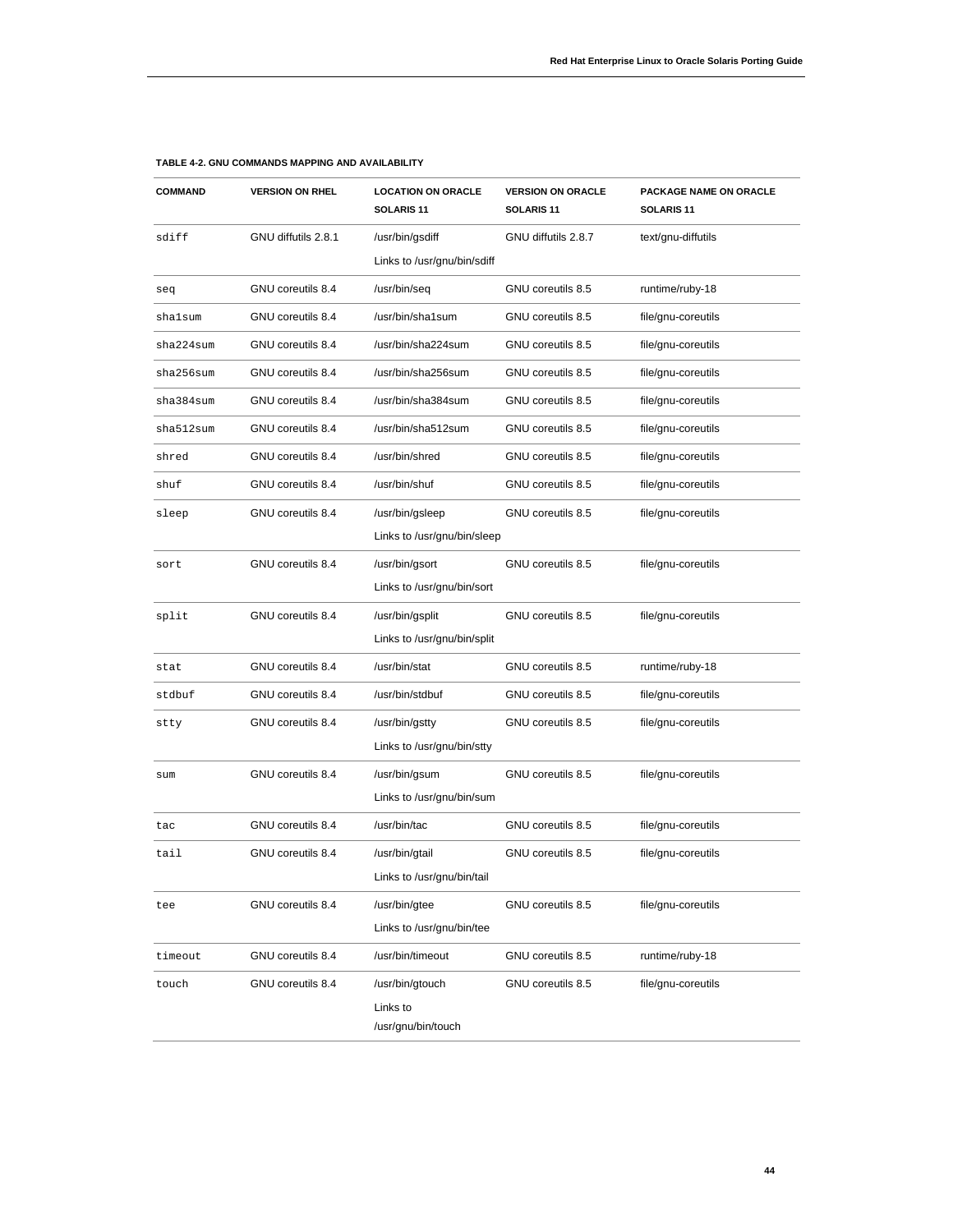**TABLE 4-2. GNU COMMANDS MAPPING AND AVAILABILITY**

| COMMAND | VERSION ON RHEL | LOCATION ON ORACLE SOLARIS 11 | VERSION ON ORACLE SOLARIS 11 | PACKAGE NAME ON ORACLE SOLARIS 11 |
|---|---|---|---|---|
| sdiff | GNU diffutils 2.8.1 | /usr/bin/gsdiff<br>Links to /usr/gnu/bin/sdiff | GNU diffutils 2.8.7 | text/gnu-diffutils |
| seq | GNU coreutils 8.4 | /usr/bin/seq | GNU coreutils 8.5 | runtime/ruby-18 |
| sha1sum | GNU coreutils 8.4 | /usr/bin/sha1sum | GNU coreutils 8.5 | file/gnu-coreutils |
| sha224sum | GNU coreutils 8.4 | /usr/bin/sha224sum | GNU coreutils 8.5 | file/gnu-coreutils |
| sha256sum | GNU coreutils 8.4 | /usr/bin/sha256sum | GNU coreutils 8.5 | file/gnu-coreutils |
| sha384sum | GNU coreutils 8.4 | /usr/bin/sha384sum | GNU coreutils 8.5 | file/gnu-coreutils |
| sha512sum | GNU coreutils 8.4 | /usr/bin/sha512sum | GNU coreutils 8.5 | file/gnu-coreutils |
| shred | GNU coreutils 8.4 | /usr/bin/shred | GNU coreutils 8.5 | file/gnu-coreutils |
| shuf | GNU coreutils 8.4 | /usr/bin/shuf | GNU coreutils 8.5 | file/gnu-coreutils |
| sleep | GNU coreutils 8.4 | /usr/bin/gsleep<br>Links to /usr/gnu/bin/sleep | GNU coreutils 8.5 | file/gnu-coreutils |
| sort | GNU coreutils 8.4 | /usr/bin/gsort<br>Links to /usr/gnu/bin/sort | GNU coreutils 8.5 | file/gnu-coreutils |
| split | GNU coreutils 8.4 | /usr/bin/gsplit<br>Links to /usr/gnu/bin/split | GNU coreutils 8.5 | file/gnu-coreutils |
| stat | GNU coreutils 8.4 | /usr/bin/stat | GNU coreutils 8.5 | runtime/ruby-18 |
| stdbuf | GNU coreutils 8.4 | /usr/bin/stdbuf | GNU coreutils 8.5 | file/gnu-coreutils |
| stty | GNU coreutils 8.4 | /usr/bin/gstty<br>Links to /usr/gnu/bin/stty | GNU coreutils 8.5 | file/gnu-coreutils |
| sum | GNU coreutils 8.4 | /usr/bin/gsum<br>Links to /usr/gnu/bin/sum | GNU coreutils 8.5 | file/gnu-coreutils |
| tac | GNU coreutils 8.4 | /usr/bin/tac | GNU coreutils 8.5 | file/gnu-coreutils |
| tail | GNU coreutils 8.4 | /usr/bin/gtail<br>Links to /usr/gnu/bin/tail | GNU coreutils 8.5 | file/gnu-coreutils |
| tee | GNU coreutils 8.4 | /usr/bin/gtee<br>Links to /usr/gnu/bin/tee | GNU coreutils 8.5 | file/gnu-coreutils |
| timeout | GNU coreutils 8.4 | /usr/bin/timeout | GNU coreutils 8.5 | runtime/ruby-18 |
| touch | GNU coreutils 8.4 | /usr/bin/gtouch<br>Links to /usr/gnu/bin/touch | GNU coreutils 8.5 | file/gnu-coreutils |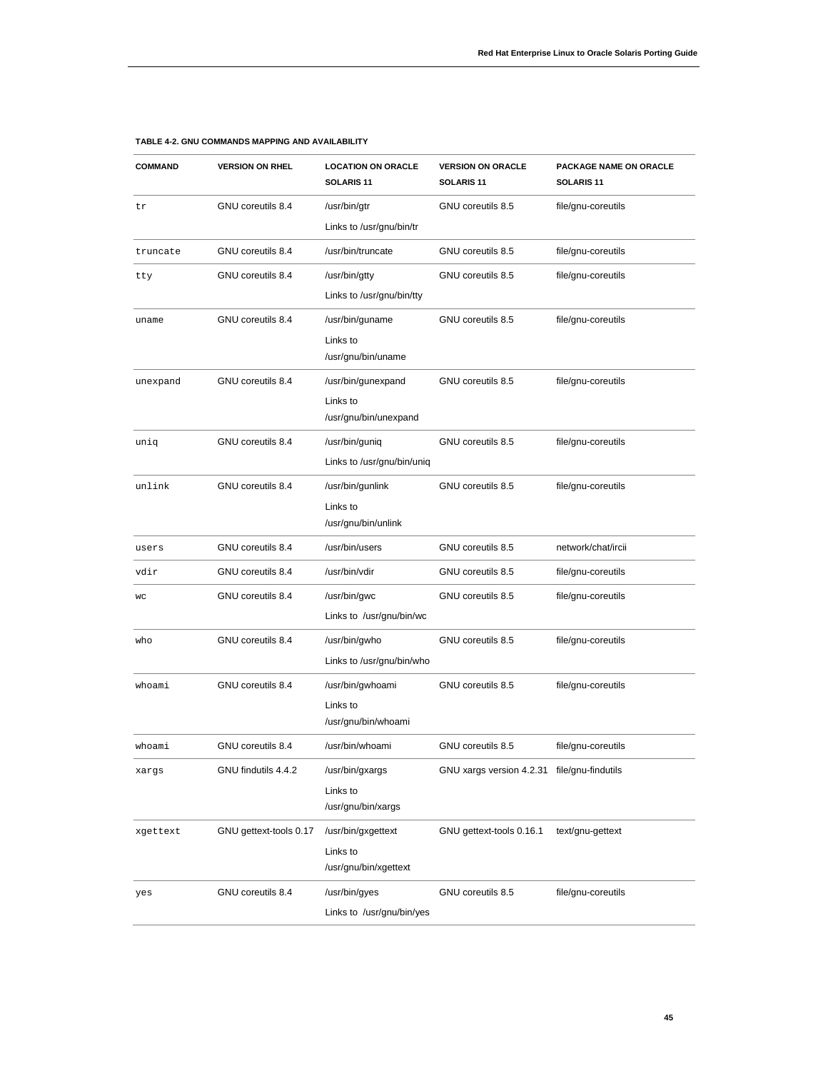**TABLE 4-2. GNU COMMANDS MAPPING AND AVAILABILITY**

| COMMAND | VERSION ON RHEL | LOCATION ON ORACLE SOLARIS 11 | VERSION ON ORACLE SOLARIS 11 | PACKAGE NAME ON ORACLE SOLARIS 11 |
| --- | --- | --- | --- | --- |
| `tr` | GNU coreutils 8.4 | /usr/bin/gtr<br>Links to /usr/gnu/bin/tr | GNU coreutils 8.5 | file/gnu-coreutils |
| `truncate` | GNU coreutils 8.4 | /usr/bin/truncate | GNU coreutils 8.5 | file/gnu-coreutils |
| `tty` | GNU coreutils 8.4 | /usr/bin/gtty<br>Links to /usr/gnu/bin/tty | GNU coreutils 8.5 | file/gnu-coreutils |
| `uname` | GNU coreutils 8.4 | /usr/bin/guname<br>Links to /usr/gnu/bin/uname | GNU coreutils 8.5 | file/gnu-coreutils |
| `unexpand` | GNU coreutils 8.4 | /usr/bin/gunexpand<br>Links to /usr/gnu/bin/unexpand | GNU coreutils 8.5 | file/gnu-coreutils |
| `uniq` | GNU coreutils 8.4 | /usr/bin/guniq<br>Links to /usr/gnu/bin/uniq | GNU coreutils 8.5 | file/gnu-coreutils |
| `unlink` | GNU coreutils 8.4 | /usr/bin/gunlink<br>Links to /usr/gnu/bin/unlink | GNU coreutils 8.5 | file/gnu-coreutils |
| `users` | GNU coreutils 8.4 | /usr/bin/users | GNU coreutils 8.5 | network/chat/ircii |
| `vdir` | GNU coreutils 8.4 | /usr/bin/vdir | GNU coreutils 8.5 | file/gnu-coreutils |
| `wc` | GNU coreutils 8.4 | /usr/bin/gwc<br>Links to /usr/gnu/bin/wc | GNU coreutils 8.5 | file/gnu-coreutils |
| `who` | GNU coreutils 8.4 | /usr/bin/gwho<br>Links to /usr/gnu/bin/who | GNU coreutils 8.5 | file/gnu-coreutils |
| `whoami` | GNU coreutils 8.4 | /usr/bin/gwhoami<br>Links to /usr/gnu/bin/whoami | GNU coreutils 8.5 | file/gnu-coreutils |
| `whoami` | GNU coreutils 8.4 | /usr/bin/whoami | GNU coreutils 8.5 | file/gnu-coreutils |
| `xargs` | GNU findutils 4.4.2 | /usr/bin/gxargs<br>Links to /usr/gnu/bin/xargs | GNU xargs version 4.2.31 | file/gnu-findutils |
| `xgettext` | GNU gettext-tools 0.17 | /usr/bin/gxgettext<br>Links to /usr/gnu/bin/xgettext | GNU gettext-tools 0.16.1 | text/gnu-gettext |
| `yes` | GNU coreutils 8.4 | /usr/bin/gyes<br>Links to /usr/gnu/bin/yes | GNU coreutils 8.5 | file/gnu-coreutils |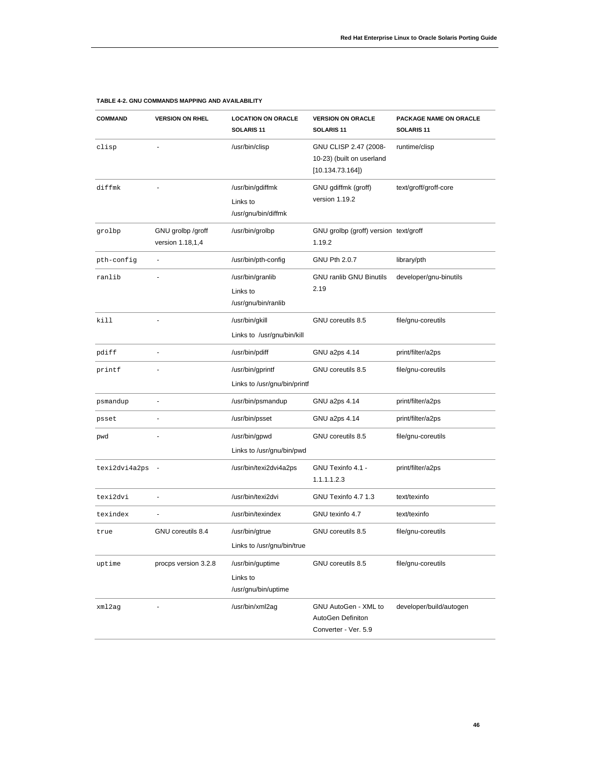**TABLE 4-2. GNU COMMANDS MAPPING AND AVAILABILITY**

| COMMAND | VERSION ON RHEL | LOCATION ON ORACLE SOLARIS 11 | VERSION ON ORACLE SOLARIS 11 | PACKAGE NAME ON ORACLE SOLARIS 11 |
|---|---|---|---|---|
| `clisp` | - | /usr/bin/clisp | GNU CLISP 2.47 (2008-10-23) (built on userland [10.134.73.164]) | runtime/clisp |
| `diffmk` | - | /usr/bin/gdiffmk Links to /usr/gnu/bin/diffmk | GNU gdiffmk (groff) version 1.19.2 | text/groff/groff-core |
| `grolbp` | GNU grolbp /groff version 1.18,1,4 | /usr/bin/grolbp | GNU grolbp (groff) version 1.19.2 | text/groff |
| `pth-config` | - | /usr/bin/pth-config | GNU Pth 2.0.7 | library/pth |
| `ranlib` | - | /usr/bin/granlib Links to /usr/gnu/bin/ranlib | GNU ranlib GNU Binutils 2.19 | developer/gnu-binutils |
| `kill` | - | /usr/bin/gkill Links to /usr/gnu/bin/kill | GNU coreutils 8.5 | file/gnu-coreutils |
| `pdiff` | - | /usr/bin/pdiff | GNU a2ps 4.14 | print/filter/a2ps |
| `printf` | - | /usr/bin/gprintf Links to /usr/gnu/bin/printf | GNU coreutils 8.5 | file/gnu-coreutils |
| `psmandup` | - | /usr/bin/psmandup | GNU a2ps 4.14 | print/filter/a2ps |
| `psset` | - | /usr/bin/psset | GNU a2ps 4.14 | print/filter/a2ps |
| `pwd` | - | /usr/bin/gpwd Links to /usr/gnu/bin/pwd | GNU coreutils 8.5 | file/gnu-coreutils |
| `texi2dvi4a2ps` | - | /usr/bin/texi2dvi4a2ps | GNU Texinfo 4.1 - 1.1.1.1.2.3 | print/filter/a2ps |
| `texi2dvi` | - | /usr/bin/texi2dvi | GNU Texinfo 4.7 1.3 | text/texinfo |
| `texindex` | - | /usr/bin/texindex | GNU texinfo 4.7 | text/texinfo |
| `true` | GNU coreutils 8.4 | /usr/bin/gtrue Links to /usr/gnu/bin/true | GNU coreutils 8.5 | file/gnu-coreutils |
| `uptime` | procps version 3.2.8 | /usr/bin/guptime Links to /usr/gnu/bin/uptime | GNU coreutils 8.5 | file/gnu-coreutils |
| `xml2ag` | - | /usr/bin/xml2ag | GNU AutoGen - XML to AutoGen Definiton Converter - Ver. 5.9 | developer/build/autogen |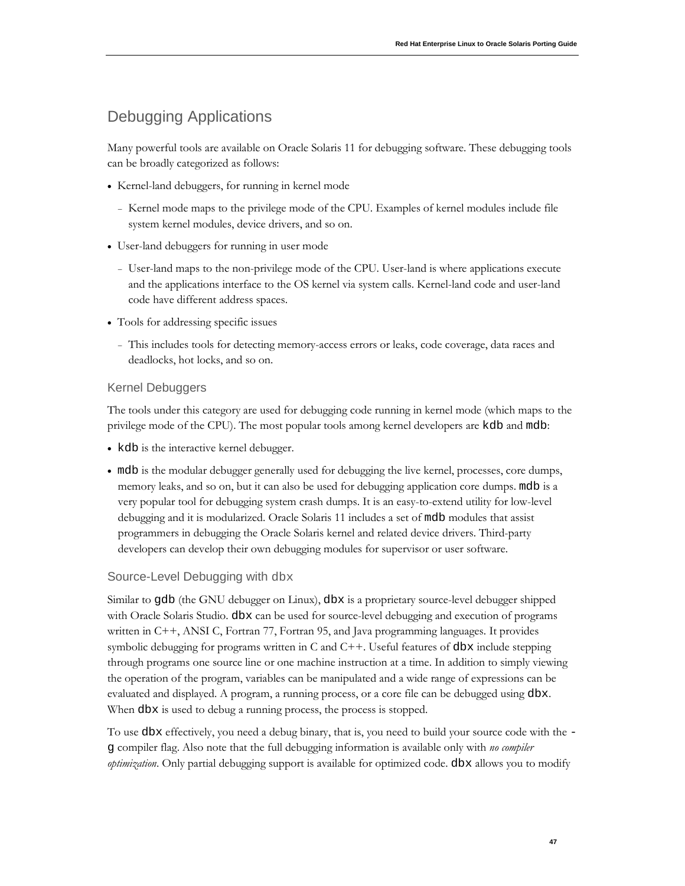## Debugging Applications

Many powerful tools are available on Oracle Solaris 11 for debugging software. These debugging tools can be broadly categorized as follows:

- Kernel-land debuggers, for running in kernel mode
  - Kernel mode maps to the privilege mode of the CPU. Examples of kernel modules include file system kernel modules, device drivers, and so on.
- User-land debuggers for running in user mode
  - User-land maps to the non-privilege mode of the CPU. User-land is where applications execute and the applications interface to the OS kernel via system calls. Kernel-land code and user-land code have different address spaces.
- Tools for addressing specific issues
  - This includes tools for detecting memory-access errors or leaks, code coverage, data races and deadlocks, hot locks, and so on.

### Kernel Debuggers

The tools under this category are used for debugging code running in kernel mode (which maps to the privilege mode of the CPU). The most popular tools among kernel developers are `kdb` and `mdb`:

- `kdb` is the interactive kernel debugger.
- `mdb` is the modular debugger generally used for debugging the live kernel, processes, core dumps, memory leaks, and so on, but it can also be used for debugging application core dumps. `mdb` is a very popular tool for debugging system crash dumps. It is an easy-to-extend utility for low-level debugging and it is modularized. Oracle Solaris 11 includes a set of `mdb` modules that assist programmers in debugging the Oracle Solaris kernel and related device drivers. Third-party developers can develop their own debugging modules for supervisor or user software.

### Source-Level Debugging with dbx

Similar to `gdb` (the GNU debugger on Linux), `dbx` is a proprietary source-level debugger shipped with Oracle Solaris Studio. `dbx` can be used for source-level debugging and execution of programs written in C++, ANSI C, Fortran 77, Fortran 95, and Java programming languages. It provides symbolic debugging for programs written in C and C++. Useful features of `dbx` include stepping through programs one source line or one machine instruction at a time. In addition to simply viewing the operation of the program, variables can be manipulated and a wide range of expressions can be evaluated and displayed. A program, a running process, or a core file can be debugged using `dbx`. When `dbx` is used to debug a running process, the process is stopped.

To use `dbx` effectively, you need a debug binary, that is, you need to build your source code with the `-g` compiler flag. Also note that the full debugging information is available only with *no compiler optimization*. Only partial debugging support is available for optimized code. `dbx` allows you to modify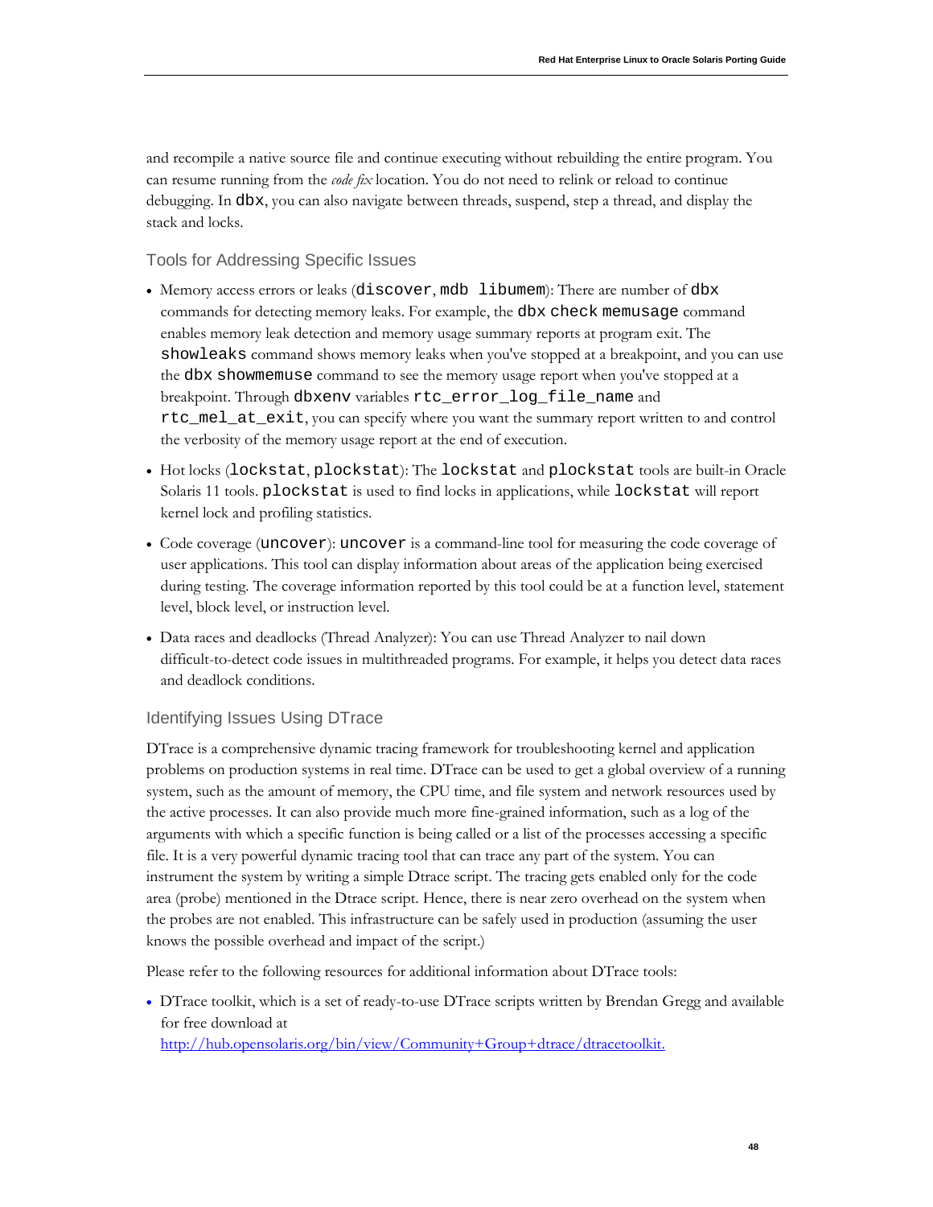and recompile a native source file and continue executing without rebuilding the entire program. You can resume running from the *code fix* location. You do not need to relink or reload to continue debugging. In `dbx`, you can also navigate between threads, suspend, step a thread, and display the stack and locks.

### Tools for Addressing Specific Issues

- Memory access errors or leaks (`discover`, `mdb libumem`): There are number of `dbx` commands for detecting memory leaks. For example, the `dbx check memusage` command enables memory leak detection and memory usage summary reports at program exit. The `showleaks` command shows memory leaks when you've stopped at a breakpoint, and you can use the `dbx showmemuse` command to see the memory usage report when you've stopped at a breakpoint. Through `dbxenv` variables `rtc_error_log_file_name` and `rtc_mel_at_exit`, you can specify where you want the summary report written to and control the verbosity of the memory usage report at the end of execution.
- Hot locks (`lockstat`, `plockstat`): The `lockstat` and `plockstat` tools are built-in Oracle Solaris 11 tools. `plockstat` is used to find locks in applications, while `lockstat` will report kernel lock and profiling statistics.
- Code coverage (`uncover`): `uncover` is a command-line tool for measuring the code coverage of user applications. This tool can display information about areas of the application being exercised during testing. The coverage information reported by this tool could be at a function level, statement level, block level, or instruction level.
- Data races and deadlocks (Thread Analyzer): You can use Thread Analyzer to nail down difficult-to-detect code issues in multithreaded programs. For example, it helps you detect data races and deadlock conditions.

### Identifying Issues Using DTrace

DTrace is a comprehensive dynamic tracing framework for troubleshooting kernel and application problems on production systems in real time. DTrace can be used to get a global overview of a running system, such as the amount of memory, the CPU time, and file system and network resources used by the active processes. It can also provide much more fine-grained information, such as a log of the arguments with which a specific function is being called or a list of the processes accessing a specific file. It is a very powerful dynamic tracing tool that can trace any part of the system. You can instrument the system by writing a simple Dtrace script. The tracing gets enabled only for the code area (probe) mentioned in the Dtrace script. Hence, there is near zero overhead on the system when the probes are not enabled. This infrastructure can be safely used in production (assuming the user knows the possible overhead and impact of the script.)

Please refer to the following resources for additional information about DTrace tools:

- DTrace toolkit, which is a set of ready-to-use DTrace scripts written by Brendan Gregg and available for free download at http://hub.opensolaris.org/bin/view/Community+Group+dtrace/dtracetoolkit.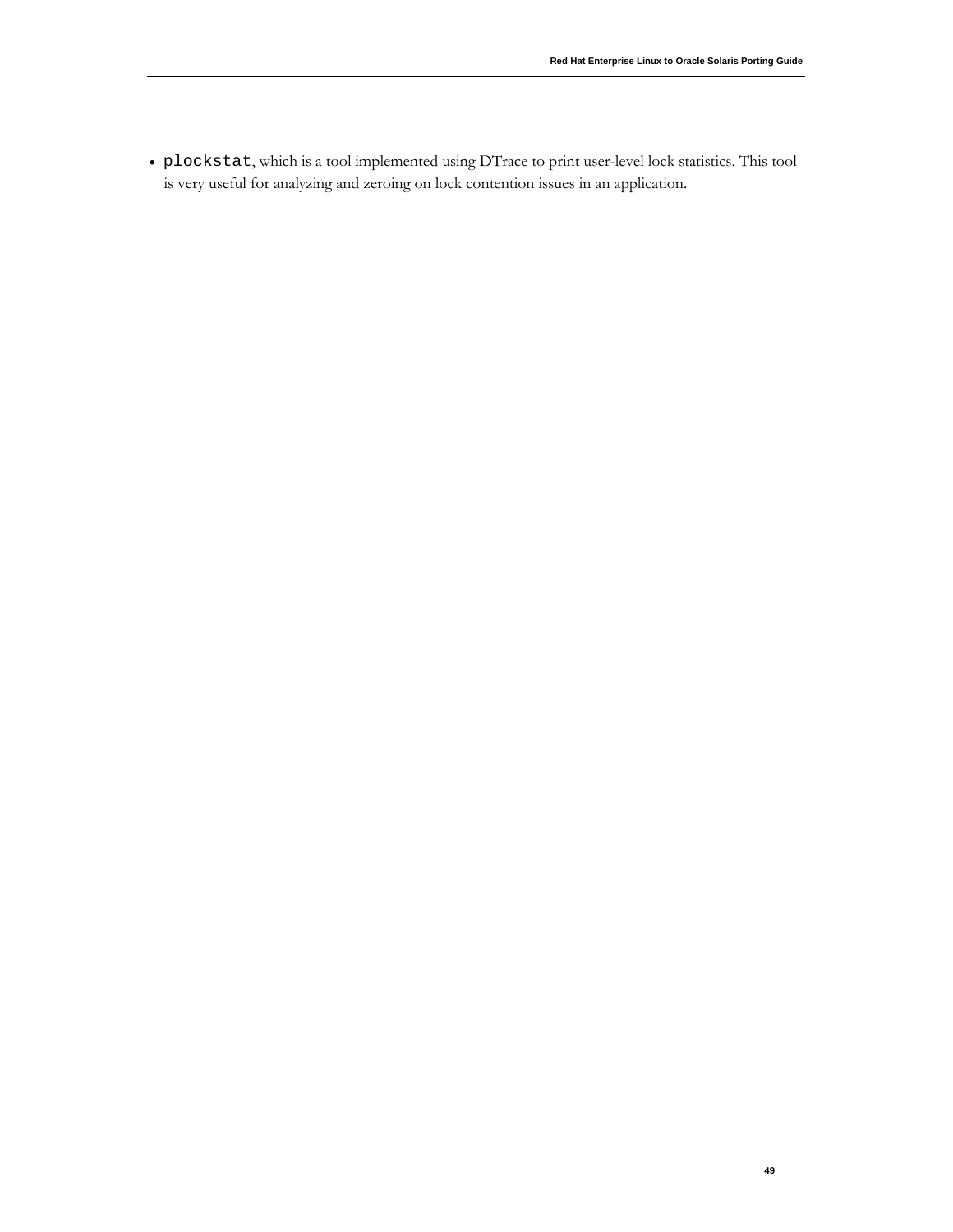- `plockstat`, which is a tool implemented using DTrace to print user-level lock statistics. This tool is very useful for analyzing and zeroing on lock contention issues in an application.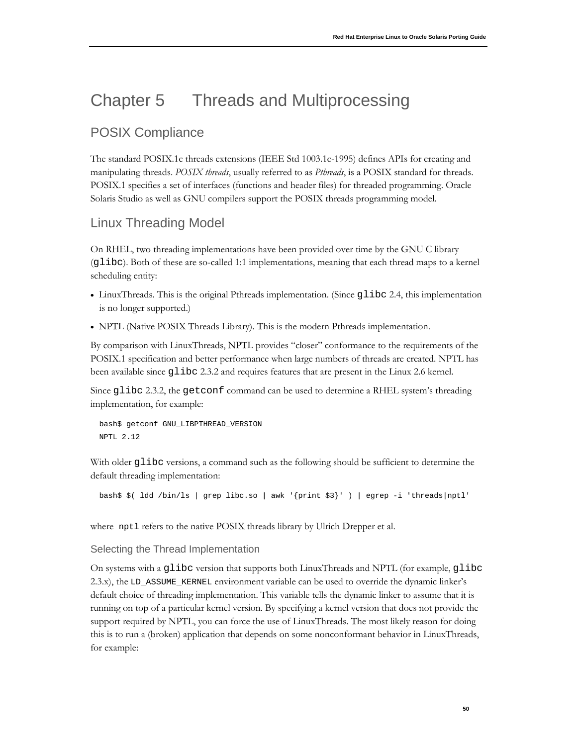# Chapter 5 Threads and Multiprocessing

## POSIX Compliance

The standard POSIX.1c threads extensions (IEEE Std 1003.1c-1995) defines APIs for creating and manipulating threads. *POSIX threads*, usually referred to as *Pthreads*, is a POSIX standard for threads. POSIX.1 specifies a set of interfaces (functions and header files) for threaded programming. Oracle Solaris Studio as well as GNU compilers support the POSIX threads programming model.

## Linux Threading Model

On RHEL, two threading implementations have been provided over time by the GNU C library (`glibc`). Both of these are so-called 1:1 implementations, meaning that each thread maps to a kernel scheduling entity:

- LinuxThreads. This is the original Pthreads implementation. (Since `glibc` 2.4, this implementation is no longer supported.)
- NPTL (Native POSIX Threads Library). This is the modern Pthreads implementation.

By comparison with LinuxThreads, NPTL provides "closer" conformance to the requirements of the POSIX.1 specification and better performance when large numbers of threads are created. NPTL has been available since `glibc` 2.3.2 and requires features that are present in the Linux 2.6 kernel.

Since `glibc` 2.3.2, the `getconf` command can be used to determine a RHEL system's threading implementation, for example:

```
bash$ getconf GNU_LIBPTHREAD_VERSION
NPTL 2.12
```

With older `glibc` versions, a command such as the following should be sufficient to determine the default threading implementation:

```
bash$ $( ldd /bin/ls | grep libc.so | awk '{print $3}' ) | egrep -i 'threads|nptl'
```

where `nptl` refers to the native POSIX threads library by Ulrich Drepper et al.

### Selecting the Thread Implementation

On systems with a `glibc` version that supports both LinuxThreads and NPTL (for example, `glibc` 2.3.x), the `LD_ASSUME_KERNEL` environment variable can be used to override the dynamic linker's default choice of threading implementation. This variable tells the dynamic linker to assume that it is running on top of a particular kernel version. By specifying a kernel version that does not provide the support required by NPTL, you can force the use of LinuxThreads. The most likely reason for doing this is to run a (broken) application that depends on some nonconformant behavior in LinuxThreads, for example: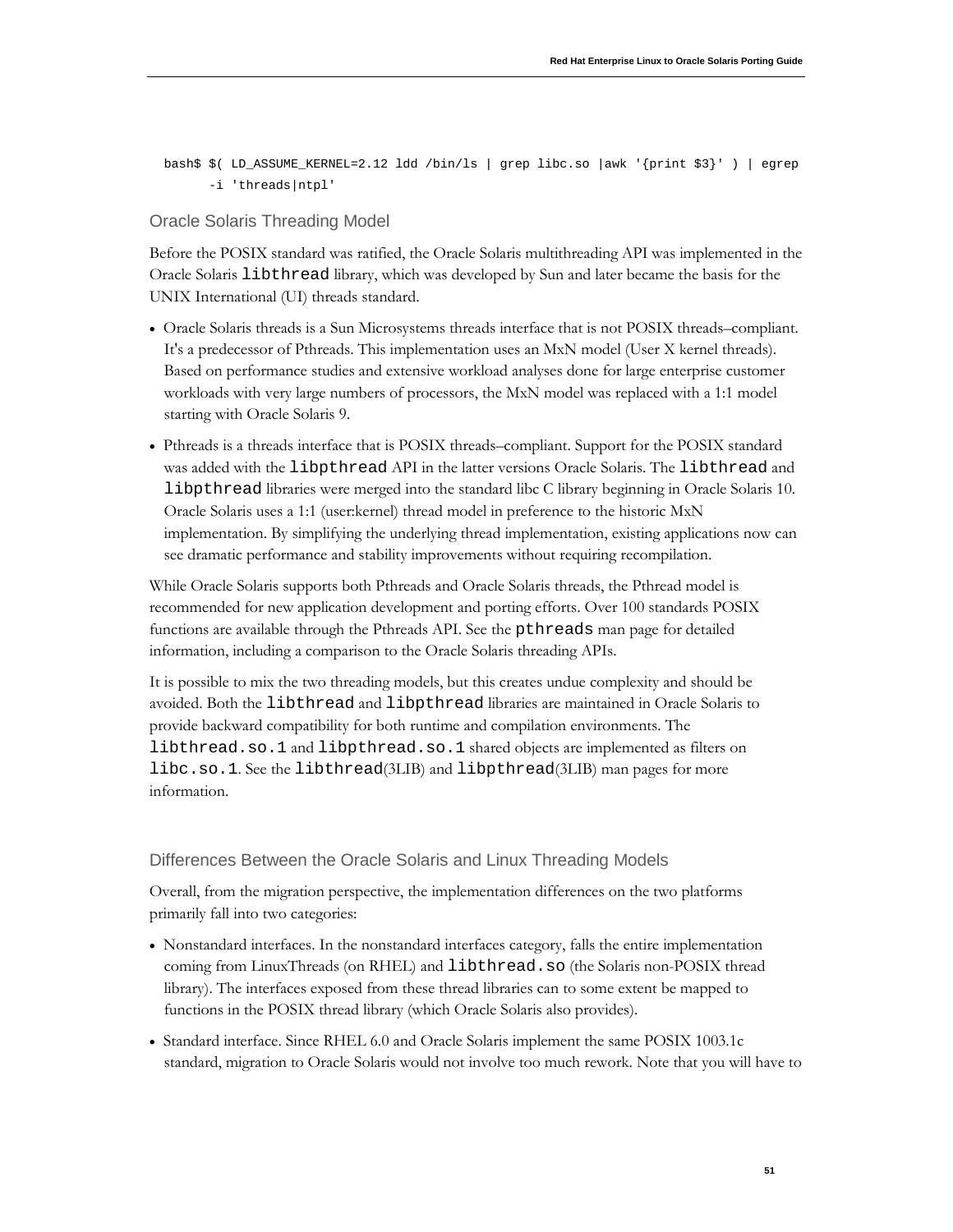```
bash$ $( LD_ASSUME_KERNEL=2.12 ldd /bin/ls | grep libc.so |awk '{print $3}' ) | egrep
      -i 'threads|ntpl'
```

### Oracle Solaris Threading Model

Before the POSIX standard was ratified, the Oracle Solaris multithreading API was implemented in the Oracle Solaris `libthread` library, which was developed by Sun and later became the basis for the UNIX International (UI) threads standard.

- Oracle Solaris threads is a Sun Microsystems threads interface that is not POSIX threads–compliant. It's a predecessor of Pthreads. This implementation uses an MxN model (User X kernel threads). Based on performance studies and extensive workload analyses done for large enterprise customer workloads with very large numbers of processors, the MxN model was replaced with a 1:1 model starting with Oracle Solaris 9.
- Pthreads is a threads interface that is POSIX threads–compliant. Support for the POSIX standard was added with the `libpthread` API in the latter versions Oracle Solaris. The `libthread` and `libpthread` libraries were merged into the standard libc C library beginning in Oracle Solaris 10. Oracle Solaris uses a 1:1 (user:kernel) thread model in preference to the historic MxN implementation. By simplifying the underlying thread implementation, existing applications now can see dramatic performance and stability improvements without requiring recompilation.

While Oracle Solaris supports both Pthreads and Oracle Solaris threads, the Pthread model is recommended for new application development and porting efforts. Over 100 standards POSIX functions are available through the Pthreads API. See the `pthreads` man page for detailed information, including a comparison to the Oracle Solaris threading APIs.

It is possible to mix the two threading models, but this creates undue complexity and should be avoided. Both the `libthread` and `libpthread` libraries are maintained in Oracle Solaris to provide backward compatibility for both runtime and compilation environments. The `libthread.so.1` and `libpthread.so.1` shared objects are implemented as filters on `libc.so.1`. See the `libthread`(3LIB) and `libpthread`(3LIB) man pages for more information.

### Differences Between the Oracle Solaris and Linux Threading Models

Overall, from the migration perspective, the implementation differences on the two platforms primarily fall into two categories:

- Nonstandard interfaces. In the nonstandard interfaces category, falls the entire implementation coming from LinuxThreads (on RHEL) and `libthread.so` (the Solaris non-POSIX thread library). The interfaces exposed from these thread libraries can to some extent be mapped to functions in the POSIX thread library (which Oracle Solaris also provides).
- Standard interface. Since RHEL 6.0 and Oracle Solaris implement the same POSIX 1003.1c standard, migration to Oracle Solaris would not involve too much rework. Note that you will have to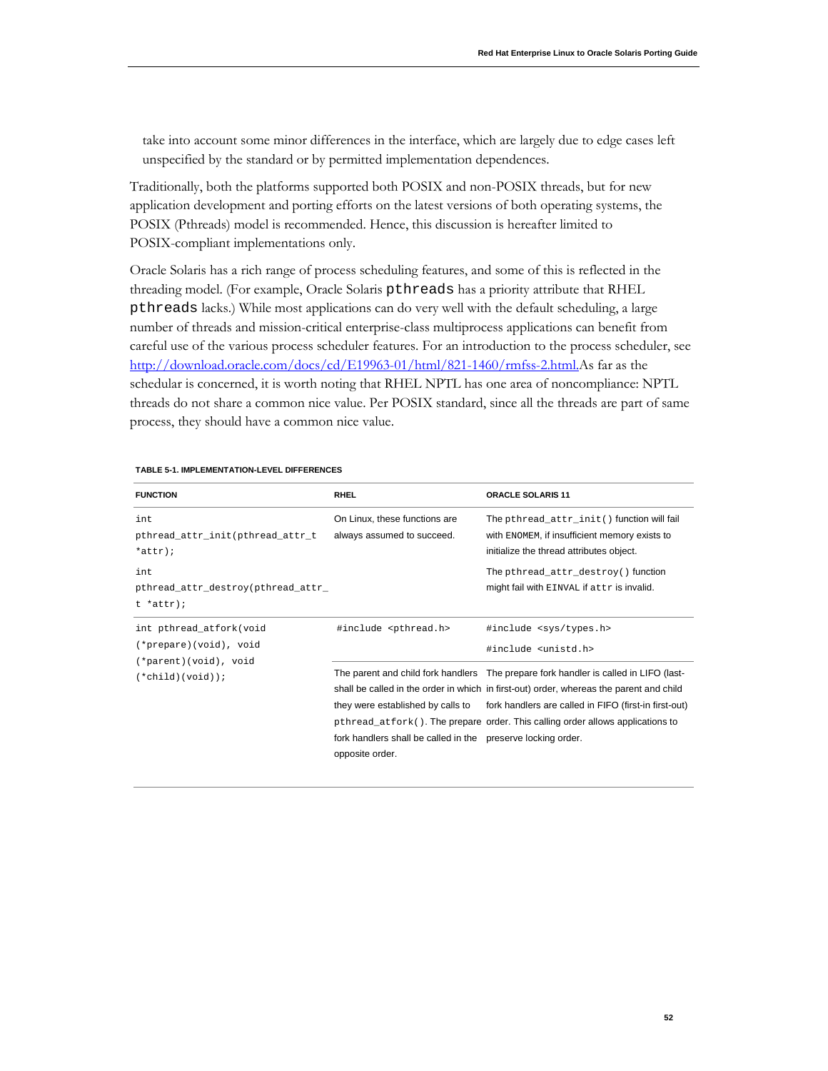take into account some minor differences in the interface, which are largely due to edge cases left unspecified by the standard or by permitted implementation dependences.

Traditionally, both the platforms supported both POSIX and non-POSIX threads, but for new application development and porting efforts on the latest versions of both operating systems, the POSIX (Pthreads) model is recommended. Hence, this discussion is hereafter limited to POSIX-compliant implementations only.

Oracle Solaris has a rich range of process scheduling features, and some of this is reflected in the threading model. (For example, Oracle Solaris `pthreads` has a priority attribute that RHEL `pthreads` lacks.) While most applications can do very well with the default scheduling, a large number of threads and mission-critical enterprise-class multiprocess applications can benefit from careful use of the various process scheduler features. For an introduction to the process scheduler, see [http://download.oracle.com/docs/cd/E19963-01/html/821-1460/rmfss-2.html.](http://download.oracle.com/docs/cd/E19963-01/html/821-1460/rmfss-2.html.)As far as the schedular is concerned, it is worth noting that RHEL NPTL has one area of noncompliance: NPTL threads do not share a common nice value. Per POSIX standard, since all the threads are part of same process, they should have a common nice value.

**TABLE 5-1. IMPLEMENTATION-LEVEL DIFFERENCES**

| FUNCTION | RHEL | ORACLE SOLARIS 11 |
|---|---|---|
| `int pthread_attr_init(pthread_attr_t *attr);` <br> `int pthread_attr_destroy(pthread_attr_t *attr);` | On Linux, these functions are always assumed to succeed. | The `pthread_attr_init()` function will fail with `ENOMEM`, if insufficient memory exists to initialize the thread attributes object. <br> The `pthread_attr_destroy()` function might fail with `EINVAL` if `attr` is invalid. |
| `int pthread_atfork(void (*prepare)(void), void (*parent)(void), void (*child)(void));` | `#include <pthread.h>` | `#include <sys/types.h>` <br> `#include <unistd.h>` |
| | The parent and child fork handlers shall be called in the order in which they were established by calls to `pthread_atfork()`. The prepare fork handlers shall be called in the opposite order. | The prepare fork handler is called in LIFO (last-in first-out) order, whereas the parent and child fork handlers are called in FIFO (first-in first-out) order. This calling order allows applications to preserve locking order. |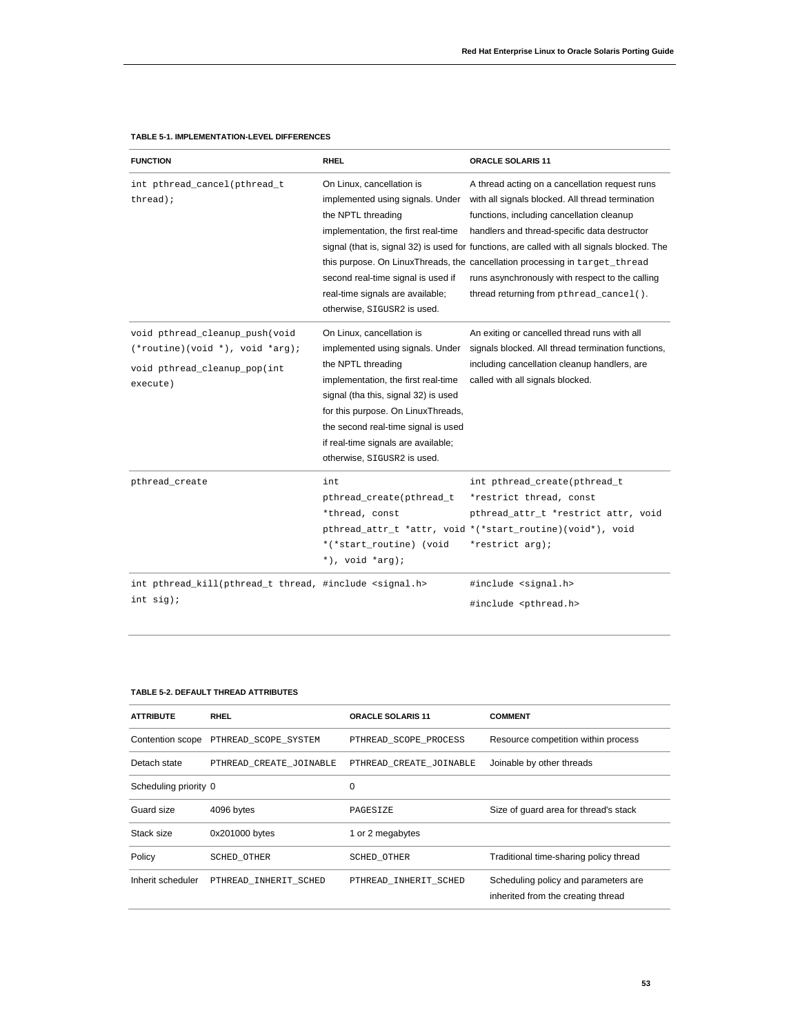**TABLE 5-1. IMPLEMENTATION-LEVEL DIFFERENCES**

| FUNCTION | RHEL | ORACLE SOLARIS 11 |
| --- | --- | --- |
| `int pthread_cancel(pthread_t thread);` | On Linux, cancellation is implemented using signals. Under the NPTL threading implementation, the first real-time signal (that is, signal 32) is used for this purpose. On LinuxThreads, the second real-time signal is used if real-time signals are available; otherwise, `SIGUSR2` is used. | A thread acting on a cancellation request runs with all signals blocked. All thread termination functions, including cancellation cleanup handlers and thread-specific data destructor functions, are called with all signals blocked. The cancellation processing in `target_thread` runs asynchronously with respect to the calling thread returning from `pthread_cancel()`. |
| `void pthread_cleanup_push(void (*routine)(void *), void *arg);` `void pthread_cleanup_pop(int execute)` | On Linux, cancellation is implemented using signals. Under the NPTL threading implementation, the first real-time signal (tha this, signal 32) is used for this purpose. On LinuxThreads, the second real-time signal is used if real-time signals are available; otherwise, `SIGUSR2` is used. | An exiting or cancelled thread runs with all signals blocked. All thread termination functions, including cancellation cleanup handlers, are called with all signals blocked. |
| `pthread_create` | `int pthread_create(pthread_t *thread, const pthread_attr_t *attr, void *(*start_routine) (void *), void *arg);` | `int pthread_create(pthread_t *restrict thread, const pthread_attr_t *restrict attr, void *(*start_routine)(void*), void *restrict arg);` |
| `int pthread_kill(pthread_t thread, int sig);` | `#include <signal.h>` | `#include <signal.h>` `#include <pthread.h>` |

**TABLE 5-2. DEFAULT THREAD ATTRIBUTES**

| ATTRIBUTE | RHEL | ORACLE SOLARIS 11 | COMMENT |
| --- | --- | --- | --- |
| Contention scope | `PTHREAD_SCOPE_SYSTEM` | `PTHREAD_SCOPE_PROCESS` | Resource competition within process |
| Detach state | `PTHREAD_CREATE_JOINABLE` | `PTHREAD_CREATE_JOINABLE` | Joinable by other threads |
| Scheduling priority | 0 | 0 | |
| Guard size | 4096 bytes | `PAGESIZE` | Size of guard area for thread's stack |
| Stack size | 0x201000 bytes | 1 or 2 megabytes | |
| Policy | `SCHED_OTHER` | `SCHED_OTHER` | Traditional time-sharing policy thread |
| Inherit scheduler | `PTHREAD_INHERIT_SCHED` | `PTHREAD_INHERIT_SCHED` | Scheduling policy and parameters are inherited from the creating thread |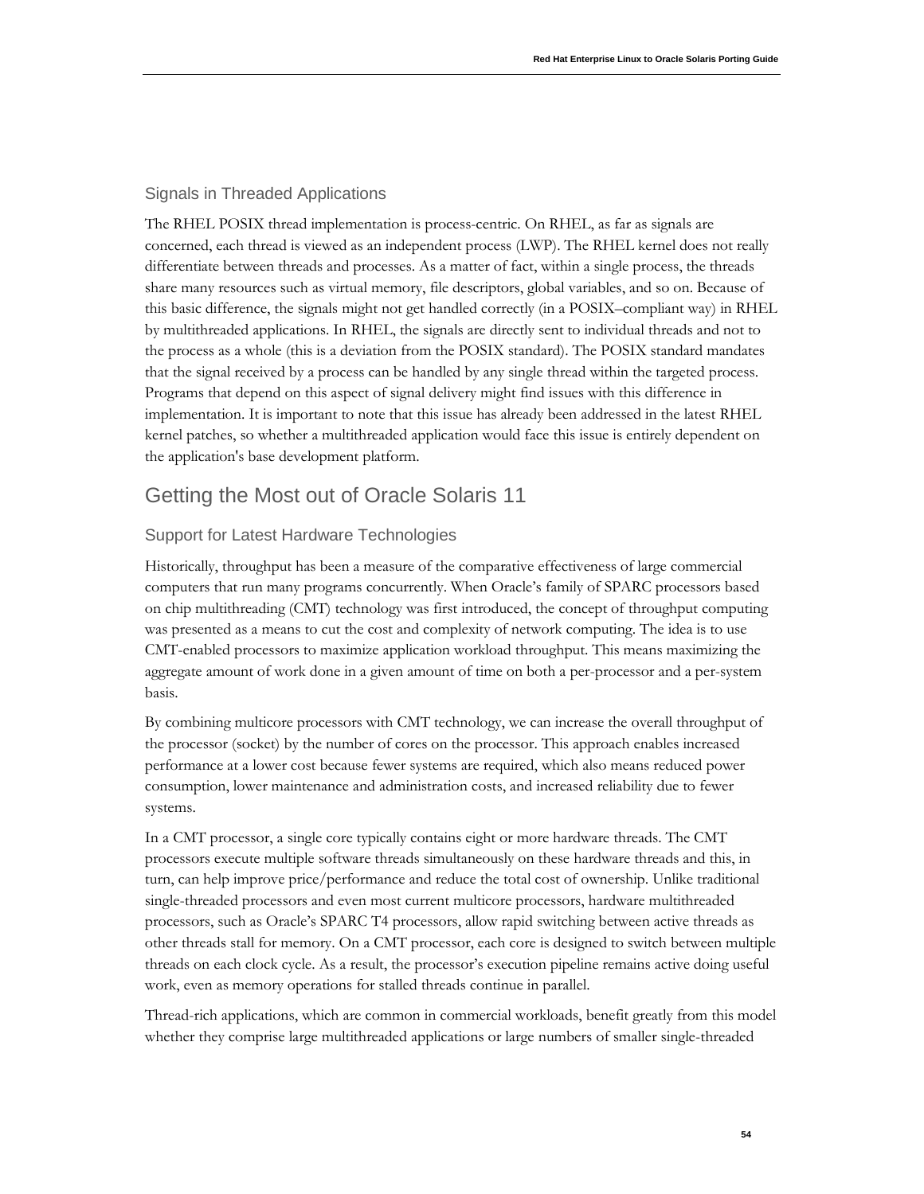### Signals in Threaded Applications

The RHEL POSIX thread implementation is process-centric. On RHEL, as far as signals are concerned, each thread is viewed as an independent process (LWP). The RHEL kernel does not really differentiate between threads and processes. As a matter of fact, within a single process, the threads share many resources such as virtual memory, file descriptors, global variables, and so on. Because of this basic difference, the signals might not get handled correctly (in a POSIX–compliant way) in RHEL by multithreaded applications. In RHEL, the signals are directly sent to individual threads and not to the process as a whole (this is a deviation from the POSIX standard). The POSIX standard mandates that the signal received by a process can be handled by any single thread within the targeted process. Programs that depend on this aspect of signal delivery might find issues with this difference in implementation. It is important to note that this issue has already been addressed in the latest RHEL kernel patches, so whether a multithreaded application would face this issue is entirely dependent on the application's base development platform.

## Getting the Most out of Oracle Solaris 11

### Support for Latest Hardware Technologies

Historically, throughput has been a measure of the comparative effectiveness of large commercial computers that run many programs concurrently. When Oracle's family of SPARC processors based on chip multithreading (CMT) technology was first introduced, the concept of throughput computing was presented as a means to cut the cost and complexity of network computing. The idea is to use CMT-enabled processors to maximize application workload throughput. This means maximizing the aggregate amount of work done in a given amount of time on both a per-processor and a per-system basis.

By combining multicore processors with CMT technology, we can increase the overall throughput of the processor (socket) by the number of cores on the processor. This approach enables increased performance at a lower cost because fewer systems are required, which also means reduced power consumption, lower maintenance and administration costs, and increased reliability due to fewer systems.

In a CMT processor, a single core typically contains eight or more hardware threads. The CMT processors execute multiple software threads simultaneously on these hardware threads and this, in turn, can help improve price/performance and reduce the total cost of ownership. Unlike traditional single-threaded processors and even most current multicore processors, hardware multithreaded processors, such as Oracle's SPARC T4 processors, allow rapid switching between active threads as other threads stall for memory. On a CMT processor, each core is designed to switch between multiple threads on each clock cycle. As a result, the processor's execution pipeline remains active doing useful work, even as memory operations for stalled threads continue in parallel.

Thread-rich applications, which are common in commercial workloads, benefit greatly from this model whether they comprise large multithreaded applications or large numbers of smaller single-threaded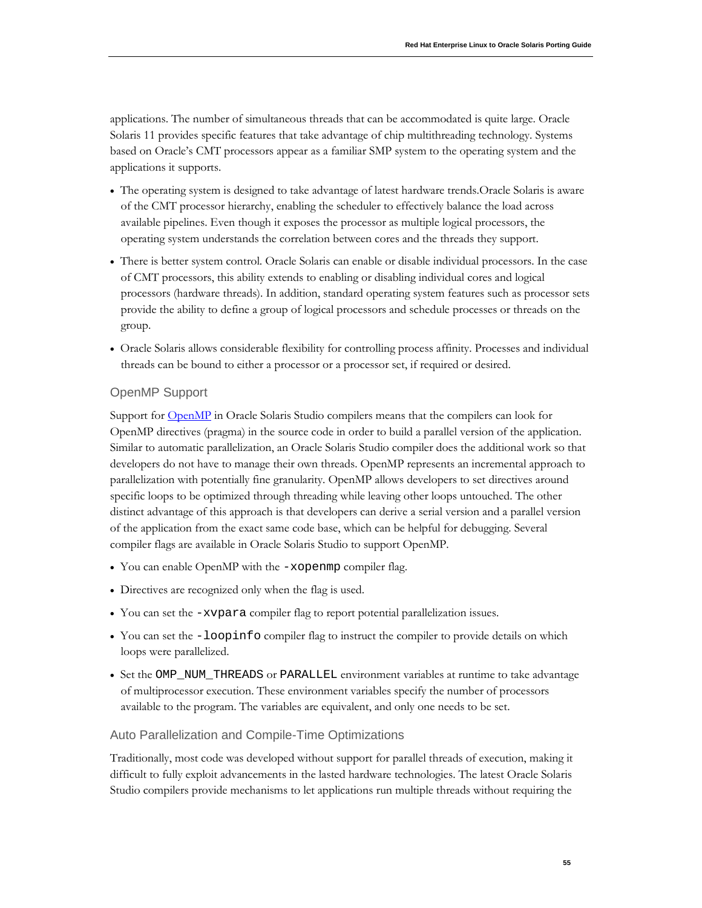applications. The number of simultaneous threads that can be accommodated is quite large. Oracle Solaris 11 provides specific features that take advantage of chip multithreading technology. Systems based on Oracle's CMT processors appear as a familiar SMP system to the operating system and the applications it supports.

- The operating system is designed to take advantage of latest hardware trends.Oracle Solaris is aware of the CMT processor hierarchy, enabling the scheduler to effectively balance the load across available pipelines. Even though it exposes the processor as multiple logical processors, the operating system understands the correlation between cores and the threads they support.
- There is better system control. Oracle Solaris can enable or disable individual processors. In the case of CMT processors, this ability extends to enabling or disabling individual cores and logical processors (hardware threads). In addition, standard operating system features such as processor sets provide the ability to define a group of logical processors and schedule processes or threads on the group.
- Oracle Solaris allows considerable flexibility for controlling process affinity. Processes and individual threads can be bound to either a processor or a processor set, if required or desired.

### OpenMP Support

Support for OpenMP in Oracle Solaris Studio compilers means that the compilers can look for OpenMP directives (pragma) in the source code in order to build a parallel version of the application. Similar to automatic parallelization, an Oracle Solaris Studio compiler does the additional work so that developers do not have to manage their own threads. OpenMP represents an incremental approach to parallelization with potentially fine granularity. OpenMP allows developers to set directives around specific loops to be optimized through threading while leaving other loops untouched. The other distinct advantage of this approach is that developers can derive a serial version and a parallel version of the application from the exact same code base, which can be helpful for debugging. Several compiler flags are available in Oracle Solaris Studio to support OpenMP.

- You can enable OpenMP with the `-xopenmp` compiler flag.
- Directives are recognized only when the flag is used.
- You can set the `-xvpara` compiler flag to report potential parallelization issues.
- You can set the `-loopinfo` compiler flag to instruct the compiler to provide details on which loops were parallelized.
- Set the `OMP_NUM_THREADS` or `PARALLEL` environment variables at runtime to take advantage of multiprocessor execution. These environment variables specify the number of processors available to the program. The variables are equivalent, and only one needs to be set.

### Auto Parallelization and Compile-Time Optimizations

Traditionally, most code was developed without support for parallel threads of execution, making it difficult to fully exploit advancements in the lasted hardware technologies. The latest Oracle Solaris Studio compilers provide mechanisms to let applications run multiple threads without requiring the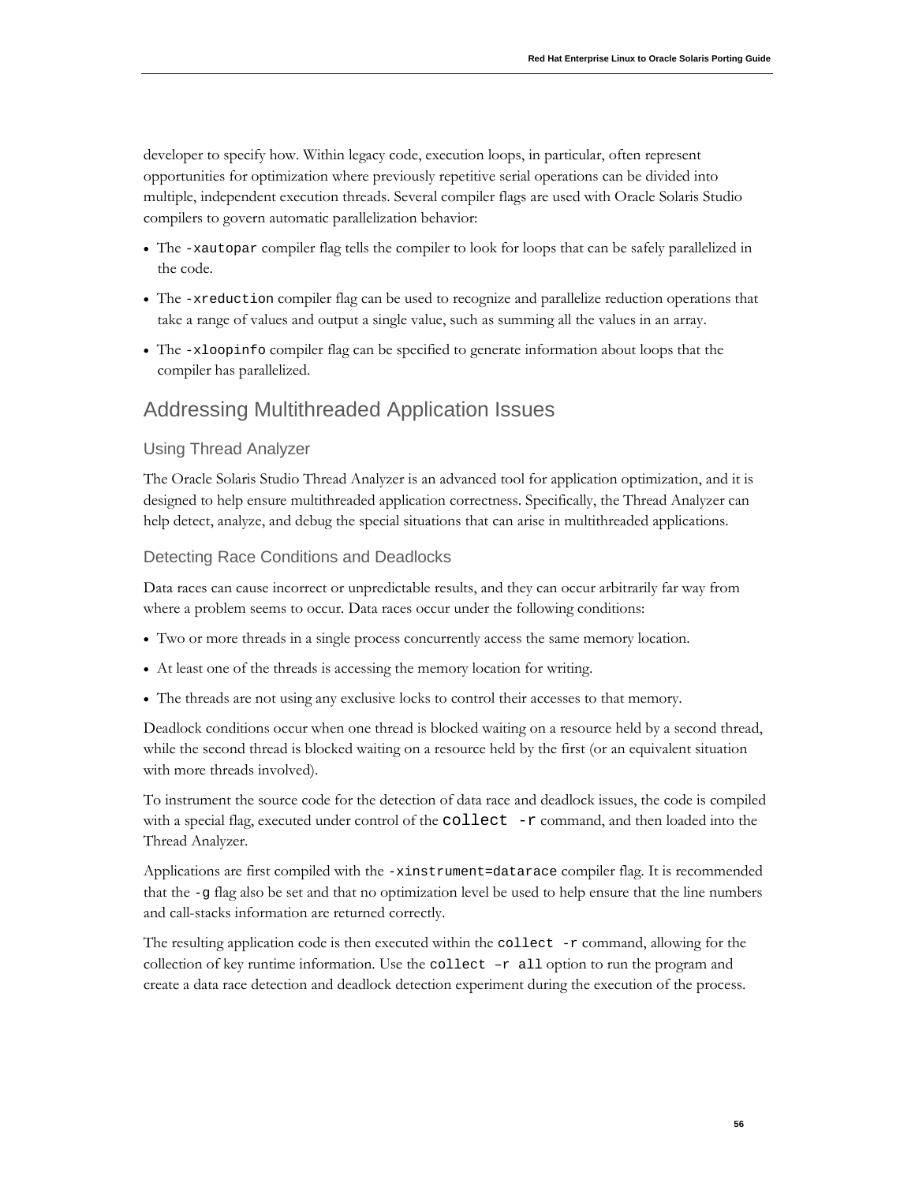developer to specify how. Within legacy code, execution loops, in particular, often represent opportunities for optimization where previously repetitive serial operations can be divided into multiple, independent execution threads. Several compiler flags are used with Oracle Solaris Studio compilers to govern automatic parallelization behavior:

- The `-xautopar` compiler flag tells the compiler to look for loops that can be safely parallelized in the code.
- The `-xreduction` compiler flag can be used to recognize and parallelize reduction operations that take a range of values and output a single value, such as summing all the values in an array.
- The `-xloopinfo` compiler flag can be specified to generate information about loops that the compiler has parallelized.

## Addressing Multithreaded Application Issues

### Using Thread Analyzer

The Oracle Solaris Studio Thread Analyzer is an advanced tool for application optimization, and it is designed to help ensure multithreaded application correctness. Specifically, the Thread Analyzer can help detect, analyze, and debug the special situations that can arise in multithreaded applications.

### Detecting Race Conditions and Deadlocks

Data races can cause incorrect or unpredictable results, and they can occur arbitrarily far way from where a problem seems to occur. Data races occur under the following conditions:

- Two or more threads in a single process concurrently access the same memory location.
- At least one of the threads is accessing the memory location for writing.
- The threads are not using any exclusive locks to control their accesses to that memory.

Deadlock conditions occur when one thread is blocked waiting on a resource held by a second thread, while the second thread is blocked waiting on a resource held by the first (or an equivalent situation with more threads involved).

To instrument the source code for the detection of data race and deadlock issues, the code is compiled with a special flag, executed under control of the `collect -r` command, and then loaded into the Thread Analyzer.

Applications are first compiled with the `-xinstrument=datarace` compiler flag. It is recommended that the `-g` flag also be set and that no optimization level be used to help ensure that the line numbers and call-stacks information are returned correctly.

The resulting application code is then executed within the `collect -r` command, allowing for the collection of key runtime information. Use the `collect –r all` option to run the program and create a data race detection and deadlock detection experiment during the execution of the process.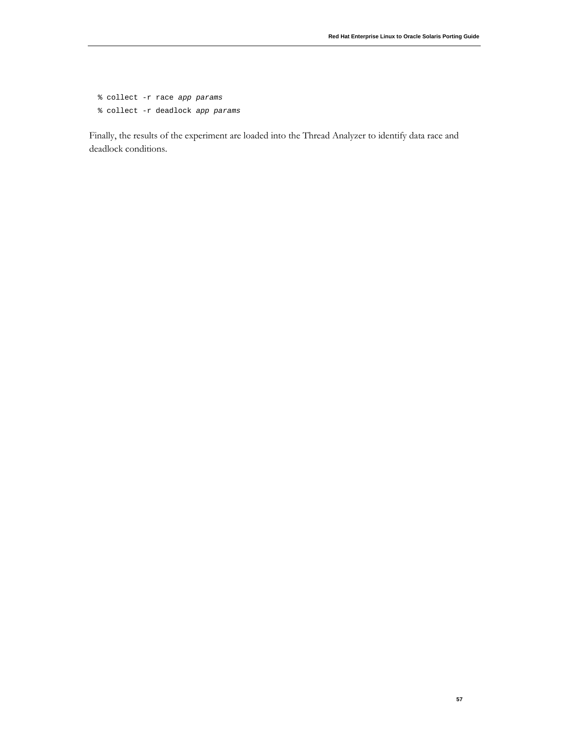```
% collect -r race app params
% collect -r deadlock app params
```

Finally, the results of the experiment are loaded into the Thread Analyzer to identify data race and deadlock conditions.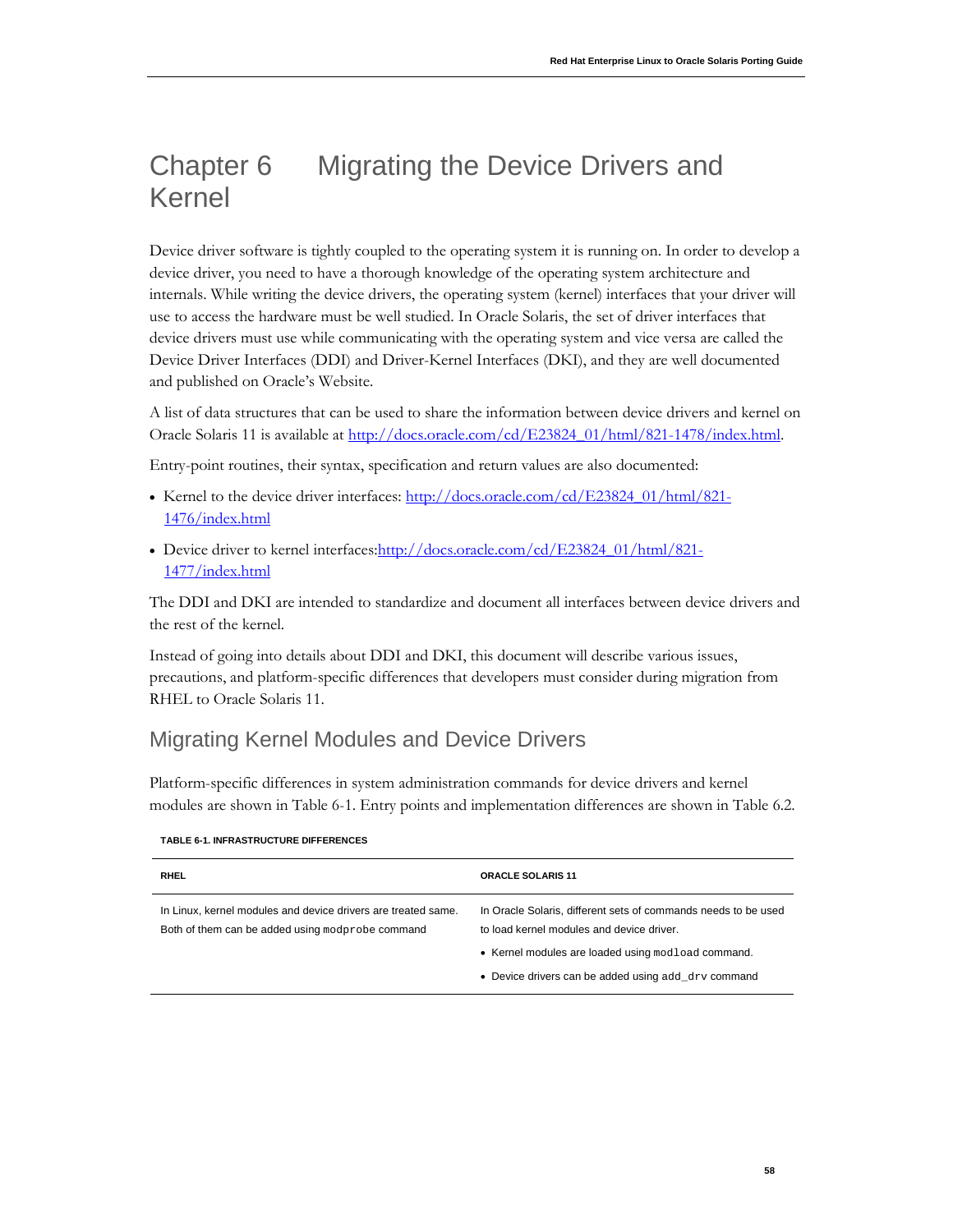# Chapter 6 Migrating the Device Drivers and Kernel

Device driver software is tightly coupled to the operating system it is running on. In order to develop a device driver, you need to have a thorough knowledge of the operating system architecture and internals. While writing the device drivers, the operating system (kernel) interfaces that your driver will use to access the hardware must be well studied. In Oracle Solaris, the set of driver interfaces that device drivers must use while communicating with the operating system and vice versa are called the Device Driver Interfaces (DDI) and Driver-Kernel Interfaces (DKI), and they are well documented and published on Oracle's Website.

A list of data structures that can be used to share the information between device drivers and kernel on Oracle Solaris 11 is available at http://docs.oracle.com/cd/E23824_01/html/821-1478/index.html.

Entry-point routines, their syntax, specification and return values are also documented:

- Kernel to the device driver interfaces: http://docs.oracle.com/cd/E23824_01/html/821-1476/index.html
- Device driver to kernel interfaces:http://docs.oracle.com/cd/E23824_01/html/821-1477/index.html

The DDI and DKI are intended to standardize and document all interfaces between device drivers and the rest of the kernel.

Instead of going into details about DDI and DKI, this document will describe various issues, precautions, and platform-specific differences that developers must consider during migration from RHEL to Oracle Solaris 11.

## Migrating Kernel Modules and Device Drivers

Platform-specific differences in system administration commands for device drivers and kernel modules are shown in Table 6-1. Entry points and implementation differences are shown in Table 6.2.

**TABLE 6-1. INFRASTRUCTURE DIFFERENCES**

| RHEL | ORACLE SOLARIS 11 |
| --- | --- |
| In Linux, kernel modules and device drivers are treated same. Both of them can be added using `modprobe` command | In Oracle Solaris, different sets of commands needs to be used to load kernel modules and device driver.<br>• Kernel modules are loaded using `modload` command.<br>• Device drivers can be added using `add_drv` command |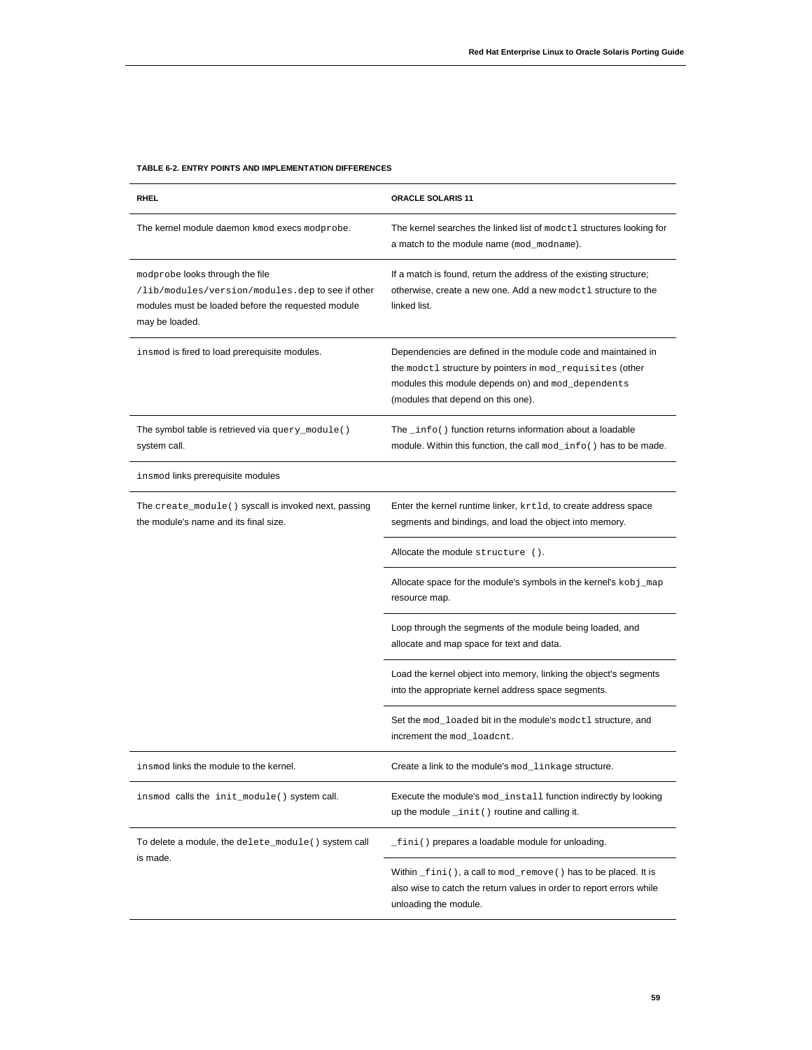**TABLE 6-2. ENTRY POINTS AND IMPLEMENTATION DIFFERENCES**

| RHEL | ORACLE SOLARIS 11 |
| --- | --- |
| The kernel module daemon `kmod` execs `modprobe`. | The kernel searches the linked list of `modctl` structures looking for a match to the module name (`mod_modname`). |
| `modprobe` looks through the file `/lib/modules/version/modules.dep` to see if other modules must be loaded before the requested module may be loaded. | If a match is found, return the address of the existing structure; otherwise, create a new one. Add a new `modctl` structure to the linked list. |
| `insmod` is fired to load prerequisite modules. | Dependencies are defined in the module code and maintained in the `modctl` structure by pointers in `mod_requisites` (other modules this module depends on) and `mod_dependents` (modules that depend on this one). |
| The symbol table is retrieved via `query_module()` system call. | The `_info()` function returns information about a loadable module. Within this function, the call `mod_info()` has to be made. |
| `insmod` links prerequisite modules | |
| The `create_module()` syscall is invoked next, passing the module's name and its final size. | Enter the kernel runtime linker, `krtld`, to create address space segments and bindings, and load the object into memory. |
| | Allocate the module `structure ()`. |
| | Allocate space for the module's symbols in the kernel's `kobj_map` resource map. |
| | Loop through the segments of the module being loaded, and allocate and map space for text and data. |
| | Load the kernel object into memory, linking the object's segments into the appropriate kernel address space segments. |
| | Set the `mod_loaded` bit in the module's `modctl` structure, and increment the `mod_loadcnt`. |
| `insmod` links the module to the kernel. | Create a link to the module's `mod_linkage` structure. |
| `insmod` calls the `init_module()` system call. | Execute the module's `mod_install` function indirectly by looking up the module `_init()` routine and calling it. |
| To delete a module, the `delete_module()` system call is made. | `_fini()` prepares a loadable module for unloading. |
| | Within `_fini()`, a call to `mod_remove()` has to be placed. It is also wise to catch the return values in order to report errors while unloading the module. |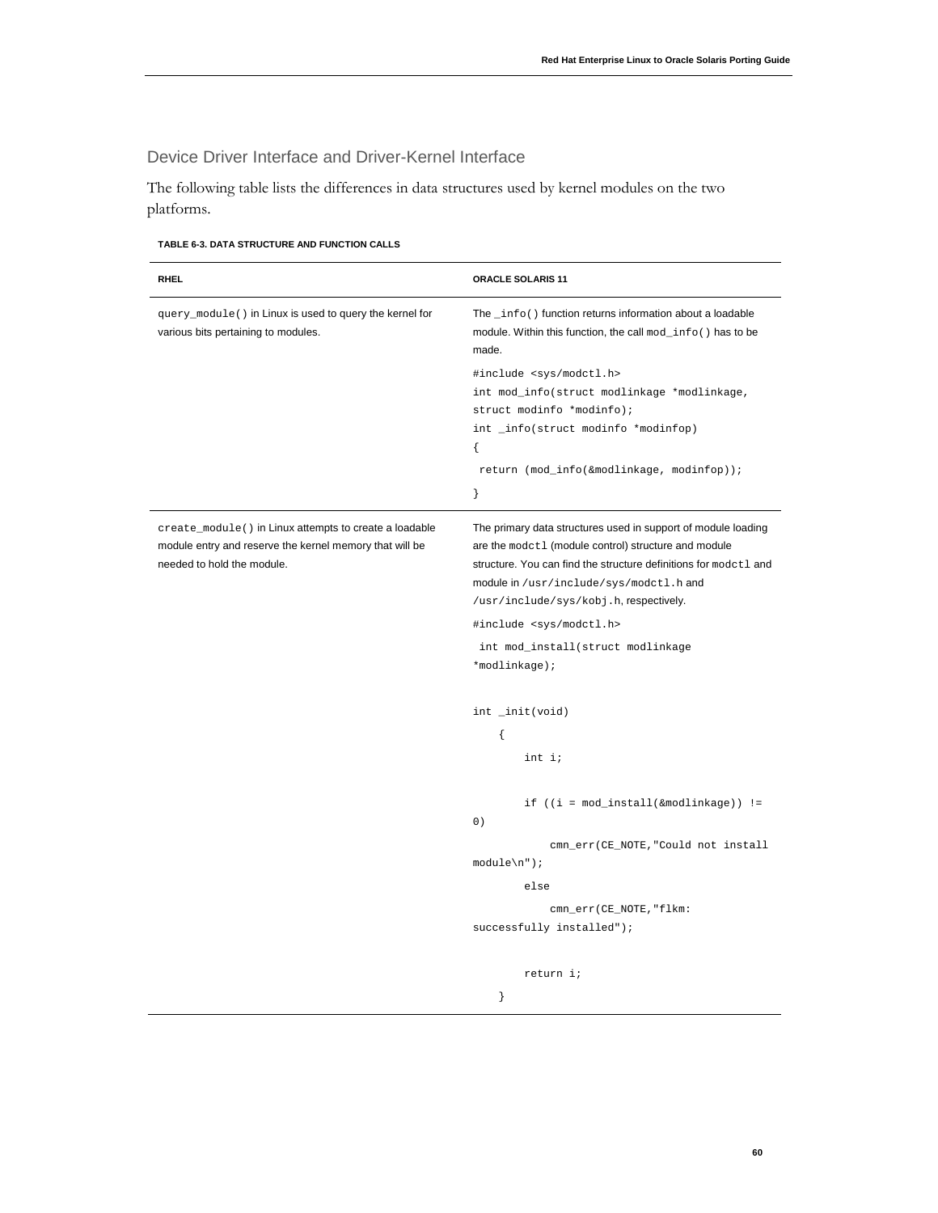## Device Driver Interface and Driver-Kernel Interface

The following table lists the differences in data structures used by kernel modules on the two platforms.

**TABLE 6-3. DATA STRUCTURE AND FUNCTION CALLS**

| RHEL | ORACLE SOLARIS 11 |
|---|---|
| `query_module()` in Linux is used to query the kernel for various bits pertaining to modules. | The `_info()` function returns information about a loadable module. Within this function, the call `mod_info()` has to be made.<br><br>`#include <sys/modctl.h>`<br>`int mod_info(struct modlinkage *modlinkage, struct modinfo *modinfo);`<br>`int _info(struct modinfo *modinfop)`<br>`{`<br>` return (mod_info(&modlinkage, modinfop));`<br>`}` |
| `create_module()` in Linux attempts to create a loadable module entry and reserve the kernel memory that will be needed to hold the module. | The primary data structures used in support of module loading are the `modctl` (module control) structure and module structure. You can find the structure definitions for `modctl` and module in `/usr/include/sys/modctl.h` and `/usr/include/sys/kobj.h`, respectively.<br><br>`#include <sys/modctl.h>`<br>` int mod_install(struct modlinkage *modlinkage);`<br><br>`int _init(void)`<br>`    {`<br>`        int i;`<br><br>`        if ((i = mod_install(&modlinkage)) != 0)`<br>`            cmn_err(CE_NOTE,"Could not install module\n");`<br>`        else`<br>`            cmn_err(CE_NOTE,"flkm: successfully installed");`<br><br>`        return i;`<br>`    }` |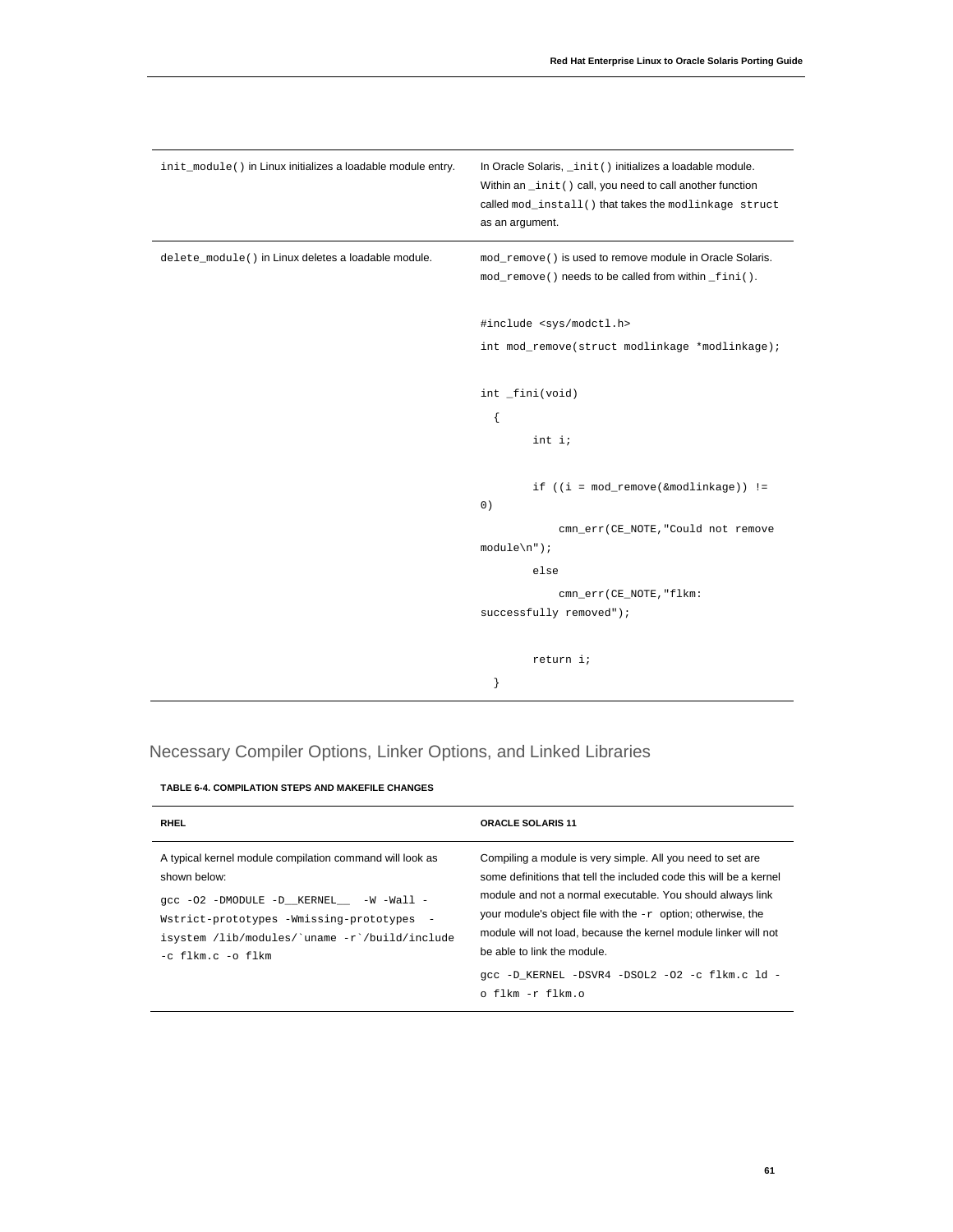| | |
|---|---|
| `init_module()` in Linux initializes a loadable module entry. | In Oracle Solaris, `_init()` initializes a loadable module. Within an `_init()` call, you need to call another function called `mod_install()` that takes the `modlinkage struct` as an argument. |
| `delete_module()` in Linux deletes a loadable module. | `mod_remove()` is used to remove module in Oracle Solaris. `mod_remove()` needs to be called from within `_fini()`.<br><br>`#include <sys/modctl.h>`<br>`int mod_remove(struct modlinkage *modlinkage);`<br><br>`int _fini(void)`<br>`{`<br>`int i;`<br><br>`if ((i = mod_remove(&modlinkage)) != 0)`<br>`cmn_err(CE_NOTE,"Could not remove module\n");`<br>`else`<br>`cmn_err(CE_NOTE,"flkm: successfully removed");`<br><br>`return i;`<br>`}` |

## Necessary Compiler Options, Linker Options, and Linked Libraries

**TABLE 6-4. COMPILATION STEPS AND MAKEFILE CHANGES**

| RHEL | ORACLE SOLARIS 11 |
|---|---|
| A typical kernel module compilation command will look as shown below:<br><br>`gcc -O2 -DMODULE -D__KERNEL__ -W -Wall -Wstrict-prototypes -Wmissing-prototypes -isystem /lib/modules/`uname -r`/build/include -c flkm.c -o flkm` | Compiling a module is very simple. All you need to set are some definitions that tell the included code this will be a kernel module and not a normal executable. You should always link your module's object file with the `-r` option; otherwise, the module will not load, because the kernel module linker will not be able to link the module.<br><br>`gcc -D_KERNEL -DSVR4 -DSOL2 -O2 -c flkm.c ld -o flkm -r flkm.o` |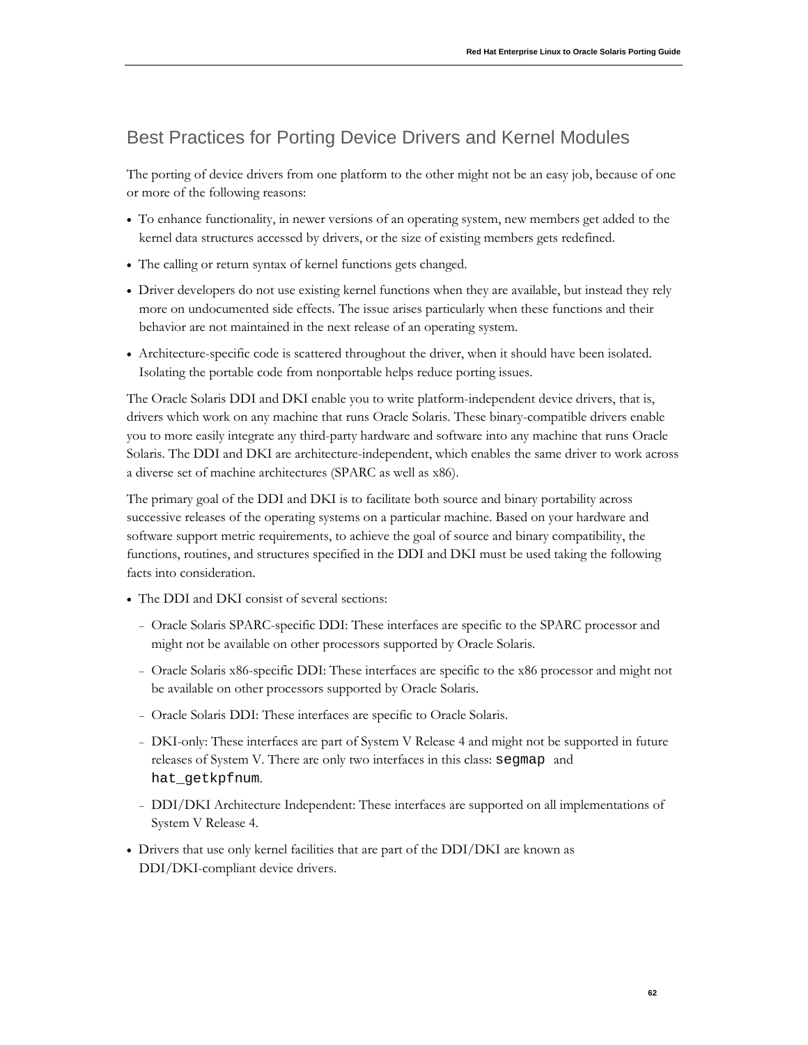## Best Practices for Porting Device Drivers and Kernel Modules

The porting of device drivers from one platform to the other might not be an easy job, because of one or more of the following reasons:

- To enhance functionality, in newer versions of an operating system, new members get added to the kernel data structures accessed by drivers, or the size of existing members gets redefined.
- The calling or return syntax of kernel functions gets changed.
- Driver developers do not use existing kernel functions when they are available, but instead they rely more on undocumented side effects. The issue arises particularly when these functions and their behavior are not maintained in the next release of an operating system.
- Architecture-specific code is scattered throughout the driver, when it should have been isolated. Isolating the portable code from nonportable helps reduce porting issues.

The Oracle Solaris DDI and DKI enable you to write platform-independent device drivers, that is, drivers which work on any machine that runs Oracle Solaris. These binary-compatible drivers enable you to more easily integrate any third-party hardware and software into any machine that runs Oracle Solaris. The DDI and DKI are architecture-independent, which enables the same driver to work across a diverse set of machine architectures (SPARC as well as x86).

The primary goal of the DDI and DKI is to facilitate both source and binary portability across successive releases of the operating systems on a particular machine. Based on your hardware and software support metric requirements, to achieve the goal of source and binary compatibility, the functions, routines, and structures specified in the DDI and DKI must be used taking the following facts into consideration.

- The DDI and DKI consist of several sections:
  - Oracle Solaris SPARC-specific DDI: These interfaces are specific to the SPARC processor and might not be available on other processors supported by Oracle Solaris.
  - Oracle Solaris x86-specific DDI: These interfaces are specific to the x86 processor and might not be available on other processors supported by Oracle Solaris.
  - Oracle Solaris DDI: These interfaces are specific to Oracle Solaris.
  - DKI-only: These interfaces are part of System V Release 4 and might not be supported in future releases of System V. There are only two interfaces in this class: `segmap` and `hat_getkpfnum`.
  - DDI/DKI Architecture Independent: These interfaces are supported on all implementations of System V Release 4.
- Drivers that use only kernel facilities that are part of the DDI/DKI are known as DDI/DKI-compliant device drivers.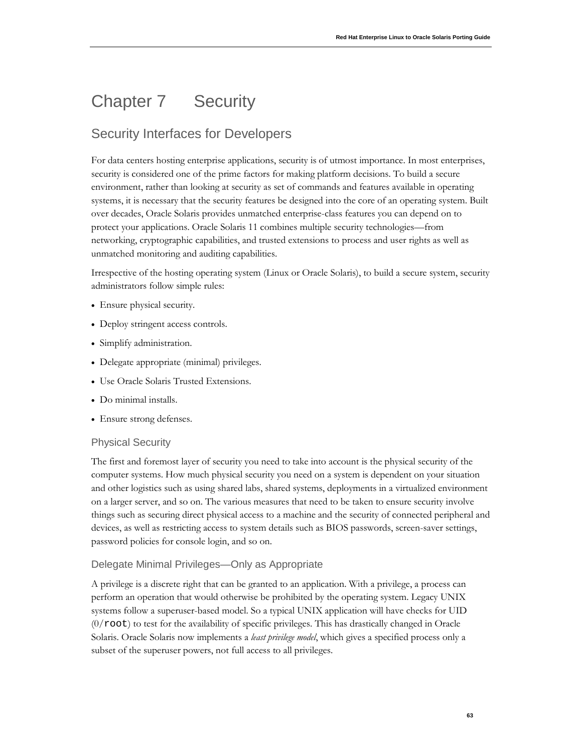# Chapter 7 Security

## Security Interfaces for Developers

For data centers hosting enterprise applications, security is of utmost importance. In most enterprises, security is considered one of the prime factors for making platform decisions. To build a secure environment, rather than looking at security as set of commands and features available in operating systems, it is necessary that the security features be designed into the core of an operating system. Built over decades, Oracle Solaris provides unmatched enterprise-class features you can depend on to protect your applications. Oracle Solaris 11 combines multiple security technologies—from networking, cryptographic capabilities, and trusted extensions to process and user rights as well as unmatched monitoring and auditing capabilities.

Irrespective of the hosting operating system (Linux or Oracle Solaris), to build a secure system, security administrators follow simple rules:

- Ensure physical security.
- Deploy stringent access controls.
- Simplify administration.
- Delegate appropriate (minimal) privileges.
- Use Oracle Solaris Trusted Extensions.
- Do minimal installs.
- Ensure strong defenses.

### Physical Security

The first and foremost layer of security you need to take into account is the physical security of the computer systems. How much physical security you need on a system is dependent on your situation and other logistics such as using shared labs, shared systems, deployments in a virtualized environment on a larger server, and so on. The various measures that need to be taken to ensure security involve things such as securing direct physical access to a machine and the security of connected peripheral and devices, as well as restricting access to system details such as BIOS passwords, screen-saver settings, password policies for console login, and so on.

### Delegate Minimal Privileges—Only as Appropriate

A privilege is a discrete right that can be granted to an application. With a privilege, a process can perform an operation that would otherwise be prohibited by the operating system. Legacy UNIX systems follow a superuser-based model. So a typical UNIX application will have checks for UID (0/`root`) to test for the availability of specific privileges. This has drastically changed in Oracle Solaris. Oracle Solaris now implements a *least privilege model*, which gives a specified process only a subset of the superuser powers, not full access to all privileges.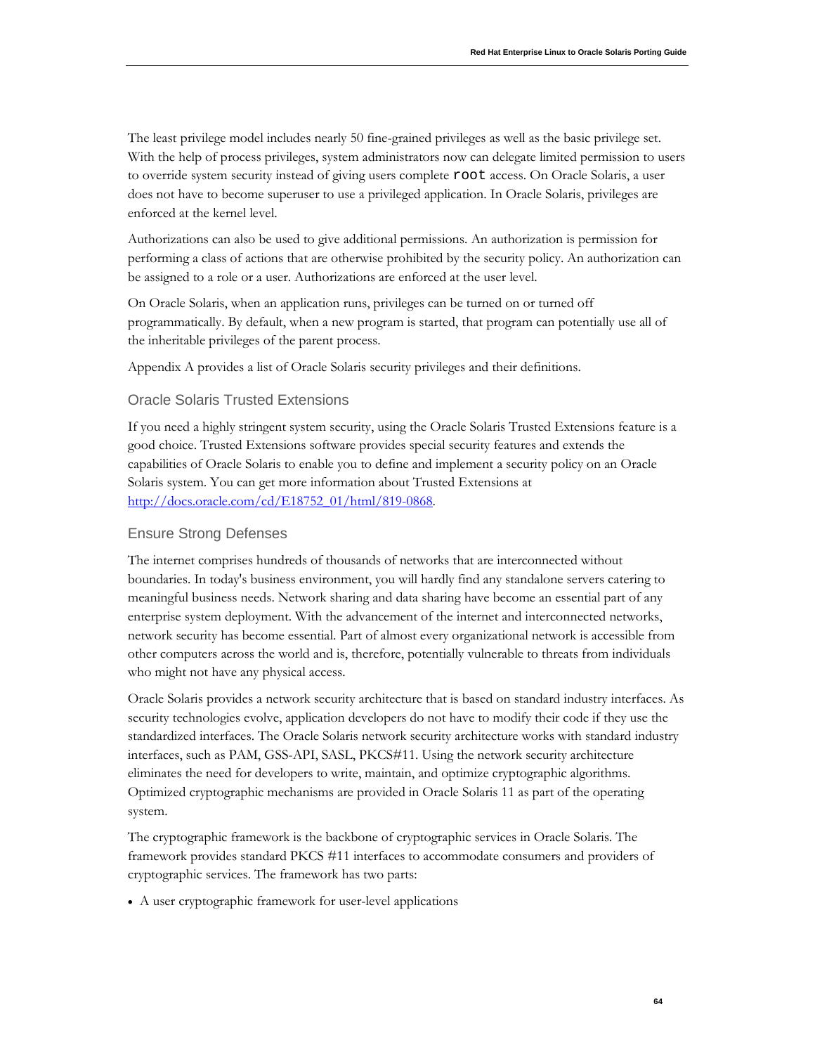The least privilege model includes nearly 50 fine-grained privileges as well as the basic privilege set. With the help of process privileges, system administrators now can delegate limited permission to users to override system security instead of giving users complete `root` access. On Oracle Solaris, a user does not have to become superuser to use a privileged application. In Oracle Solaris, privileges are enforced at the kernel level.

Authorizations can also be used to give additional permissions. An authorization is permission for performing a class of actions that are otherwise prohibited by the security policy. An authorization can be assigned to a role or a user. Authorizations are enforced at the user level.

On Oracle Solaris, when an application runs, privileges can be turned on or turned off programmatically. By default, when a new program is started, that program can potentially use all of the inheritable privileges of the parent process.

Appendix A provides a list of Oracle Solaris security privileges and their definitions.

### Oracle Solaris Trusted Extensions

If you need a highly stringent system security, using the Oracle Solaris Trusted Extensions feature is a good choice. Trusted Extensions software provides special security features and extends the capabilities of Oracle Solaris to enable you to define and implement a security policy on an Oracle Solaris system. You can get more information about Trusted Extensions at [http://docs.oracle.com/cd/E18752_01/html/819-0868](http://docs.oracle.com/cd/E18752_01/html/819-0868).

### Ensure Strong Defenses

The internet comprises hundreds of thousands of networks that are interconnected without boundaries. In today's business environment, you will hardly find any standalone servers catering to meaningful business needs. Network sharing and data sharing have become an essential part of any enterprise system deployment. With the advancement of the internet and interconnected networks, network security has become essential. Part of almost every organizational network is accessible from other computers across the world and is, therefore, potentially vulnerable to threats from individuals who might not have any physical access.

Oracle Solaris provides a network security architecture that is based on standard industry interfaces. As security technologies evolve, application developers do not have to modify their code if they use the standardized interfaces. The Oracle Solaris network security architecture works with standard industry interfaces, such as PAM, GSS-API, SASL, PKCS#11. Using the network security architecture eliminates the need for developers to write, maintain, and optimize cryptographic algorithms. Optimized cryptographic mechanisms are provided in Oracle Solaris 11 as part of the operating system.

The cryptographic framework is the backbone of cryptographic services in Oracle Solaris. The framework provides standard PKCS #11 interfaces to accommodate consumers and providers of cryptographic services. The framework has two parts:

- A user cryptographic framework for user-level applications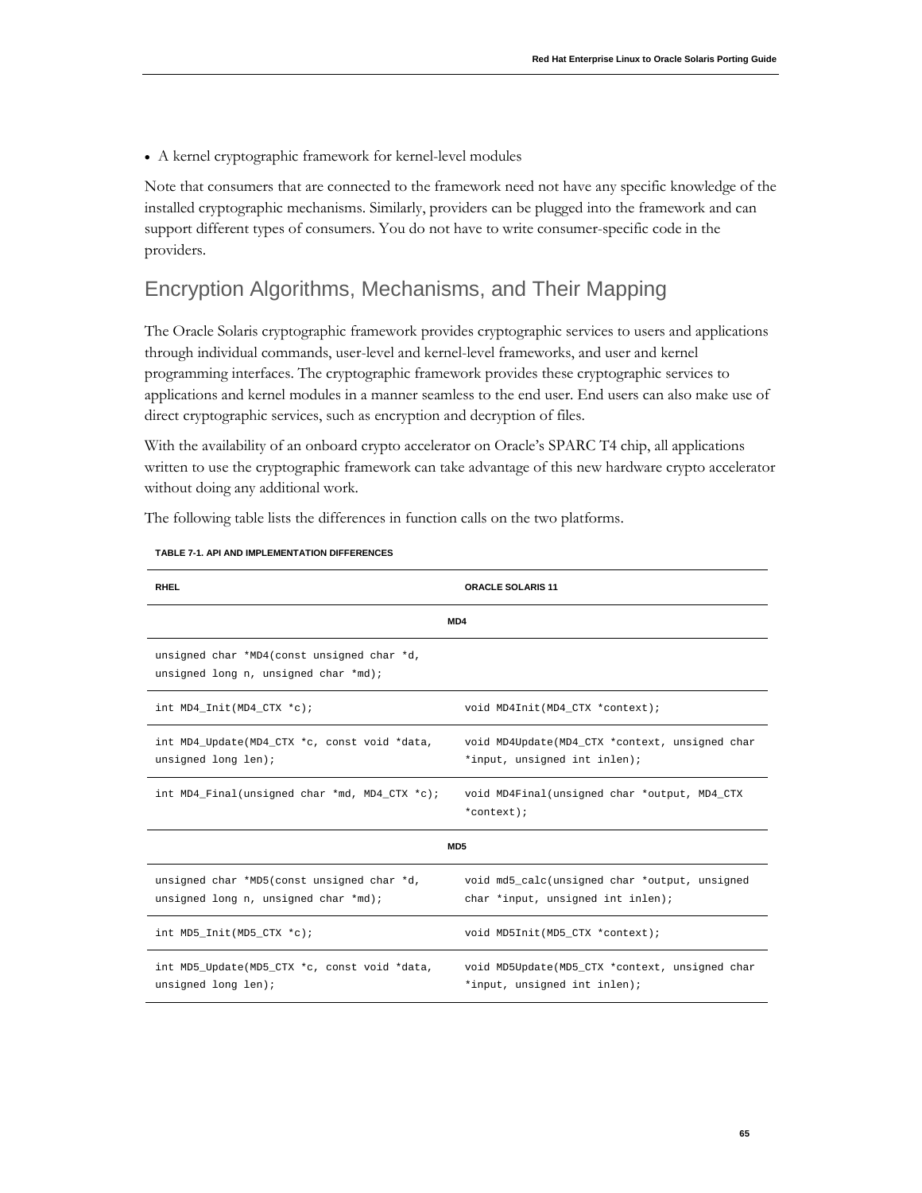- A kernel cryptographic framework for kernel-level modules

Note that consumers that are connected to the framework need not have any specific knowledge of the installed cryptographic mechanisms. Similarly, providers can be plugged into the framework and can support different types of consumers. You do not have to write consumer-specific code in the providers.

## Encryption Algorithms, Mechanisms, and Their Mapping

The Oracle Solaris cryptographic framework provides cryptographic services to users and applications through individual commands, user-level and kernel-level frameworks, and user and kernel programming interfaces. The cryptographic framework provides these cryptographic services to applications and kernel modules in a manner seamless to the end user. End users can also make use of direct cryptographic services, such as encryption and decryption of files.

With the availability of an onboard crypto accelerator on Oracle's SPARC T4 chip, all applications written to use the cryptographic framework can take advantage of this new hardware crypto accelerator without doing any additional work.

The following table lists the differences in function calls on the two platforms.

**TABLE 7-1. API AND IMPLEMENTATION DIFFERENCES**

| RHEL | ORACLE SOLARIS 11 |
|---|---|
| **MD4** | |
| unsigned char *MD4(const unsigned char *d, unsigned long n, unsigned char *md); | |
| int MD4_Init(MD4_CTX *c); | void MD4Init(MD4_CTX *context); |
| int MD4_Update(MD4_CTX *c, const void *data, unsigned long len); | void MD4Update(MD4_CTX *context, unsigned char *input, unsigned int inlen); |
| int MD4_Final(unsigned char *md, MD4_CTX *c); | void MD4Final(unsigned char *output, MD4_CTX *context); |
| **MD5** | |
| unsigned char *MD5(const unsigned char *d, unsigned long n, unsigned char *md); | void md5_calc(unsigned char *output, unsigned char *input, unsigned int inlen); |
| int MD5_Init(MD5_CTX *c); | void MD5Init(MD5_CTX *context); |
| int MD5_Update(MD5_CTX *c, const void *data, unsigned long len); | void MD5Update(MD5_CTX *context, unsigned char *input, unsigned int inlen); |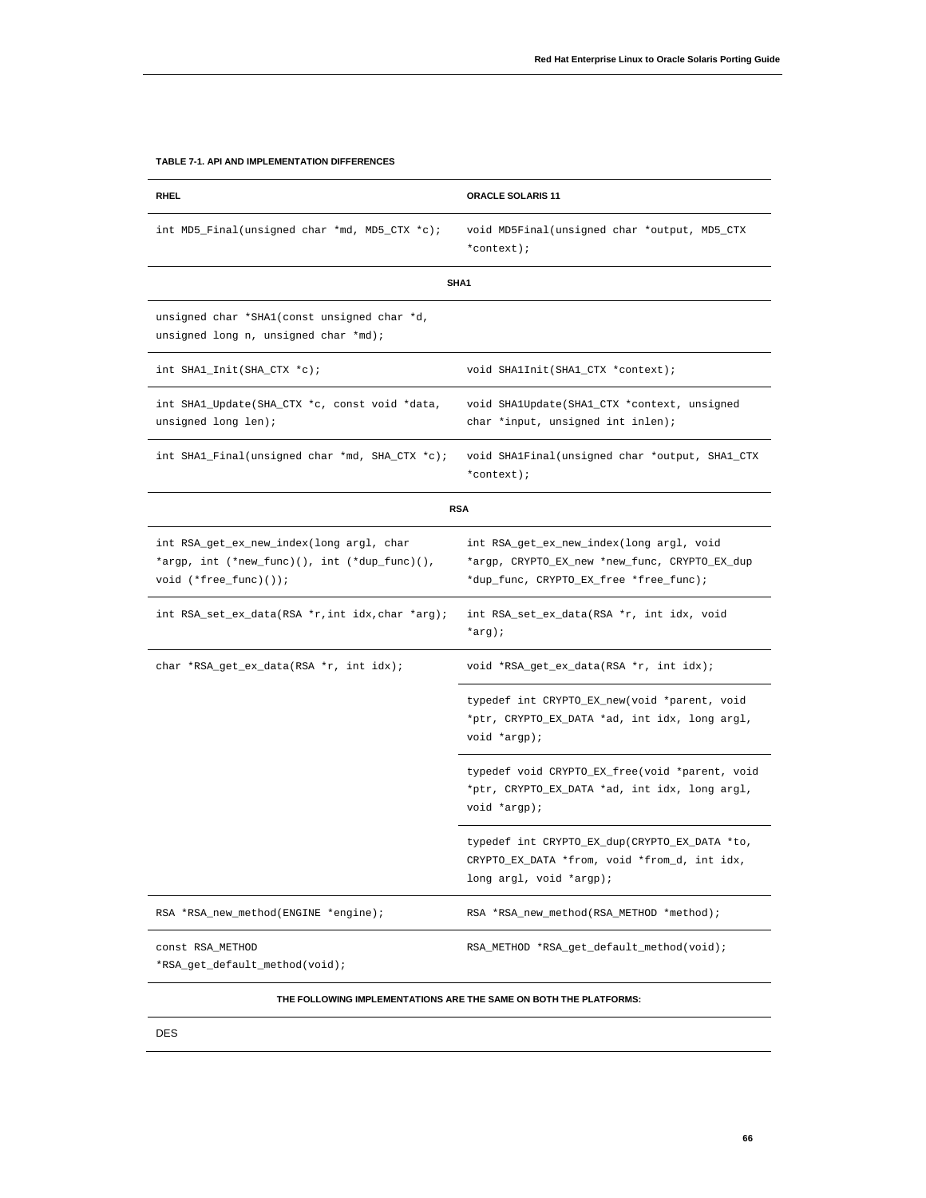**TABLE 7-1. API AND IMPLEMENTATION DIFFERENCES**

| RHEL | ORACLE SOLARIS 11 |
|---|---|
| `int MD5_Final(unsigned char *md, MD5_CTX *c);` | `void MD5Final(unsigned char *output, MD5_CTX *context);` |
| **SHA1** | |
| `unsigned char *SHA1(const unsigned char *d, unsigned long n, unsigned char *md);` | |
| `int SHA1_Init(SHA_CTX *c);` | `void SHA1Init(SHA1_CTX *context);` |
| `int SHA1_Update(SHA_CTX *c, const void *data, unsigned long len);` | `void SHA1Update(SHA1_CTX *context, unsigned char *input, unsigned int inlen);` |
| `int SHA1_Final(unsigned char *md, SHA_CTX *c);` | `void SHA1Final(unsigned char *output, SHA1_CTX *context);` |
| **RSA** | |
| `int RSA_get_ex_new_index(long argl, char *argp, int (*new_func)(), int (*dup_func)(), void (*free_func)());` | `int RSA_get_ex_new_index(long argl, void *argp, CRYPTO_EX_new *new_func, CRYPTO_EX_dup *dup_func, CRYPTO_EX_free *free_func);` |
| `int RSA_set_ex_data(RSA *r,int idx,char *arg);` | `int RSA_set_ex_data(RSA *r, int idx, void *arg);` |
| `char *RSA_get_ex_data(RSA *r, int idx);` | `void *RSA_get_ex_data(RSA *r, int idx);` |
| | `typedef int CRYPTO_EX_new(void *parent, void *ptr, CRYPTO_EX_DATA *ad, int idx, long argl, void *argp);` |
| | `typedef void CRYPTO_EX_free(void *parent, void *ptr, CRYPTO_EX_DATA *ad, int idx, long argl, void *argp);` |
| | `typedef int CRYPTO_EX_dup(CRYPTO_EX_DATA *to, CRYPTO_EX_DATA *from, void *from_d, int idx, long argl, void *argp);` |
| `RSA *RSA_new_method(ENGINE *engine);` | `RSA *RSA_new_method(RSA_METHOD *method);` |
| `const RSA_METHOD *RSA_get_default_method(void);` | `RSA_METHOD *RSA_get_default_method(void);` |
| **THE FOLLOWING IMPLEMENTATIONS ARE THE SAME ON BOTH THE PLATFORMS:** | |
| DES | |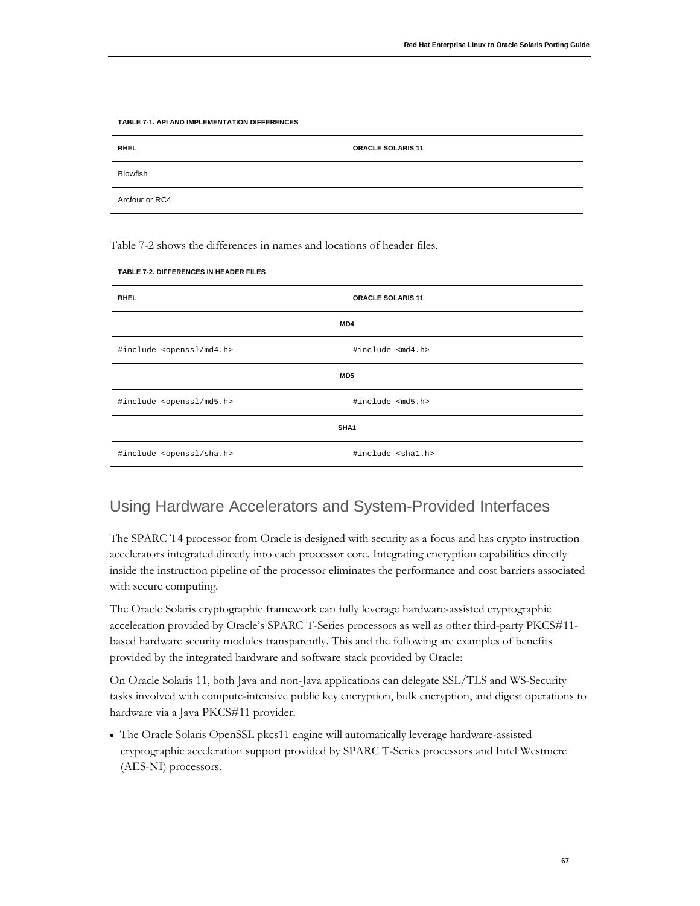**TABLE 7-1. API AND IMPLEMENTATION DIFFERENCES**

| RHEL | ORACLE SOLARIS 11 |
| --- | --- |
| Blowfish | |
| Arcfour or RC4 | |

Table 7-2 shows the differences in names and locations of header files.

**TABLE 7-2. DIFFERENCES IN HEADER FILES**

| RHEL | ORACLE SOLARIS 11 |
| --- | --- |
| **MD4** | |
| `#include <openssl/md4.h>` | `#include <md4.h>` |
| **MD5** | |
| `#include <openssl/md5.h>` | `#include <md5.h>` |
| **SHA1** | |
| `#include <openssl/sha.h>` | `#include <sha1.h>` |

## Using Hardware Accelerators and System-Provided Interfaces

The SPARC T4 processor from Oracle is designed with security as a focus and has crypto instruction accelerators integrated directly into each processor core. Integrating encryption capabilities directly inside the instruction pipeline of the processor eliminates the performance and cost barriers associated with secure computing.

The Oracle Solaris cryptographic framework can fully leverage hardware-assisted cryptographic acceleration provided by Oracle's SPARC T-Series processors as well as other third-party PKCS#11-based hardware security modules transparently. This and the following are examples of benefits provided by the integrated hardware and software stack provided by Oracle:

On Oracle Solaris 11, both Java and non-Java applications can delegate SSL/TLS and WS-Security tasks involved with compute-intensive public key encryption, bulk encryption, and digest operations to hardware via a Java PKCS#11 provider.

- The Oracle Solaris OpenSSL pkcs11 engine will automatically leverage hardware-assisted cryptographic acceleration support provided by SPARC T-Series processors and Intel Westmere (AES-NI) processors.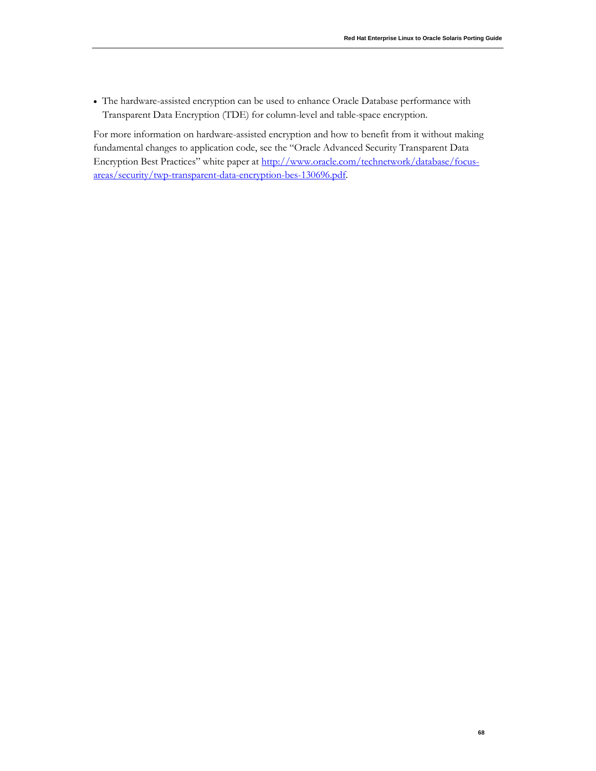- The hardware-assisted encryption can be used to enhance Oracle Database performance with Transparent Data Encryption (TDE) for column-level and table-space encryption.

For more information on hardware-assisted encryption and how to benefit from it without making fundamental changes to application code, see the "Oracle Advanced Security Transparent Data Encryption Best Practices" white paper at [http://www.oracle.com/technetwork/database/focus-areas/security/twp-transparent-data-encryption-bes-130696.pdf](http://www.oracle.com/technetwork/database/focus-areas/security/twp-transparent-data-encryption-bes-130696.pdf).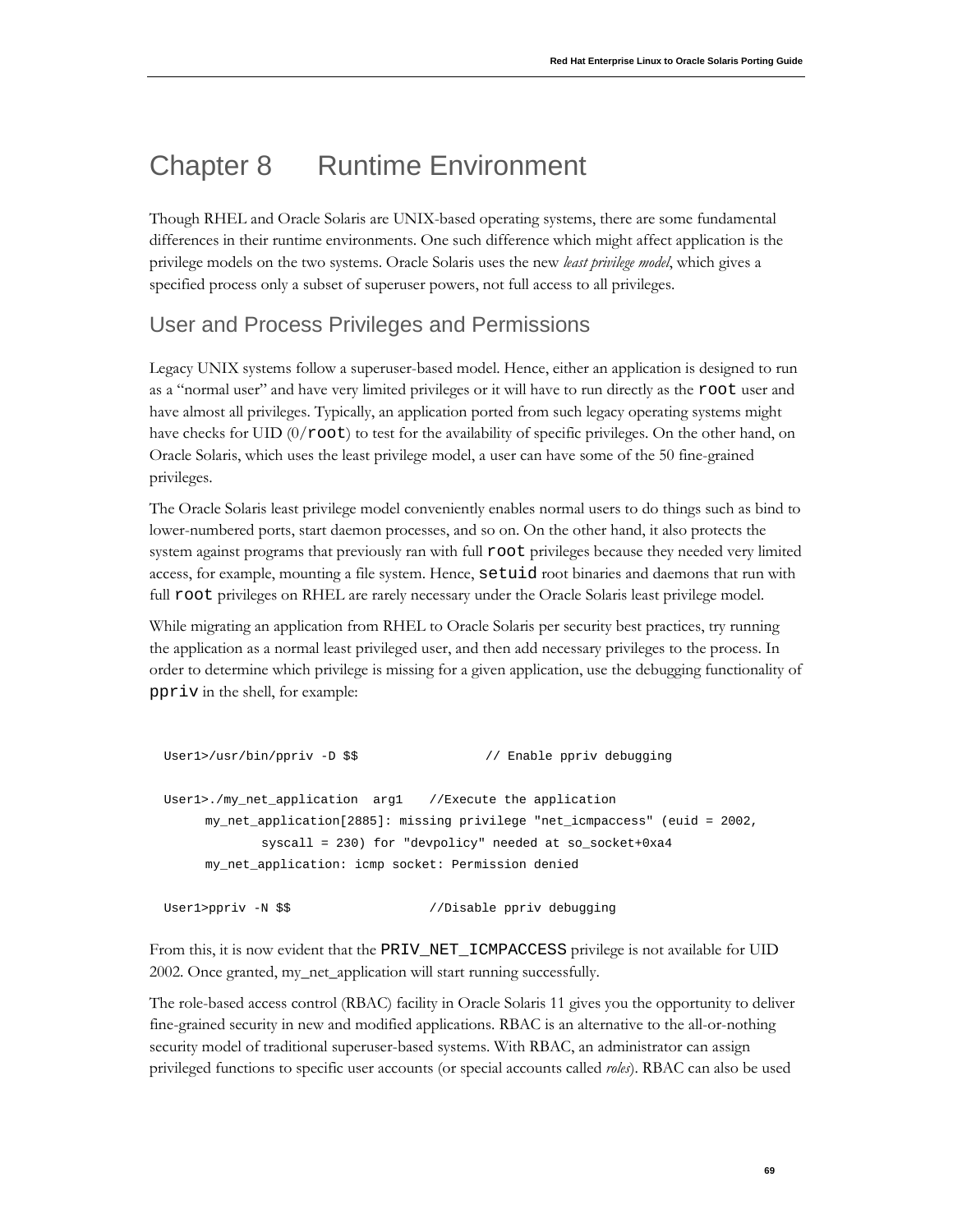# Chapter 8 Runtime Environment

Though RHEL and Oracle Solaris are UNIX-based operating systems, there are some fundamental differences in their runtime environments. One such difference which might affect application is the privilege models on the two systems. Oracle Solaris uses the new *least privilege model*, which gives a specified process only a subset of superuser powers, not full access to all privileges.

## User and Process Privileges and Permissions

Legacy UNIX systems follow a superuser-based model. Hence, either an application is designed to run as a "normal user" and have very limited privileges or it will have to run directly as the `root` user and have almost all privileges. Typically, an application ported from such legacy operating systems might have checks for UID (0/`root`) to test for the availability of specific privileges. On the other hand, on Oracle Solaris, which uses the least privilege model, a user can have some of the 50 fine-grained privileges.

The Oracle Solaris least privilege model conveniently enables normal users to do things such as bind to lower-numbered ports, start daemon processes, and so on. On the other hand, it also protects the system against programs that previously ran with full `root` privileges because they needed very limited access, for example, mounting a file system. Hence, `setuid` root binaries and daemons that run with full `root` privileges on RHEL are rarely necessary under the Oracle Solaris least privilege model.

While migrating an application from RHEL to Oracle Solaris per security best practices, try running the application as a normal least privileged user, and then add necessary privileges to the process. In order to determine which privilege is missing for a given application, use the debugging functionality of `ppriv` in the shell, for example:

```
User1>/usr/bin/ppriv -D $$                // Enable ppriv debugging

User1>./my_net_application  arg1    //Execute the application
      my_net_application[2885]: missing privilege "net_icmpaccess" (euid = 2002,
              syscall = 230) for "devpolicy" needed at so_socket+0xa4
      my_net_application: icmp socket: Permission denied

User1>ppriv -N $$                  //Disable ppriv debugging
```

From this, it is now evident that the `PRIV_NET_ICMPACCESS` privilege is not available for UID 2002. Once granted, my_net_application will start running successfully.

The role-based access control (RBAC) facility in Oracle Solaris 11 gives you the opportunity to deliver fine-grained security in new and modified applications. RBAC is an alternative to the all-or-nothing security model of traditional superuser-based systems. With RBAC, an administrator can assign privileged functions to specific user accounts (or special accounts called *roles*). RBAC can also be used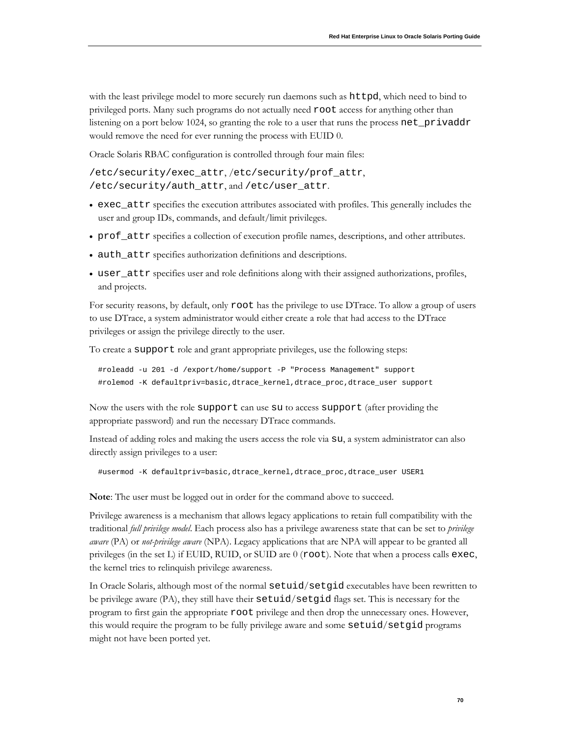with the least privilege model to more securely run daemons such as `httpd`, which need to bind to privileged ports. Many such programs do not actually need `root` access for anything other than listening on a port below 1024, so granting the role to a user that runs the process `net_privaddr` would remove the need for ever running the process with EUID 0.

Oracle Solaris RBAC configuration is controlled through four main files:

`/etc/security/exec_attr`, `/etc/security/prof_attr`, `/etc/security/auth_attr`, and `/etc/user_attr`.

- `exec_attr` specifies the execution attributes associated with profiles. This generally includes the user and group IDs, commands, and default/limit privileges.
- `prof_attr` specifies a collection of execution profile names, descriptions, and other attributes.
- `auth_attr` specifies authorization definitions and descriptions.
- `user_attr` specifies user and role definitions along with their assigned authorizations, profiles, and projects.

For security reasons, by default, only `root` has the privilege to use DTrace. To allow a group of users to use DTrace, a system administrator would either create a role that had access to the DTrace privileges or assign the privilege directly to the user.

To create a `support` role and grant appropriate privileges, use the following steps:

```
#roleadd -u 201 -d /export/home/support -P "Process Management" support
#rolemod -K defaultpriv=basic,dtrace_kernel,dtrace_proc,dtrace_user support
```

Now the users with the role `support` can use `su` to access `support` (after providing the appropriate password) and run the necessary DTrace commands.

Instead of adding roles and making the users access the role via `su`, a system administrator can also directly assign privileges to a user:

```
#usermod -K defaultpriv=basic,dtrace_kernel,dtrace_proc,dtrace_user USER1
```

**Note**: The user must be logged out in order for the command above to succeed.

Privilege awareness is a mechanism that allows legacy applications to retain full compatibility with the traditional *full privilege model*. Each process also has a privilege awareness state that can be set to *privilege aware* (PA) or *not-privilege aware* (NPA). Legacy applications that are NPA will appear to be granted all privileges (in the set L) if EUID, RUID, or SUID are 0 (`root`). Note that when a process calls `exec`, the kernel tries to relinquish privilege awareness.

In Oracle Solaris, although most of the normal `setuid`/`setgid` executables have been rewritten to be privilege aware (PA), they still have their `setuid`/`setgid` flags set. This is necessary for the program to first gain the appropriate `root` privilege and then drop the unnecessary ones. However, this would require the program to be fully privilege aware and some `setuid`/`setgid` programs might not have been ported yet.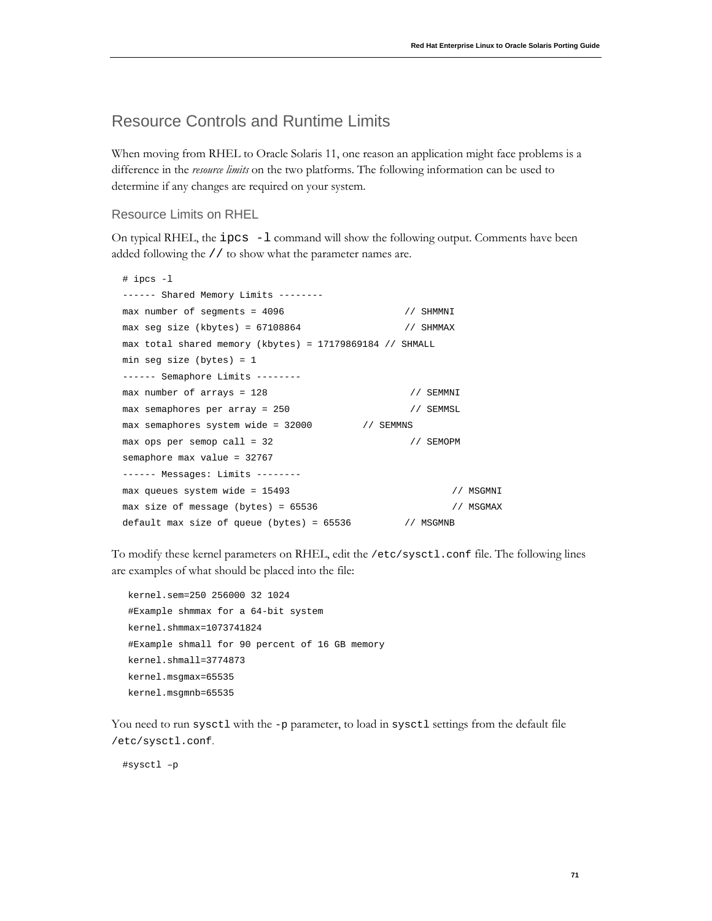## Resource Controls and Runtime Limits

When moving from RHEL to Oracle Solaris 11, one reason an application might face problems is a difference in the *resource limits* on the two platforms. The following information can be used to determine if any changes are required on your system.

### Resource Limits on RHEL

On typical RHEL, the `ipcs -l` command will show the following output. Comments have been added following the `//` to show what the parameter names are.

```
# ipcs -l
------ Shared Memory Limits --------
max number of segments = 4096                      // SHMMNI
max seg size (kbytes) = 67108864                   // SHMMAX
max total shared memory (kbytes) = 17179869184 // SHMALL
min seg size (bytes) = 1
------ Semaphore Limits --------
max number of arrays = 128                          // SEMMNI
max semaphores per array = 250                      // SEMMSL
max semaphores system wide = 32000         // SEMMNS
max ops per semop call = 32                         // SEMOPM
semaphore max value = 32767
------ Messages: Limits --------
max queues system wide = 15493                              // MSGMNI
max size of message (bytes) = 65536                         // MSGMAX
default max size of queue (bytes) = 65536          // MSGMNB
```

To modify these kernel parameters on RHEL, edit the `/etc/sysctl.conf` file. The following lines are examples of what should be placed into the file:

```
kernel.sem=250 256000 32 1024
#Example shmmax for a 64-bit system
kernel.shmmax=1073741824
#Example shmall for 90 percent of 16 GB memory
kernel.shmall=3774873
kernel.msgmax=65535
kernel.msgmnb=65535
```

You need to run `sysctl` with the `-p` parameter, to load in `sysctl` settings from the default file `/etc/sysctl.conf`.

```
#sysctl –p
```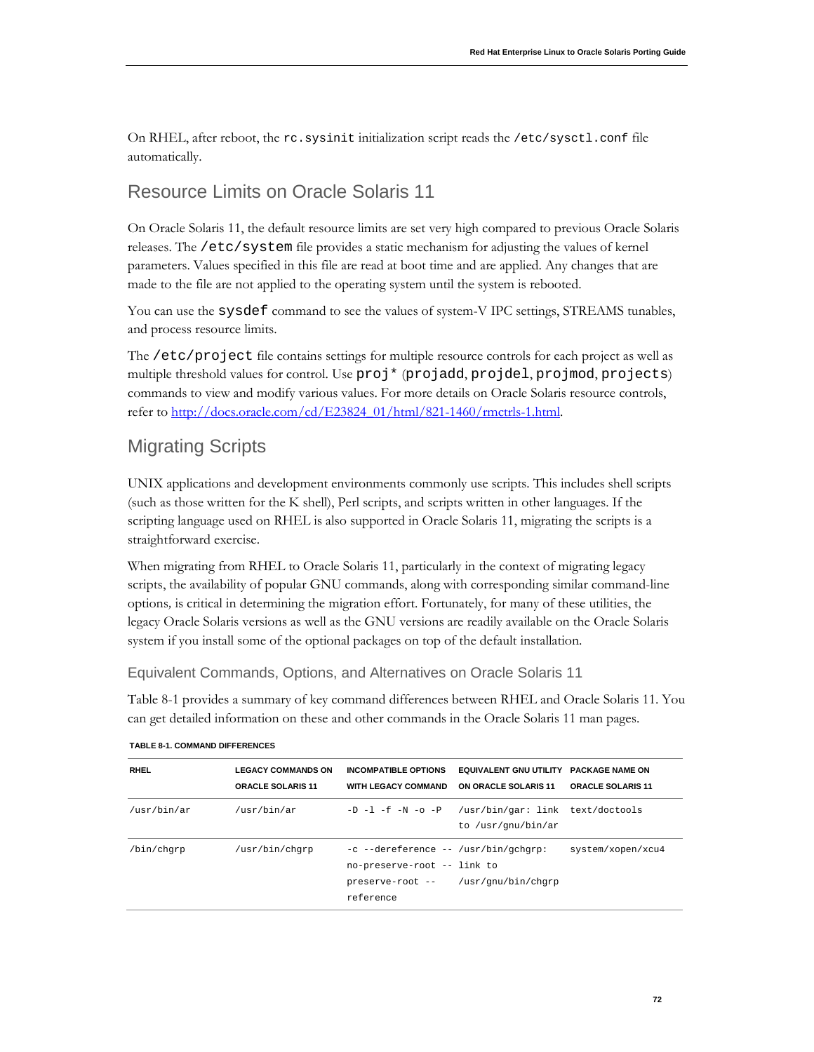On RHEL, after reboot, the `rc.sysinit` initialization script reads the `/etc/sysctl.conf` file automatically.

## Resource Limits on Oracle Solaris 11

On Oracle Solaris 11, the default resource limits are set very high compared to previous Oracle Solaris releases. The `/etc/system` file provides a static mechanism for adjusting the values of kernel parameters. Values specified in this file are read at boot time and are applied. Any changes that are made to the file are not applied to the operating system until the system is rebooted.

You can use the `sysdef` command to see the values of system-V IPC settings, STREAMS tunables, and process resource limits.

The `/etc/project` file contains settings for multiple resource controls for each project as well as multiple threshold values for control. Use `proj*` (`projadd`, `projdel`, `projmod`, `projects`) commands to view and modify various values. For more details on Oracle Solaris resource controls, refer to http://docs.oracle.com/cd/E23824_01/html/821-1460/rmctrls-1.html.

## Migrating Scripts

UNIX applications and development environments commonly use scripts. This includes shell scripts (such as those written for the K shell), Perl scripts, and scripts written in other languages. If the scripting language used on RHEL is also supported in Oracle Solaris 11, migrating the scripts is a straightforward exercise.

When migrating from RHEL to Oracle Solaris 11, particularly in the context of migrating legacy scripts, the availability of popular GNU commands, along with corresponding similar command-line options, is critical in determining the migration effort. Fortunately, for many of these utilities, the legacy Oracle Solaris versions as well as the GNU versions are readily available on the Oracle Solaris system if you install some of the optional packages on top of the default installation.

### Equivalent Commands, Options, and Alternatives on Oracle Solaris 11

Table 8-1 provides a summary of key command differences between RHEL and Oracle Solaris 11. You can get detailed information on these and other commands in the Oracle Solaris 11 man pages.

**TABLE 8-1. COMMAND DIFFERENCES**

| RHEL | LEGACY COMMANDS ON ORACLE SOLARIS 11 | INCOMPATIBLE OPTIONS WITH LEGACY COMMAND | EQUIVALENT GNU UTILITY ON ORACLE SOLARIS 11 | PACKAGE NAME ON ORACLE SOLARIS 11 |
|---|---|---|---|---|
| /usr/bin/ar | /usr/bin/ar | -D -l -f -N -o -P | /usr/bin/gar: link to /usr/gnu/bin/ar | text/doctools |
| /bin/chgrp | /usr/bin/chgrp | -c --dereference --no-preserve-root --preserve-root --reference | /usr/bin/gchgrp: link to /usr/gnu/bin/chgrp | system/xopen/xcu4 |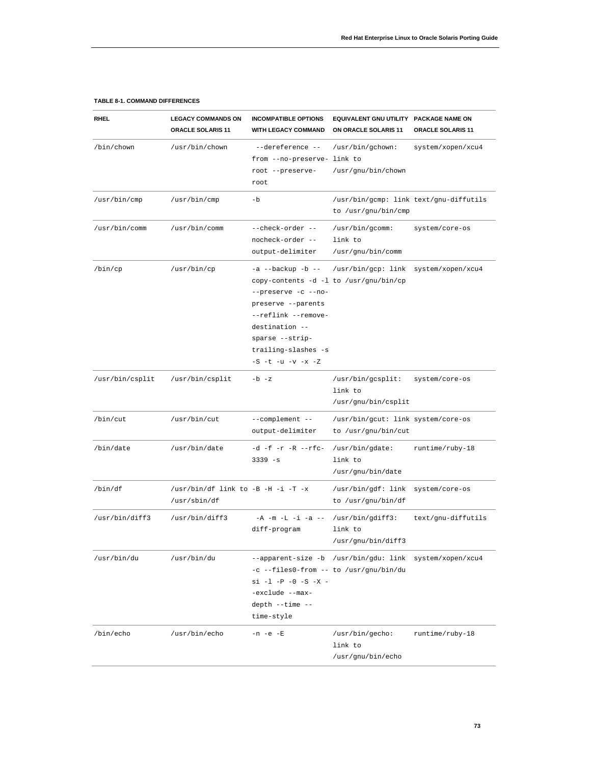**TABLE 8-1. COMMAND DIFFERENCES**

| RHEL | LEGACY COMMANDS ON ORACLE SOLARIS 11 | INCOMPATIBLE OPTIONS WITH LEGACY COMMAND | EQUIVALENT GNU UTILITY ON ORACLE SOLARIS 11 | PACKAGE NAME ON ORACLE SOLARIS 11 |
|---|---|---|---|---|
| /bin/chown | /usr/bin/chown | --dereference --from --no-preserve-root --preserve-root | /usr/bin/gchown: link to /usr/gnu/bin/chown | system/xopen/xcu4 |
| /usr/bin/cmp | /usr/bin/cmp | -b | /usr/bin/gcmp: link to /usr/gnu/bin/cmp | text/gnu-diffutils |
| /usr/bin/comm | /usr/bin/comm | --check-order --nocheck-order --output-delimiter | /usr/bin/gcomm: link to /usr/gnu/bin/comm | system/core-os |
| /bin/cp | /usr/bin/cp | -a --backup -b --copy-contents -d -l --preserve -c --no-preserve --parents --reflink --remove-destination --sparse --strip-trailing-slashes -s -S -t -u -v -x -Z | /usr/bin/gcp: link to /usr/gnu/bin/cp | system/xopen/xcu4 |
| /usr/bin/csplit | /usr/bin/csplit | -b -z | /usr/bin/gcsplit: link to /usr/gnu/bin/csplit | system/core-os |
| /bin/cut | /usr/bin/cut | --complement --output-delimiter | /usr/bin/gcut: link to /usr/gnu/bin/cut | system/core-os |
| /bin/date | /usr/bin/date | -d -f -r -R --rfc-3339 -s | /usr/bin/gdate: link to /usr/gnu/bin/date | runtime/ruby-18 |
| /bin/df | /usr/bin/df link to /usr/sbin/df | -B -H -i -T -x | /usr/bin/gdf: link to /usr/gnu/bin/df | system/core-os |
| /usr/bin/diff3 | /usr/bin/diff3 | -A -m -L -i -a --diff-program | /usr/bin/gdiff3: link to /usr/gnu/bin/diff3 | text/gnu-diffutils |
| /usr/bin/du | /usr/bin/du | --apparent-size -b -c --files0-from --si -l -P -0 -S -X --exclude --max-depth --time --time-style | /usr/bin/gdu: link to /usr/gnu/bin/du | system/xopen/xcu4 |
| /bin/echo | /usr/bin/echo | -n -e -E | /usr/bin/gecho: link to /usr/gnu/bin/echo | runtime/ruby-18 |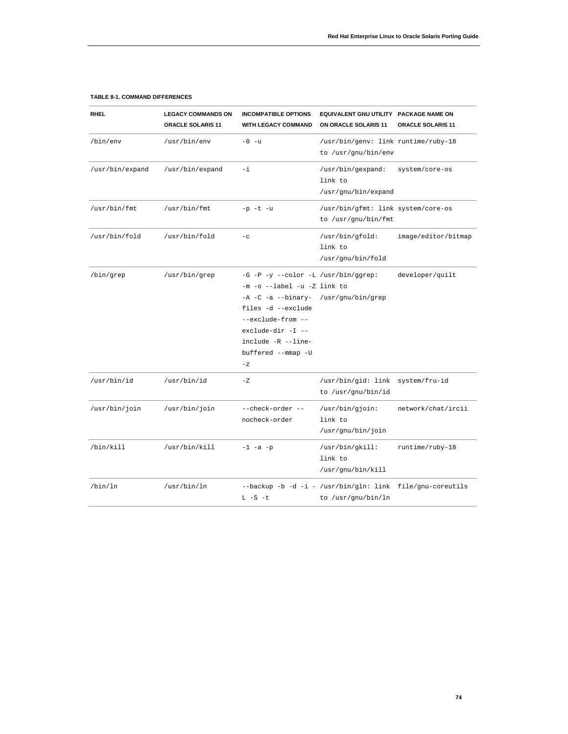**TABLE 8-1. COMMAND DIFFERENCES**

| RHEL | LEGACY COMMANDS ON ORACLE SOLARIS 11 | INCOMPATIBLE OPTIONS WITH LEGACY COMMAND | EQUIVALENT GNU UTILITY ON ORACLE SOLARIS 11 | PACKAGE NAME ON ORACLE SOLARIS 11 |
|---|---|---|---|---|
| /bin/env | /usr/bin/env | -0 -u | /usr/bin/genv: link to /usr/gnu/bin/env | runtime/ruby-18 |
| /usr/bin/expand | /usr/bin/expand | -i | /usr/bin/gexpand: link to /usr/gnu/bin/expand | system/core-os |
| /usr/bin/fmt | /usr/bin/fmt | -p -t -u | /usr/bin/gfmt: link to /usr/gnu/bin/fmt | system/core-os |
| /usr/bin/fold | /usr/bin/fold | -c | /usr/bin/gfold: link to /usr/gnu/bin/fold | image/editor/bitmap |
| /bin/grep | /usr/bin/grep | -G -P -y --color -L -m -o --label -u -Z -A -C -a --binary-files -d --exclude --exclude-from --exclude-dir -I --include -R --line-buffered --mmap -U -z | /usr/bin/ggrep: link to /usr/gnu/bin/grep | developer/quilt |
| /usr/bin/id | /usr/bin/id | -Z | /usr/bin/gid: link to /usr/gnu/bin/id | system/fru-id |
| /usr/bin/join | /usr/bin/join | --check-order --nocheck-order | /usr/bin/gjoin: link to /usr/gnu/bin/join | network/chat/ircii |
| /bin/kill | /usr/bin/kill | -1 -a -p | /usr/bin/gkill: link to /usr/gnu/bin/kill | runtime/ruby-18 |
| /bin/ln | /usr/bin/ln | --backup -b -d -i -L -S -t | /usr/bin/gln: link to /usr/gnu/bin/ln | file/gnu-coreutils |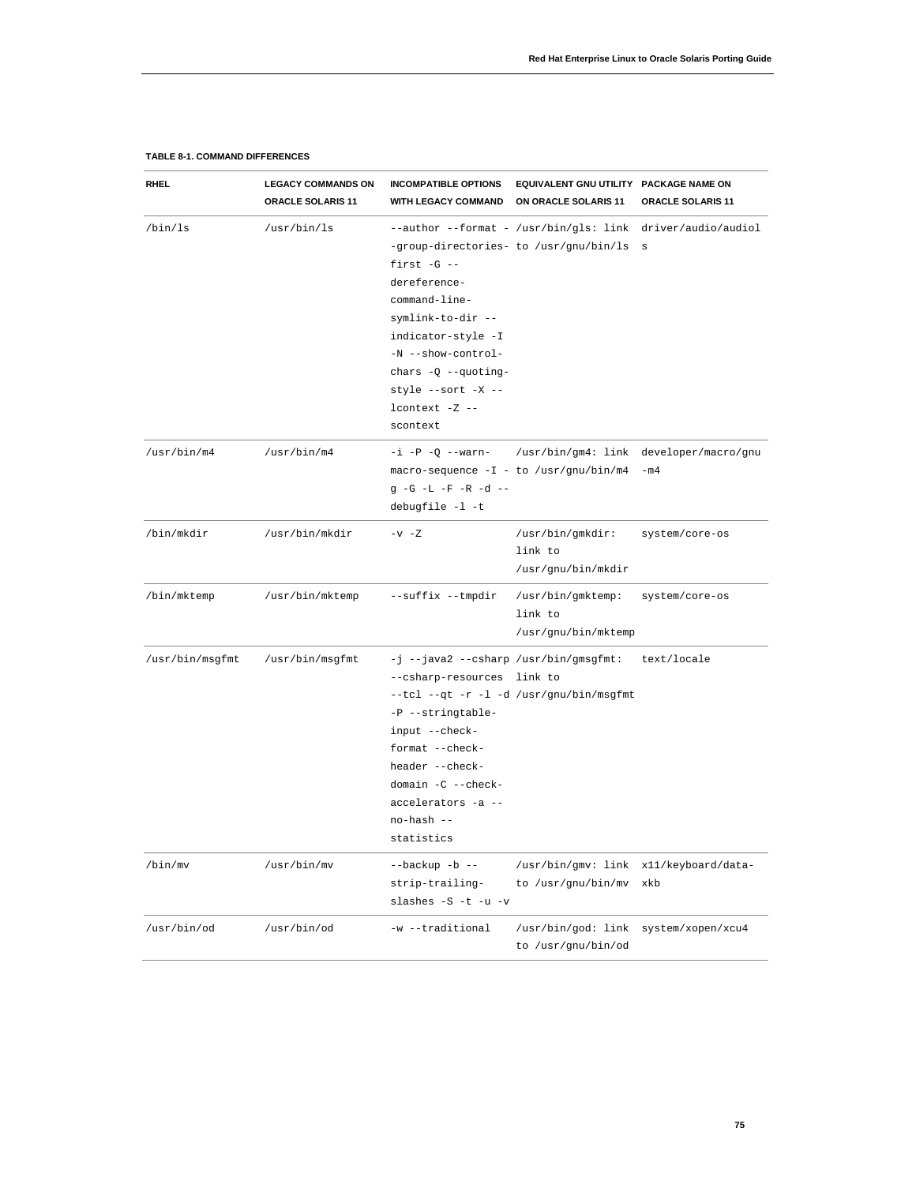**TABLE 8-1. COMMAND DIFFERENCES**

| RHEL | LEGACY COMMANDS ON ORACLE SOLARIS 11 | INCOMPATIBLE OPTIONS WITH LEGACY COMMAND | EQUIVALENT GNU UTILITY ON ORACLE SOLARIS 11 | PACKAGE NAME ON ORACLE SOLARIS 11 |
| --- | --- | --- | --- | --- |
| /bin/ls | /usr/bin/ls | --author --format --group-directories-first -G --dereference-command-line-symlink-to-dir --indicator-style -I -N --show-control-chars -Q --quoting-style --sort -X --lcontext -Z --scontext | /usr/bin/gls: link to /usr/gnu/bin/ls | driver/audio/audiols |
| /usr/bin/m4 | /usr/bin/m4 | -i -P -Q --warn-macro-sequence -I -g -G -L -F -R -d --debugfile -l -t | /usr/bin/gm4: link to /usr/gnu/bin/m4 | developer/macro/gnu-m4 |
| /bin/mkdir | /usr/bin/mkdir | -v -Z | /usr/bin/gmkdir: link to /usr/gnu/bin/mkdir | system/core-os |
| /bin/mktemp | /usr/bin/mktemp | --suffix --tmpdir | /usr/bin/gmktemp: link to /usr/gnu/bin/mktemp | system/core-os |
| /usr/bin/msgfmt | /usr/bin/msgfmt | -j --java2 --csharp --csharp-resources --tcl --qt -r -l -d -P --stringtable-input --check-format --check-header --check-domain -C --check-accelerators -a --no-hash --statistics | /usr/bin/gmsgfmt: link to /usr/gnu/bin/msgfmt | text/locale |
| /bin/mv | /usr/bin/mv | --backup -b --strip-trailing-slashes -S -t -u -v | /usr/bin/gmv: link to /usr/gnu/bin/mv | x11/keyboard/data-xkb |
| /usr/bin/od | /usr/bin/od | -w --traditional | /usr/bin/god: link to /usr/gnu/bin/od | system/xopen/xcu4 |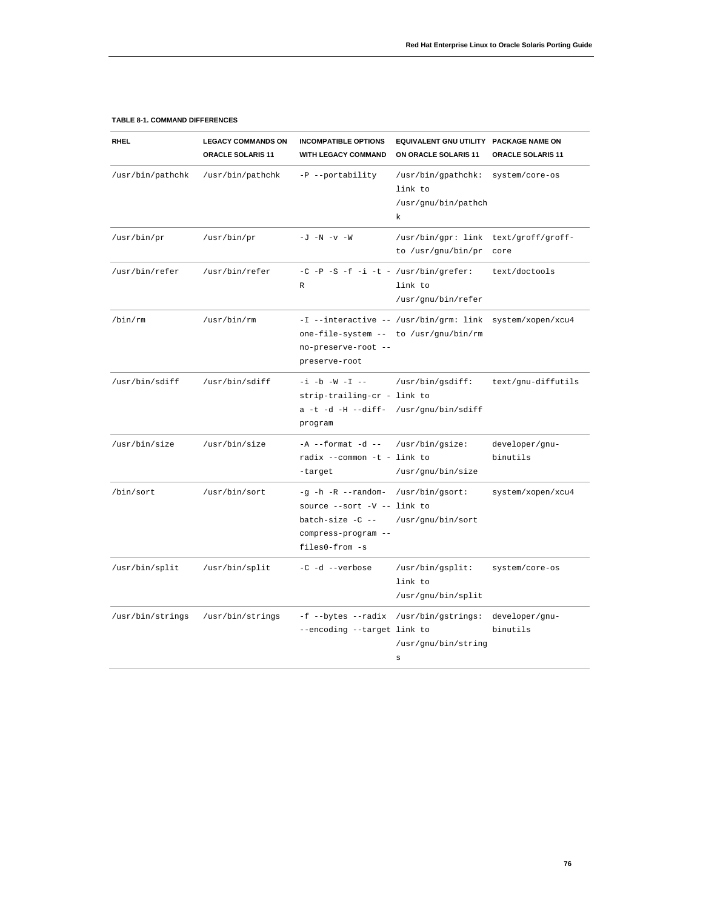**TABLE 8-1. COMMAND DIFFERENCES**

| RHEL | LEGACY COMMANDS ON ORACLE SOLARIS 11 | INCOMPATIBLE OPTIONS WITH LEGACY COMMAND | EQUIVALENT GNU UTILITY ON ORACLE SOLARIS 11 | PACKAGE NAME ON ORACLE SOLARIS 11 |
|---|---|---|---|---|
| /usr/bin/pathchk | /usr/bin/pathchk | -P --portability | /usr/bin/gpathchk: link to /usr/gnu/bin/pathchk | system/core-os |
| /usr/bin/pr | /usr/bin/pr | -J -N -v -W | /usr/bin/gpr: link to /usr/gnu/bin/pr | text/groff/groff-core |
| /usr/bin/refer | /usr/bin/refer | -C -P -S -f -i -t -R | /usr/bin/grefer: link to /usr/gnu/bin/refer | text/doctools |
| /bin/rm | /usr/bin/rm | -I --interactive --one-file-system --no-preserve-root --preserve-root | /usr/bin/grm: link to /usr/gnu/bin/rm | system/xopen/xcu4 |
| /usr/bin/sdiff | /usr/bin/sdiff | -i -b -W -I --strip-trailing-cr -a -t -d -H --diff-program | /usr/bin/gsdiff: link to /usr/gnu/bin/sdiff | text/gnu-diffutils |
| /usr/bin/size | /usr/bin/size | -A --format -d --radix --common -t --target | /usr/bin/gsize: link to /usr/gnu/bin/size | developer/gnu-binutils |
| /bin/sort | /usr/bin/sort | -g -h -R --random-source --sort -V --batch-size -C --compress-program --files0-from -s | /usr/bin/gsort: link to /usr/gnu/bin/sort | system/xopen/xcu4 |
| /usr/bin/split | /usr/bin/split | -C -d --verbose | /usr/bin/gsplit: link to /usr/gnu/bin/split | system/core-os |
| /usr/bin/strings | /usr/bin/strings | -f --bytes --radix --encoding --target | /usr/bin/gstrings: link to /usr/gnu/bin/strings | developer/gnu-binutils |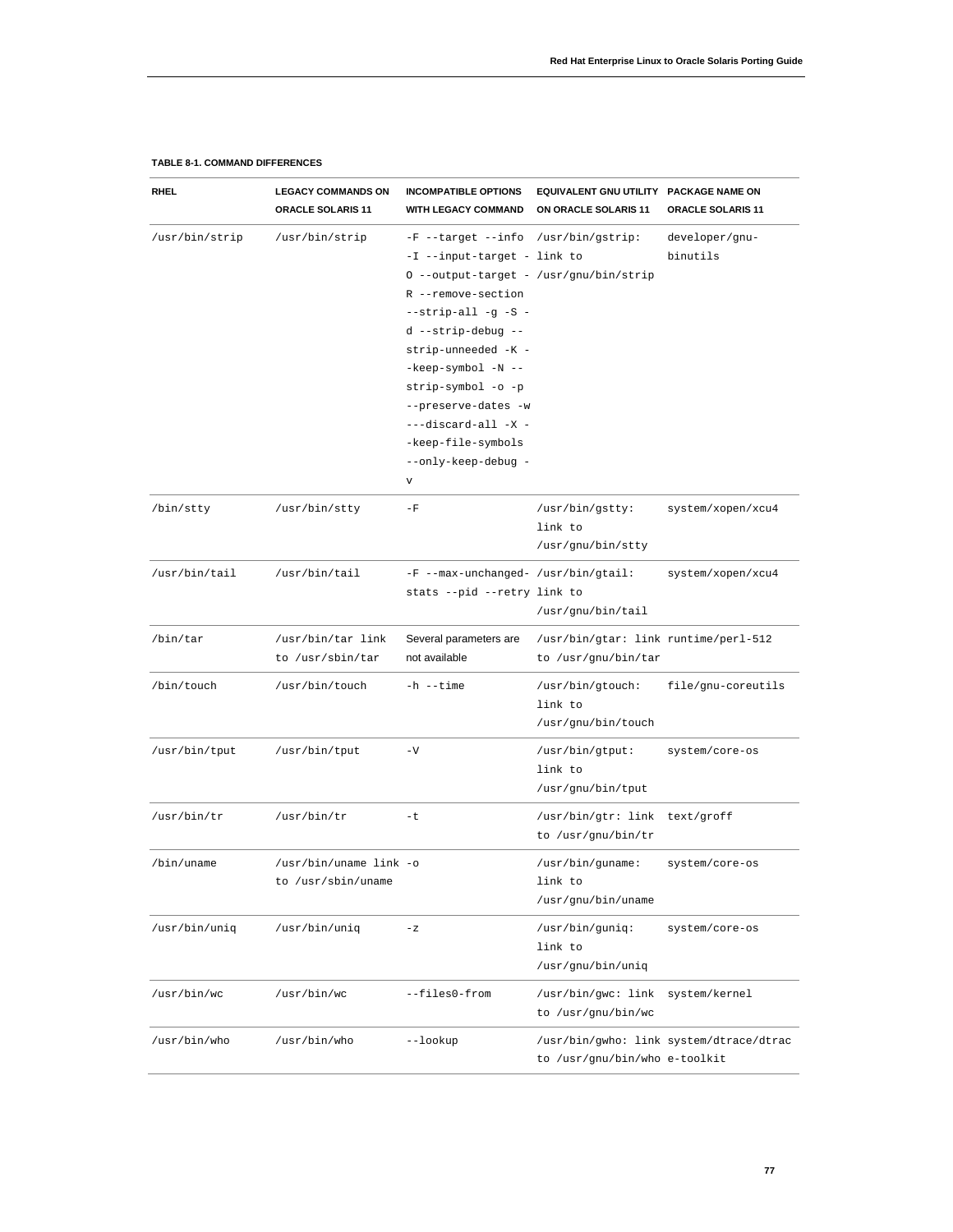**TABLE 8-1. COMMAND DIFFERENCES**

| RHEL | LEGACY COMMANDS ON ORACLE SOLARIS 11 | INCOMPATIBLE OPTIONS WITH LEGACY COMMAND | EQUIVALENT GNU UTILITY ON ORACLE SOLARIS 11 | PACKAGE NAME ON ORACLE SOLARIS 11 |
| --- | --- | --- | --- | --- |
| /usr/bin/strip | /usr/bin/strip | -F --target --info -I --input-target -O --output-target -R --remove-section --strip-all -g -S -d --strip-debug --strip-unneeded -K --keep-symbol -N --strip-symbol -o -p --preserve-dates -w ---discard-all -X --keep-file-symbols --only-keep-debug -v | /usr/bin/gstrip: link to /usr/gnu/bin/strip | developer/gnu-binutils |
| /bin/stty | /usr/bin/stty | -F | /usr/bin/gstty: link to /usr/gnu/bin/stty | system/xopen/xcu4 |
| /usr/bin/tail | /usr/bin/tail | -F --max-unchanged-stats --pid --retry | /usr/bin/gtail: link to /usr/gnu/bin/tail | system/xopen/xcu4 |
| /bin/tar | /usr/bin/tar link to /usr/sbin/tar | Several parameters are not available | /usr/bin/gtar: link to /usr/gnu/bin/tar | runtime/perl-512 |
| /bin/touch | /usr/bin/touch | -h --time | /usr/bin/gtouch: link to /usr/gnu/bin/touch | file/gnu-coreutils |
| /usr/bin/tput | /usr/bin/tput | -V | /usr/bin/gtput: link to /usr/gnu/bin/tput | system/core-os |
| /usr/bin/tr | /usr/bin/tr | -t | /usr/bin/gtr: link to /usr/gnu/bin/tr | text/groff |
| /bin/uname | /usr/bin/uname link to /usr/sbin/uname | -o | /usr/bin/guname: link to /usr/gnu/bin/uname | system/core-os |
| /usr/bin/uniq | /usr/bin/uniq | -z | /usr/bin/guniq: link to /usr/gnu/bin/uniq | system/core-os |
| /usr/bin/wc | /usr/bin/wc | --files0-from | /usr/bin/gwc: link to /usr/gnu/bin/wc | system/kernel |
| /usr/bin/who | /usr/bin/who | --lookup | /usr/bin/gwho: link to /usr/gnu/bin/who | system/dtrace/dtrace-toolkit |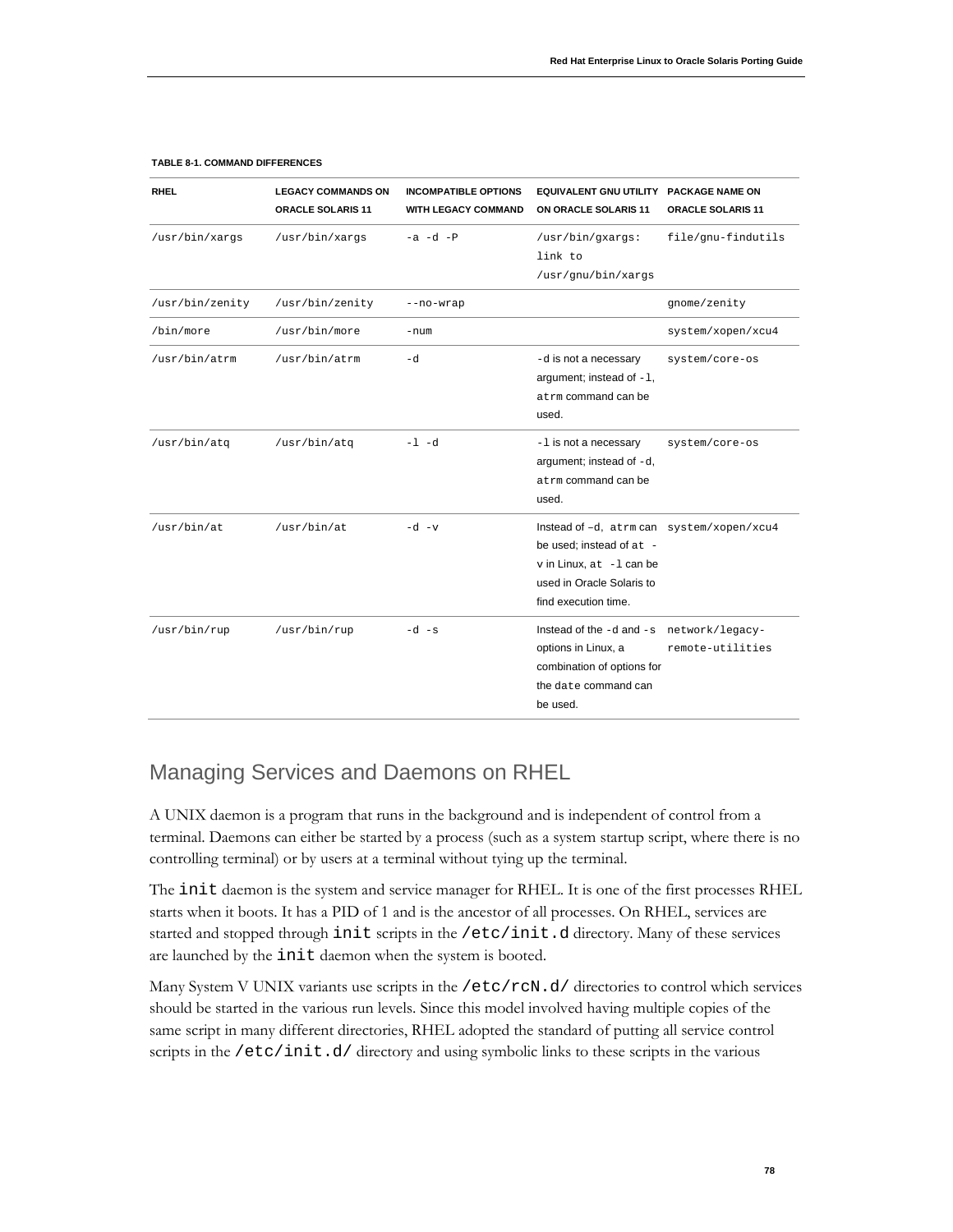**TABLE 8-1. COMMAND DIFFERENCES**

| RHEL | LEGACY COMMANDS ON ORACLE SOLARIS 11 | INCOMPATIBLE OPTIONS WITH LEGACY COMMAND | EQUIVALENT GNU UTILITY ON ORACLE SOLARIS 11 | PACKAGE NAME ON ORACLE SOLARIS 11 |
|---|---|---|---|---|
| /usr/bin/xargs | /usr/bin/xargs | -a -d -P | /usr/bin/gxargs: link to /usr/gnu/bin/xargs | file/gnu-findutils |
| /usr/bin/zenity | /usr/bin/zenity | --no-wrap | | gnome/zenity |
| /bin/more | /usr/bin/more | -num | | system/xopen/xcu4 |
| /usr/bin/atrm | /usr/bin/atrm | -d | -d is not a necessary argument; instead of -l, atrm command can be used. | system/core-os |
| /usr/bin/atq | /usr/bin/atq | -l -d | -l is not a necessary argument; instead of -d, atrm command can be used. | system/core-os |
| /usr/bin/at | /usr/bin/at | -d -v | Instead of –d, atrm can be used; instead of at -v in Linux, at -l can be used in Oracle Solaris to find execution time. | system/xopen/xcu4 |
| /usr/bin/rup | /usr/bin/rup | -d -s | Instead of the -d and -s options in Linux, a combination of options for the date command can be used. | network/legacy-remote-utilities |

## Managing Services and Daemons on RHEL

A UNIX daemon is a program that runs in the background and is independent of control from a terminal. Daemons can either be started by a process (such as a system startup script, where there is no controlling terminal) or by users at a terminal without tying up the terminal.

The `init` daemon is the system and service manager for RHEL. It is one of the first processes RHEL starts when it boots. It has a PID of 1 and is the ancestor of all processes. On RHEL, services are started and stopped through `init` scripts in the `/etc/init.d` directory. Many of these services are launched by the `init` daemon when the system is booted.

Many System V UNIX variants use scripts in the `/etc/rcN.d/` directories to control which services should be started in the various run levels. Since this model involved having multiple copies of the same script in many different directories, RHEL adopted the standard of putting all service control scripts in the `/etc/init.d/` directory and using symbolic links to these scripts in the various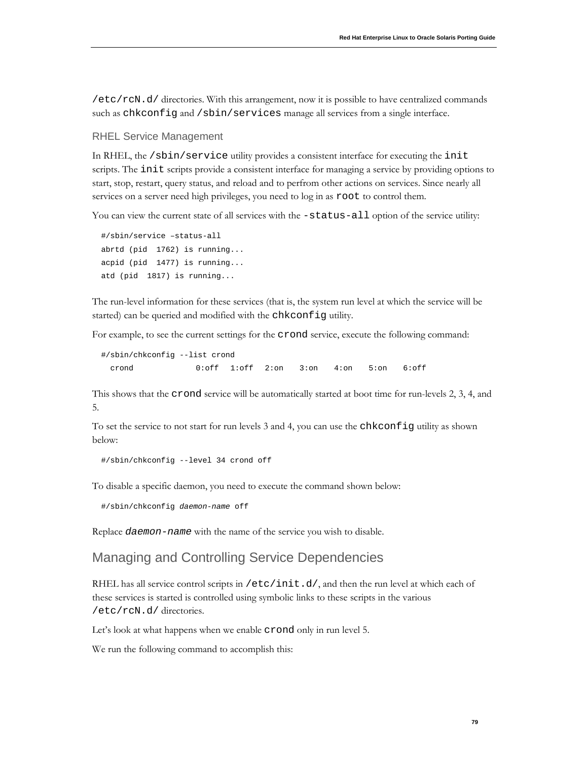/etc/rcN.d/ directories. With this arrangement, now it is possible to have centralized commands such as chkconfig and /sbin/services manage all services from a single interface.

### RHEL Service Management

In RHEL, the /sbin/service utility provides a consistent interface for executing the init scripts. The init scripts provide a consistent interface for managing a service by providing options to start, stop, restart, query status, and reload and to perfrom other actions on services. Since nearly all services on a server need high privileges, you need to log in as root to control them.

You can view the current state of all services with the -status-all option of the service utility:

```
#/sbin/service –status-all
abrtd (pid  1762) is running...
acpid (pid  1477) is running...
atd (pid  1817) is running...
```

The run-level information for these services (that is, the system run level at which the service will be started) can be queried and modified with the chkconfig utility.

For example, to see the current settings for the crond service, execute the following command:

```
#/sbin/chkconfig --list crond
  crond             0:off   1:off   2:on    3:on    4:on    5:on    6:off
```

This shows that the crond service will be automatically started at boot time for run-levels 2, 3, 4, and 5.

To set the service to not start for run levels 3 and 4, you can use the chkconfig utility as shown below:

```
#/sbin/chkconfig --level 34 crond off
```

To disable a specific daemon, you need to execute the command shown below:

```
#/sbin/chkconfig daemon-name off
```

Replace *daemon-name* with the name of the service you wish to disable.

## Managing and Controlling Service Dependencies

RHEL has all service control scripts in /etc/init.d/, and then the run level at which each of these services is started is controlled using symbolic links to these scripts in the various /etc/rcN.d/ directories.

Let's look at what happens when we enable crond only in run level 5.

We run the following command to accomplish this: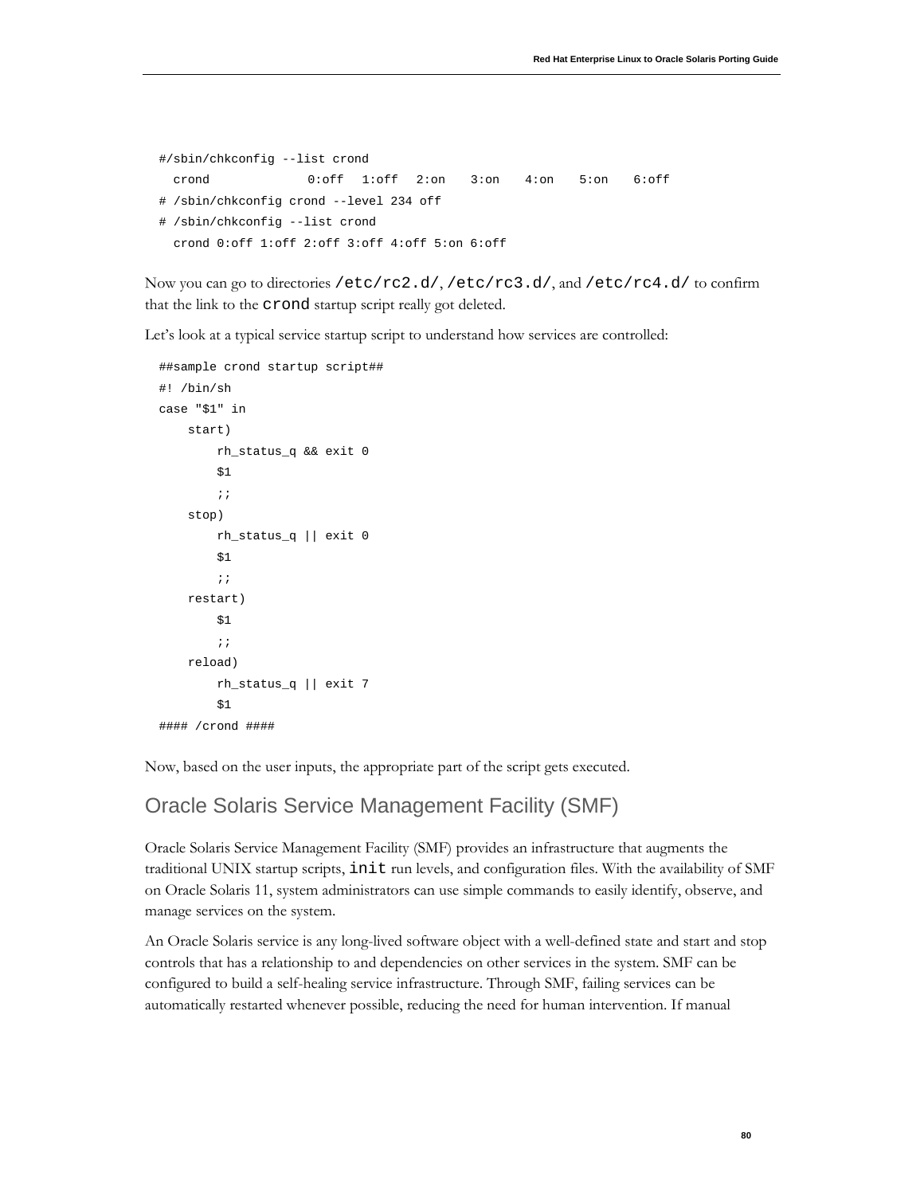```
#/sbin/chkconfig --list crond
  crond             0:off  1:off  2:on   3:on   4:on   5:on   6:off
# /sbin/chkconfig crond --level 234 off
# /sbin/chkconfig --list crond
  crond 0:off 1:off 2:off 3:off 4:off 5:on 6:off
```

Now you can go to directories `/etc/rc2.d/`, `/etc/rc3.d/`, and `/etc/rc4.d/` to confirm that the link to the `crond` startup script really got deleted.

Let's look at a typical service startup script to understand how services are controlled:

```
##sample crond startup script##
#! /bin/sh
case "$1" in
    start)
        rh_status_q && exit 0
        $1
        ;;
    stop)
        rh_status_q || exit 0
        $1
        ;;
    restart)
        $1
        ;;
    reload)
        rh_status_q || exit 7
        $1
#### /crond ####
```

Now, based on the user inputs, the appropriate part of the script gets executed.

## Oracle Solaris Service Management Facility (SMF)

Oracle Solaris Service Management Facility (SMF) provides an infrastructure that augments the traditional UNIX startup scripts, `init` run levels, and configuration files. With the availability of SMF on Oracle Solaris 11, system administrators can use simple commands to easily identify, observe, and manage services on the system.

An Oracle Solaris service is any long-lived software object with a well-defined state and start and stop controls that has a relationship to and dependencies on other services in the system. SMF can be configured to build a self-healing service infrastructure. Through SMF, failing services can be automatically restarted whenever possible, reducing the need for human intervention. If manual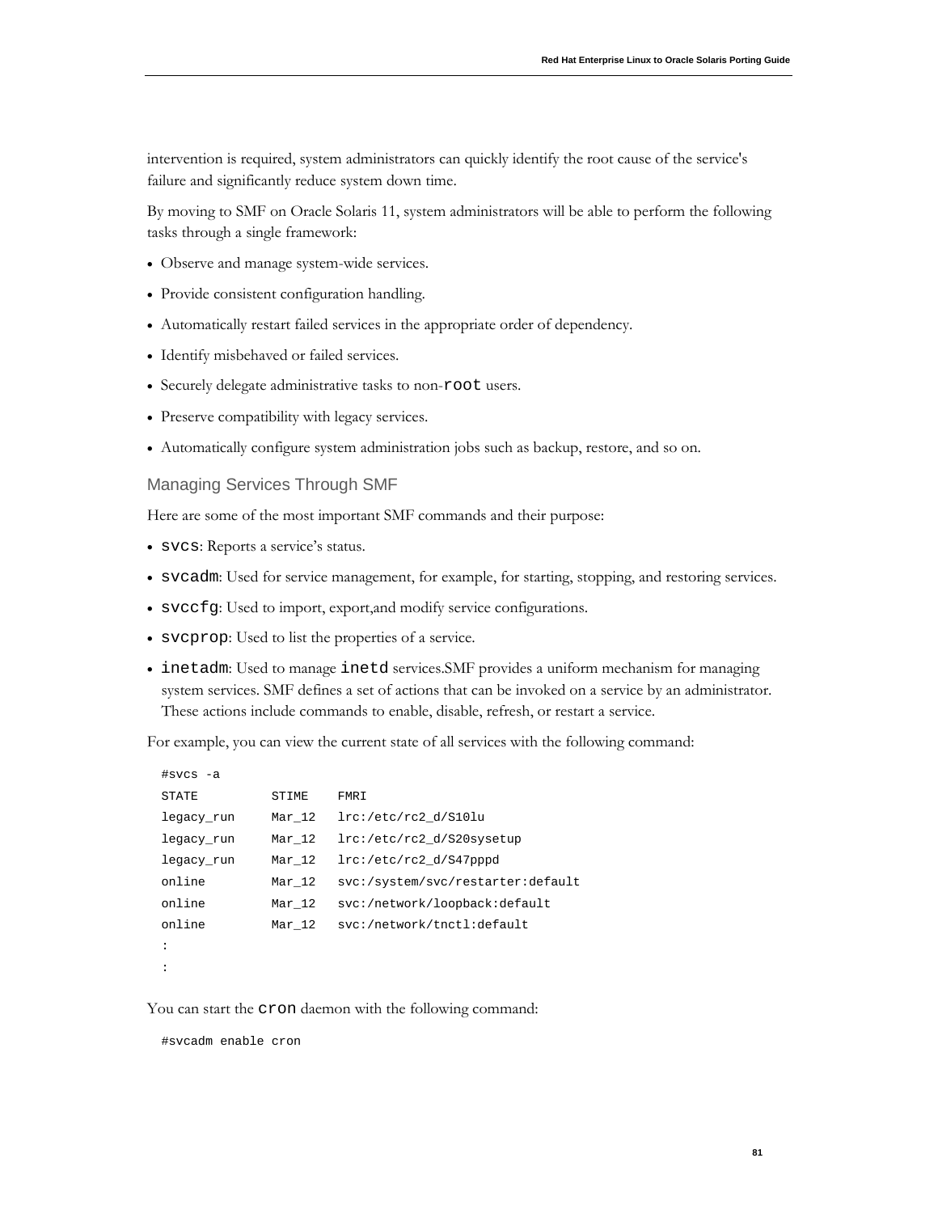intervention is required, system administrators can quickly identify the root cause of the service's failure and significantly reduce system down time.

By moving to SMF on Oracle Solaris 11, system administrators will be able to perform the following tasks through a single framework:

- Observe and manage system-wide services.
- Provide consistent configuration handling.
- Automatically restart failed services in the appropriate order of dependency.
- Identify misbehaved or failed services.
- Securely delegate administrative tasks to non-`root` users.
- Preserve compatibility with legacy services.
- Automatically configure system administration jobs such as backup, restore, and so on.

### Managing Services Through SMF

Here are some of the most important SMF commands and their purpose:

- `svcs`: Reports a service's status.
- `svcadm`: Used for service management, for example, for starting, stopping, and restoring services.
- `svccfg`: Used to import, export,and modify service configurations.
- `svcprop`: Used to list the properties of a service.
- `inetadm`: Used to manage `inetd` services.SMF provides a uniform mechanism for managing system services. SMF defines a set of actions that can be invoked on a service by an administrator. These actions include commands to enable, disable, refresh, or restart a service.

For example, you can view the current state of all services with the following command:

```
#svcs -a
STATE          STIME    FMRI
legacy_run     Mar_12   lrc:/etc/rc2_d/S10lu
legacy_run     Mar_12   lrc:/etc/rc2_d/S20sysetup
legacy_run     Mar_12   lrc:/etc/rc2_d/S47pppd
online         Mar_12   svc:/system/svc/restarter:default
online         Mar_12   svc:/network/loopback:default
online         Mar_12   svc:/network/tnctl:default
:
:
```

You can start the `cron` daemon with the following command:

```
#svcadm enable cron
```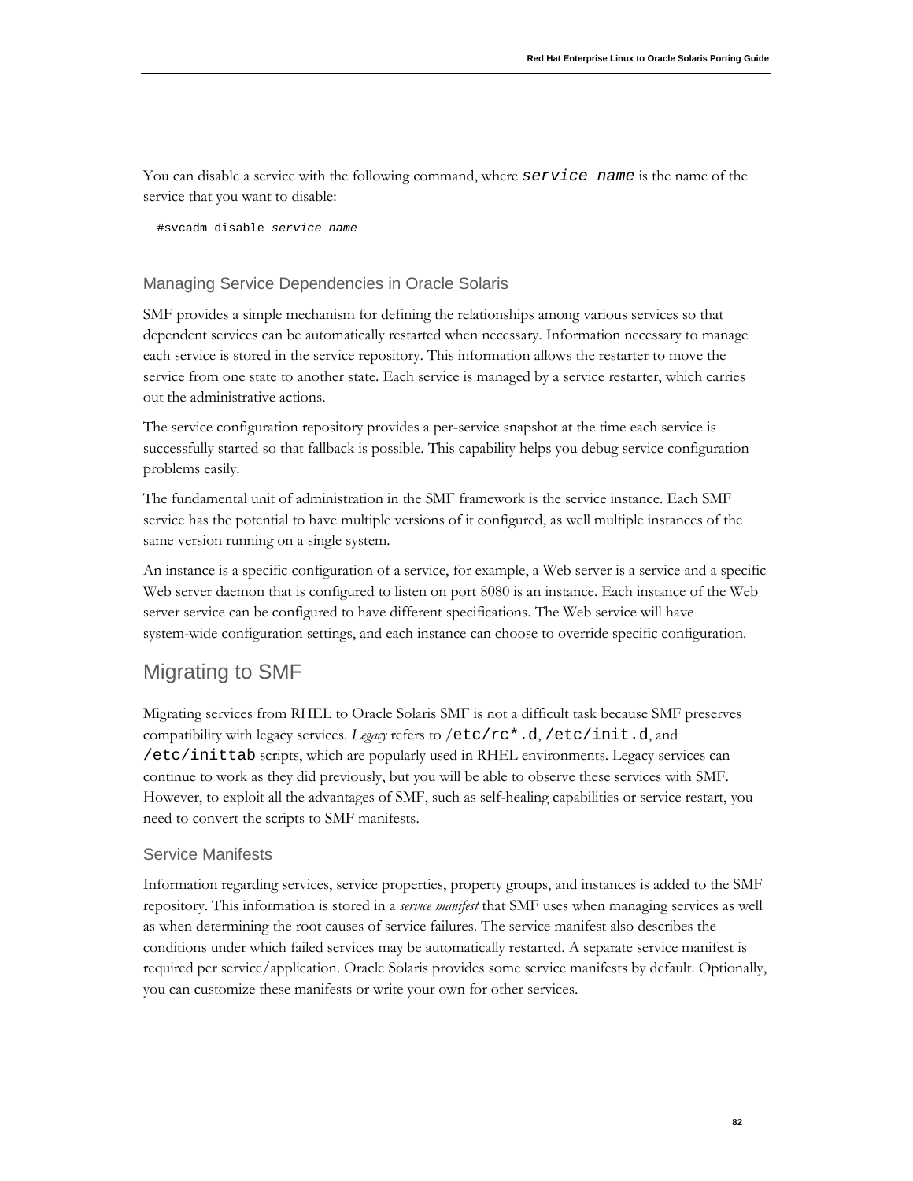You can disable a service with the following command, where `service name` is the name of the service that you want to disable:

```
#svcadm disable service name
```

### Managing Service Dependencies in Oracle Solaris

SMF provides a simple mechanism for defining the relationships among various services so that dependent services can be automatically restarted when necessary. Information necessary to manage each service is stored in the service repository. This information allows the restarter to move the service from one state to another state. Each service is managed by a service restarter, which carries out the administrative actions.

The service configuration repository provides a per-service snapshot at the time each service is successfully started so that fallback is possible. This capability helps you debug service configuration problems easily.

The fundamental unit of administration in the SMF framework is the service instance. Each SMF service has the potential to have multiple versions of it configured, as well multiple instances of the same version running on a single system.

An instance is a specific configuration of a service, for example, a Web server is a service and a specific Web server daemon that is configured to listen on port 8080 is an instance. Each instance of the Web server service can be configured to have different specifications. The Web service will have system-wide configuration settings, and each instance can choose to override specific configuration.

## Migrating to SMF

Migrating services from RHEL to Oracle Solaris SMF is not a difficult task because SMF preserves compatibility with legacy services. *Legacy* refers to `/etc/rc*.d`, `/etc/init.d`, and `/etc/inittab` scripts, which are popularly used in RHEL environments. Legacy services can continue to work as they did previously, but you will be able to observe these services with SMF. However, to exploit all the advantages of SMF, such as self-healing capabilities or service restart, you need to convert the scripts to SMF manifests.

### Service Manifests

Information regarding services, service properties, property groups, and instances is added to the SMF repository. This information is stored in a *service manifest* that SMF uses when managing services as well as when determining the root causes of service failures. The service manifest also describes the conditions under which failed services may be automatically restarted. A separate service manifest is required per service/application. Oracle Solaris provides some service manifests by default. Optionally, you can customize these manifests or write your own for other services.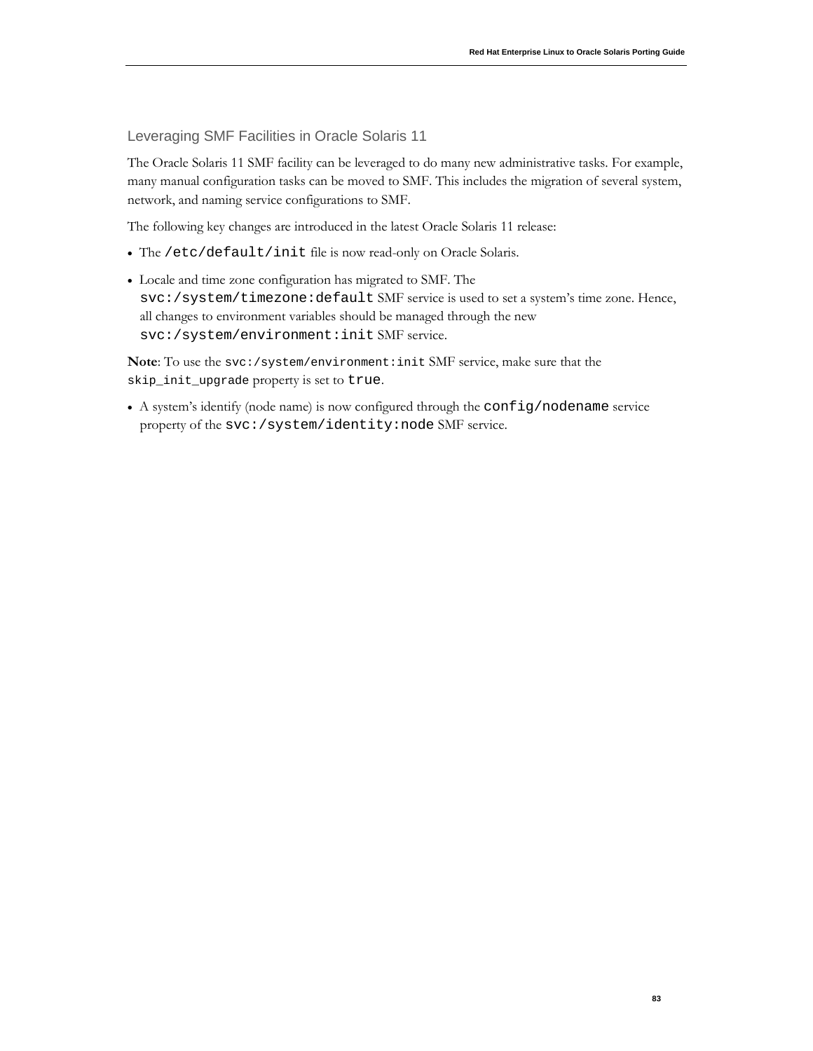### Leveraging SMF Facilities in Oracle Solaris 11

The Oracle Solaris 11 SMF facility can be leveraged to do many new administrative tasks. For example, many manual configuration tasks can be moved to SMF. This includes the migration of several system, network, and naming service configurations to SMF.

The following key changes are introduced in the latest Oracle Solaris 11 release:

- The `/etc/default/init` file is now read-only on Oracle Solaris.
- Locale and time zone configuration has migrated to SMF. The `svc:/system/timezone:default` SMF service is used to set a system's time zone. Hence, all changes to environment variables should be managed through the new `svc:/system/environment:init` SMF service.

**Note**: To use the `svc:/system/environment:init` SMF service, make sure that the `skip_init_upgrade` property is set to `true`.

- A system's identify (node name) is now configured through the `config/nodename` service property of the `svc:/system/identity:node` SMF service.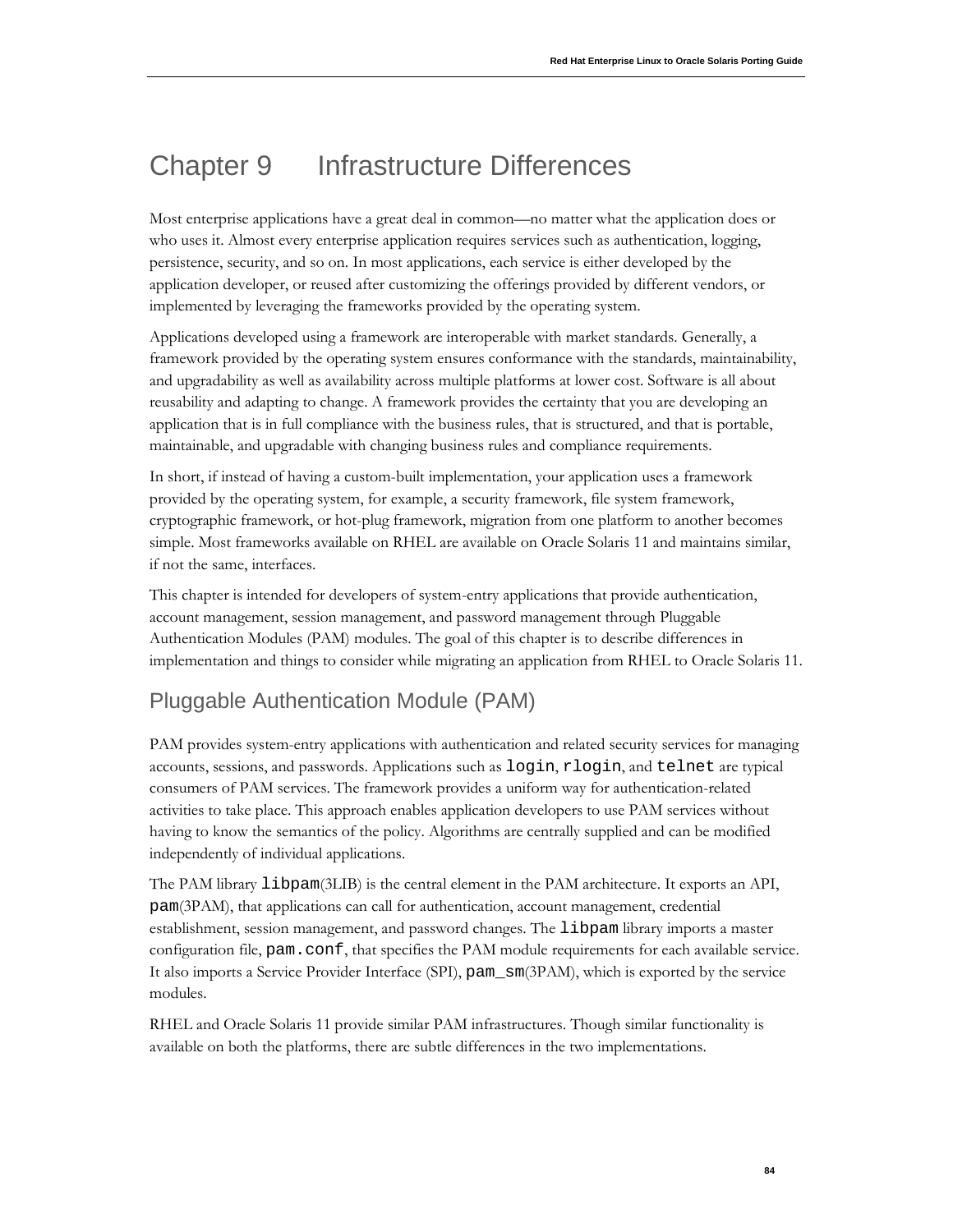# Chapter 9 Infrastructure Differences

Most enterprise applications have a great deal in common—no matter what the application does or who uses it. Almost every enterprise application requires services such as authentication, logging, persistence, security, and so on. In most applications, each service is either developed by the application developer, or reused after customizing the offerings provided by different vendors, or implemented by leveraging the frameworks provided by the operating system.

Applications developed using a framework are interoperable with market standards. Generally, a framework provided by the operating system ensures conformance with the standards, maintainability, and upgradability as well as availability across multiple platforms at lower cost. Software is all about reusability and adapting to change. A framework provides the certainty that you are developing an application that is in full compliance with the business rules, that is structured, and that is portable, maintainable, and upgradable with changing business rules and compliance requirements.

In short, if instead of having a custom-built implementation, your application uses a framework provided by the operating system, for example, a security framework, file system framework, cryptographic framework, or hot-plug framework, migration from one platform to another becomes simple. Most frameworks available on RHEL are available on Oracle Solaris 11 and maintains similar, if not the same, interfaces.

This chapter is intended for developers of system-entry applications that provide authentication, account management, session management, and password management through Pluggable Authentication Modules (PAM) modules. The goal of this chapter is to describe differences in implementation and things to consider while migrating an application from RHEL to Oracle Solaris 11.

## Pluggable Authentication Module (PAM)

PAM provides system-entry applications with authentication and related security services for managing accounts, sessions, and passwords. Applications such as `login`, `rlogin`, and `telnet` are typical consumers of PAM services. The framework provides a uniform way for authentication-related activities to take place. This approach enables application developers to use PAM services without having to know the semantics of the policy. Algorithms are centrally supplied and can be modified independently of individual applications.

The PAM library `libpam`(3LIB) is the central element in the PAM architecture. It exports an API, `pam`(3PAM), that applications can call for authentication, account management, credential establishment, session management, and password changes. The `libpam` library imports a master configuration file, `pam.conf`, that specifies the PAM module requirements for each available service. It also imports a Service Provider Interface (SPI), `pam_sm`(3PAM), which is exported by the service modules.

RHEL and Oracle Solaris 11 provide similar PAM infrastructures. Though similar functionality is available on both the platforms, there are subtle differences in the two implementations.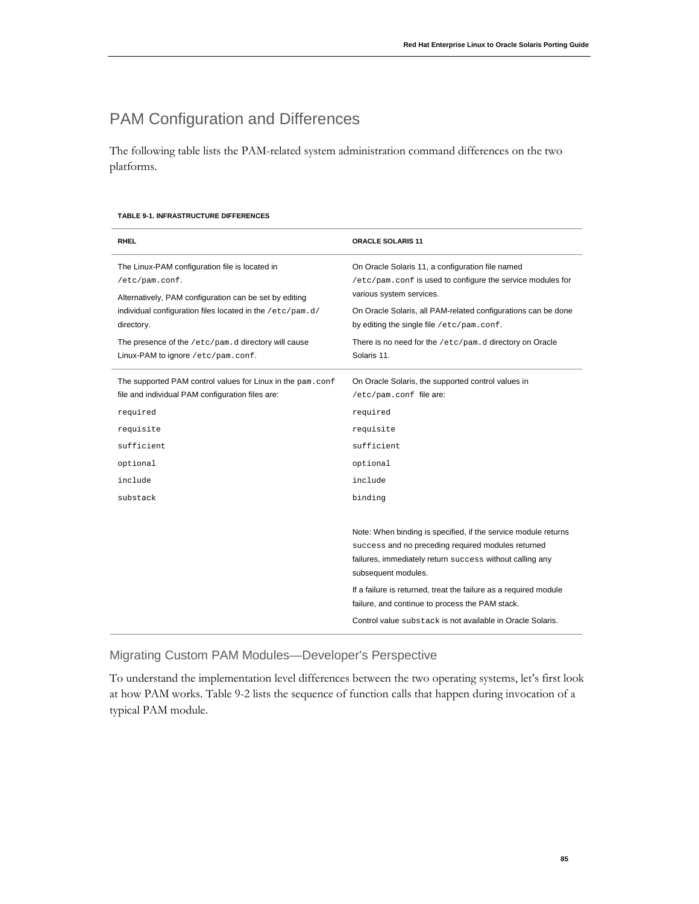## PAM Configuration and Differences

The following table lists the PAM-related system administration command differences on the two platforms.

**TABLE 9-1. INFRASTRUCTURE DIFFERENCES**

| RHEL | ORACLE SOLARIS 11 |
|---|---|
| The Linux-PAM configuration file is located in `/etc/pam.conf`.<br><br>Alternatively, PAM configuration can be set by editing individual configuration files located in the `/etc/pam.d/` directory.<br><br>The presence of the `/etc/pam.d` directory will cause Linux-PAM to ignore `/etc/pam.conf`. | On Oracle Solaris 11, a configuration file named `/etc/pam.conf` is used to configure the service modules for various system services.<br><br>On Oracle Solaris, all PAM-related configurations can be done by editing the single file `/etc/pam.conf`.<br><br>There is no need for the `/etc/pam.d` directory on Oracle Solaris 11. |
| The supported PAM control values for Linux in the `pam.conf` file and individual PAM configuration files are:<br><br>`required`<br>`requisite`<br>`sufficient`<br>`optional`<br>`include`<br>`substack` | On Oracle Solaris, the supported control values in `/etc/pam.conf` file are:<br><br>`required`<br>`requisite`<br>`sufficient`<br>`optional`<br>`include`<br>`binding`<br><br>Note: When binding is specified, if the service module returns `success` and no preceding required modules returned failures, immediately return `success` without calling any subsequent modules.<br><br>If a failure is returned, treat the failure as a required module failure, and continue to process the PAM stack.<br><br>Control value `substack` is not available in Oracle Solaris. |

### Migrating Custom PAM Modules—Developer's Perspective

To understand the implementation level differences between the two operating systems, let's first look at how PAM works. Table 9-2 lists the sequence of function calls that happen during invocation of a typical PAM module.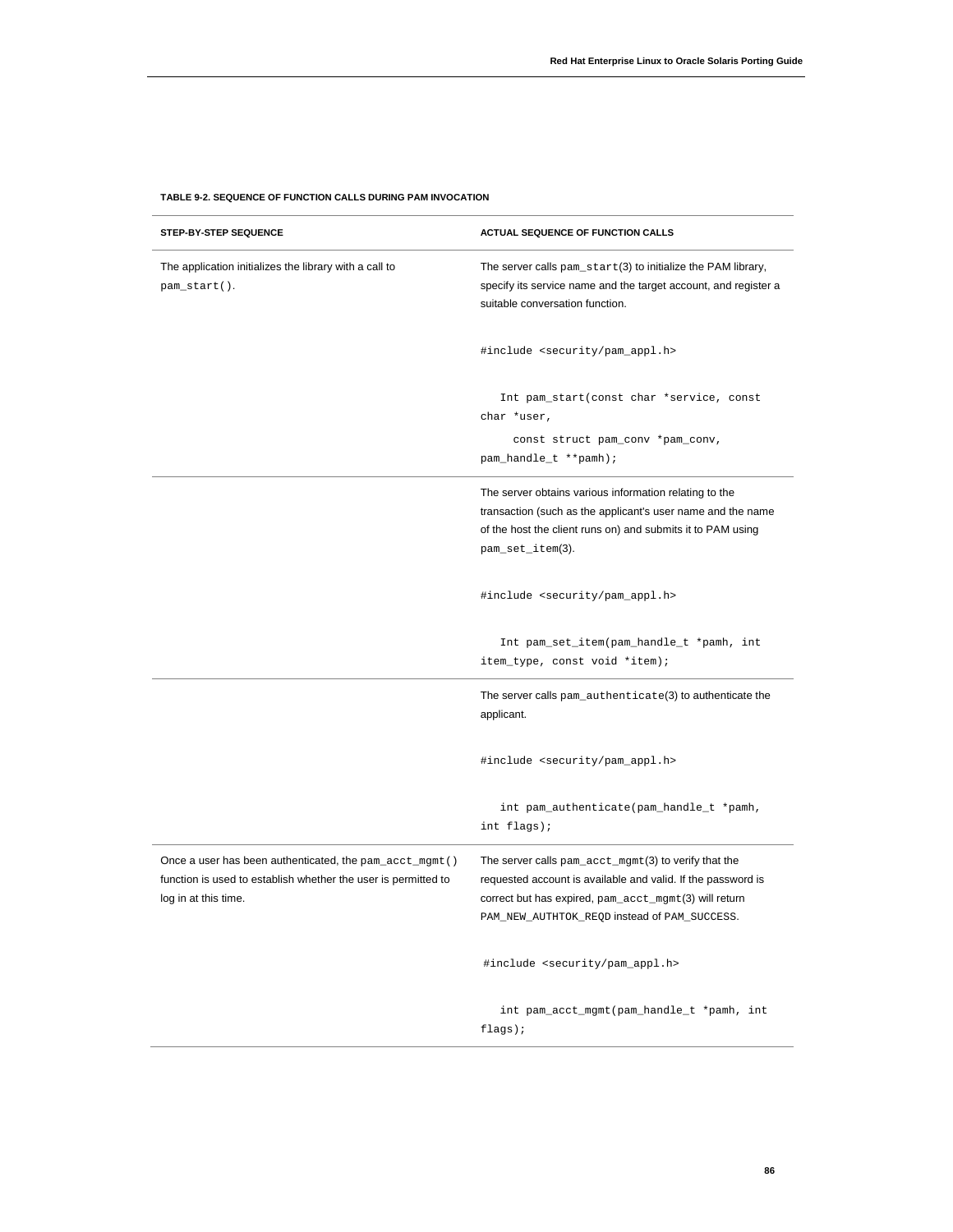**TABLE 9-2. SEQUENCE OF FUNCTION CALLS DURING PAM INVOCATION**

| STEP-BY-STEP SEQUENCE | ACTUAL SEQUENCE OF FUNCTION CALLS |
| --- | --- |
| The application initializes the library with a call to `pam_start()`. | The server calls `pam_start`(3) to initialize the PAM library, specify its service name and the target account, and register a suitable conversation function.<br><br>`#include <security/pam_appl.h>`<br><br>`Int pam_start(const char *service, const char *user,`<br>`const struct pam_conv *pam_conv, pam_handle_t **pamh);` |
| | The server obtains various information relating to the transaction (such as the applicant's user name and the name of the host the client runs on) and submits it to PAM using `pam_set_item`(3).<br><br>`#include <security/pam_appl.h>`<br><br>`Int pam_set_item(pam_handle_t *pamh, int item_type, const void *item);` |
| | The server calls `pam_authenticate`(3) to authenticate the applicant.<br><br>`#include <security/pam_appl.h>`<br><br>`int pam_authenticate(pam_handle_t *pamh, int flags);` |
| Once a user has been authenticated, the `pam_acct_mgmt()` function is used to establish whether the user is permitted to log in at this time. | The server calls `pam_acct_mgmt`(3) to verify that the requested account is available and valid. If the password is correct but has expired, `pam_acct_mgmt`(3) will return `PAM_NEW_AUTHTOK_REQD` instead of `PAM_SUCCESS`.<br><br>`#include <security/pam_appl.h>`<br><br>`int pam_acct_mgmt(pam_handle_t *pamh, int flags);` |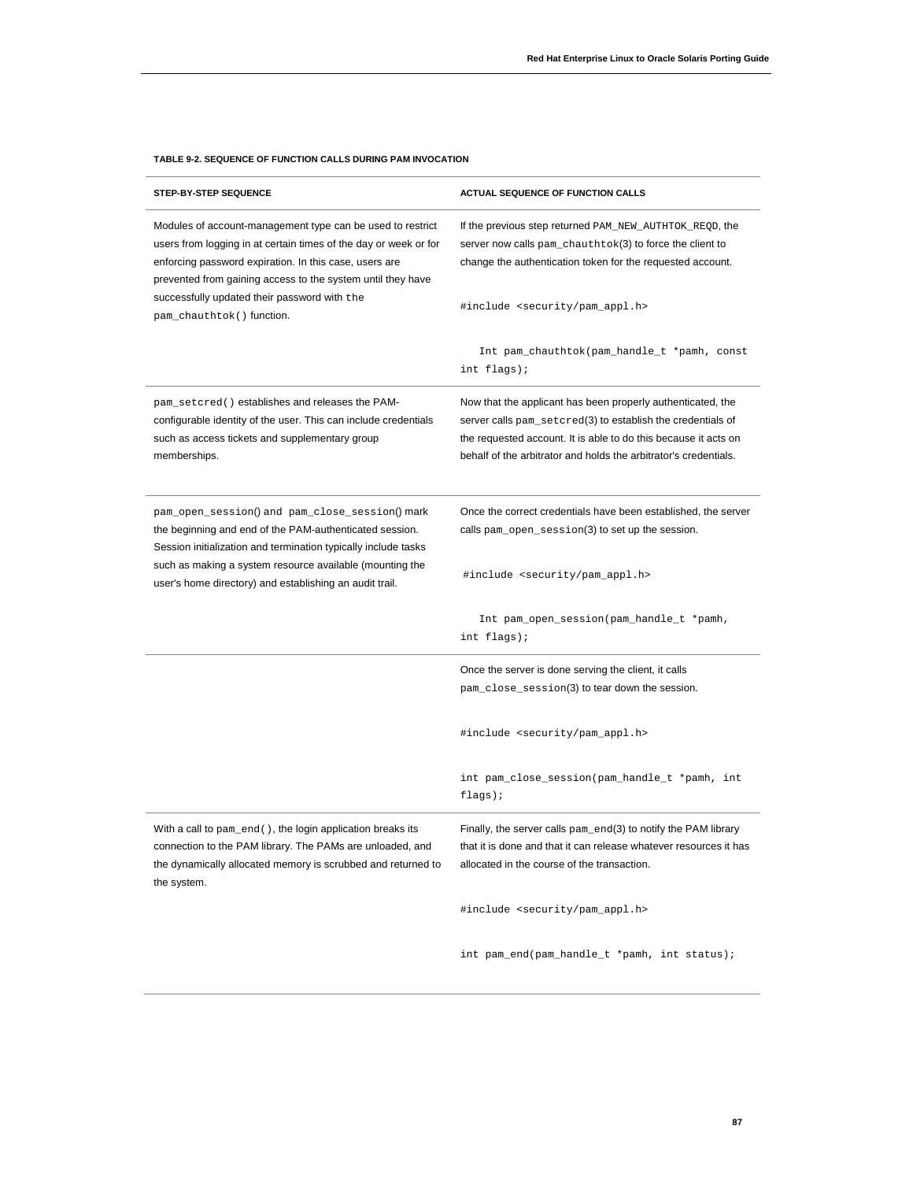**TABLE 9-2. SEQUENCE OF FUNCTION CALLS DURING PAM INVOCATION**

| STEP-BY-STEP SEQUENCE | ACTUAL SEQUENCE OF FUNCTION CALLS |
| --- | --- |
| Modules of account-management type can be used to restrict users from logging in at certain times of the day or week or for enforcing password expiration. In this case, users are prevented from gaining access to the system until they have successfully updated their password with the `pam_chauthtok()` function. | If the previous step returned `PAM_NEW_AUTHTOK_REQD`, the server now calls `pam_chauthtok`(3) to force the client to change the authentication token for the requested account. <br><br> `#include <security/pam_appl.h>` <br><br> `Int pam_chauthtok(pam_handle_t *pamh, const int flags);` |
| `pam_setcred()` establishes and releases the PAM-configurable identity of the user. This can include credentials such as access tickets and supplementary group memberships. | Now that the applicant has been properly authenticated, the server calls `pam_setcred`(3) to establish the credentials of the requested account. It is able to do this because it acts on behalf of the arbitrator and holds the arbitrator's credentials. |
| `pam_open_session()` and `pam_close_session()` mark the beginning and end of the PAM-authenticated session. Session initialization and termination typically include tasks such as making a system resource available (mounting the user's home directory) and establishing an audit trail. | Once the correct credentials have been established, the server calls `pam_open_session`(3) to set up the session. <br><br> `#include <security/pam_appl.h>` <br><br> `Int pam_open_session(pam_handle_t *pamh, int flags);` |
| | Once the server is done serving the client, it calls `pam_close_session`(3) to tear down the session. <br><br> `#include <security/pam_appl.h>` <br><br> `int pam_close_session(pam_handle_t *pamh, int flags);` |
| With a call to `pam_end()`, the login application breaks its connection to the PAM library. The PAMs are unloaded, and the dynamically allocated memory is scrubbed and returned to the system. | Finally, the server calls `pam_end`(3) to notify the PAM library that it is done and that it can release whatever resources it has allocated in the course of the transaction. <br><br> `#include <security/pam_appl.h>` <br><br> `int pam_end(pam_handle_t *pamh, int status);` |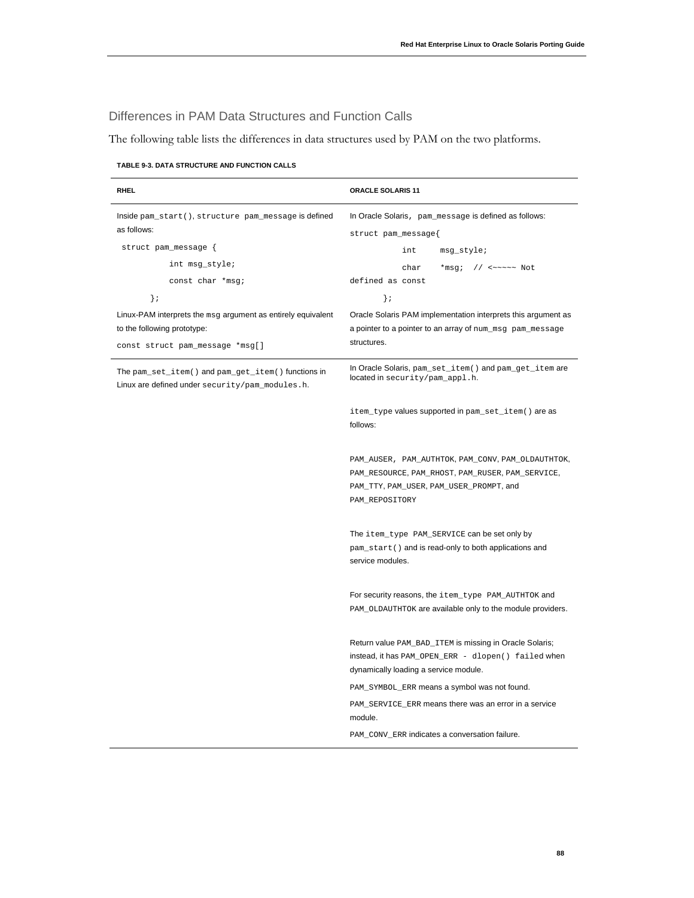## Differences in PAM Data Structures and Function Calls

The following table lists the differences in data structures used by PAM on the two platforms.

**TABLE 9-3. DATA STRUCTURE AND FUNCTION CALLS**

| RHEL | ORACLE SOLARIS 11 |
|---|---|
| Inside `pam_start()`, structure `pam_message` is defined as follows:<br>`struct pam_message {`<br>`int msg_style;`<br>`const char *msg;`<br>`};`<br>Linux-PAM interprets the `msg` argument as entirely equivalent to the following prototype:<br>`const struct pam_message *msg[]` | In Oracle Solaris, `pam_message` is defined as follows:<br>`struct pam_message{`<br>`int msg_style;`<br>`char *msg; // <~~~~~ Not defined as const`<br>`};`<br>Oracle Solaris PAM implementation interprets this argument as a pointer to a pointer to an array of `num_msg pam_message` structures. |
| The `pam_set_item()` and `pam_get_item()` functions in Linux are defined under `security/pam_modules.h`. | In Oracle Solaris, `pam_set_item()` and `pam_get_item` are located in `security/pam_appl.h`.<br><br>`item_type` values supported in `pam_set_item()` are as follows:<br><br>`PAM_AUSER`, `PAM_AUTHTOK`, `PAM_CONV`, `PAM_OLDAUTHTOK`, `PAM_RESOURCE`, `PAM_RHOST`, `PAM_RUSER`, `PAM_SERVICE`, `PAM_TTY`, `PAM_USER`, `PAM_USER_PROMPT`, and `PAM_REPOSITORY`<br><br>The `item_type PAM_SERVICE` can be set only by `pam_start()` and is read-only to both applications and service modules.<br><br>For security reasons, the `item_type PAM_AUTHTOK` and `PAM_OLDAUTHTOK` are available only to the module providers.<br><br>Return value `PAM_BAD_ITEM` is missing in Oracle Solaris; instead, it has `PAM_OPEN_ERR - dlopen() failed` when dynamically loading a service module.<br>`PAM_SYMBOL_ERR` means a symbol was not found.<br>`PAM_SERVICE_ERR` means there was an error in a service module.<br>`PAM_CONV_ERR` indicates a conversation failure. |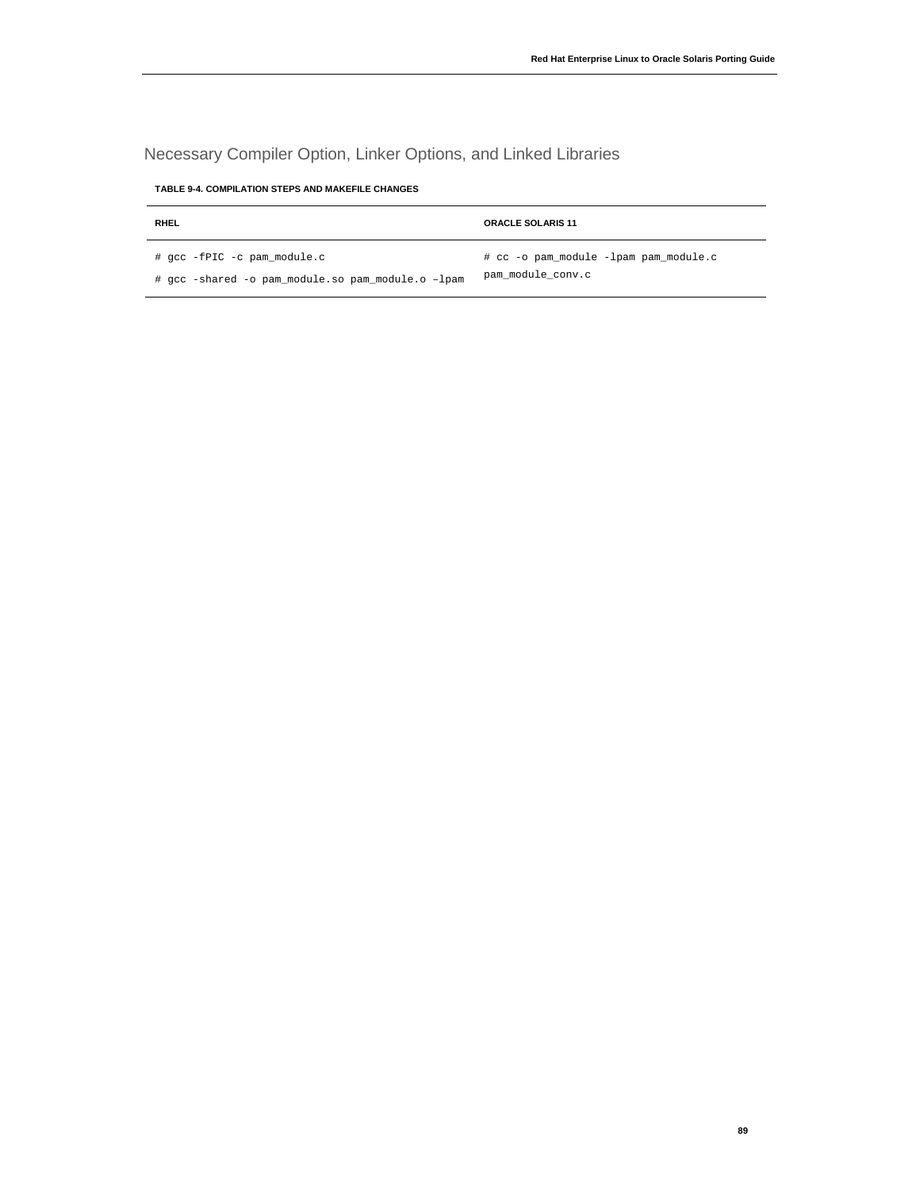## Necessary Compiler Option, Linker Options, and Linked Libraries

**TABLE 9-4. COMPILATION STEPS AND MAKEFILE CHANGES**

| RHEL | ORACLE SOLARIS 11 |
| --- | --- |
| `# gcc -fPIC -c pam_module.c`<br>`# gcc -shared -o pam_module.so pam_module.o –lpam` | `# cc -o pam_module -lpam pam_module.c pam_module_conv.c` |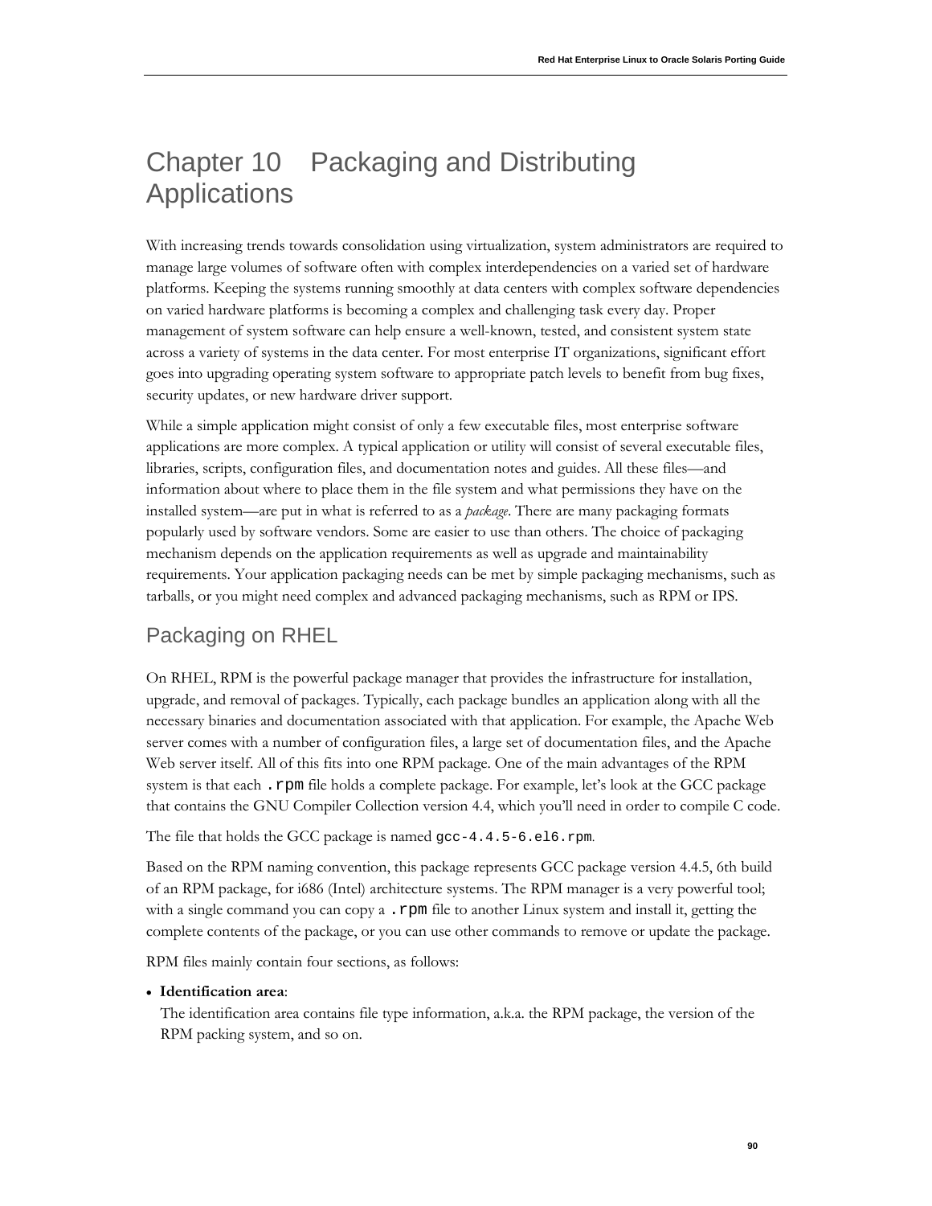# Chapter 10 Packaging and Distributing Applications

With increasing trends towards consolidation using virtualization, system administrators are required to manage large volumes of software often with complex interdependencies on a varied set of hardware platforms. Keeping the systems running smoothly at data centers with complex software dependencies on varied hardware platforms is becoming a complex and challenging task every day. Proper management of system software can help ensure a well-known, tested, and consistent system state across a variety of systems in the data center. For most enterprise IT organizations, significant effort goes into upgrading operating system software to appropriate patch levels to benefit from bug fixes, security updates, or new hardware driver support.

While a simple application might consist of only a few executable files, most enterprise software applications are more complex. A typical application or utility will consist of several executable files, libraries, scripts, configuration files, and documentation notes and guides. All these files—and information about where to place them in the file system and what permissions they have on the installed system—are put in what is referred to as a *package*. There are many packaging formats popularly used by software vendors. Some are easier to use than others. The choice of packaging mechanism depends on the application requirements as well as upgrade and maintainability requirements. Your application packaging needs can be met by simple packaging mechanisms, such as tarballs, or you might need complex and advanced packaging mechanisms, such as RPM or IPS.

## Packaging on RHEL

On RHEL, RPM is the powerful package manager that provides the infrastructure for installation, upgrade, and removal of packages. Typically, each package bundles an application along with all the necessary binaries and documentation associated with that application. For example, the Apache Web server comes with a number of configuration files, a large set of documentation files, and the Apache Web server itself. All of this fits into one RPM package. One of the main advantages of the RPM system is that each `.rpm` file holds a complete package. For example, let's look at the GCC package that contains the GNU Compiler Collection version 4.4, which you'll need in order to compile C code.

The file that holds the GCC package is named `gcc-4.4.5-6.el6.rpm`.

Based on the RPM naming convention, this package represents GCC package version 4.4.5, 6th build of an RPM package, for i686 (Intel) architecture systems. The RPM manager is a very powerful tool; with a single command you can copy a `.rpm` file to another Linux system and install it, getting the complete contents of the package, or you can use other commands to remove or update the package.

RPM files mainly contain four sections, as follows:

- **Identification area**:
  The identification area contains file type information, a.k.a. the RPM package, the version of the RPM packing system, and so on.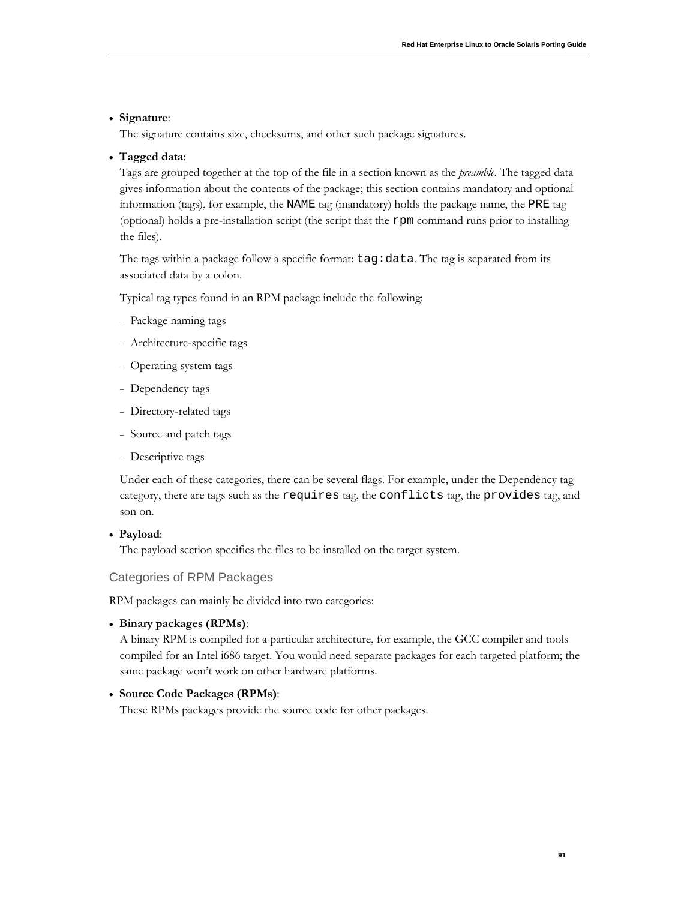- **Signature**:
  The signature contains size, checksums, and other such package signatures.

- **Tagged data**:
  Tags are grouped together at the top of the file in a section known as the *preamble*. The tagged data gives information about the contents of the package; this section contains mandatory and optional information (tags), for example, the `NAME` tag (mandatory) holds the package name, the `PRE` tag (optional) holds a pre-installation script (the script that the `rpm` command runs prior to installing the files).

  The tags within a package follow a specific format: `tag:data`. The tag is separated from its associated data by a colon.

  Typical tag types found in an RPM package include the following:

  - Package naming tags
  - Architecture-specific tags
  - Operating system tags
  - Dependency tags
  - Directory-related tags
  - Source and patch tags
  - Descriptive tags

  Under each of these categories, there can be several flags. For example, under the Dependency tag category, there are tags such as the `requires` tag, the `conflicts` tag, the `provides` tag, and son on.

- **Payload**:
  The payload section specifies the files to be installed on the target system.

### Categories of RPM Packages

RPM packages can mainly be divided into two categories:

- **Binary packages (RPMs)**:
  A binary RPM is compiled for a particular architecture, for example, the GCC compiler and tools compiled for an Intel i686 target. You would need separate packages for each targeted platform; the same package won't work on other hardware platforms.

- **Source Code Packages (RPMs)**:
  These RPMs packages provide the source code for other packages.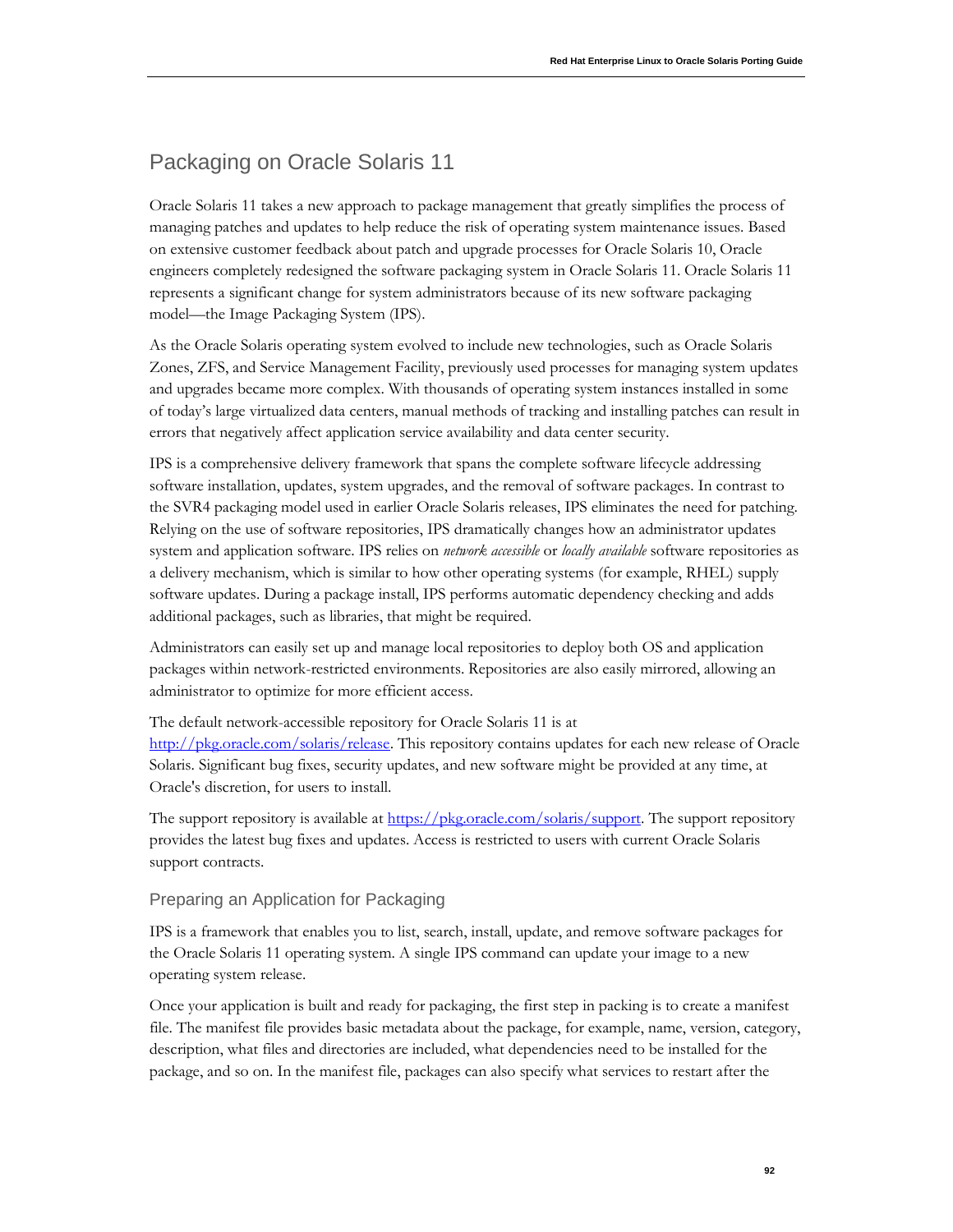## Packaging on Oracle Solaris 11

Oracle Solaris 11 takes a new approach to package management that greatly simplifies the process of managing patches and updates to help reduce the risk of operating system maintenance issues. Based on extensive customer feedback about patch and upgrade processes for Oracle Solaris 10, Oracle engineers completely redesigned the software packaging system in Oracle Solaris 11. Oracle Solaris 11 represents a significant change for system administrators because of its new software packaging model—the Image Packaging System (IPS).

As the Oracle Solaris operating system evolved to include new technologies, such as Oracle Solaris Zones, ZFS, and Service Management Facility, previously used processes for managing system updates and upgrades became more complex. With thousands of operating system instances installed in some of today's large virtualized data centers, manual methods of tracking and installing patches can result in errors that negatively affect application service availability and data center security.

IPS is a comprehensive delivery framework that spans the complete software lifecycle addressing software installation, updates, system upgrades, and the removal of software packages. In contrast to the SVR4 packaging model used in earlier Oracle Solaris releases, IPS eliminates the need for patching. Relying on the use of software repositories, IPS dramatically changes how an administrator updates system and application software. IPS relies on *network accessible* or *locally available* software repositories as a delivery mechanism, which is similar to how other operating systems (for example, RHEL) supply software updates. During a package install, IPS performs automatic dependency checking and adds additional packages, such as libraries, that might be required.

Administrators can easily set up and manage local repositories to deploy both OS and application packages within network-restricted environments. Repositories are also easily mirrored, allowing an administrator to optimize for more efficient access.

The default network-accessible repository for Oracle Solaris 11 is at [http://pkg.oracle.com/solaris/release](http://pkg.oracle.com/solaris/release). This repository contains updates for each new release of Oracle Solaris. Significant bug fixes, security updates, and new software might be provided at any time, at Oracle's discretion, for users to install.

The support repository is available at [https://pkg.oracle.com/solaris/support](https://pkg.oracle.com/solaris/support). The support repository provides the latest bug fixes and updates. Access is restricted to users with current Oracle Solaris support contracts.

### Preparing an Application for Packaging

IPS is a framework that enables you to list, search, install, update, and remove software packages for the Oracle Solaris 11 operating system. A single IPS command can update your image to a new operating system release.

Once your application is built and ready for packaging, the first step in packing is to create a manifest file. The manifest file provides basic metadata about the package, for example, name, version, category, description, what files and directories are included, what dependencies need to be installed for the package, and so on. In the manifest file, packages can also specify what services to restart after the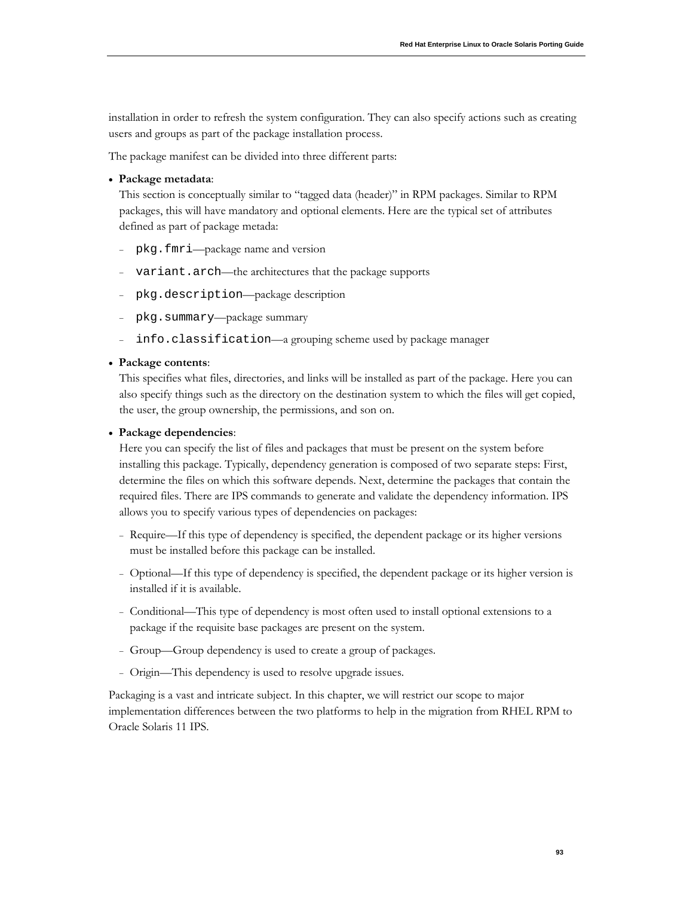installation in order to refresh the system configuration. They can also specify actions such as creating users and groups as part of the package installation process.

The package manifest can be divided into three different parts:

- **Package metadata**:
  This section is conceptually similar to "tagged data (header)" in RPM packages. Similar to RPM packages, this will have mandatory and optional elements. Here are the typical set of attributes defined as part of package metada:
  - `pkg.fmri`—package name and version
  - `variant.arch`—the architectures that the package supports
  - `pkg.description`—package description
  - `pkg.summary`—package summary
  - `info.classification`—a grouping scheme used by package manager
- **Package contents**:
  This specifies what files, directories, and links will be installed as part of the package. Here you can also specify things such as the directory on the destination system to which the files will get copied, the user, the group ownership, the permissions, and son on.
- **Package dependencies**:
  Here you can specify the list of files and packages that must be present on the system before installing this package. Typically, dependency generation is composed of two separate steps: First, determine the files on which this software depends. Next, determine the packages that contain the required files. There are IPS commands to generate and validate the dependency information. IPS allows you to specify various types of dependencies on packages:
  - Require—If this type of dependency is specified, the dependent package or its higher versions must be installed before this package can be installed.
  - Optional—If this type of dependency is specified, the dependent package or its higher version is installed if it is available.
  - Conditional—This type of dependency is most often used to install optional extensions to a package if the requisite base packages are present on the system.
  - Group—Group dependency is used to create a group of packages.
  - Origin—This dependency is used to resolve upgrade issues.

Packaging is a vast and intricate subject. In this chapter, we will restrict our scope to major implementation differences between the two platforms to help in the migration from RHEL RPM to Oracle Solaris 11 IPS.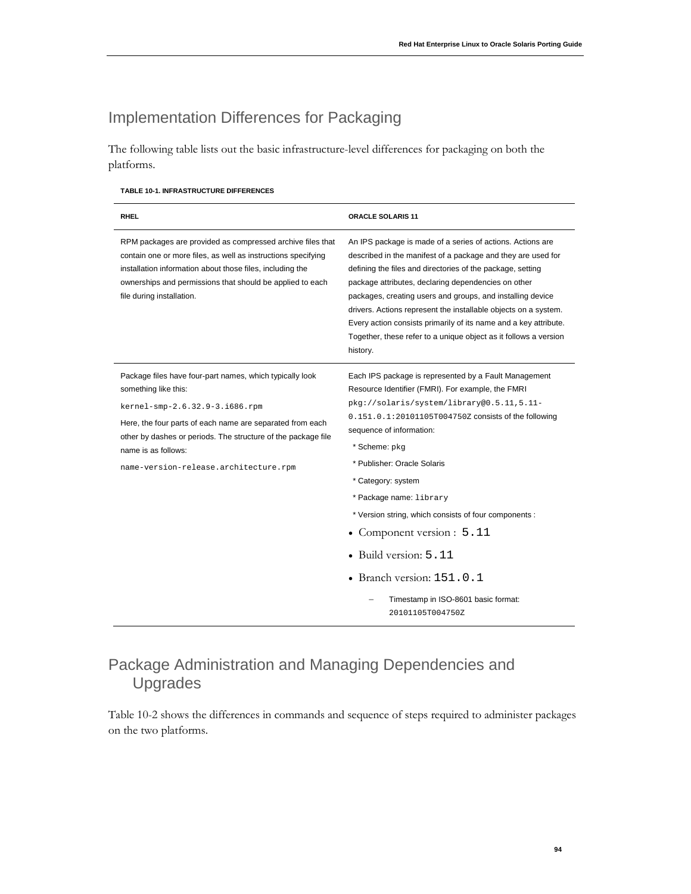## Implementation Differences for Packaging

The following table lists out the basic infrastructure-level differences for packaging on both the platforms.

**TABLE 10-1. INFRASTRUCTURE DIFFERENCES**

| RHEL | ORACLE SOLARIS 11 |
|---|---|
| RPM packages are provided as compressed archive files that contain one or more files, as well as instructions specifying installation information about those files, including the ownerships and permissions that should be applied to each file during installation. | An IPS package is made of a series of actions. Actions are described in the manifest of a package and they are used for defining the files and directories of the package, setting package attributes, declaring dependencies on other packages, creating users and groups, and installing device drivers. Actions represent the installable objects on a system. Every action consists primarily of its name and a key attribute. Together, these refer to a unique object as it follows a version history. |
| Package files have four-part names, which typically look something like this:<br>`kernel-smp-2.6.32.9-3.i686.rpm`<br>Here, the four parts of each name are separated from each other by dashes or periods. The structure of the package file name is as follows:<br>`name-version-release.architecture.rpm` | Each IPS package is represented by a Fault Management Resource Identifier (FMRI). For example, the FMRI `pkg://solaris/system/library@0.5.11,5.11-0.151.0.1:20101105T004750Z` consists of the following sequence of information:<br>* Scheme: `pkg`<br>* Publisher: Oracle Solaris<br>* Category: system<br>* Package name: `library`<br>* Version string, which consists of four components :<br>• Component version : `5.11`<br>• Build version: `5.11`<br>• Branch version: `151.0.1`<br>– Timestamp in ISO-8601 basic format: `20101105T004750Z` |

## Package Administration and Managing Dependencies and Upgrades

Table 10-2 shows the differences in commands and sequence of steps required to administer packages on the two platforms.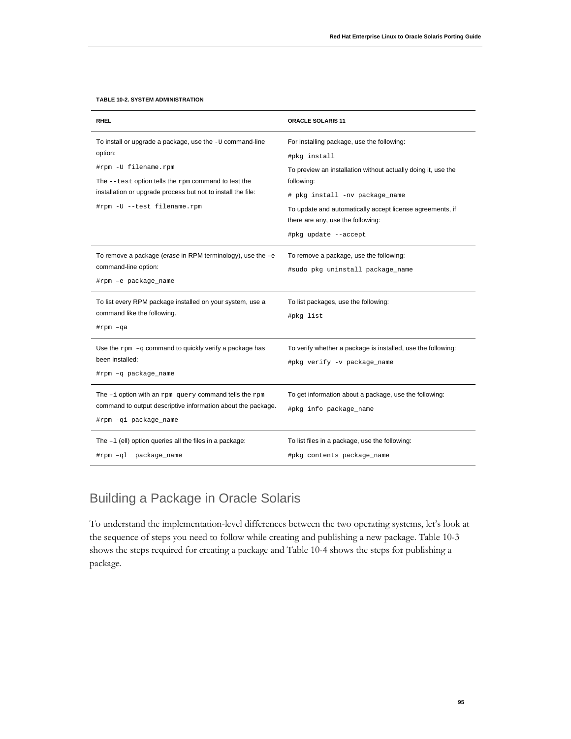**TABLE 10-2. SYSTEM ADMINISTRATION**

| RHEL | ORACLE SOLARIS 11 |
| --- | --- |
| To install or upgrade a package, use the `-U` command-line option:<br>`#rpm -U filename.rpm`<br>The `--test` option tells the `rpm` command to test the installation or upgrade process but not to install the file:<br>`#rpm -U --test filename.rpm` | For installing package, use the following:<br>`#pkg install`<br>To preview an installation without actually doing it, use the following:<br>`# pkg install -nv package_name`<br>To update and automatically accept license agreements, if there are any, use the following:<br>`#pkg update --accept` |
| To remove a package (*erase* in RPM terminology), use the `–e` command-line option:<br>`#rpm –e package_name` | To remove a package, use the following:<br>`#sudo pkg uninstall package_name` |
| To list every RPM package installed on your system, use a command like the following.<br>`#rpm –qa` | To list packages, use the following:<br>`#pkg list` |
| Use the `rpm –q` command to quickly verify a package has been installed:<br>`#rpm –q package_name` | To verify whether a package is installed, use the following:<br>`#pkg verify -v package_name` |
| The `–i` option with an `rpm query` command tells the `rpm` command to output descriptive information about the package.<br>`#rpm -qi package_name` | To get information about a package, use the following:<br>`#pkg info package_name` |
| The `–l` (ell) option queries all the files in a package:<br>`#rpm –ql  package_name` | To list files in a package, use the following:<br>`#pkg contents package_name` |

## Building a Package in Oracle Solaris

To understand the implementation-level differences between the two operating systems, let's look at the sequence of steps you need to follow while creating and publishing a new package. Table 10-3 shows the steps required for creating a package and Table 10-4 shows the steps for publishing a package.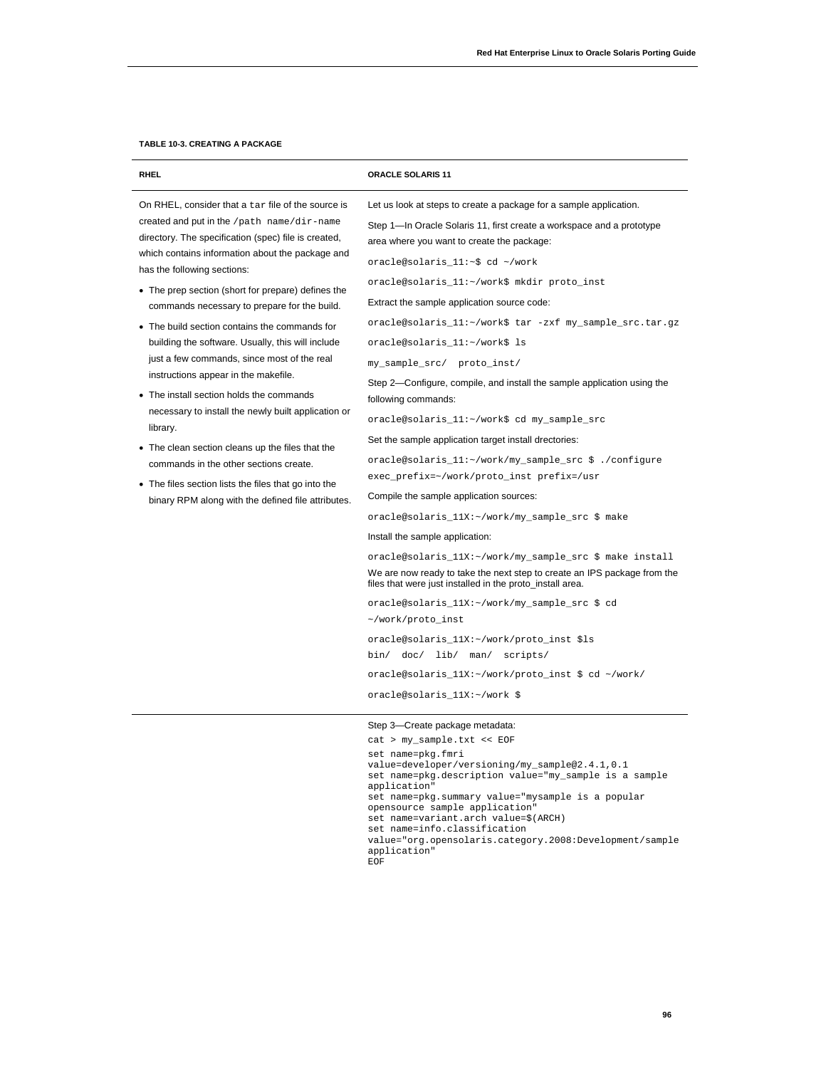**TABLE 10-3. CREATING A PACKAGE**

| RHEL | ORACLE SOLARIS 11 |
| --- | --- |
| On RHEL, consider that a `tar` file of the source is created and put in the `/path name/dir-name` directory. The specification (spec) file is created, which contains information about the package and has the following sections:<br>• The prep section (short for prepare) defines the commands necessary to prepare for the build.<br>• The build section contains the commands for building the software. Usually, this will include just a few commands, since most of the real instructions appear in the makefile.<br>• The install section holds the commands necessary to install the newly built application or library.<br>• The clean section cleans up the files that the commands in the other sections create.<br>• The files section lists the files that go into the binary RPM along with the defined file attributes. | Let us look at steps to create a package for a sample application.<br>Step 1—In Oracle Solaris 11, first create a workspace and a prototype area where you want to create the package:<br>`oracle@solaris_11:~$ cd ~/work`<br>`oracle@solaris_11:~/work$ mkdir proto_inst`<br>Extract the sample application source code:<br>`oracle@solaris_11:~/work$ tar -zxf my_sample_src.tar.gz`<br>`oracle@solaris_11:~/work$ ls`<br>`my_sample_src/  proto_inst/`<br>Step 2—Configure, compile, and install the sample application using the following commands:<br>`oracle@solaris_11:~/work$ cd my_sample_src`<br>Set the sample application target install drectories:<br>`oracle@solaris_11:~/work/my_sample_src $ ./configure exec_prefix=~/work/proto_inst prefix=/usr`<br>Compile the sample application sources:<br>`oracle@solaris_11X:~/work/my_sample_src $ make`<br>Install the sample application:<br>`oracle@solaris_11X:~/work/my_sample_src $ make install`<br>We are now ready to take the next step to create an IPS package from the files that were just installed in the proto_install area.<br>`oracle@solaris_11X:~/work/my_sample_src $ cd ~/work/proto_inst`<br>`oracle@solaris_11X:~/work/proto_inst $ls`<br>`bin/  doc/  lib/  man/  scripts/`<br>`oracle@solaris_11X:~/work/proto_inst $ cd ~/work/`<br>`oracle@solaris_11X:~/work $` |
| | Step 3—Create package metadata:<br>`cat > my_sample.txt << EOF`<br>`set name=pkg.fmri value=developer/versioning/my_sample@2.4.1,0.1`<br>`set name=pkg.description value="my_sample is a sample application"`<br>`set name=pkg.summary value="mysample is a popular opensource sample application"`<br>`set name=variant.arch value=$(ARCH)`<br>`set name=info.classification value="org.opensolaris.category.2008:Development/sample application"`<br>`EOF` |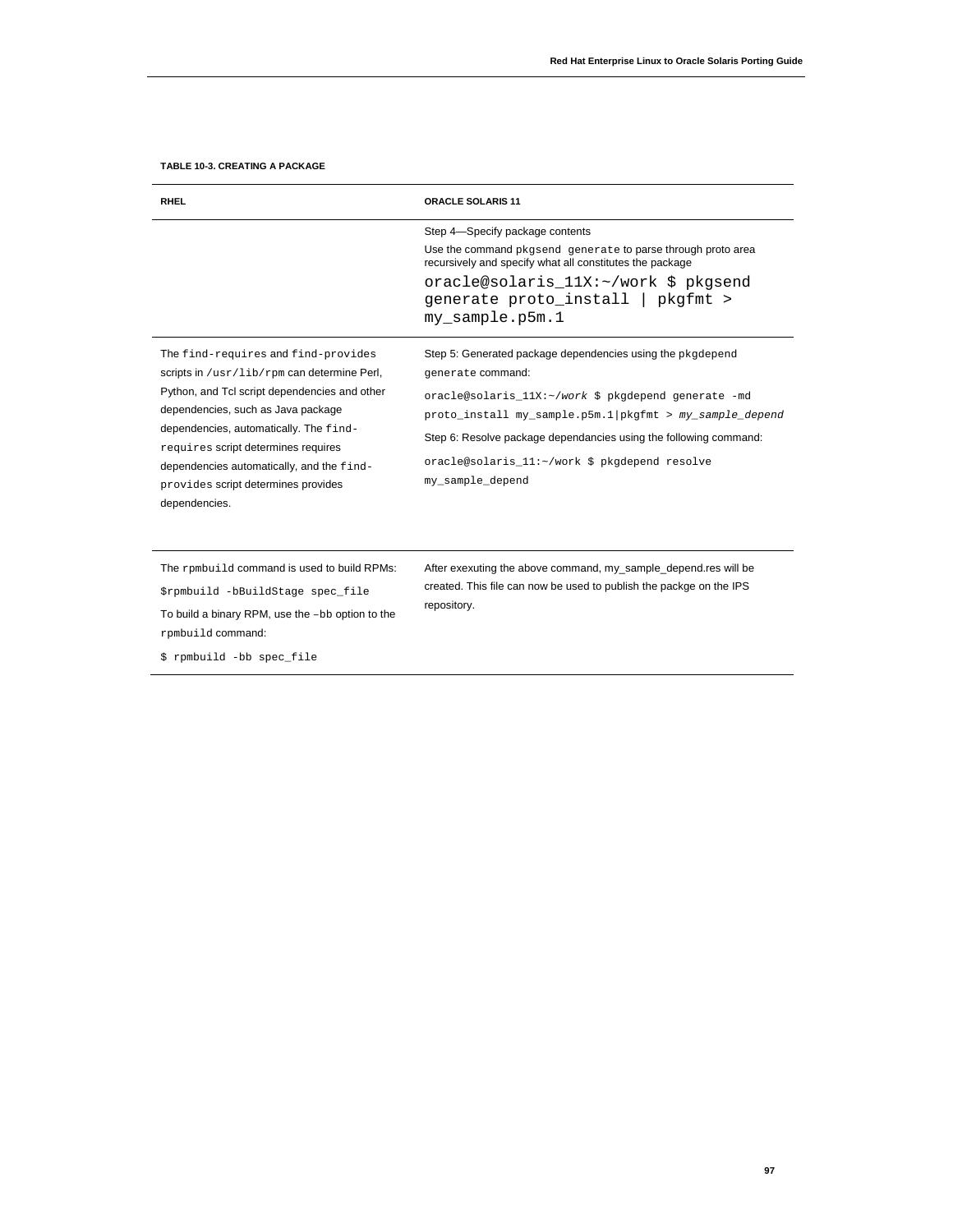**TABLE 10-3. CREATING A PACKAGE**

| RHEL | ORACLE SOLARIS 11 |
| --- | --- |
| | Step 4—Specify package contents<br>Use the command `pkgsend generate` to parse through proto area recursively and specify what all constitutes the package<br>`oracle@solaris_11X:~/work $ pkgsend generate proto_install \| pkgfmt > my_sample.p5m.1` |
| The `find-requires` and `find-provides` scripts in `/usr/lib/rpm` can determine Perl, Python, and Tcl script dependencies and other dependencies, such as Java package dependencies, automatically. The `find-requires` script determines requires dependencies automatically, and the `find-provides` script determines provides dependencies. | Step 5: Generated package dependencies using the `pkgdepend generate` command:<br>`oracle@solaris_11X:~/work $ pkgdepend generate -md proto_install my_sample.p5m.1\|pkgfmt > my_sample_depend`<br>Step 6: Resolve package dependancies using the following command:<br>`oracle@solaris_11:~/work $ pkgdepend resolve my_sample_depend` |
| The `rpmbuild` command is used to build RPMs:<br>`$rpmbuild -bBuildStage spec_file`<br>To build a binary RPM, use the `–bb` option to the `rpmbuild` command:<br>`$ rpmbuild -bb spec_file` | After exexuting the above command, my_sample_depend.res will be created. This file can now be used to publish the packge on the IPS repository. |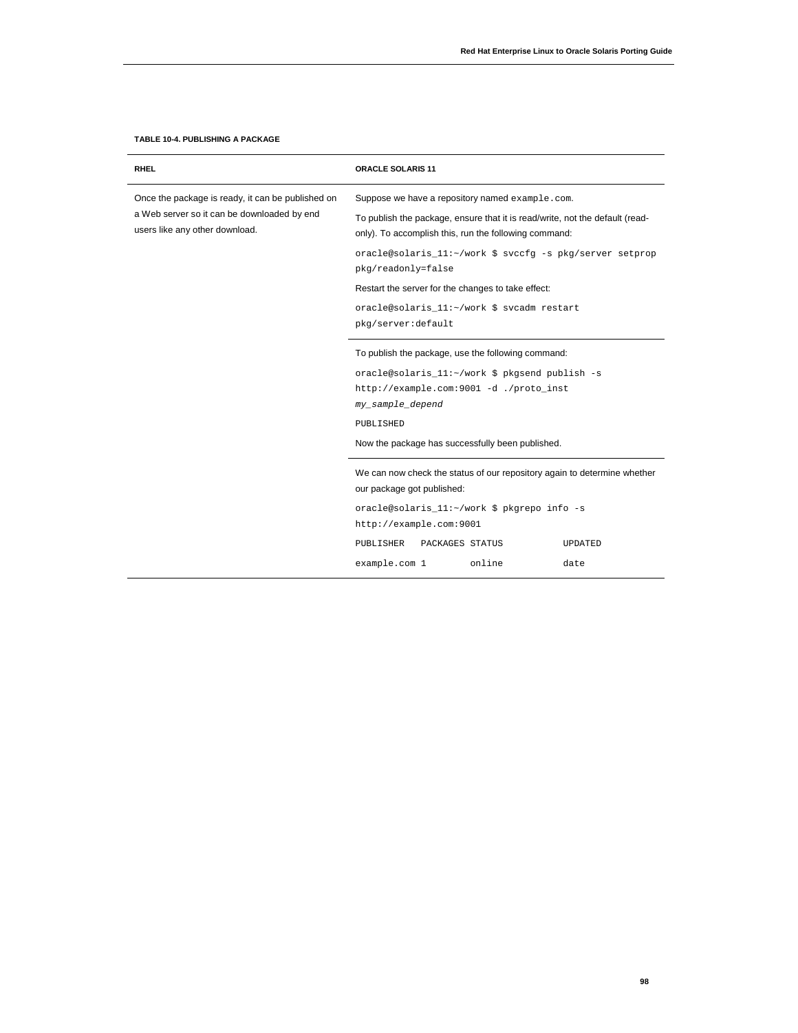**TABLE 10-4. PUBLISHING A PACKAGE**

| RHEL | ORACLE SOLARIS 11 |
| --- | --- |
| Once the package is ready, it can be published on a Web server so it can be downloaded by end users like any other download. | Suppose we have a repository named `example.com`.<br>To publish the package, ensure that it is read/write, not the default (read-only). To accomplish this, run the following command:<br>`oracle@solaris_11:~/work $ svccfg -s pkg/server setprop pkg/readonly=false`<br>Restart the server for the changes to take effect:<br>`oracle@solaris_11:~/work $ svcadm restart pkg/server:default` |
| | To publish the package, use the following command:<br>`oracle@solaris_11:~/work $ pkgsend publish -s http://example.com:9001 -d ./proto_inst` *`my_sample_depend`*<br>`PUBLISHED`<br>Now the package has successfully been published. |
| | We can now check the status of our repository again to determine whether our package got published:<br>`oracle@solaris_11:~/work $ pkgrepo info -s http://example.com:9001`<br>`PUBLISHER   PACKAGES STATUS          UPDATED`<br>`example.com 1        online          date` |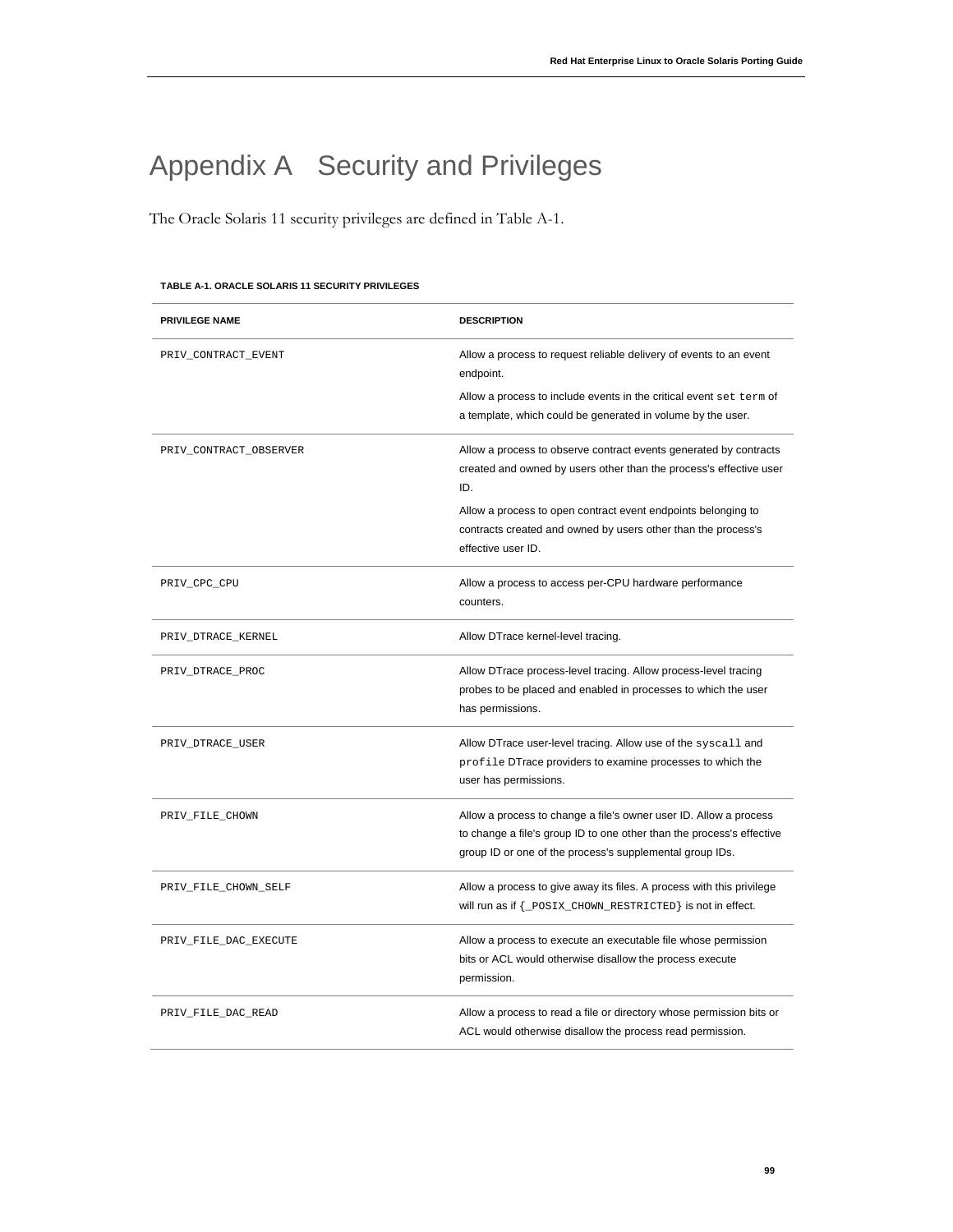# Appendix A Security and Privileges

The Oracle Solaris 11 security privileges are defined in Table A-1.

**TABLE A-1. ORACLE SOLARIS 11 SECURITY PRIVILEGES**

| PRIVILEGE NAME | DESCRIPTION |
| --- | --- |
| PRIV_CONTRACT_EVENT | Allow a process to request reliable delivery of events to an event endpoint.<br>Allow a process to include events in the critical event `set term` of a template, which could be generated in volume by the user. |
| PRIV_CONTRACT_OBSERVER | Allow a process to observe contract events generated by contracts created and owned by users other than the process's effective user ID.<br>Allow a process to open contract event endpoints belonging to contracts created and owned by users other than the process's effective user ID. |
| PRIV_CPC_CPU | Allow a process to access per-CPU hardware performance counters. |
| PRIV_DTRACE_KERNEL | Allow DTrace kernel-level tracing. |
| PRIV_DTRACE_PROC | Allow DTrace process-level tracing. Allow process-level tracing probes to be placed and enabled in processes to which the user has permissions. |
| PRIV_DTRACE_USER | Allow DTrace user-level tracing. Allow use of the `syscall` and `profile` DTrace providers to examine processes to which the user has permissions. |
| PRIV_FILE_CHOWN | Allow a process to change a file's owner user ID. Allow a process to change a file's group ID to one other than the process's effective group ID or one of the process's supplemental group IDs. |
| PRIV_FILE_CHOWN_SELF | Allow a process to give away its files. A process with this privilege will run as if `{_POSIX_CHOWN_RESTRICTED}` is not in effect. |
| PRIV_FILE_DAC_EXECUTE | Allow a process to execute an executable file whose permission bits or ACL would otherwise disallow the process execute permission. |
| PRIV_FILE_DAC_READ | Allow a process to read a file or directory whose permission bits or ACL would otherwise disallow the process read permission. |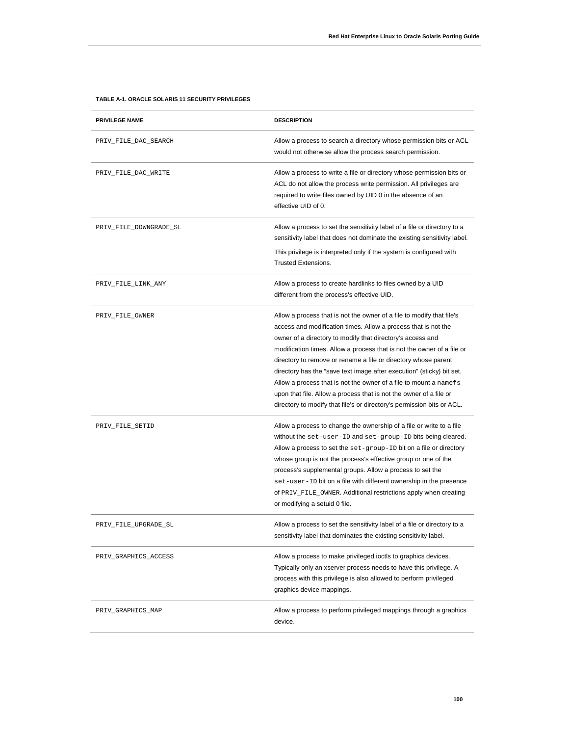**TABLE A-1. ORACLE SOLARIS 11 SECURITY PRIVILEGES**

| PRIVILEGE NAME | DESCRIPTION |
| --- | --- |
| PRIV_FILE_DAC_SEARCH | Allow a process to search a directory whose permission bits or ACL would not otherwise allow the process search permission. |
| PRIV_FILE_DAC_WRITE | Allow a process to write a file or directory whose permission bits or ACL do not allow the process write permission. All privileges are required to write files owned by UID 0 in the absence of an effective UID of 0. |
| PRIV_FILE_DOWNGRADE_SL | Allow a process to set the sensitivity label of a file or directory to a sensitivity label that does not dominate the existing sensitivity label.<br><br>This privilege is interpreted only if the system is configured with Trusted Extensions. |
| PRIV_FILE_LINK_ANY | Allow a process to create hardlinks to files owned by a UID different from the process's effective UID. |
| PRIV_FILE_OWNER | Allow a process that is not the owner of a file to modify that file's access and modification times. Allow a process that is not the owner of a directory to modify that directory's access and modification times. Allow a process that is not the owner of a file or directory to remove or rename a file or directory whose parent directory has the "save text image after execution" (sticky) bit set. Allow a process that is not the owner of a file to mount a `namefs` upon that file. Allow a process that is not the owner of a file or directory to modify that file's or directory's permission bits or ACL. |
| PRIV_FILE_SETID | Allow a process to change the ownership of a file or write to a file without the `set-user-ID` and `set-group-ID` bits being cleared. Allow a process to set the `set-group-ID` bit on a file or directory whose group is not the process's effective group or one of the process's supplemental groups. Allow a process to set the `set-user-ID` bit on a file with different ownership in the presence of `PRIV_FILE_OWNER`. Additional restrictions apply when creating or modifying a setuid 0 file. |
| PRIV_FILE_UPGRADE_SL | Allow a process to set the sensitivity label of a file or directory to a sensitivity label that dominates the existing sensitivity label. |
| PRIV_GRAPHICS_ACCESS | Allow a process to make privileged ioctls to graphics devices. Typically only an xserver process needs to have this privilege. A process with this privilege is also allowed to perform privileged graphics device mappings. |
| PRIV_GRAPHICS_MAP | Allow a process to perform privileged mappings through a graphics device. |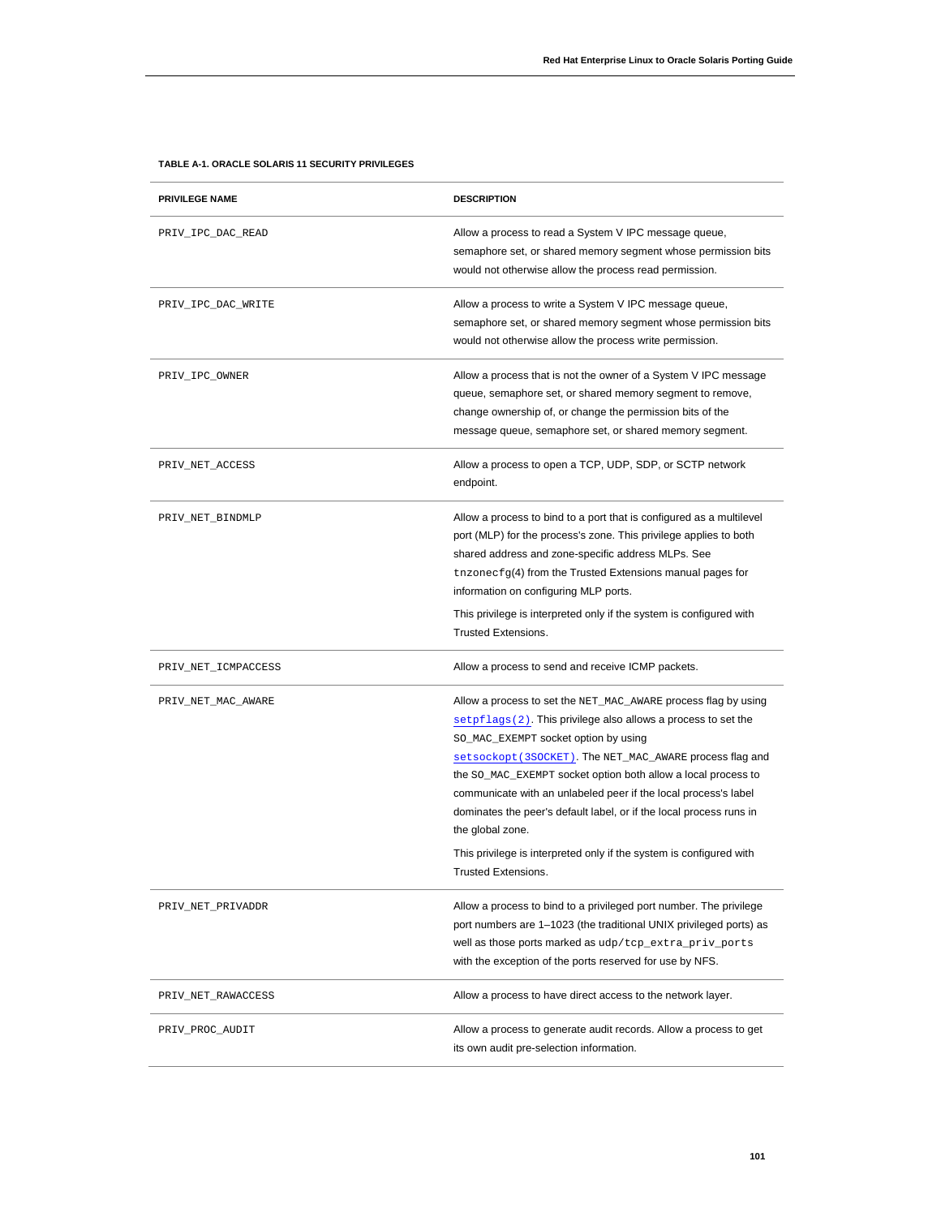**TABLE A-1. ORACLE SOLARIS 11 SECURITY PRIVILEGES**

| PRIVILEGE NAME | DESCRIPTION |
| --- | --- |
| PRIV_IPC_DAC_READ | Allow a process to read a System V IPC message queue, semaphore set, or shared memory segment whose permission bits would not otherwise allow the process read permission. |
| PRIV_IPC_DAC_WRITE | Allow a process to write a System V IPC message queue, semaphore set, or shared memory segment whose permission bits would not otherwise allow the process write permission. |
| PRIV_IPC_OWNER | Allow a process that is not the owner of a System V IPC message queue, semaphore set, or shared memory segment to remove, change ownership of, or change the permission bits of the message queue, semaphore set, or shared memory segment. |
| PRIV_NET_ACCESS | Allow a process to open a TCP, UDP, SDP, or SCTP network endpoint. |
| PRIV_NET_BINDMLP | Allow a process to bind to a port that is configured as a multilevel port (MLP) for the process's zone. This privilege applies to both shared address and zone-specific address MLPs. See `tnzonecfg`(4) from the Trusted Extensions manual pages for information on configuring MLP ports. <br><br> This privilege is interpreted only if the system is configured with Trusted Extensions. |
| PRIV_NET_ICMPACCESS | Allow a process to send and receive ICMP packets. |
| PRIV_NET_MAC_AWARE | Allow a process to set the `NET_MAC_AWARE` process flag by using `setpflags(2)`. This privilege also allows a process to set the `SO_MAC_EXEMPT` socket option by using `setsockopt(3SOCKET)`. The `NET_MAC_AWARE` process flag and the `SO_MAC_EXEMPT` socket option both allow a local process to communicate with an unlabeled peer if the local process's label dominates the peer's default label, or if the local process runs in the global zone. <br><br> This privilege is interpreted only if the system is configured with Trusted Extensions. |
| PRIV_NET_PRIVADDR | Allow a process to bind to a privileged port number. The privilege port numbers are 1–1023 (the traditional UNIX privileged ports) as well as those ports marked as `udp/tcp_extra_priv_ports` with the exception of the ports reserved for use by NFS. |
| PRIV_NET_RAWACCESS | Allow a process to have direct access to the network layer. |
| PRIV_PROC_AUDIT | Allow a process to generate audit records. Allow a process to get its own audit pre-selection information. |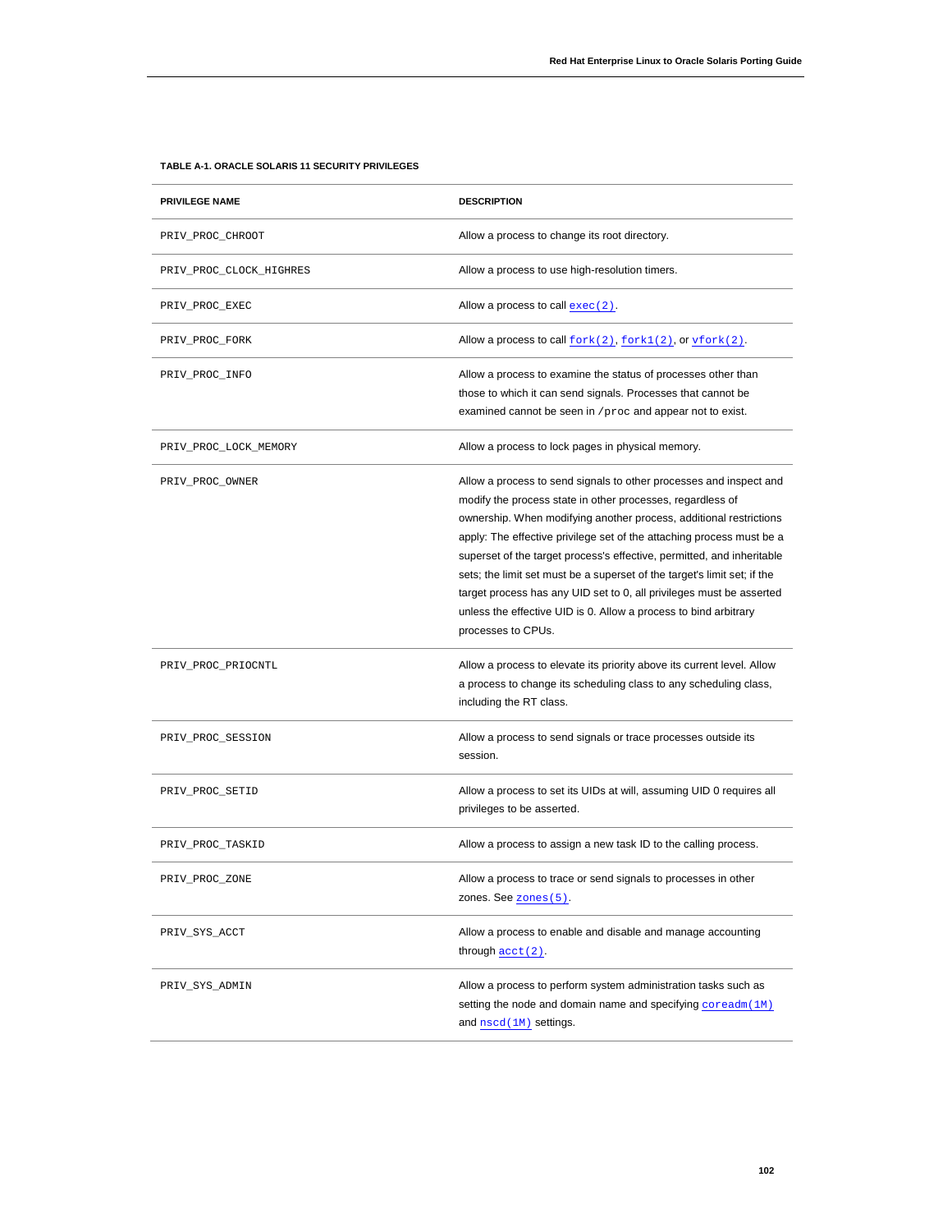**TABLE A-1. ORACLE SOLARIS 11 SECURITY PRIVILEGES**

| PRIVILEGE NAME | DESCRIPTION |
|---|---|
| `PRIV_PROC_CHROOT` | Allow a process to change its root directory. |
| `PRIV_PROC_CLOCK_HIGHRES` | Allow a process to use high-resolution timers. |
| `PRIV_PROC_EXEC` | Allow a process to call `exec(2)`. |
| `PRIV_PROC_FORK` | Allow a process to call `fork(2)`, `fork1(2)`, or `vfork(2)`. |
| `PRIV_PROC_INFO` | Allow a process to examine the status of processes other than those to which it can send signals. Processes that cannot be examined cannot be seen in `/proc` and appear not to exist. |
| `PRIV_PROC_LOCK_MEMORY` | Allow a process to lock pages in physical memory. |
| `PRIV_PROC_OWNER` | Allow a process to send signals to other processes and inspect and modify the process state in other processes, regardless of ownership. When modifying another process, additional restrictions apply: The effective privilege set of the attaching process must be a superset of the target process's effective, permitted, and inheritable sets; the limit set must be a superset of the target's limit set; if the target process has any UID set to 0, all privileges must be asserted unless the effective UID is 0. Allow a process to bind arbitrary processes to CPUs. |
| `PRIV_PROC_PRIOCNTL` | Allow a process to elevate its priority above its current level. Allow a process to change its scheduling class to any scheduling class, including the RT class. |
| `PRIV_PROC_SESSION` | Allow a process to send signals or trace processes outside its session. |
| `PRIV_PROC_SETID` | Allow a process to set its UIDs at will, assuming UID 0 requires all privileges to be asserted. |
| `PRIV_PROC_TASKID` | Allow a process to assign a new task ID to the calling process. |
| `PRIV_PROC_ZONE` | Allow a process to trace or send signals to processes in other zones. See `zones(5)`. |
| `PRIV_SYS_ACCT` | Allow a process to enable and disable and manage accounting through `acct(2)`. |
| `PRIV_SYS_ADMIN` | Allow a process to perform system administration tasks such as setting the node and domain name and specifying `coreadm(1M)` and `nscd(1M)` settings. |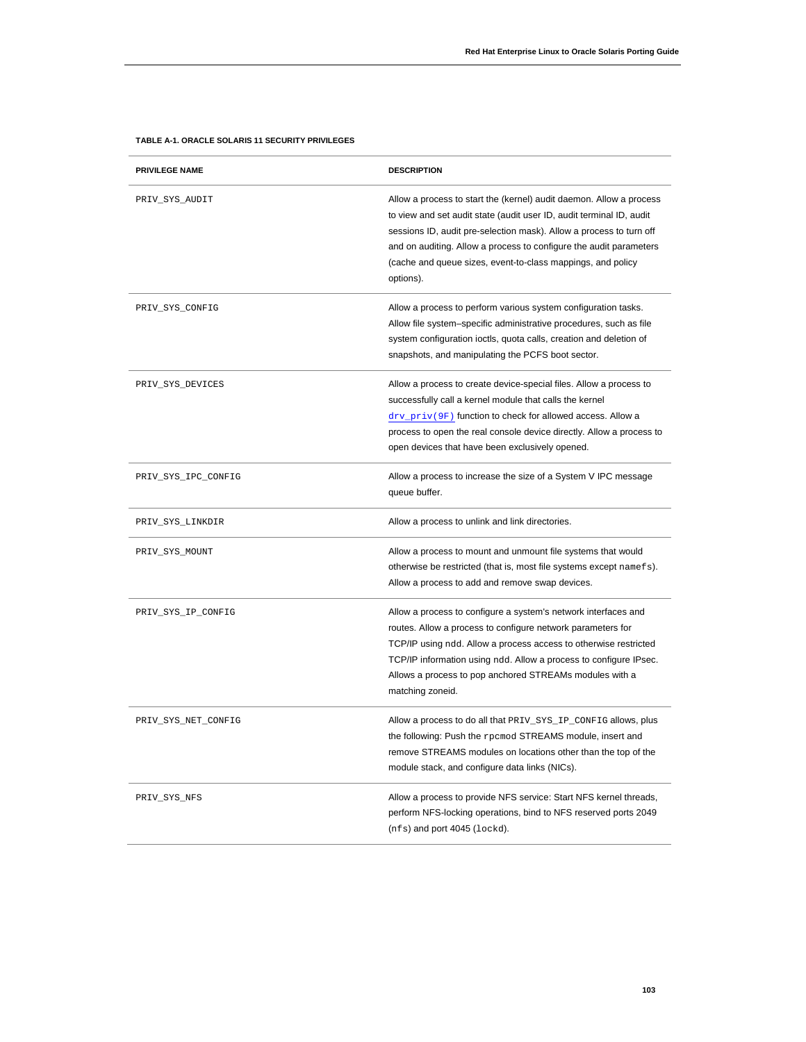**TABLE A-1. ORACLE SOLARIS 11 SECURITY PRIVILEGES**

| PRIVILEGE NAME | DESCRIPTION |
|---|---|
| PRIV_SYS_AUDIT | Allow a process to start the (kernel) audit daemon. Allow a process to view and set audit state (audit user ID, audit terminal ID, audit sessions ID, audit pre-selection mask). Allow a process to turn off and on auditing. Allow a process to configure the audit parameters (cache and queue sizes, event-to-class mappings, and policy options). |
| PRIV_SYS_CONFIG | Allow a process to perform various system configuration tasks. Allow file system–specific administrative procedures, such as file system configuration ioctls, quota calls, creation and deletion of snapshots, and manipulating the PCFS boot sector. |
| PRIV_SYS_DEVICES | Allow a process to create device-special files. Allow a process to successfully call a kernel module that calls the kernel drv_priv(9F) function to check for allowed access. Allow a process to open the real console device directly. Allow a process to open devices that have been exclusively opened. |
| PRIV_SYS_IPC_CONFIG | Allow a process to increase the size of a System V IPC message queue buffer. |
| PRIV_SYS_LINKDIR | Allow a process to unlink and link directories. |
| PRIV_SYS_MOUNT | Allow a process to mount and unmount file systems that would otherwise be restricted (that is, most file systems except namefs). Allow a process to add and remove swap devices. |
| PRIV_SYS_IP_CONFIG | Allow a process to configure a system's network interfaces and routes. Allow a process to configure network parameters for TCP/IP using ndd. Allow a process access to otherwise restricted TCP/IP information using ndd. Allow a process to configure IPsec. Allows a process to pop anchored STREAMs modules with a matching zoneid. |
| PRIV_SYS_NET_CONFIG | Allow a process to do all that PRIV_SYS_IP_CONFIG allows, plus the following: Push the rpcmod STREAMS module, insert and remove STREAMS modules on locations other than the top of the module stack, and configure data links (NICs). |
| PRIV_SYS_NFS | Allow a process to provide NFS service: Start NFS kernel threads, perform NFS-locking operations, bind to NFS reserved ports 2049 (nfs) and port 4045 (lockd). |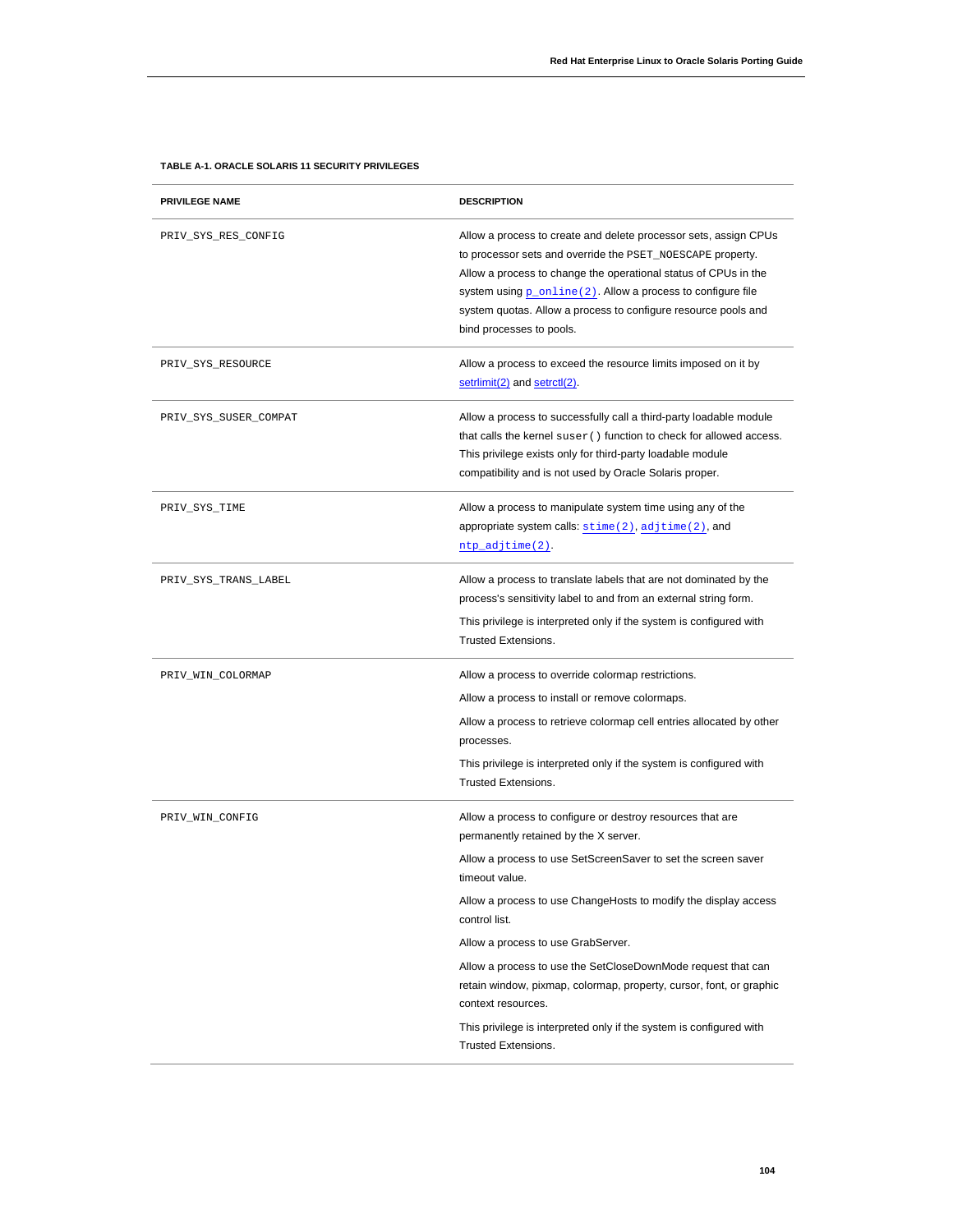**TABLE A-1. ORACLE SOLARIS 11 SECURITY PRIVILEGES**

| PRIVILEGE NAME | DESCRIPTION |
|---|---|
| PRIV_SYS_RES_CONFIG | Allow a process to create and delete processor sets, assign CPUs to processor sets and override the PSET_NOESCAPE property. Allow a process to change the operational status of CPUs in the system using p_online(2). Allow a process to configure file system quotas. Allow a process to configure resource pools and bind processes to pools. |
| PRIV_SYS_RESOURCE | Allow a process to exceed the resource limits imposed on it by setrlimit(2) and setrctl(2). |
| PRIV_SYS_SUSER_COMPAT | Allow a process to successfully call a third-party loadable module that calls the kernel suser() function to check for allowed access. This privilege exists only for third-party loadable module compatibility and is not used by Oracle Solaris proper. |
| PRIV_SYS_TIME | Allow a process to manipulate system time using any of the appropriate system calls: stime(2), adjtime(2), and ntp_adjtime(2). |
| PRIV_SYS_TRANS_LABEL | Allow a process to translate labels that are not dominated by the process's sensitivity label to and from an external string form.<br><br>This privilege is interpreted only if the system is configured with Trusted Extensions. |
| PRIV_WIN_COLORMAP | Allow a process to override colormap restrictions.<br><br>Allow a process to install or remove colormaps.<br><br>Allow a process to retrieve colormap cell entries allocated by other processes.<br><br>This privilege is interpreted only if the system is configured with Trusted Extensions. |
| PRIV_WIN_CONFIG | Allow a process to configure or destroy resources that are permanently retained by the X server.<br><br>Allow a process to use SetScreenSaver to set the screen saver timeout value.<br><br>Allow a process to use ChangeHosts to modify the display access control list.<br><br>Allow a process to use GrabServer.<br><br>Allow a process to use the SetCloseDownMode request that can retain window, pixmap, colormap, property, cursor, font, or graphic context resources.<br><br>This privilege is interpreted only if the system is configured with Trusted Extensions. |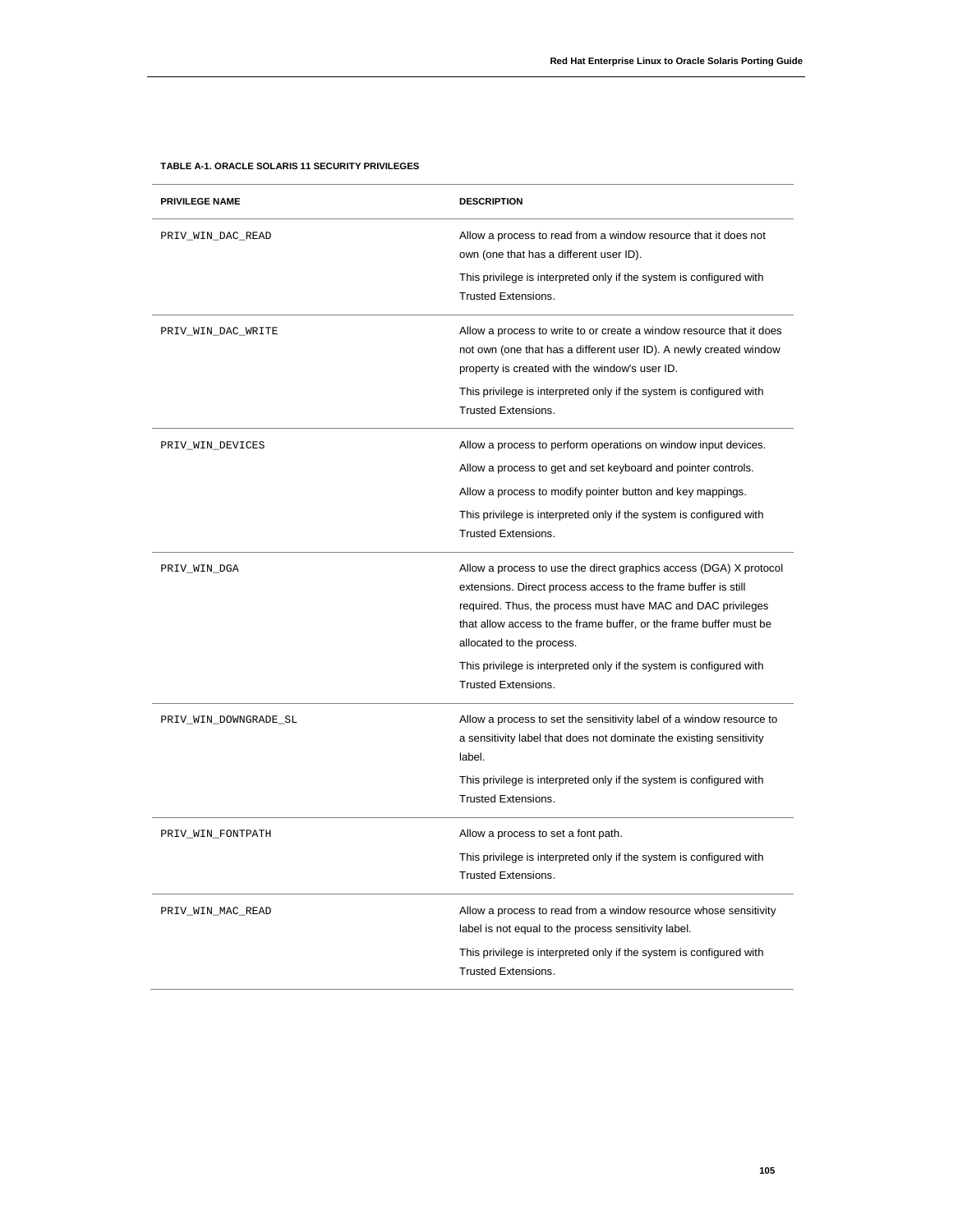**TABLE A-1. ORACLE SOLARIS 11 SECURITY PRIVILEGES**

| PRIVILEGE NAME | DESCRIPTION |
| --- | --- |
| PRIV_WIN_DAC_READ | Allow a process to read from a window resource that it does not own (one that has a different user ID).<br><br>This privilege is interpreted only if the system is configured with Trusted Extensions. |
| PRIV_WIN_DAC_WRITE | Allow a process to write to or create a window resource that it does not own (one that has a different user ID). A newly created window property is created with the window's user ID.<br><br>This privilege is interpreted only if the system is configured with Trusted Extensions. |
| PRIV_WIN_DEVICES | Allow a process to perform operations on window input devices.<br><br>Allow a process to get and set keyboard and pointer controls.<br><br>Allow a process to modify pointer button and key mappings.<br><br>This privilege is interpreted only if the system is configured with Trusted Extensions. |
| PRIV_WIN_DGA | Allow a process to use the direct graphics access (DGA) X protocol extensions. Direct process access to the frame buffer is still required. Thus, the process must have MAC and DAC privileges that allow access to the frame buffer, or the frame buffer must be allocated to the process.<br><br>This privilege is interpreted only if the system is configured with Trusted Extensions. |
| PRIV_WIN_DOWNGRADE_SL | Allow a process to set the sensitivity label of a window resource to a sensitivity label that does not dominate the existing sensitivity label.<br><br>This privilege is interpreted only if the system is configured with Trusted Extensions. |
| PRIV_WIN_FONTPATH | Allow a process to set a font path.<br><br>This privilege is interpreted only if the system is configured with Trusted Extensions. |
| PRIV_WIN_MAC_READ | Allow a process to read from a window resource whose sensitivity label is not equal to the process sensitivity label.<br><br>This privilege is interpreted only if the system is configured with Trusted Extensions. |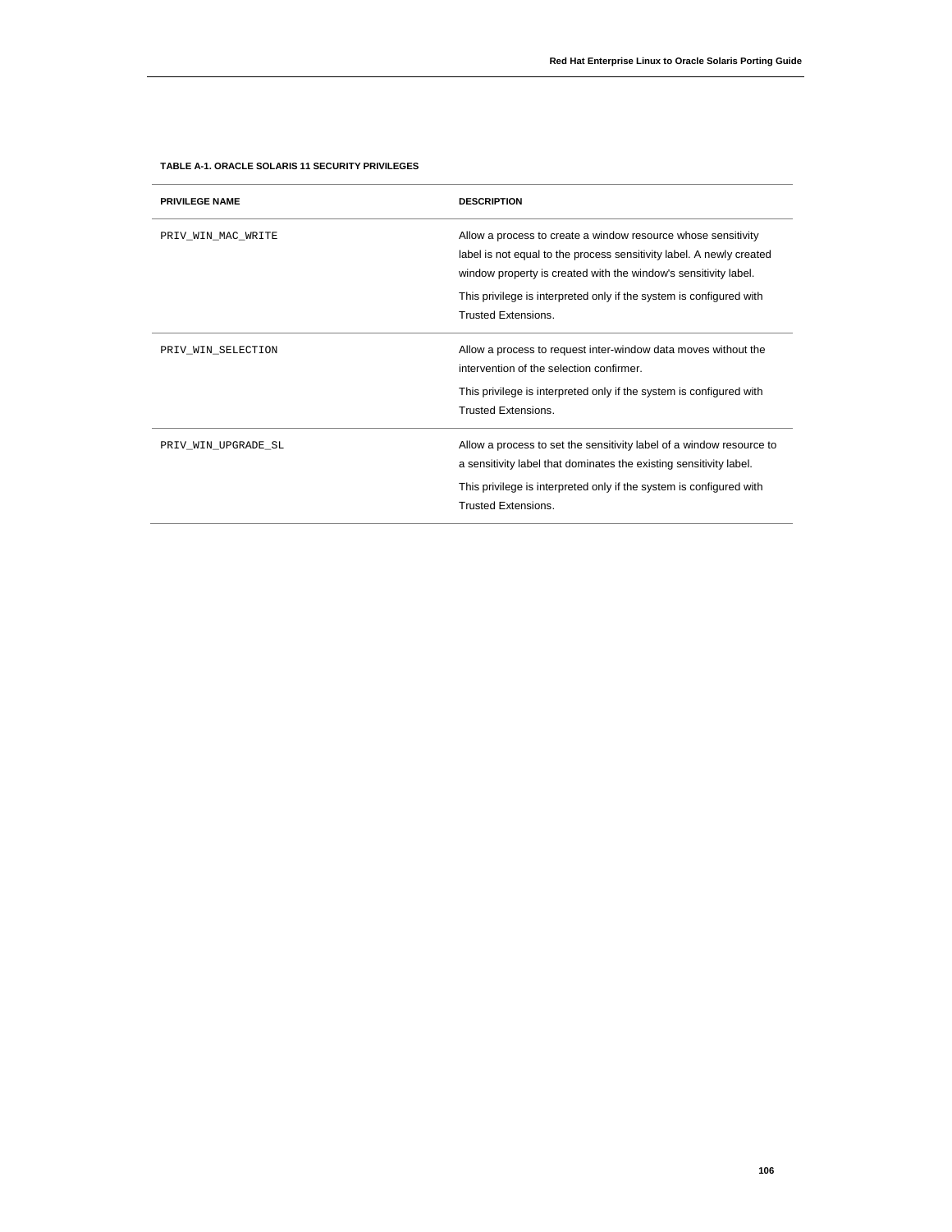**TABLE A-1. ORACLE SOLARIS 11 SECURITY PRIVILEGES**

| PRIVILEGE NAME | DESCRIPTION |
| --- | --- |
| `PRIV_WIN_MAC_WRITE` | Allow a process to create a window resource whose sensitivity label is not equal to the process sensitivity label. A newly created window property is created with the window's sensitivity label. This privilege is interpreted only if the system is configured with Trusted Extensions. |
| `PRIV_WIN_SELECTION` | Allow a process to request inter-window data moves without the intervention of the selection confirmer. This privilege is interpreted only if the system is configured with Trusted Extensions. |
| `PRIV_WIN_UPGRADE_SL` | Allow a process to set the sensitivity label of a window resource to a sensitivity label that dominates the existing sensitivity label. This privilege is interpreted only if the system is configured with Trusted Extensions. |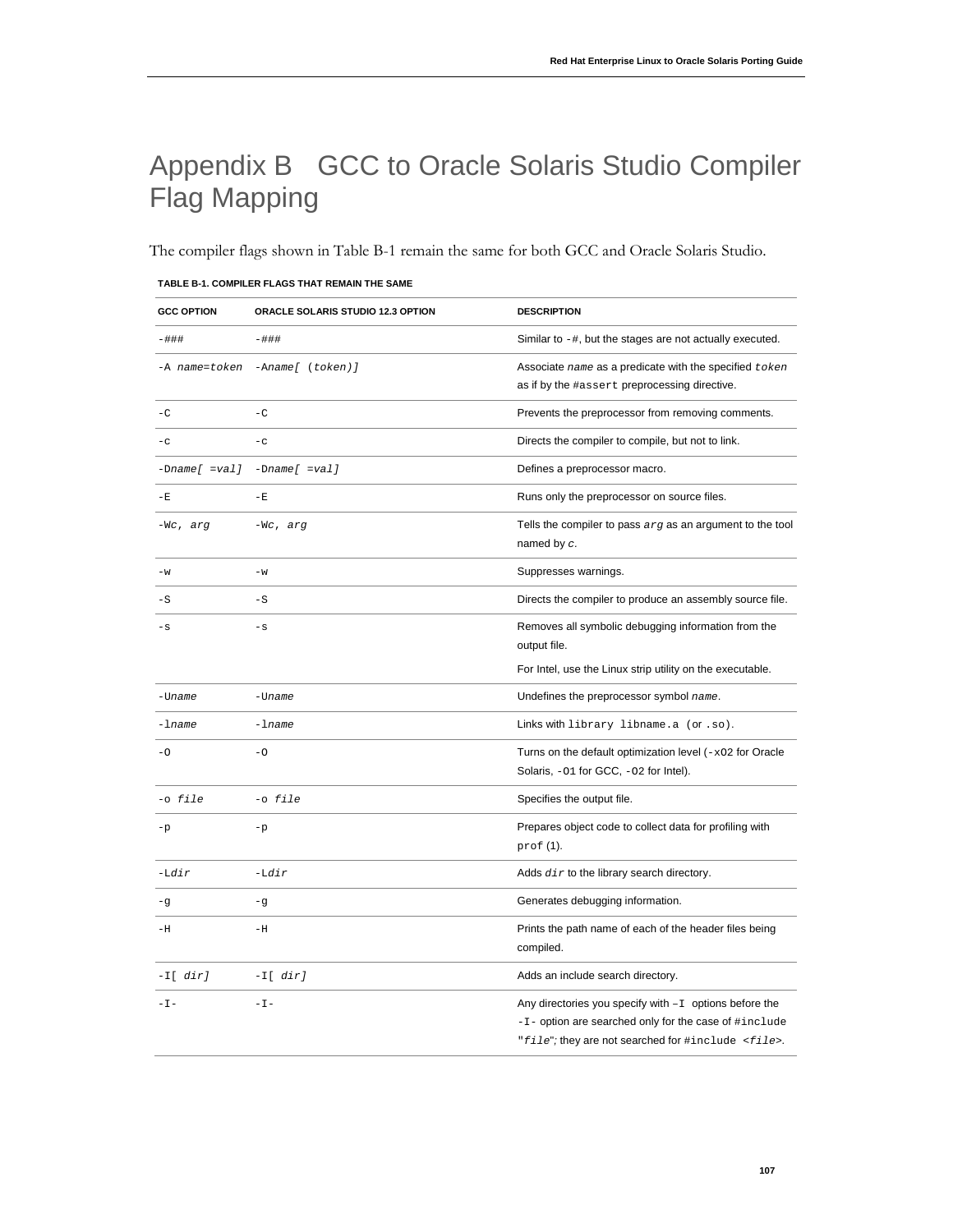# Appendix B GCC to Oracle Solaris Studio Compiler Flag Mapping

The compiler flags shown in Table B-1 remain the same for both GCC and Oracle Solaris Studio.

**TABLE B-1. COMPILER FLAGS THAT REMAIN THE SAME**

| GCC OPTION | ORACLE SOLARIS STUDIO 12.3 OPTION | DESCRIPTION |
|---|---|---|
| `-###` | `-###` | Similar to `-#`, but the stages are not actually executed. |
| `-A name=token` | `-Aname[ (token)]` | Associate *name* as a predicate with the specified *token* as if by the `#assert` preprocessing directive. |
| `-C` | `-C` | Prevents the preprocessor from removing comments. |
| `-c` | `-c` | Directs the compiler to compile, but not to link. |
| `-Dname[ =val]` | `-Dname[ =val]` | Defines a preprocessor macro. |
| `-E` | `-E` | Runs only the preprocessor on source files. |
| `-Wc, arg` | `-Wc, arg` | Tells the compiler to pass *arg* as an argument to the tool named by *c*. |
| `-w` | `-w` | Suppresses warnings. |
| `-S` | `-S` | Directs the compiler to produce an assembly source file. |
| `-s` | `-s` | Removes all symbolic debugging information from the output file.<br>For Intel, use the Linux strip utility on the executable. |
| `-Uname` | `-Uname` | Undefines the preprocessor symbol *name*. |
| `-lname` | `-lname` | Links with `library libname.a (or .so)`. |
| `-O` | `-O` | Turns on the default optimization level (`-xO2` for Oracle Solaris, `-O1` for GCC, `-O2` for Intel). |
| `-o file` | `-o file` | Specifies the output file. |
| `-p` | `-p` | Prepares object code to collect data for profiling with `prof` (1). |
| `-Ldir` | `-Ldir` | Adds *dir* to the library search directory. |
| `-g` | `-g` | Generates debugging information. |
| `-H` | `-H` | Prints the path name of each of the header files being compiled. |
| `-I[ dir]` | `-I[ dir]` | Adds an include search directory. |
| `-I-` | `-I-` | Any directories you specify with `–I` options before the `-I-` option are searched only for the case of `#include "file"`; they are not searched for `#include <file>`. |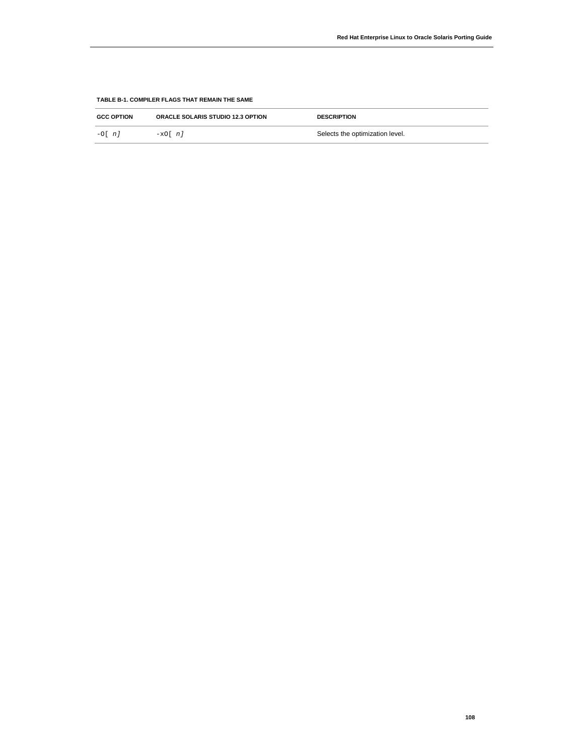**TABLE B-1. COMPILER FLAGS THAT REMAIN THE SAME**

| GCC OPTION | ORACLE SOLARIS STUDIO 12.3 OPTION | DESCRIPTION |
| --- | --- | --- |
| `-O[ n]` | `-xO[ n]` | Selects the optimization level. |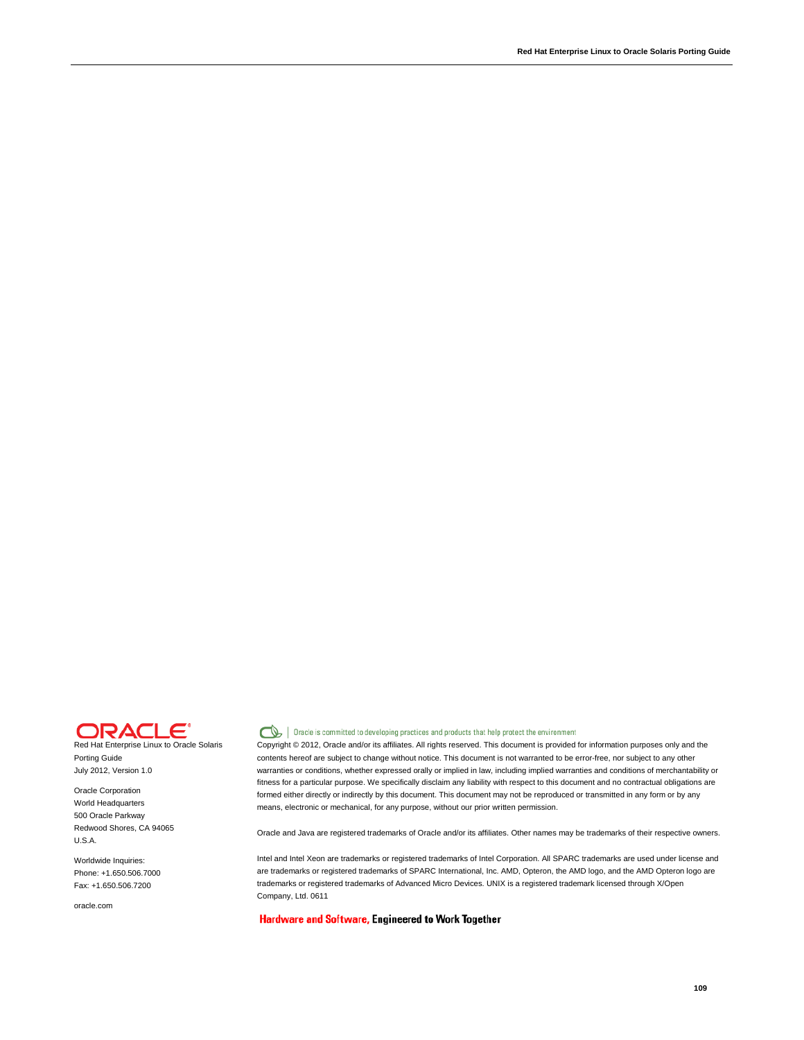ORACLE

Red Hat Enterprise Linux to Oracle Solaris Porting Guide
July 2012, Version 1.0

Oracle Corporation
World Headquarters
500 Oracle Parkway
Redwood Shores, CA 94065
U.S.A.

Worldwide Inquiries:
Phone: +1.650.506.7000
Fax: +1.650.506.7200

oracle.com

Oracle is committed to developing practices and products that help protect the environment

Copyright © 2012, Oracle and/or its affiliates. All rights reserved. This document is provided for information purposes only and the contents hereof are subject to change without notice. This document is not warranted to be error-free, nor subject to any other warranties or conditions, whether expressed orally or implied in law, including implied warranties and conditions of merchantability or fitness for a particular purpose. We specifically disclaim any liability with respect to this document and no contractual obligations are formed either directly or indirectly by this document. This document may not be reproduced or transmitted in any form or by any means, electronic or mechanical, for any purpose, without our prior written permission.

Oracle and Java are registered trademarks of Oracle and/or its affiliates. Other names may be trademarks of their respective owners.

Intel and Intel Xeon are trademarks or registered trademarks of Intel Corporation. All SPARC trademarks are used under license and are trademarks or registered trademarks of SPARC International, Inc. AMD, Opteron, the AMD logo, and the AMD Opteron logo are trademarks or registered trademarks of Advanced Micro Devices. UNIX is a registered trademark licensed through X/Open Company, Ltd. 0611

**Hardware and Software, Engineered to Work Together**